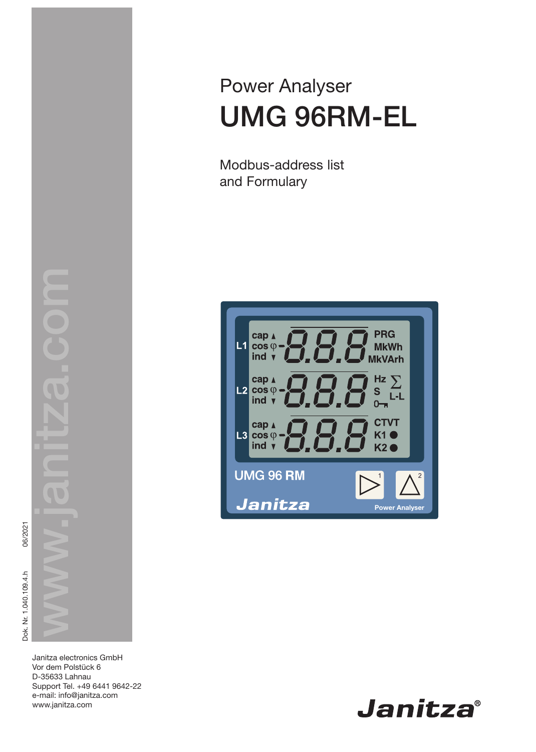# Power Analyser

# UMG 96RM-EL

Modbus-address list
and Formulary

www.janitza.com

Dok. Nr. 1.040.109.4.h 06/2021

Janitza electronics GmbH
Vor dem Polstück 6
D-35633 Lahnau
Support Tel. +49 6441 9642-22
e-mail: info@janitza.com
www.janitza.com

Janitza®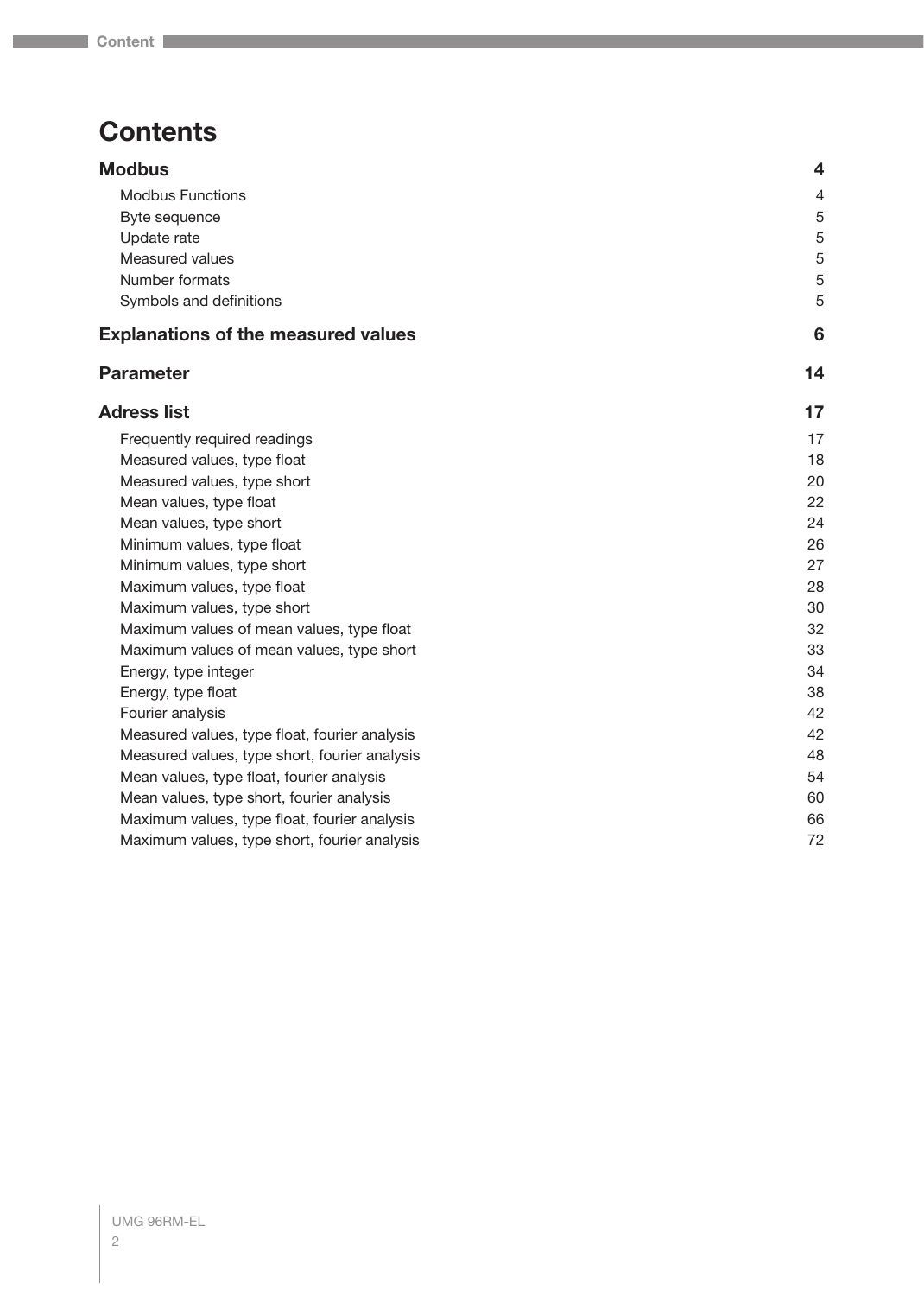# Contents

| | |
|---|---|
| **Modbus** | **4** |
| Modbus Functions | 4 |
| Byte sequence | 5 |
| Update rate | 5 |
| Measured values | 5 |
| Number formats | 5 |
| Symbols and definitions | 5 |
| **Explanations of the measured values** | **6** |
| **Parameter** | **14** |
| **Adress list** | **17** |
| Frequently required readings | 17 |
| Measured values, type float | 18 |
| Measured values, type short | 20 |
| Mean values, type float | 22 |
| Mean values, type short | 24 |
| Minimum values, type float | 26 |
| Minimum values, type short | 27 |
| Maximum values, type float | 28 |
| Maximum values, type short | 30 |
| Maximum values of mean values, type float | 32 |
| Maximum values of mean values, type short | 33 |
| Energy, type integer | 34 |
| Energy, type float | 38 |
| Fourier analysis | 42 |
| Measured values, type float, fourier analysis | 42 |
| Measured values, type short, fourier analysis | 48 |
| Mean values, type float, fourier analysis | 54 |
| Mean values, type short, fourier analysis | 60 |
| Maximum values, type float, fourier analysis | 66 |
| Maximum values, type short, fourier analysis | 72 |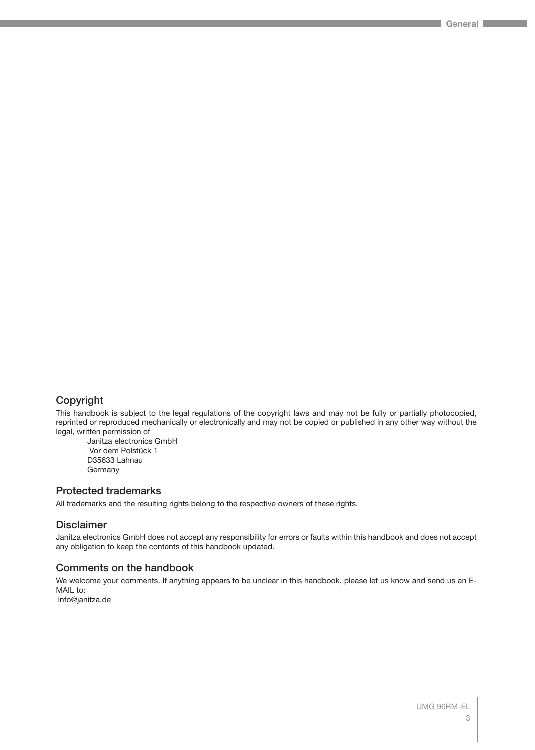## Copyright

This handbook is subject to the legal regulations of the copyright laws and may not be fully or partially photocopied, reprinted or reproduced mechanically or electronically and may not be copied or published in any other way without the legal, written permission of

Janitza electronics GmbH
Vor dem Polstück 1
D35633 Lahnau
Germany

## Protected trademarks

All trademarks and the resulting rights belong to the respective owners of these rights.

## Disclaimer

Janitza electronics GmbH does not accept any responsibility for errors or faults within this handbook and does not accept any obligation to keep the contents of this handbook updated.

## Comments on the handbook

We welcome your comments. If anything appears to be unclear in this handbook, please let us know and send us an E-MAIL to:
info@janitza.de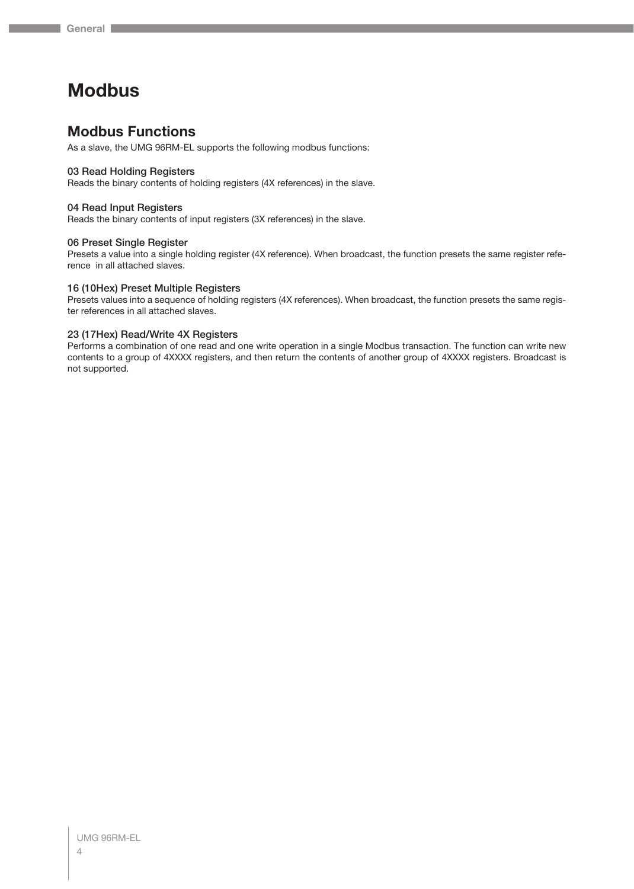# Modbus

## Modbus Functions

As a slave, the UMG 96RM-EL supports the following modbus functions:

### 03 Read Holding Registers

Reads the binary contents of holding registers (4X references) in the slave.

### 04 Read Input Registers

Reads the binary contents of input registers (3X references) in the slave.

### 06 Preset Single Register

Presets a value into a single holding register (4X reference). When broadcast, the function presets the same register reference in all attached slaves.

### 16 (10Hex) Preset Multiple Registers

Presets values into a sequence of holding registers (4X references). When broadcast, the function presets the same register references in all attached slaves.

### 23 (17Hex) Read/Write 4X Registers

Performs a combination of one read and one write operation in a single Modbus transaction. The function can write new contents to a group of 4XXXX registers, and then return the contents of another group of 4XXXX registers. Broadcast is not supported.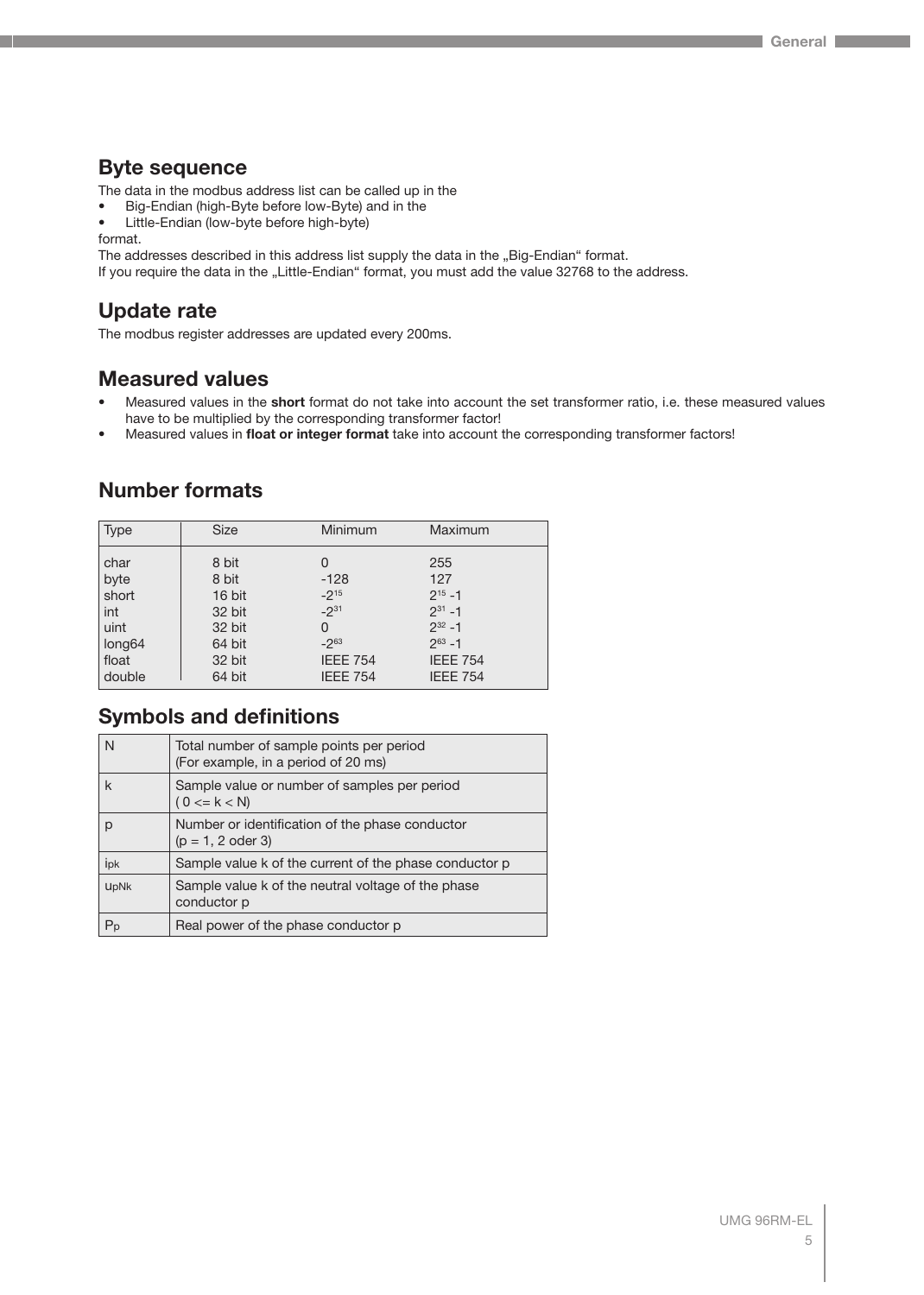## Byte sequence

The data in the modbus address list can be called up in the

- Big-Endian (high-Byte before low-Byte) and in the
- Little-Endian (low-byte before high-byte)

format.

The addresses described in this address list supply the data in the „Big-Endian" format.

If you require the data in the „Little-Endian" format, you must add the value 32768 to the address.

## Update rate

The modbus register addresses are updated every 200ms.

## Measured values

- Measured values in the **short** format do not take into account the set transformer ratio, i.e. these measured values have to be multiplied by the corresponding transformer factor!
- Measured values in **float or integer format** take into account the corresponding transformer factors!

## Number formats

| Type | Size | Minimum | Maximum |
|---|---|---|---|
| char | 8 bit | 0 | 255 |
| byte | 8 bit | -128 | 127 |
| short | 16 bit | $-2^{15}$ | $2^{15}-1$ |
| int | 32 bit | $-2^{31}$ | $2^{31}-1$ |
| uint | 32 bit | 0 | $2^{32}-1$ |
| long64 | 64 bit | $-2^{63}$ | $2^{63}-1$ |
| float | 32 bit | IEEE 754 | IEEE 754 |
| double | 64 bit | IEEE 754 | IEEE 754 |

## Symbols and definitions

| | |
|---|---|
| N | Total number of sample points per period (For example, in a period of 20 ms) |
| k | Sample value or number of samples per period ( 0 <= k < N) |
| p | Number or identification of the phase conductor (p = 1, 2 oder 3) |
| $i_{pk}$ | Sample value k of the current of the phase conductor p |
| $u_{pNk}$ | Sample value k of the neutral voltage of the phase conductor p |
| $P_p$ | Real power of the phase conductor p |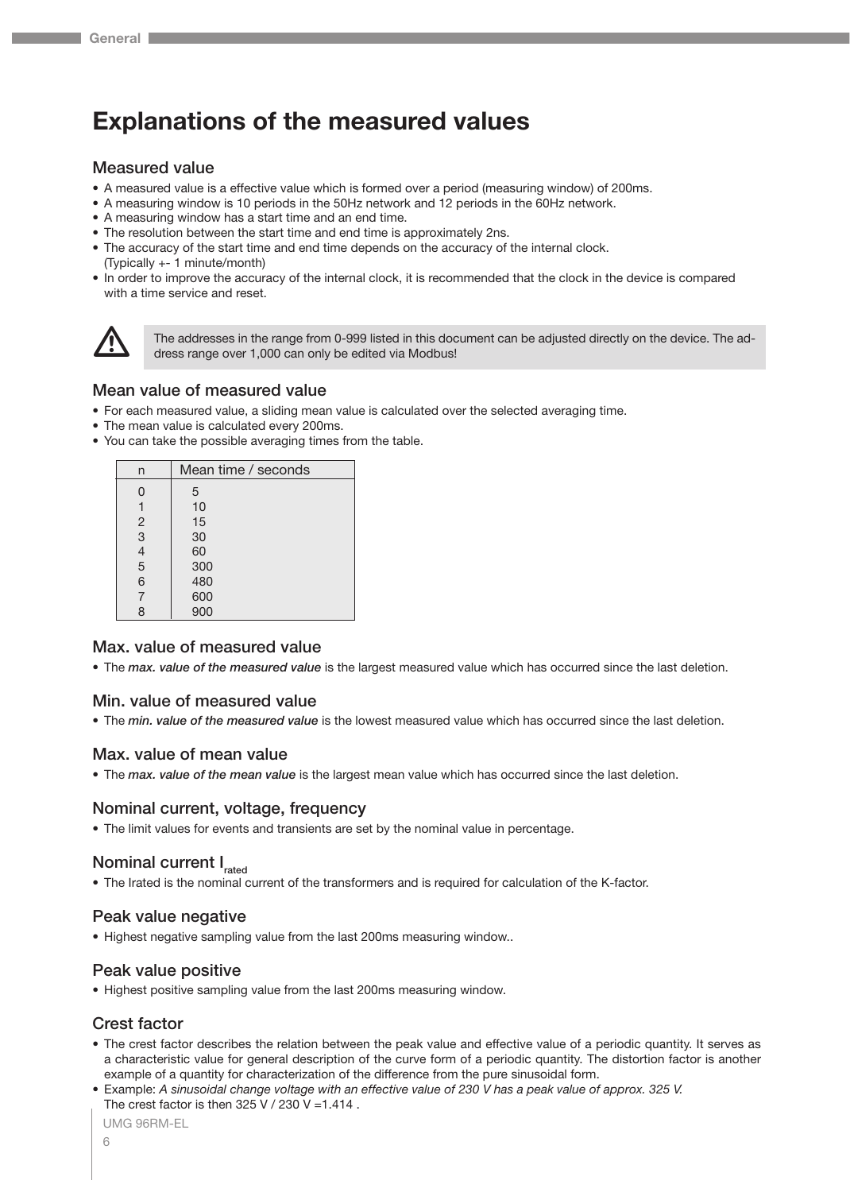# Explanations of the measured values

## Measured value

- A measured value is a effective value which is formed over a period (measuring window) of 200ms.
- A measuring window is 10 periods in the 50Hz network and 12 periods in the 60Hz network.
- A measuring window has a start time and an end time.
- The resolution between the start time and end time is approximately 2ns.
- The accuracy of the start time and end time depends on the accuracy of the internal clock. (Typically +- 1 minute/month)
- In order to improve the accuracy of the internal clock, it is recommended that the clock in the device is compared with a time service and reset.

> ⚠ The addresses in the range from 0-999 listed in this document can be adjusted directly on the device. The address range over 1,000 can only be edited via Modbus!

## Mean value of measured value

- For each measured value, a sliding mean value is calculated over the selected averaging time.
- The mean value is calculated every 200ms.
- You can take the possible averaging times from the table.

| n | Mean time / seconds |
|---|---|
| 0 | 5 |
| 1 | 10 |
| 2 | 15 |
| 3 | 30 |
| 4 | 60 |
| 5 | 300 |
| 6 | 480 |
| 7 | 600 |
| 8 | 900 |

## Max. value of measured value

- The ***max. value of the measured value*** is the largest measured value which has occurred since the last deletion.

## Min. value of measured value

- The ***min. value of the measured value*** is the lowest measured value which has occurred since the last deletion.

## Max. value of mean value

- The ***max. value of the mean value*** is the largest mean value which has occurred since the last deletion.

## Nominal current, voltage, frequency

- The limit values for events and transients are set by the nominal value in percentage.

## Nominal current $I_{rated}$

- The Irated is the nominal current of the transformers and is required for calculation of the K-factor.

## Peak value negative

- Highest negative sampling value from the last 200ms measuring window..

## Peak value positive

- Highest positive sampling value from the last 200ms measuring window.

## Crest factor

- The crest factor describes the relation between the peak value and effective value of a periodic quantity. It serves as a characteristic value for general description of the curve form of a periodic quantity. The distortion factor is another example of a quantity for characterization of the difference from the pure sinusoidal form.
- Example: *A sinusoidal change voltage with an effective value of 230 V has a peak value of approx. 325 V.* The crest factor is then 325 V / 230 V =1.414 .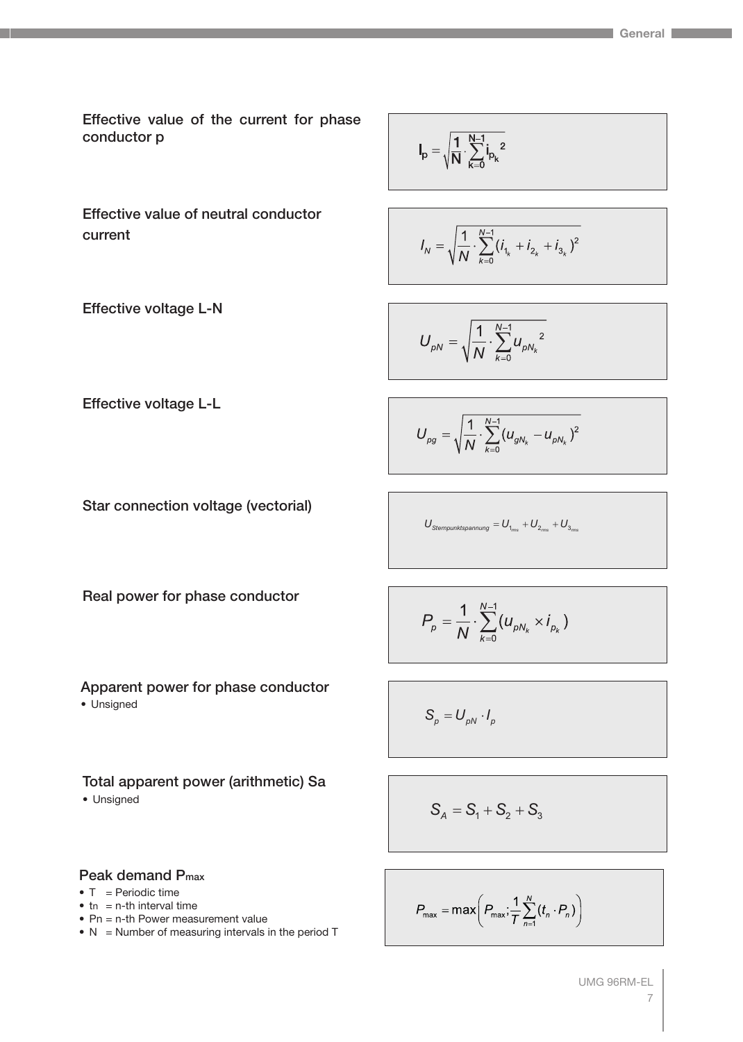Effective value of the current for phase conductor p

$$I_p = \sqrt{\frac{1}{N} \cdot \sum_{k=0}^{N-1} i_{p_k}{}^2}$$

Effective value of neutral conductor current

$$I_N = \sqrt{\frac{1}{N} \cdot \sum_{k=0}^{N-1} (i_{1_k} + i_{2_k} + i_{3_k})^2}$$

Effective voltage L-N

$$U_{pN} = \sqrt{\frac{1}{N} \cdot \sum_{k=0}^{N-1} u_{pN_k}{}^2}$$

Effective voltage L-L

$$U_{pg} = \sqrt{\frac{1}{N} \cdot \sum_{k=0}^{N-1} (u_{gN_k} - u_{pN_k})^2}$$

Star connection voltage (vectorial)

$$U_{Sternpunktspannung} = U_{1_{rms}} + U_{2_{rms}} + U_{3_{rms}}$$

Real power for phase conductor

$$P_p = \frac{1}{N} \cdot \sum_{k=0}^{N-1} (u_{pN_k} \times i_{p_k})$$

Apparent power for phase conductor

- Unsigned

$$S_p = U_{pN} \cdot I_p$$

Total apparent power (arithmetic) Sa

- Unsigned

$$S_A = S_1 + S_2 + S_3$$

Peak demand $P_{max}$

- T = Periodic time
- $t_n$ = n-th interval time
- Pn = n-th Power measurement value
- N = Number of measuring intervals in the period T

$$P_{max} = \max\left(P_{max}; \frac{1}{T} \sum_{n=1}^{N} (t_n \cdot P_n)\right)$$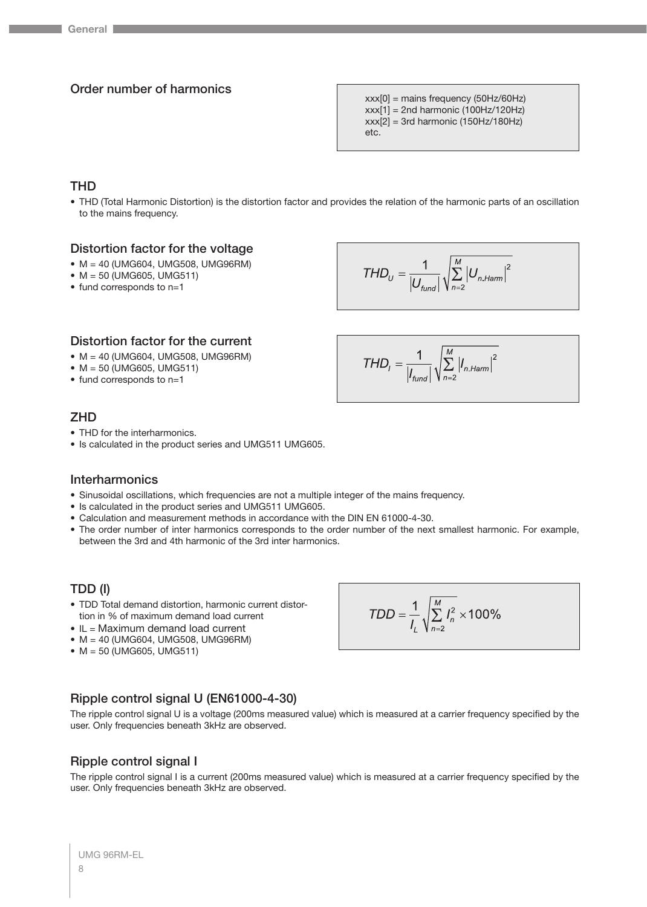## Order number of harmonics

xxx[0] = mains frequency (50Hz/60Hz)
xxx[1] = 2nd harmonic (100Hz/120Hz)
xxx[2] = 3rd harmonic (150Hz/180Hz)
etc.

## THD

- THD (Total Harmonic Distortion) is the distortion factor and provides the relation of the harmonic parts of an oscillation to the mains frequency.

### Distortion factor for the voltage

- M = 40 (UMG604, UMG508, UMG96RM)
- M = 50 (UMG605, UMG511)
- fund corresponds to n=1

$$THD_U = \frac{1}{\left|U_{fund}\right|}\sqrt{\sum_{n=2}^{M}\left|U_{n,Harm}\right|^2}$$

### Distortion factor for the current

- M = 40 (UMG604, UMG508, UMG96RM)
- M = 50 (UMG605, UMG511)
- fund corresponds to n=1

$$THD_I = \frac{1}{\left|I_{fund}\right|}\sqrt{\sum_{n=2}^{M}\left|I_{n.Harm}\right|^2}$$

## ZHD

- THD for the interharmonics.
- Is calculated in the product series and UMG511 UMG605.

## Interharmonics

- Sinusoidal oscillations, which frequencies are not a multiple integer of the mains frequency.
- Is calculated in the product series and UMG511 UMG605.
- Calculation and measurement methods in accordance with the DIN EN 61000-4-30.
- The order number of inter harmonics corresponds to the order number of the next smallest harmonic. For example, between the 3rd and 4th harmonic of the 3rd inter harmonics.

## TDD (I)

- TDD Total demand distortion, harmonic current distortion in % of maximum demand load current
- IL = Maximum demand load current
- M = 40 (UMG604, UMG508, UMG96RM)
- M = 50 (UMG605, UMG511)

$$TDD = \frac{1}{I_L}\sqrt{\sum_{n=2}^{M} I_n^2} \times 100\%$$

## Ripple control signal U (EN61000-4-30)

The ripple control signal U is a voltage (200ms measured value) which is measured at a carrier frequency specified by the user. Only frequencies beneath 3kHz are observed.

## Ripple control signal I

The ripple control signal I is a current (200ms measured value) which is measured at a carrier frequency specified by the user. Only frequencies beneath 3kHz are observed.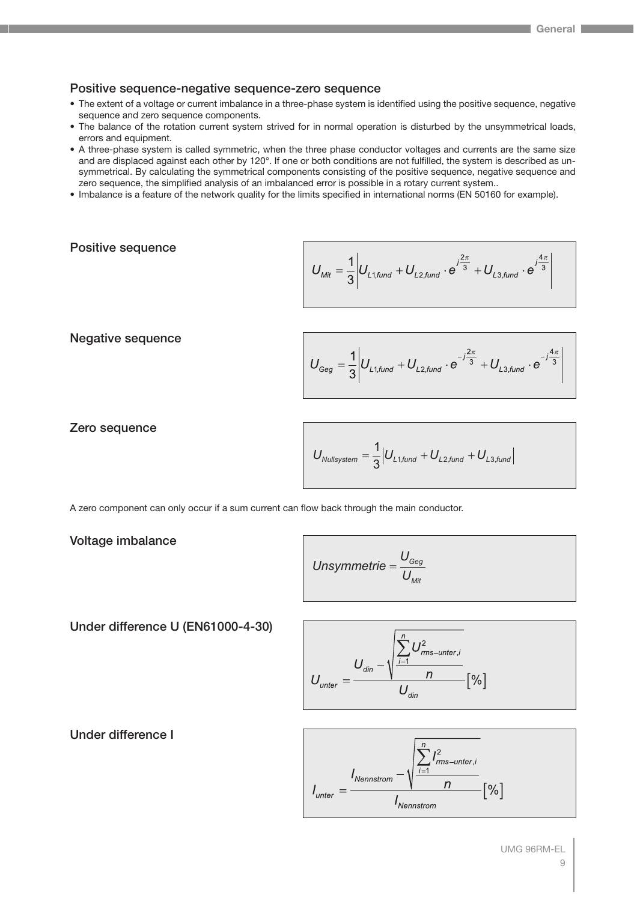## Positive sequence-negative sequence-zero sequence

- The extent of a voltage or current imbalance in a three-phase system is identified using the positive sequence, negative sequence and zero sequence components.
- The balance of the rotation current system strived for in normal operation is disturbed by the unsymmetrical loads, errors and equipment.
- A three-phase system is called symmetric, when the three phase conductor voltages and currents are the same size and are displaced against each other by 120°. If one or both conditions are not fulfilled, the system is described as unsymmetrical. By calculating the symmetrical components consisting of the positive sequence, negative sequence and zero sequence, the simplified analysis of an imbalanced error is possible in a rotary current system..
- Imbalance is a feature of the network quality for the limits specified in international norms (EN 50160 for example).

### Positive sequence

$$U_{Mit} = \frac{1}{3}\left| U_{L1,fund} + U_{L2,fund} \cdot e^{j\frac{2\pi}{3}} + U_{L3,fund} \cdot e^{j\frac{4\pi}{3}} \right|$$

### Negative sequence

$$U_{Geg} = \frac{1}{3}\left| U_{L1,fund} + U_{L2,fund} \cdot e^{-j\frac{2\pi}{3}} + U_{L3,fund} \cdot e^{-j\frac{4\pi}{3}} \right|$$

### Zero sequence

$$U_{Nullsystem} = \frac{1}{3}\left| U_{L1,fund} + U_{L2,fund} + U_{L3,fund} \right|$$

A zero component can only occur if a sum current can flow back through the main conductor.

### Voltage imbalance

$$Unsymmetrie = \frac{U_{Geg}}{U_{Mit}}$$

### Under difference U (EN61000-4-30)

$$U_{unter} = \frac{U_{din} - \sqrt{\frac{\sum_{i=1}^{n} U^2_{rms-unter,i}}{n}}}{U_{din}} [\%]$$

### Under difference I

$$I_{unter} = \frac{I_{Nennstrom} - \sqrt{\frac{\sum_{i=1}^{n} I^2_{rms-unter,i}}{n}}}{I_{Nennstrom}} [\%]$$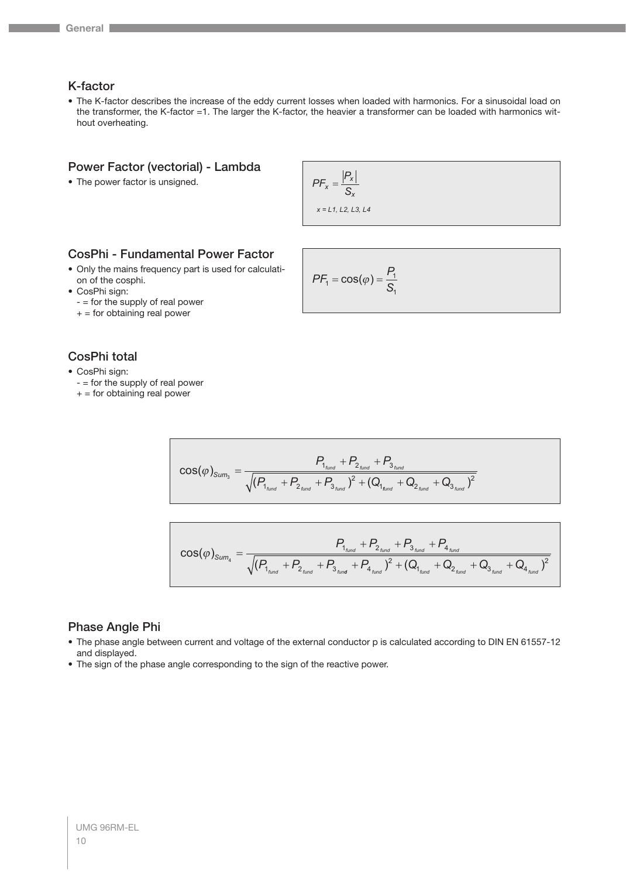## K-factor

- The K-factor describes the increase of the eddy current losses when loaded with harmonics. For a sinusoidal load on the transformer, the K-factor =1. The larger the K-factor, the heavier a transformer can be loaded with harmonics without overheating.

## Power Factor (vectorial) - Lambda

- The power factor is unsigned.

$$PF_x = \frac{|P_x|}{S_x}$$

$x = L1, L2, L3, L4$

## CosPhi - Fundamental Power Factor

- Only the mains frequency part is used for calculation of the cosphi.
- CosPhi sign:
  - = for the supply of real power
  + = for obtaining real power

$$PF_1 = \cos(\varphi) = \frac{P_1}{S_1}$$

## CosPhi total

- CosPhi sign:
  - = for the supply of real power
  + = for obtaining real power

$$\cos(\varphi)_{Sum_3} = \frac{P_{1_{fund}} + P_{2_{fund}} + P_{3_{fund}}}{\sqrt{(P_{1_{fund}} + P_{2_{fund}} + P_{3_{fund}})^2 + (Q_{1_{fund}} + Q_{2_{fund}} + Q_{3_{fund}})^2}}$$

$$\cos(\varphi)_{Sum_4} = \frac{P_{1_{fund}} + P_{2_{fund}} + P_{3_{fund}} + P_{4_{fund}}}{\sqrt{(P_{1_{fund}} + P_{2_{fund}} + P_{3_{fund}} + P_{4_{fund}})^2 + (Q_{1_{fund}} + Q_{2_{fund}} + Q_{3_{fund}} + Q_{4_{fund}})^2}}$$

## Phase Angle Phi

- The phase angle between current and voltage of the external conductor p is calculated according to DIN EN 61557-12 and displayed.
- The sign of the phase angle corresponding to the sign of the reactive power.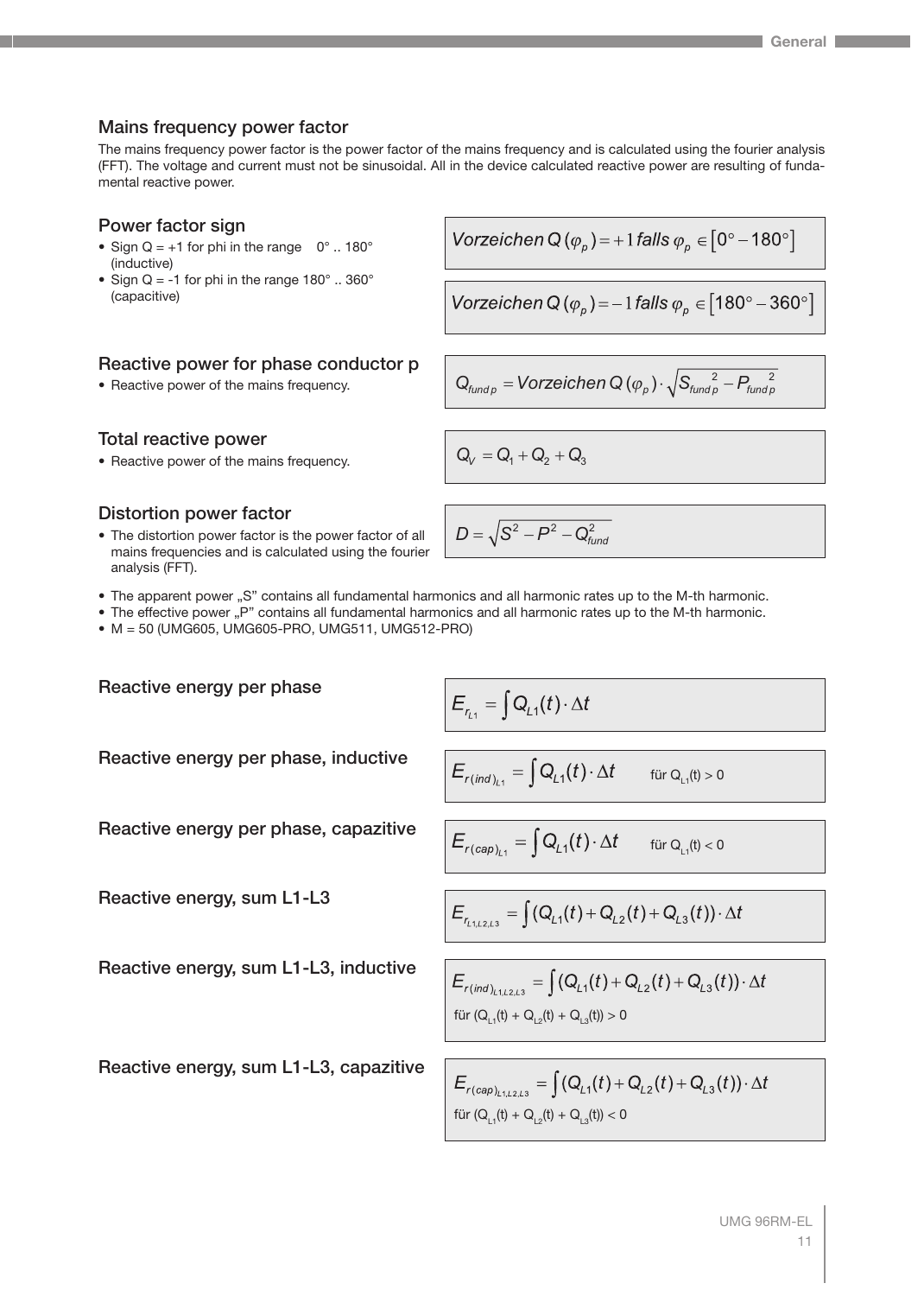## Mains frequency power factor

The mains frequency power factor is the power factor of the mains frequency and is calculated using the fourier analysis (FFT). The voltage and current must not be sinusoidal. All in the device calculated reactive power are resulting of fundamental reactive power.

## Power factor sign

- Sign Q = +1 for phi in the range 0° .. 180° (inductive)
- Sign Q = -1 for phi in the range 180° .. 360° (capacitive)

$$Vorzeichen\,Q\,(\varphi_p) = +1\,falls\;\varphi_p \in [0° - 180°]$$

$$Vorzeichen\,Q\,(\varphi_p) = -1\,falls\;\varphi_p \in [180° - 360°]$$

## Reactive power for phase conductor p

- Reactive power of the mains frequency.

$$Q_{fund\,p} = Vorzeichen\,Q\,(\varphi_p) \cdot \sqrt{S_{fund\,p}^{\;2} - P_{fund\,p}^{\;2}}$$

## Total reactive power

- Reactive power of the mains frequency.

$$Q_V = Q_1 + Q_2 + Q_3$$

## Distortion power factor

- The distortion power factor is the power factor of all mains frequencies and is calculated using the fourier analysis (FFT).

$$D = \sqrt{S^2 - P^2 - Q_{fund}^2}$$

- The apparent power „S" contains all fundamental harmonics and all harmonic rates up to the M-th harmonic.
- The effective power „P" contains all fundamental harmonics and all harmonic rates up to the M-th harmonic.
- M = 50 (UMG605, UMG605-PRO, UMG511, UMG512-PRO)

## Reactive energy per phase

$$E_{r_{L1}} = \int Q_{L1}(t) \cdot \Delta t$$

## Reactive energy per phase, inductive

$$E_{r(ind)_{L1}} = \int Q_{L1}(t) \cdot \Delta t \qquad \text{für } Q_{L1}(t) > 0$$

## Reactive energy per phase, capazitive

$$E_{r(cap)_{L1}} = \int Q_{L1}(t) \cdot \Delta t \qquad \text{für } Q_{L1}(t) < 0$$

## Reactive energy, sum L1-L3

$$E_{r_{L1,L2,L3}} = \int (Q_{L1}(t) + Q_{L2}(t) + Q_{L3}(t)) \cdot \Delta t$$

## Reactive energy, sum L1-L3, inductive

$$E_{r(ind)_{L1,L2,L3}} = \int (Q_{L1}(t) + Q_{L2}(t) + Q_{L3}(t)) \cdot \Delta t$$

für $(Q_{L1}(t) + Q_{L2}(t) + Q_{L3}(t)) > 0$

## Reactive energy, sum L1-L3, capazitive

$$E_{r(cap)_{L1,L2,L3}} = \int (Q_{L1}(t) + Q_{L2}(t) + Q_{L3}(t)) \cdot \Delta t$$

für $(Q_{L1}(t) + Q_{L2}(t) + Q_{L3}(t)) < 0$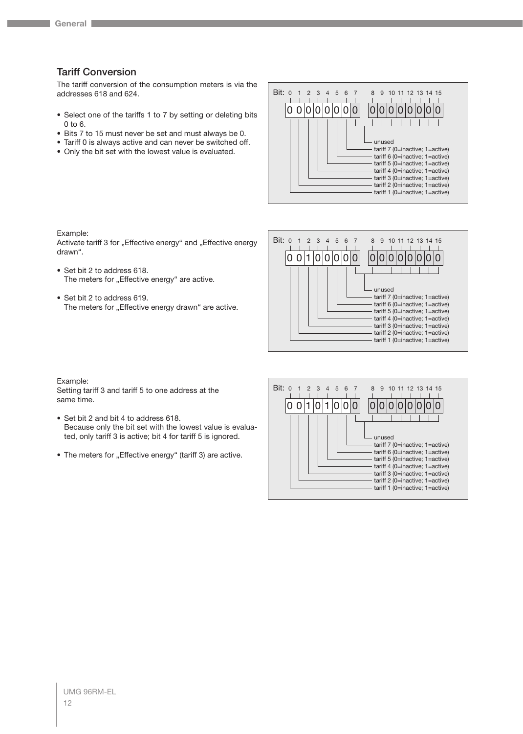## Tariff Conversion

The tariff conversion of the consumption meters is via the addresses 618 and 624.

- Select one of the tariffs 1 to 7 by setting or deleting bits 0 to 6.
- Bits 7 to 15 must never be set and must always be 0.
- Tariff 0 is always active and can never be switched off.
- Only the bit set with the lowest value is evaluated.

| Bit: | 0 | 1 | 2 | 3 | 4 | 5 | 6 | 7 | 8 | 9 | 10 | 11 | 12 | 13 | 14 | 15 |
|---|---|---|---|---|---|---|---|---|---|---|---|---|---|---|---|---|
| | 0 | 0 | 0 | 0 | 0 | 0 | 0 | 0 | 0 | 0 | 0 | 0 | 0 | 0 | 0 | 0 |

- Bits 7–15: unused
- Bit 6: tariff 7 (0=inactive; 1=active)
- Bit 5: tariff 6 (0=inactive; 1=active)
- Bit 4: tariff 5 (0=inactive; 1=active)
- Bit 3: tariff 4 (0=inactive; 1=active)
- Bit 2: tariff 3 (0=inactive; 1=active)
- Bit 1: tariff 2 (0=inactive; 1=active)
- Bit 0: tariff 1 (0=inactive; 1=active)

Example:
Activate tariff 3 for „Effective energy“ and „Effective energy drawn“.

- Set bit 2 to address 618.
  The meters for „Effective energy“ are active.
- Set bit 2 to address 619.
  The meters for „Effective energy drawn“ are active.

| Bit: | 0 | 1 | 2 | 3 | 4 | 5 | 6 | 7 | 8 | 9 | 10 | 11 | 12 | 13 | 14 | 15 |
|---|---|---|---|---|---|---|---|---|---|---|---|---|---|---|---|---|
| | 0 | 0 | 1 | 0 | 0 | 0 | 0 | 0 | 0 | 0 | 0 | 0 | 0 | 0 | 0 | 0 |

- Bits 7–15: unused
- Bit 6: tariff 7 (0=inactive; 1=active)
- Bit 5: tariff 6 (0=inactive; 1=active)
- Bit 4: tariff 5 (0=inactive; 1=active)
- Bit 3: tariff 4 (0=inactive; 1=active)
- Bit 2: tariff 3 (0=inactive; 1=active)
- Bit 1: tariff 2 (0=inactive; 1=active)
- Bit 0: tariff 1 (0=inactive; 1=active)

Example:
Setting tariff 3 and tariff 5 to one address at the same time.

- Set bit 2 and bit 4 to address 618.
  Because only the bit set with the lowest value is evaluated, only tariff 3 is active; bit 4 for tariff 5 is ignored.
- The meters for „Effective energy“ (tariff 3) are active.

| Bit: | 0 | 1 | 2 | 3 | 4 | 5 | 6 | 7 | 8 | 9 | 10 | 11 | 12 | 13 | 14 | 15 |
|---|---|---|---|---|---|---|---|---|---|---|---|---|---|---|---|---|
| | 0 | 0 | 1 | 0 | 1 | 0 | 0 | 0 | 0 | 0 | 0 | 0 | 0 | 0 | 0 | 0 |

- Bits 7–15: unused
- Bit 6: tariff 7 (0=inactive; 1=active)
- Bit 5: tariff 6 (0=inactive; 1=active)
- Bit 4: tariff 5 (0=inactive; 1=active)
- Bit 3: tariff 4 (0=inactive; 1=active)
- Bit 2: tariff 3 (0=inactive; 1=active)
- Bit 1: tariff 2 (0=inactive; 1=active)
- Bit 0: tariff 1 (0=inactive; 1=active)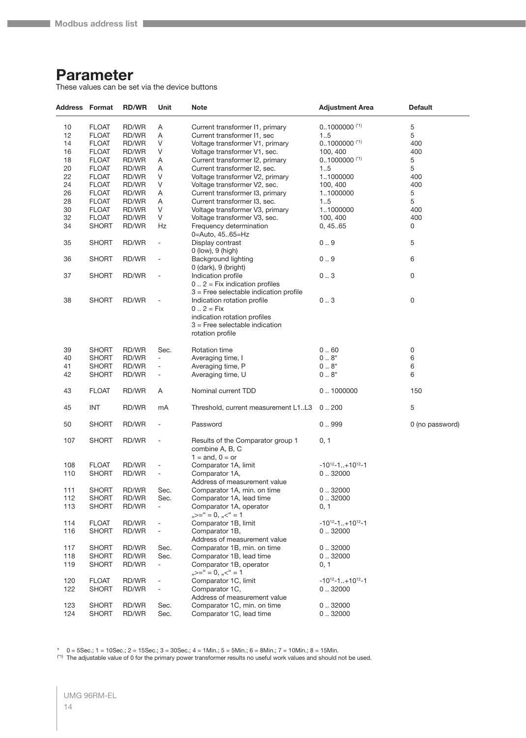# Parameter

These values can be set via the device buttons

| Address | Format | RD/WR | Unit | Note | Adjustment Area | Default |
|---|---|---|---|---|---|---|
| 10 | FLOAT | RD/WR | A | Current transformer I1, primary | 0..1000000 (*1) | 5 |
| 12 | FLOAT | RD/WR | A | Current transformer I1, sec | 1..5 | 5 |
| 14 | FLOAT | RD/WR | V | Voltage transformer V1, primary | 0..1000000 (*1) | 400 |
| 16 | FLOAT | RD/WR | V | Voltage transformer V1, sec. | 100, 400 | 400 |
| 18 | FLOAT | RD/WR | A | Current transformer I2, primary | 0..1000000 (*1) | 5 |
| 20 | FLOAT | RD/WR | A | Current transformer I2, sec. | 1..5 | 5 |
| 22 | FLOAT | RD/WR | V | Voltage transformer V2, primary | 1..1000000 | 400 |
| 24 | FLOAT | RD/WR | V | Voltage transformer V2, sec. | 100, 400 | 400 |
| 26 | FLOAT | RD/WR | A | Current transformer I3, primary | 1..1000000 | 5 |
| 28 | FLOAT | RD/WR | A | Current transformer I3, sec. | 1..5 | 5 |
| 30 | FLOAT | RD/WR | V | Voltage transformer V3, primary | 1..1000000 | 400 |
| 32 | FLOAT | RD/WR | V | Voltage transformer V3, sec. | 100, 400 | 400 |
| 34 | SHORT | RD/WR | Hz | Frequency determination 0=Auto, 45..65=Hz | 0, 45..65 | 0 |
| 35 | SHORT | RD/WR | - | Display contrast 0 (low), 9 (high) | 0 .. 9 | 5 |
| 36 | SHORT | RD/WR | - | Background lighting 0 (dark), 9 (bright) | 0 .. 9 | 6 |
| 37 | SHORT | RD/WR | - | Indication profile 0 .. 2 = Fix indication profiles 3 = Free selectable indication profile | 0 .. 3 | 0 |
| 38 | SHORT | RD/WR | - | Indication rotation profile 0 .. 2 = Fix indication rotation profiles 3 = Free selectable indication rotation profile | 0 .. 3 | 0 |
| 39 | SHORT | RD/WR | Sec. | Rotation time | 0 .. 60 | 0 |
| 40 | SHORT | RD/WR | - | Averaging time, I | 0 .. 8* | 6 |
| 41 | SHORT | RD/WR | - | Averaging time, P | 0 .. 8* | 6 |
| 42 | SHORT | RD/WR | - | Averaging time, U | 0 .. 8* | 6 |
| 43 | FLOAT | RD/WR | A | Nominal current TDD | 0 .. 1000000 | 150 |
| 45 | INT | RD/WR | mA | Threshold, current measurement L1..L3 | 0 .. 200 | 5 |
| 50 | SHORT | RD/WR | - | Password | 0 .. 999 | 0 (no password) |
| 107 | SHORT | RD/WR | - | Results of the Comparator group 1 combine A, B, C 1 = and, 0 = or | 0, 1 | |
| 108 | FLOAT | RD/WR | - | Comparator 1A, limit | $-10^{12}-1..+10^{12}-1$ | |
| 110 | SHORT | RD/WR | - | Comparator 1A, Address of measurement value | 0 .. 32000 | |
| 111 | SHORT | RD/WR | Sec. | Comparator 1A, min. on time | 0 .. 32000 | |
| 112 | SHORT | RD/WR | Sec. | Comparator 1A, lead time | 0 .. 32000 | |
| 113 | SHORT | RD/WR | - | Comparator 1A, operator „>=“ = 0, „<“ = 1 | 0, 1 | |
| 114 | FLOAT | RD/WR | - | Comparator 1B, limit | $-10^{12}-1..+10^{12}-1$ | |
| 116 | SHORT | RD/WR | - | Comparator 1B, Address of measurement value | 0 .. 32000 | |
| 117 | SHORT | RD/WR | Sec. | Comparator 1B, min. on time | 0 .. 32000 | |
| 118 | SHORT | RD/WR | Sec. | Comparator 1B, lead time | 0 .. 32000 | |
| 119 | SHORT | RD/WR | - | Comparator 1B, operator „>=“ = 0, „<“ = 1 | 0, 1 | |
| 120 | FLOAT | RD/WR | - | Comparator 1C, limit | $-10^{12}-1..+10^{12}-1$ | |
| 122 | SHORT | RD/WR | - | Comparator 1C, Address of measurement value | 0 .. 32000 | |
| 123 | SHORT | RD/WR | Sec. | Comparator 1C, min. on time | 0 .. 32000 | |
| 124 | SHORT | RD/WR | Sec. | Comparator 1C, lead time | 0 .. 32000 | |

\* 0 = 5Sec.; 1 = 10Sec.; 2 = 15Sec.; 3 = 30Sec.; 4 = 1Min.; 5 = 5Min.; 6 = 8Min.; 7 = 10Min.; 8 = 15Min.

(*1) The adjustable value of 0 for the primary power transformer results no useful work values and should not be used.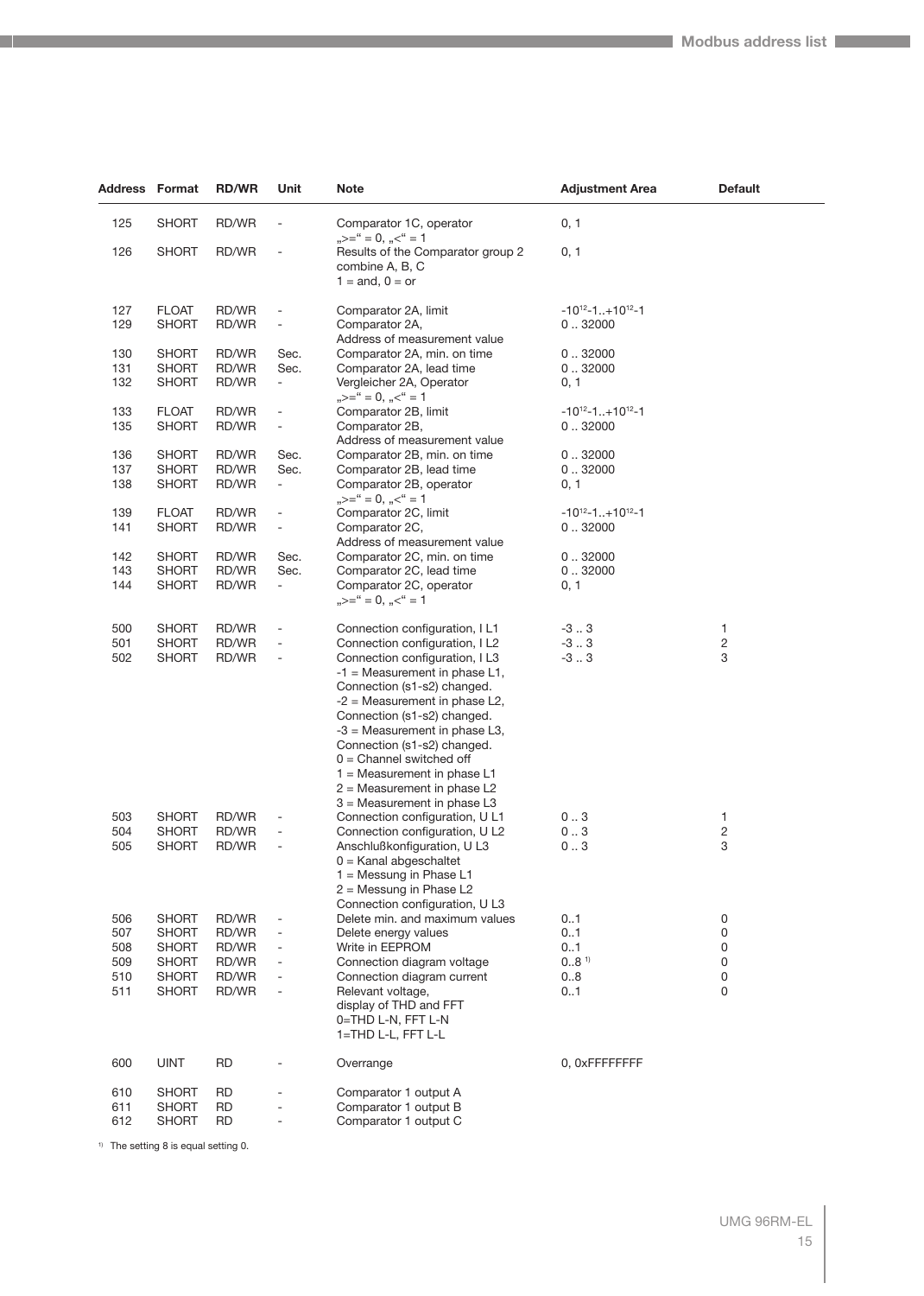| Address | Format | RD/WR | Unit | Note | Adjustment Area | Default |
|---|---|---|---|---|---|---|
| 125 | SHORT | RD/WR | - | Comparator 1C, operator „>=“ = 0, „<“ = 1 | 0, 1 | |
| 126 | SHORT | RD/WR | - | Results of the Comparator group 2 combine A, B, C 1 = and, 0 = or | 0, 1 | |
| 127 | FLOAT | RD/WR | - | Comparator 2A, limit | $-10^{12}-1..+10^{12}-1$ | |
| 129 | SHORT | RD/WR | - | Comparator 2A, Address of measurement value | 0 .. 32000 | |
| 130 | SHORT | RD/WR | Sec. | Comparator 2A, min. on time | 0 .. 32000 | |
| 131 | SHORT | RD/WR | Sec. | Comparator 2A, lead time | 0 .. 32000 | |
| 132 | SHORT | RD/WR | - | Vergleicher 2A, Operator „>=“ = 0, „<“ = 1 | 0, 1 | |
| 133 | FLOAT | RD/WR | - | Comparator 2B, limit | $-10^{12}-1..+10^{12}-1$ | |
| 135 | SHORT | RD/WR | - | Comparator 2B, Address of measurement value | 0 .. 32000 | |
| 136 | SHORT | RD/WR | Sec. | Comparator 2B, min. on time | 0 .. 32000 | |
| 137 | SHORT | RD/WR | Sec. | Comparator 2B, lead time | 0 .. 32000 | |
| 138 | SHORT | RD/WR | - | Comparator 2B, operator „>=“ = 0, „<“ = 1 | 0, 1 | |
| 139 | FLOAT | RD/WR | - | Comparator 2C, limit | $-10^{12}-1..+10^{12}-1$ | |
| 141 | SHORT | RD/WR | - | Comparator 2C, Address of measurement value | 0 .. 32000 | |
| 142 | SHORT | RD/WR | Sec. | Comparator 2C, min. on time | 0 .. 32000 | |
| 143 | SHORT | RD/WR | Sec. | Comparator 2C, lead time | 0 .. 32000 | |
| 144 | SHORT | RD/WR | - | Comparator 2C, operator „>=“ = 0, „<“ = 1 | 0, 1 | |
| 500 | SHORT | RD/WR | - | Connection configuration, I L1 | -3 .. 3 | 1 |
| 501 | SHORT | RD/WR | - | Connection configuration, I L2 | -3 .. 3 | 2 |
| 502 | SHORT | RD/WR | - | Connection configuration, I L3<br>-1 = Measurement in phase L1, Connection (s1-s2) changed.<br>-2 = Measurement in phase L2, Connection (s1-s2) changed.<br>-3 = Measurement in phase L3, Connection (s1-s2) changed.<br>0 = Channel switched off<br>1 = Measurement in phase L1<br>2 = Measurement in phase L2<br>3 = Measurement in phase L3 | -3 .. 3 | 3 |
| 503 | SHORT | RD/WR | - | Connection configuration, U L1 | 0 .. 3 | 1 |
| 504 | SHORT | RD/WR | - | Connection configuration, U L2 | 0 .. 3 | 2 |
| 505 | SHORT | RD/WR | - | Anschlußkonfiguration, U L3<br>0 = Kanal abgeschaltet<br>1 = Messung in Phase L1<br>2 = Messung in Phase L2<br>Connection configuration, U L3 | 0 .. 3 | 3 |
| 506 | SHORT | RD/WR | - | Delete min. and maximum values | 0..1 | 0 |
| 507 | SHORT | RD/WR | - | Delete energy values | 0..1 | 0 |
| 508 | SHORT | RD/WR | - | Write in EEPROM | 0..1 | 0 |
| 509 | SHORT | RD/WR | - | Connection diagram voltage | 0..8 [1] | 0 |
| 510 | SHORT | RD/WR | - | Connection diagram current | 0..8 | 0 |
| 511 | SHORT | RD/WR | - | Relevant voltage, display of THD and FFT<br>0=THD L-N, FFT L-N<br>1=THD L-L, FFT L-L | 0..1 | 0 |
| 600 | UINT | RD | - | Overrange | 0, 0xFFFFFFFF | |
| 610 | SHORT | RD | - | Comparator 1 output A | | |
| 611 | SHORT | RD | - | Comparator 1 output B | | |
| 612 | SHORT | RD | - | Comparator 1 output C | | |

[1] The setting 8 is equal setting 0.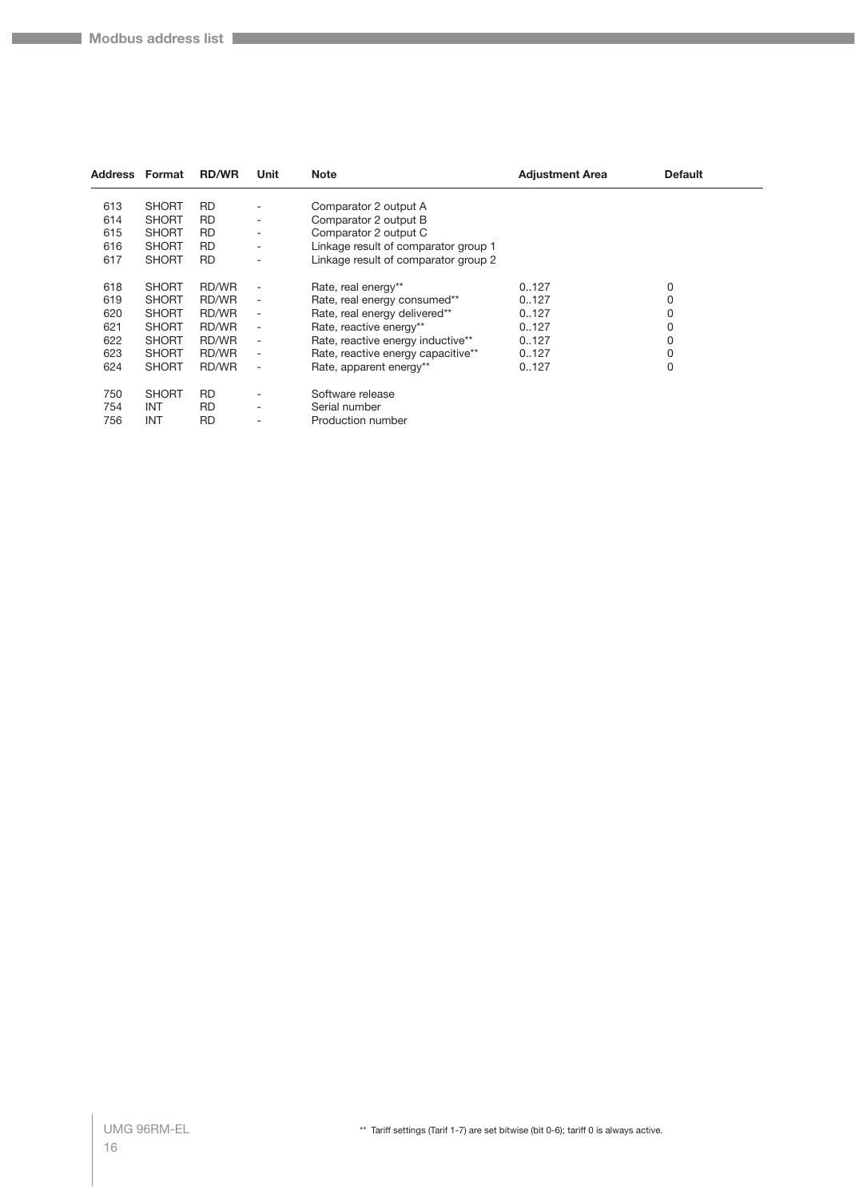| Address | Format | RD/WR | Unit | Note | Adjustment Area | Default |
|---|---|---|---|---|---|---|
| 613 | SHORT | RD | - | Comparator 2 output A | | |
| 614 | SHORT | RD | - | Comparator 2 output B | | |
| 615 | SHORT | RD | - | Comparator 2 output C | | |
| 616 | SHORT | RD | - | Linkage result of comparator group 1 | | |
| 617 | SHORT | RD | - | Linkage result of comparator group 2 | | |
| 618 | SHORT | RD/WR | - | Rate, real energy** | 0..127 | 0 |
| 619 | SHORT | RD/WR | - | Rate, real energy consumed** | 0..127 | 0 |
| 620 | SHORT | RD/WR | - | Rate, real energy delivered** | 0..127 | 0 |
| 621 | SHORT | RD/WR | - | Rate, reactive energy** | 0..127 | 0 |
| 622 | SHORT | RD/WR | - | Rate, reactive energy inductive** | 0..127 | 0 |
| 623 | SHORT | RD/WR | - | Rate, reactive energy capacitive** | 0..127 | 0 |
| 624 | SHORT | RD/WR | - | Rate, apparent energy** | 0..127 | 0 |
| 750 | SHORT | RD | - | Software release | | |
| 754 | INT | RD | - | Serial number | | |
| 756 | INT | RD | - | Production number | | |

** Tariff settings (Tarif 1-7) are set bitwise (bit 0-6); tariff 0 is always active.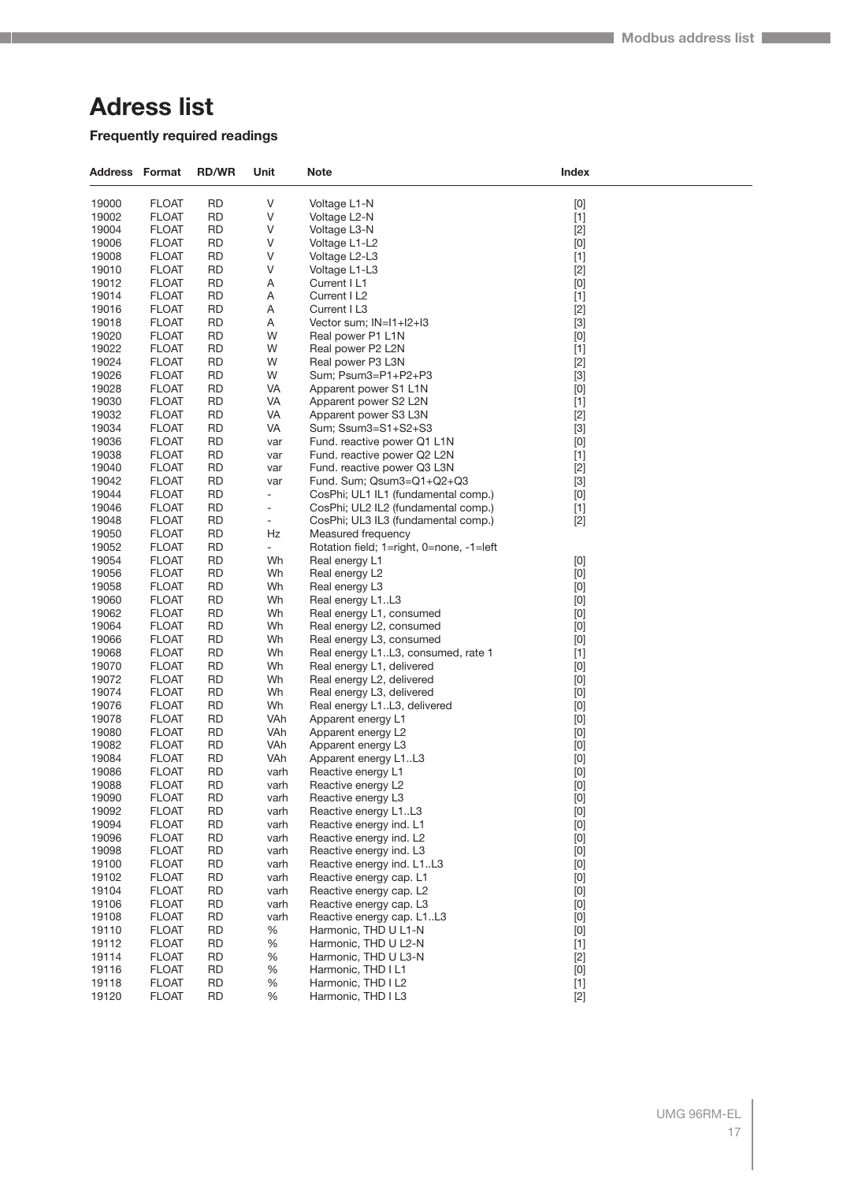# Adress list

### Frequently required readings

| Address | Format | RD/WR | Unit | Note | Index |
|---|---|---|---|---|---|
| 19000 | FLOAT | RD | V | Voltage L1-N | [0] |
| 19002 | FLOAT | RD | V | Voltage L2-N | [1] |
| 19004 | FLOAT | RD | V | Voltage L3-N | [2] |
| 19006 | FLOAT | RD | V | Voltage L1-L2 | [0] |
| 19008 | FLOAT | RD | V | Voltage L2-L3 | [1] |
| 19010 | FLOAT | RD | V | Voltage L1-L3 | [2] |
| 19012 | FLOAT | RD | A | Current I L1 | [0] |
| 19014 | FLOAT | RD | A | Current I L2 | [1] |
| 19016 | FLOAT | RD | A | Current I L3 | [2] |
| 19018 | FLOAT | RD | A | Vector sum; IN=I1+I2+I3 | [3] |
| 19020 | FLOAT | RD | W | Real power P1 L1N | [0] |
| 19022 | FLOAT | RD | W | Real power P2 L2N | [1] |
| 19024 | FLOAT | RD | W | Real power P3 L3N | [2] |
| 19026 | FLOAT | RD | W | Sum; Psum3=P1+P2+P3 | [3] |
| 19028 | FLOAT | RD | VA | Apparent power S1 L1N | [0] |
| 19030 | FLOAT | RD | VA | Apparent power S2 L2N | [1] |
| 19032 | FLOAT | RD | VA | Apparent power S3 L3N | [2] |
| 19034 | FLOAT | RD | VA | Sum; Ssum3=S1+S2+S3 | [3] |
| 19036 | FLOAT | RD | var | Fund. reactive power Q1 L1N | [0] |
| 19038 | FLOAT | RD | var | Fund. reactive power Q2 L2N | [1] |
| 19040 | FLOAT | RD | var | Fund. reactive power Q3 L3N | [2] |
| 19042 | FLOAT | RD | var | Fund. Sum; Qsum3=Q1+Q2+Q3 | [3] |
| 19044 | FLOAT | RD | - | CosPhi; UL1 IL1 (fundamental comp.) | [0] |
| 19046 | FLOAT | RD | - | CosPhi; UL2 IL2 (fundamental comp.) | [1] |
| 19048 | FLOAT | RD | - | CosPhi; UL3 IL3 (fundamental comp.) | [2] |
| 19050 | FLOAT | RD | Hz | Measured frequency | |
| 19052 | FLOAT | RD | - | Rotation field; 1=right, 0=none, -1=left | |
| 19054 | FLOAT | RD | Wh | Real energy L1 | [0] |
| 19056 | FLOAT | RD | Wh | Real energy L2 | [0] |
| 19058 | FLOAT | RD | Wh | Real energy L3 | [0] |
| 19060 | FLOAT | RD | Wh | Real energy L1..L3 | [0] |
| 19062 | FLOAT | RD | Wh | Real energy L1, consumed | [0] |
| 19064 | FLOAT | RD | Wh | Real energy L2, consumed | [0] |
| 19066 | FLOAT | RD | Wh | Real energy L3, consumed | [0] |
| 19068 | FLOAT | RD | Wh | Real energy L1..L3, consumed, rate 1 | [1] |
| 19070 | FLOAT | RD | Wh | Real energy L1, delivered | [0] |
| 19072 | FLOAT | RD | Wh | Real energy L2, delivered | [0] |
| 19074 | FLOAT | RD | Wh | Real energy L3, delivered | [0] |
| 19076 | FLOAT | RD | Wh | Real energy L1..L3, delivered | [0] |
| 19078 | FLOAT | RD | VAh | Apparent energy L1 | [0] |
| 19080 | FLOAT | RD | VAh | Apparent energy L2 | [0] |
| 19082 | FLOAT | RD | VAh | Apparent energy L3 | [0] |
| 19084 | FLOAT | RD | VAh | Apparent energy L1..L3 | [0] |
| 19086 | FLOAT | RD | varh | Reactive energy L1 | [0] |
| 19088 | FLOAT | RD | varh | Reactive energy L2 | [0] |
| 19090 | FLOAT | RD | varh | Reactive energy L3 | [0] |
| 19092 | FLOAT | RD | varh | Reactive energy L1..L3 | [0] |
| 19094 | FLOAT | RD | varh | Reactive energy ind. L1 | [0] |
| 19096 | FLOAT | RD | varh | Reactive energy ind. L2 | [0] |
| 19098 | FLOAT | RD | varh | Reactive energy ind. L3 | [0] |
| 19100 | FLOAT | RD | varh | Reactive energy ind. L1..L3 | [0] |
| 19102 | FLOAT | RD | varh | Reactive energy cap. L1 | [0] |
| 19104 | FLOAT | RD | varh | Reactive energy cap. L2 | [0] |
| 19106 | FLOAT | RD | varh | Reactive energy cap. L3 | [0] |
| 19108 | FLOAT | RD | varh | Reactive energy cap. L1..L3 | [0] |
| 19110 | FLOAT | RD | % | Harmonic, THD U L1-N | [0] |
| 19112 | FLOAT | RD | % | Harmonic, THD U L2-N | [1] |
| 19114 | FLOAT | RD | % | Harmonic, THD U L3-N | [2] |
| 19116 | FLOAT | RD | % | Harmonic, THD I L1 | [0] |
| 19118 | FLOAT | RD | % | Harmonic, THD I L2 | [1] |
| 19120 | FLOAT | RD | % | Harmonic, THD I L3 | [2] |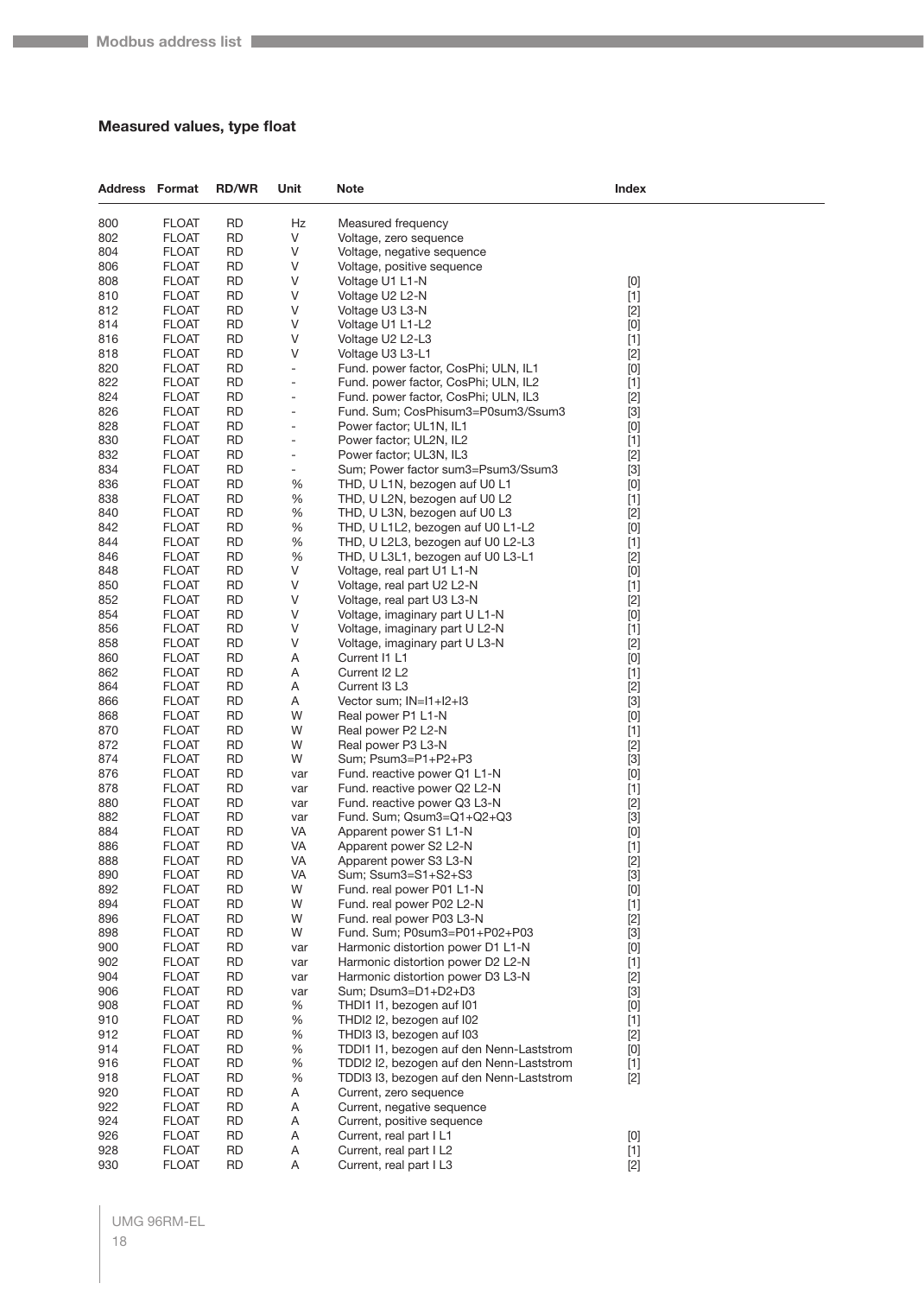## Measured values, type float

| Address | Format | RD/WR | Unit | Note | Index |
|---|---|---|---|---|---|
| 800 | FLOAT | RD | Hz | Measured frequency | |
| 802 | FLOAT | RD | V | Voltage, zero sequence | |
| 804 | FLOAT | RD | V | Voltage, negative sequence | |
| 806 | FLOAT | RD | V | Voltage, positive sequence | |
| 808 | FLOAT | RD | V | Voltage U1 L1-N | [0] |
| 810 | FLOAT | RD | V | Voltage U2 L2-N | [1] |
| 812 | FLOAT | RD | V | Voltage U3 L3-N | [2] |
| 814 | FLOAT | RD | V | Voltage U1 L1-L2 | [0] |
| 816 | FLOAT | RD | V | Voltage U2 L2-L3 | [1] |
| 818 | FLOAT | RD | V | Voltage U3 L3-L1 | [2] |
| 820 | FLOAT | RD | - | Fund. power factor, CosPhi; ULN, IL1 | [0] |
| 822 | FLOAT | RD | - | Fund. power factor, CosPhi; ULN, IL2 | [1] |
| 824 | FLOAT | RD | - | Fund. power factor, CosPhi; ULN, IL3 | [2] |
| 826 | FLOAT | RD | - | Fund. Sum; CosPhisum3=P0sum3/Ssum3 | [3] |
| 828 | FLOAT | RD | - | Power factor; UL1N, IL1 | [0] |
| 830 | FLOAT | RD | - | Power factor; UL2N, IL2 | [1] |
| 832 | FLOAT | RD | - | Power factor; UL3N, IL3 | [2] |
| 834 | FLOAT | RD | - | Sum; Power factor sum3=Psum3/Ssum3 | [3] |
| 836 | FLOAT | RD | % | THD, U L1N, bezogen auf U0 L1 | [0] |
| 838 | FLOAT | RD | % | THD, U L2N, bezogen auf U0 L2 | [1] |
| 840 | FLOAT | RD | % | THD, U L3N, bezogen auf U0 L3 | [2] |
| 842 | FLOAT | RD | % | THD, U L1L2, bezogen auf U0 L1-L2 | [0] |
| 844 | FLOAT | RD | % | THD, U L2L3, bezogen auf U0 L2-L3 | [1] |
| 846 | FLOAT | RD | % | THD, U L3L1, bezogen auf U0 L3-L1 | [2] |
| 848 | FLOAT | RD | V | Voltage, real part U1 L1-N | [0] |
| 850 | FLOAT | RD | V | Voltage, real part U2 L2-N | [1] |
| 852 | FLOAT | RD | V | Voltage, real part U3 L3-N | [2] |
| 854 | FLOAT | RD | V | Voltage, imaginary part U L1-N | [0] |
| 856 | FLOAT | RD | V | Voltage, imaginary part U L2-N | [1] |
| 858 | FLOAT | RD | V | Voltage, imaginary part U L3-N | [2] |
| 860 | FLOAT | RD | A | Current I1 L1 | [0] |
| 862 | FLOAT | RD | A | Current I2 L2 | [1] |
| 864 | FLOAT | RD | A | Current I3 L3 | [2] |
| 866 | FLOAT | RD | A | Vector sum; IN=I1+I2+I3 | [3] |
| 868 | FLOAT | RD | W | Real power P1 L1-N | [0] |
| 870 | FLOAT | RD | W | Real power P2 L2-N | [1] |
| 872 | FLOAT | RD | W | Real power P3 L3-N | [2] |
| 874 | FLOAT | RD | W | Sum; Psum3=P1+P2+P3 | [3] |
| 876 | FLOAT | RD | var | Fund. reactive power Q1 L1-N | [0] |
| 878 | FLOAT | RD | var | Fund. reactive power Q2 L2-N | [1] |
| 880 | FLOAT | RD | var | Fund. reactive power Q3 L3-N | [2] |
| 882 | FLOAT | RD | var | Fund. Sum; Qsum3=Q1+Q2+Q3 | [3] |
| 884 | FLOAT | RD | VA | Apparent power S1 L1-N | [0] |
| 886 | FLOAT | RD | VA | Apparent power S2 L2-N | [1] |
| 888 | FLOAT | RD | VA | Apparent power S3 L3-N | [2] |
| 890 | FLOAT | RD | VA | Sum; Ssum3=S1+S2+S3 | [3] |
| 892 | FLOAT | RD | W | Fund. real power P01 L1-N | [0] |
| 894 | FLOAT | RD | W | Fund. real power P02 L2-N | [1] |
| 896 | FLOAT | RD | W | Fund. real power P03 L3-N | [2] |
| 898 | FLOAT | RD | W | Fund. Sum; P0sum3=P01+P02+P03 | [3] |
| 900 | FLOAT | RD | var | Harmonic distortion power D1 L1-N | [0] |
| 902 | FLOAT | RD | var | Harmonic distortion power D2 L2-N | [1] |
| 904 | FLOAT | RD | var | Harmonic distortion power D3 L3-N | [2] |
| 906 | FLOAT | RD | var | Sum; Dsum3=D1+D2+D3 | [3] |
| 908 | FLOAT | RD | % | THDI1 I1, bezogen auf I01 | [0] |
| 910 | FLOAT | RD | % | THDI2 I2, bezogen auf I02 | [1] |
| 912 | FLOAT | RD | % | THDI3 I3, bezogen auf I03 | [2] |
| 914 | FLOAT | RD | % | TDDI1 I1, bezogen auf den Nenn-Laststrom | [0] |
| 916 | FLOAT | RD | % | TDDI2 I2, bezogen auf den Nenn-Laststrom | [1] |
| 918 | FLOAT | RD | % | TDDI3 I3, bezogen auf den Nenn-Laststrom | [2] |
| 920 | FLOAT | RD | A | Current, zero sequence | |
| 922 | FLOAT | RD | A | Current, negative sequence | |
| 924 | FLOAT | RD | A | Current, positive sequence | |
| 926 | FLOAT | RD | A | Current, real part I L1 | [0] |
| 928 | FLOAT | RD | A | Current, real part I L2 | [1] |
| 930 | FLOAT | RD | A | Current, real part I L3 | [2] |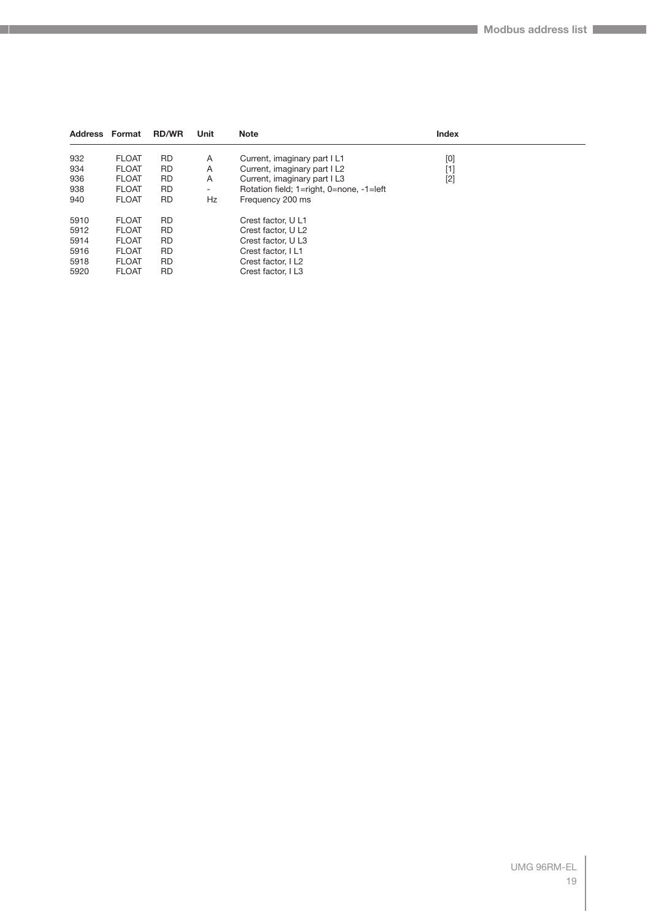| Address | Format | RD/WR | Unit | Note | Index |
|---|---|---|---|---|---|
| 932 | FLOAT | RD | A | Current, imaginary part I L1 | [0] |
| 934 | FLOAT | RD | A | Current, imaginary part I L2 | [1] |
| 936 | FLOAT | RD | A | Current, imaginary part I L3 | [2] |
| 938 | FLOAT | RD | - | Rotation field; 1=right, 0=none, -1=left | |
| 940 | FLOAT | RD | Hz | Frequency 200 ms | |
| 5910 | FLOAT | RD | | Crest factor, U L1 | |
| 5912 | FLOAT | RD | | Crest factor, U L2 | |
| 5914 | FLOAT | RD | | Crest factor, U L3 | |
| 5916 | FLOAT | RD | | Crest factor, I L1 | |
| 5918 | FLOAT | RD | | Crest factor, I L2 | |
| 5920 | FLOAT | RD | | Crest factor, I L3 | |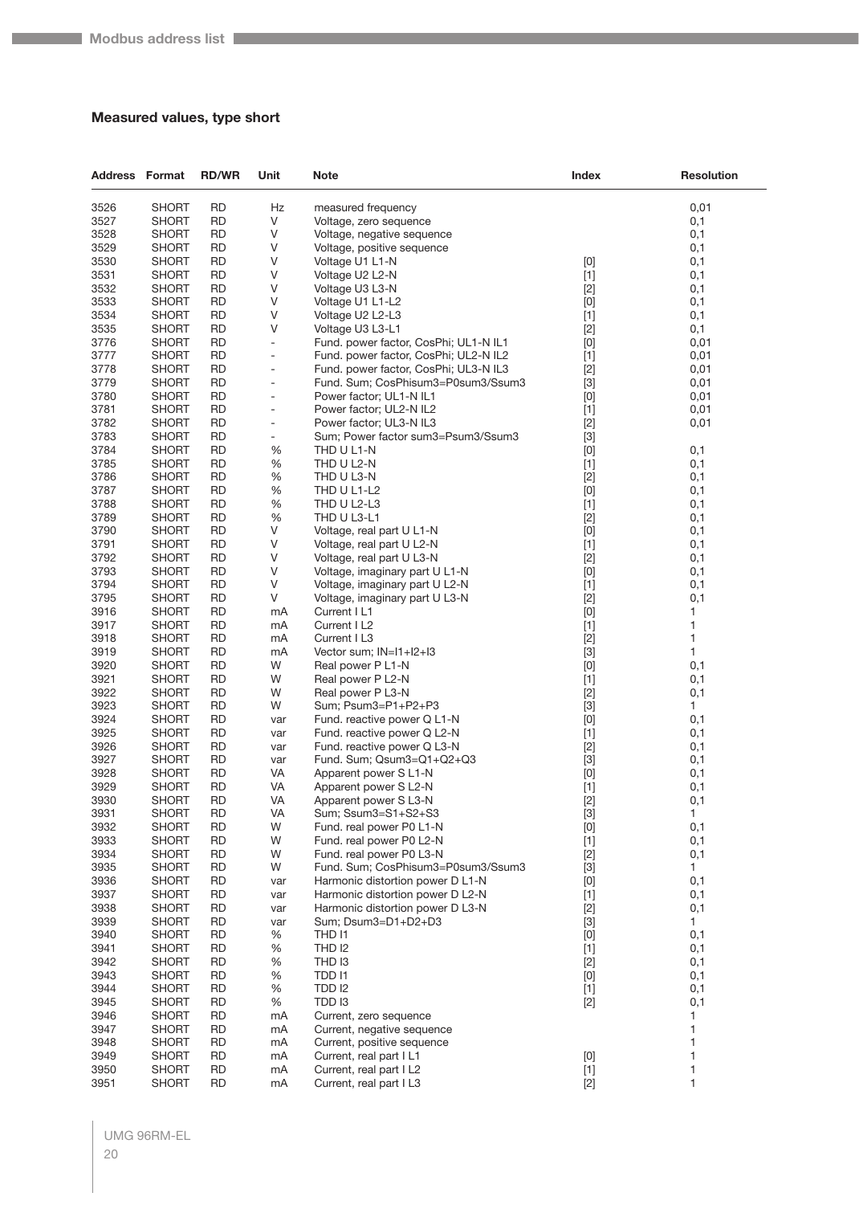## Measured values, type short

| Address | Format | RD/WR | Unit | Note | Index | Resolution |
|---|---|---|---|---|---|---|
| 3526 | SHORT | RD | Hz | measured frequency | | 0,01 |
| 3527 | SHORT | RD | V | Voltage, zero sequence | | 0,1 |
| 3528 | SHORT | RD | V | Voltage, negative sequence | | 0,1 |
| 3529 | SHORT | RD | V | Voltage, positive sequence | | 0,1 |
| 3530 | SHORT | RD | V | Voltage U1 L1-N | [0] | 0,1 |
| 3531 | SHORT | RD | V | Voltage U2 L2-N | [1] | 0,1 |
| 3532 | SHORT | RD | V | Voltage U3 L3-N | [2] | 0,1 |
| 3533 | SHORT | RD | V | Voltage U1 L1-L2 | [0] | 0,1 |
| 3534 | SHORT | RD | V | Voltage U2 L2-L3 | [1] | 0,1 |
| 3535 | SHORT | RD | V | Voltage U3 L3-L1 | [2] | 0,1 |
| 3776 | SHORT | RD | - | Fund. power factor, CosPhi; UL1-N IL1 | [0] | 0,01 |
| 3777 | SHORT | RD | - | Fund. power factor, CosPhi; UL2-N IL2 | [1] | 0,01 |
| 3778 | SHORT | RD | - | Fund. power factor, CosPhi; UL3-N IL3 | [2] | 0,01 |
| 3779 | SHORT | RD | - | Fund. Sum; CosPhisum3=P0sum3/Ssum3 | [3] | 0,01 |
| 3780 | SHORT | RD | - | Power factor; UL1-N IL1 | [0] | 0,01 |
| 3781 | SHORT | RD | - | Power factor; UL2-N IL2 | [1] | 0,01 |
| 3782 | SHORT | RD | - | Power factor; UL3-N IL3 | [2] | 0,01 |
| 3783 | SHORT | RD | - | Sum; Power factor sum3=Psum3/Ssum3 | [3] | |
| 3784 | SHORT | RD | % | THD U L1-N | [0] | 0,1 |
| 3785 | SHORT | RD | % | THD U L2-N | [1] | 0,1 |
| 3786 | SHORT | RD | % | THD U L3-N | [2] | 0,1 |
| 3787 | SHORT | RD | % | THD U L1-L2 | [0] | 0,1 |
| 3788 | SHORT | RD | % | THD U L2-L3 | [1] | 0,1 |
| 3789 | SHORT | RD | % | THD U L3-L1 | [2] | 0,1 |
| 3790 | SHORT | RD | V | Voltage, real part U L1-N | [0] | 0,1 |
| 3791 | SHORT | RD | V | Voltage, real part U L2-N | [1] | 0,1 |
| 3792 | SHORT | RD | V | Voltage, real part U L3-N | [2] | 0,1 |
| 3793 | SHORT | RD | V | Voltage, imaginary part U L1-N | [0] | 0,1 |
| 3794 | SHORT | RD | V | Voltage, imaginary part U L2-N | [1] | 0,1 |
| 3795 | SHORT | RD | V | Voltage, imaginary part U L3-N | [2] | 0,1 |
| 3916 | SHORT | RD | mA | Current I L1 | [0] | 1 |
| 3917 | SHORT | RD | mA | Current I L2 | [1] | 1 |
| 3918 | SHORT | RD | mA | Current I L3 | [2] | 1 |
| 3919 | SHORT | RD | mA | Vector sum; IN=I1+I2+I3 | [3] | 1 |
| 3920 | SHORT | RD | W | Real power P L1-N | [0] | 0,1 |
| 3921 | SHORT | RD | W | Real power P L2-N | [1] | 0,1 |
| 3922 | SHORT | RD | W | Real power P L3-N | [2] | 0,1 |
| 3923 | SHORT | RD | W | Sum; Psum3=P1+P2+P3 | [3] | 1 |
| 3924 | SHORT | RD | var | Fund. reactive power Q L1-N | [0] | 0,1 |
| 3925 | SHORT | RD | var | Fund. reactive power Q L2-N | [1] | 0,1 |
| 3926 | SHORT | RD | var | Fund. reactive power Q L3-N | [2] | 0,1 |
| 3927 | SHORT | RD | var | Fund. Sum; Qsum3=Q1+Q2+Q3 | [3] | 0,1 |
| 3928 | SHORT | RD | VA | Apparent power S L1-N | [0] | 0,1 |
| 3929 | SHORT | RD | VA | Apparent power S L2-N | [1] | 0,1 |
| 3930 | SHORT | RD | VA | Apparent power S L3-N | [2] | 0,1 |
| 3931 | SHORT | RD | VA | Sum; Ssum3=S1+S2+S3 | [3] | 1 |
| 3932 | SHORT | RD | W | Fund. real power P0 L1-N | [0] | 0,1 |
| 3933 | SHORT | RD | W | Fund. real power P0 L2-N | [1] | 0,1 |
| 3934 | SHORT | RD | W | Fund. real power P0 L3-N | [2] | 0,1 |
| 3935 | SHORT | RD | W | Fund. Sum; CosPhisum3=P0sum3/Ssum3 | [3] | 1 |
| 3936 | SHORT | RD | var | Harmonic distortion power D L1-N | [0] | 0,1 |
| 3937 | SHORT | RD | var | Harmonic distortion power D L2-N | [1] | 0,1 |
| 3938 | SHORT | RD | var | Harmonic distortion power D L3-N | [2] | 0,1 |
| 3939 | SHORT | RD | var | Sum; Dsum3=D1+D2+D3 | [3] | 1 |
| 3940 | SHORT | RD | % | THD I1 | [0] | 0,1 |
| 3941 | SHORT | RD | % | THD I2 | [1] | 0,1 |
| 3942 | SHORT | RD | % | THD I3 | [2] | 0,1 |
| 3943 | SHORT | RD | % | TDD I1 | [0] | 0,1 |
| 3944 | SHORT | RD | % | TDD I2 | [1] | 0,1 |
| 3945 | SHORT | RD | % | TDD I3 | [2] | 0,1 |
| 3946 | SHORT | RD | mA | Current, zero sequence | | 1 |
| 3947 | SHORT | RD | mA | Current, negative sequence | | 1 |
| 3948 | SHORT | RD | mA | Current, positive sequence | | 1 |
| 3949 | SHORT | RD | mA | Current, real part I L1 | [0] | 1 |
| 3950 | SHORT | RD | mA | Current, real part I L2 | [1] | 1 |
| 3951 | SHORT | RD | mA | Current, real part I L3 | [2] | 1 |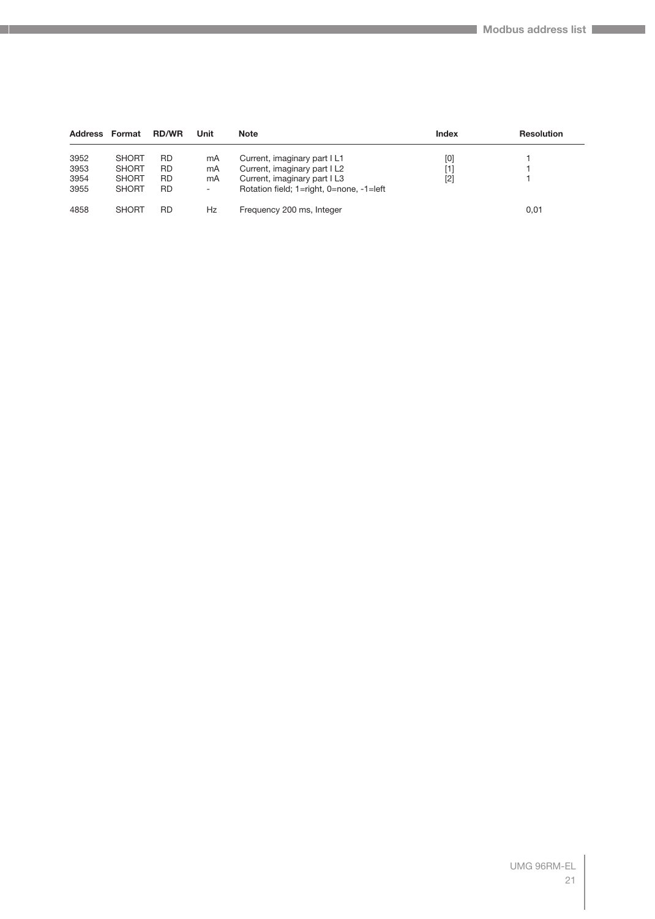| Address | Format | RD/WR | Unit | Note | Index | Resolution |
|---|---|---|---|---|---|---|
| 3952 | SHORT | RD | mA | Current, imaginary part I L1 | [0] | 1 |
| 3953 | SHORT | RD | mA | Current, imaginary part I L2 | [1] | 1 |
| 3954 | SHORT | RD | mA | Current, imaginary part I L3 | [2] | 1 |
| 3955 | SHORT | RD | - | Rotation field; 1=right, 0=none, -1=left | | |
| 4858 | SHORT | RD | Hz | Frequency 200 ms, Integer | | 0,01 |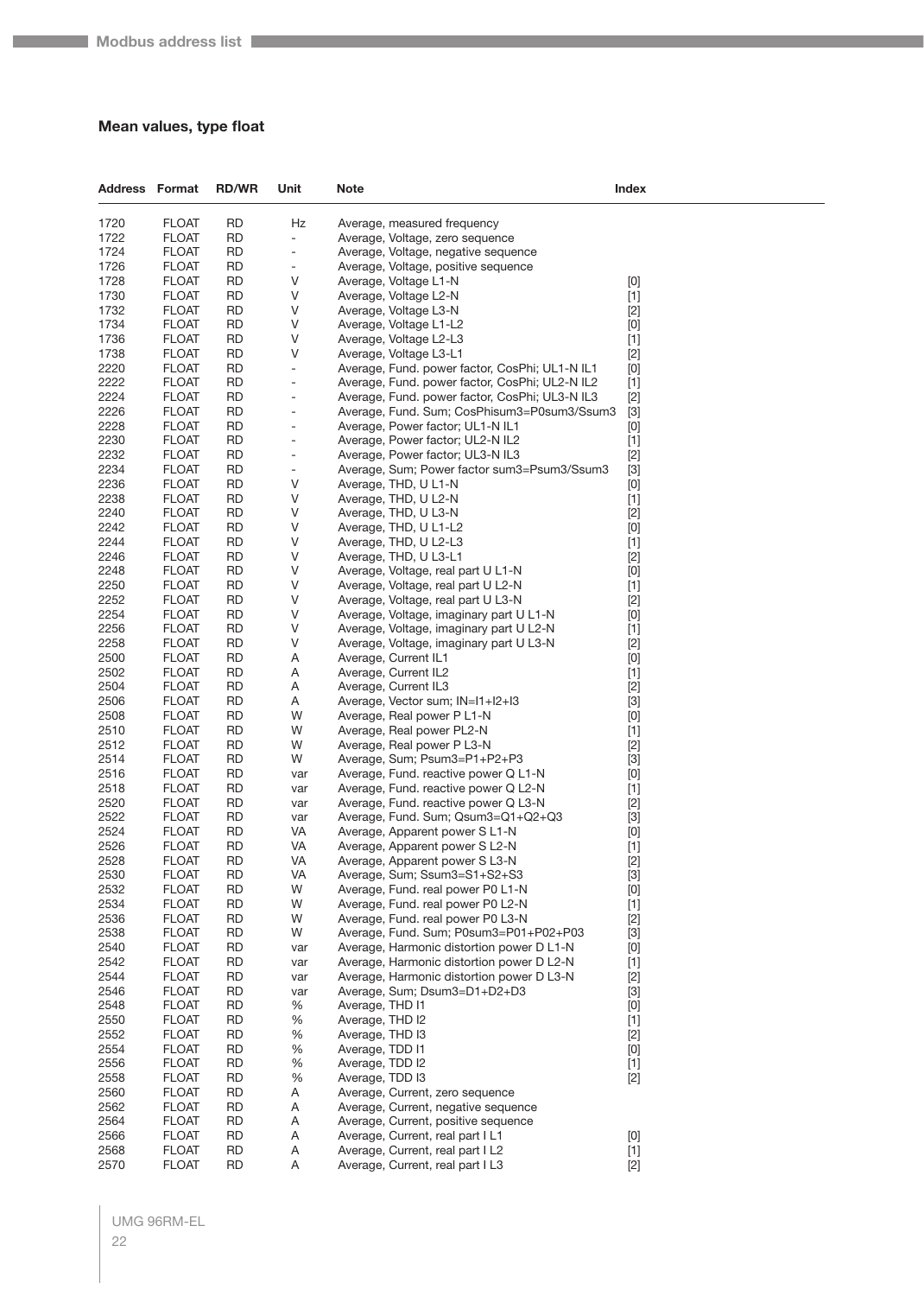## Mean values, type float

| Address | Format | RD/WR | Unit | Note | Index |
|---|---|---|---|---|---|
| 1720 | FLOAT | RD | Hz | Average, measured frequency | |
| 1722 | FLOAT | RD | - | Average, Voltage, zero sequence | |
| 1724 | FLOAT | RD | - | Average, Voltage, negative sequence | |
| 1726 | FLOAT | RD | - | Average, Voltage, positive sequence | |
| 1728 | FLOAT | RD | V | Average, Voltage L1-N | [0] |
| 1730 | FLOAT | RD | V | Average, Voltage L2-N | [1] |
| 1732 | FLOAT | RD | V | Average, Voltage L3-N | [2] |
| 1734 | FLOAT | RD | V | Average, Voltage L1-L2 | [0] |
| 1736 | FLOAT | RD | V | Average, Voltage L2-L3 | [1] |
| 1738 | FLOAT | RD | V | Average, Voltage L3-L1 | [2] |
| 2220 | FLOAT | RD | - | Average, Fund. power factor, CosPhi; UL1-N IL1 | [0] |
| 2222 | FLOAT | RD | - | Average, Fund. power factor, CosPhi; UL2-N IL2 | [1] |
| 2224 | FLOAT | RD | - | Average, Fund. power factor, CosPhi; UL3-N IL3 | [2] |
| 2226 | FLOAT | RD | - | Average, Fund. Sum; CosPhisum3=P0sum3/Ssum3 | [3] |
| 2228 | FLOAT | RD | - | Average, Power factor; UL1-N IL1 | [0] |
| 2230 | FLOAT | RD | - | Average, Power factor; UL2-N IL2 | [1] |
| 2232 | FLOAT | RD | - | Average, Power factor; UL3-N IL3 | [2] |
| 2234 | FLOAT | RD | - | Average, Sum; Power factor sum3=Psum3/Ssum3 | [3] |
| 2236 | FLOAT | RD | V | Average, THD, U L1-N | [0] |
| 2238 | FLOAT | RD | V | Average, THD, U L2-N | [1] |
| 2240 | FLOAT | RD | V | Average, THD, U L3-N | [2] |
| 2242 | FLOAT | RD | V | Average, THD, U L1-L2 | [0] |
| 2244 | FLOAT | RD | V | Average, THD, U L2-L3 | [1] |
| 2246 | FLOAT | RD | V | Average, THD, U L3-L1 | [2] |
| 2248 | FLOAT | RD | V | Average, Voltage, real part U L1-N | [0] |
| 2250 | FLOAT | RD | V | Average, Voltage, real part U L2-N | [1] |
| 2252 | FLOAT | RD | V | Average, Voltage, real part U L3-N | [2] |
| 2254 | FLOAT | RD | V | Average, Voltage, imaginary part U L1-N | [0] |
| 2256 | FLOAT | RD | V | Average, Voltage, imaginary part U L2-N | [1] |
| 2258 | FLOAT | RD | V | Average, Voltage, imaginary part U L3-N | [2] |
| 2500 | FLOAT | RD | A | Average, Current IL1 | [0] |
| 2502 | FLOAT | RD | A | Average, Current IL2 | [1] |
| 2504 | FLOAT | RD | A | Average, Current IL3 | [2] |
| 2506 | FLOAT | RD | A | Average, Vector sum; IN=I1+I2+I3 | [3] |
| 2508 | FLOAT | RD | W | Average, Real power P L1-N | [0] |
| 2510 | FLOAT | RD | W | Average, Real power PL2-N | [1] |
| 2512 | FLOAT | RD | W | Average, Real power P L3-N | [2] |
| 2514 | FLOAT | RD | W | Average, Sum; Psum3=P1+P2+P3 | [3] |
| 2516 | FLOAT | RD | var | Average, Fund. reactive power Q L1-N | [0] |
| 2518 | FLOAT | RD | var | Average, Fund. reactive power Q L2-N | [1] |
| 2520 | FLOAT | RD | var | Average, Fund. reactive power Q L3-N | [2] |
| 2522 | FLOAT | RD | var | Average, Fund. Sum; Qsum3=Q1+Q2+Q3 | [3] |
| 2524 | FLOAT | RD | VA | Average, Apparent power S L1-N | [0] |
| 2526 | FLOAT | RD | VA | Average, Apparent power S L2-N | [1] |
| 2528 | FLOAT | RD | VA | Average, Apparent power S L3-N | [2] |
| 2530 | FLOAT | RD | VA | Average, Sum; Ssum3=S1+S2+S3 | [3] |
| 2532 | FLOAT | RD | W | Average, Fund. real power P0 L1-N | [0] |
| 2534 | FLOAT | RD | W | Average, Fund. real power P0 L2-N | [1] |
| 2536 | FLOAT | RD | W | Average, Fund. real power P0 L3-N | [2] |
| 2538 | FLOAT | RD | W | Average, Fund. Sum; P0sum3=P01+P02+P03 | [3] |
| 2540 | FLOAT | RD | var | Average, Harmonic distortion power D L1-N | [0] |
| 2542 | FLOAT | RD | var | Average, Harmonic distortion power D L2-N | [1] |
| 2544 | FLOAT | RD | var | Average, Harmonic distortion power D L3-N | [2] |
| 2546 | FLOAT | RD | var | Average, Sum; Dsum3=D1+D2+D3 | [3] |
| 2548 | FLOAT | RD | % | Average, THD I1 | [0] |
| 2550 | FLOAT | RD | % | Average, THD I2 | [1] |
| 2552 | FLOAT | RD | % | Average, THD I3 | [2] |
| 2554 | FLOAT | RD | % | Average, TDD I1 | [0] |
| 2556 | FLOAT | RD | % | Average, TDD I2 | [1] |
| 2558 | FLOAT | RD | % | Average, TDD I3 | [2] |
| 2560 | FLOAT | RD | A | Average, Current, zero sequence | |
| 2562 | FLOAT | RD | A | Average, Current, negative sequence | |
| 2564 | FLOAT | RD | A | Average, Current, positive sequence | |
| 2566 | FLOAT | RD | A | Average, Current, real part I L1 | [0] |
| 2568 | FLOAT | RD | A | Average, Current, real part I L2 | [1] |
| 2570 | FLOAT | RD | A | Average, Current, real part I L3 | [2] |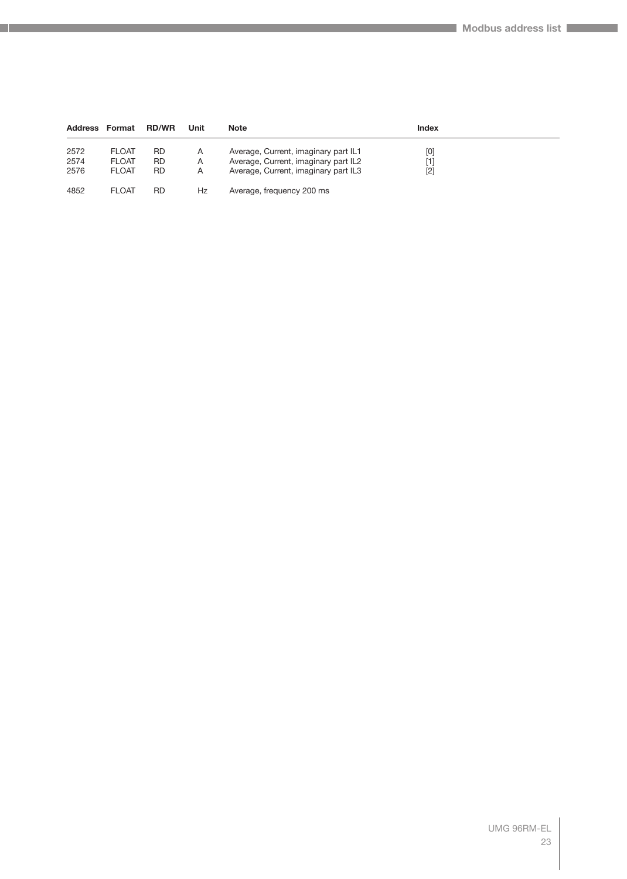| Address | Format | RD/WR | Unit | Note | Index |
|---|---|---|---|---|---|
| 2572 | FLOAT | RD | A | Average, Current, imaginary part IL1 | [0] |
| 2574 | FLOAT | RD | A | Average, Current, imaginary part IL2 | [1] |
| 2576 | FLOAT | RD | A | Average, Current, imaginary part IL3 | [2] |
| 4852 | FLOAT | RD | Hz | Average, frequency 200 ms | |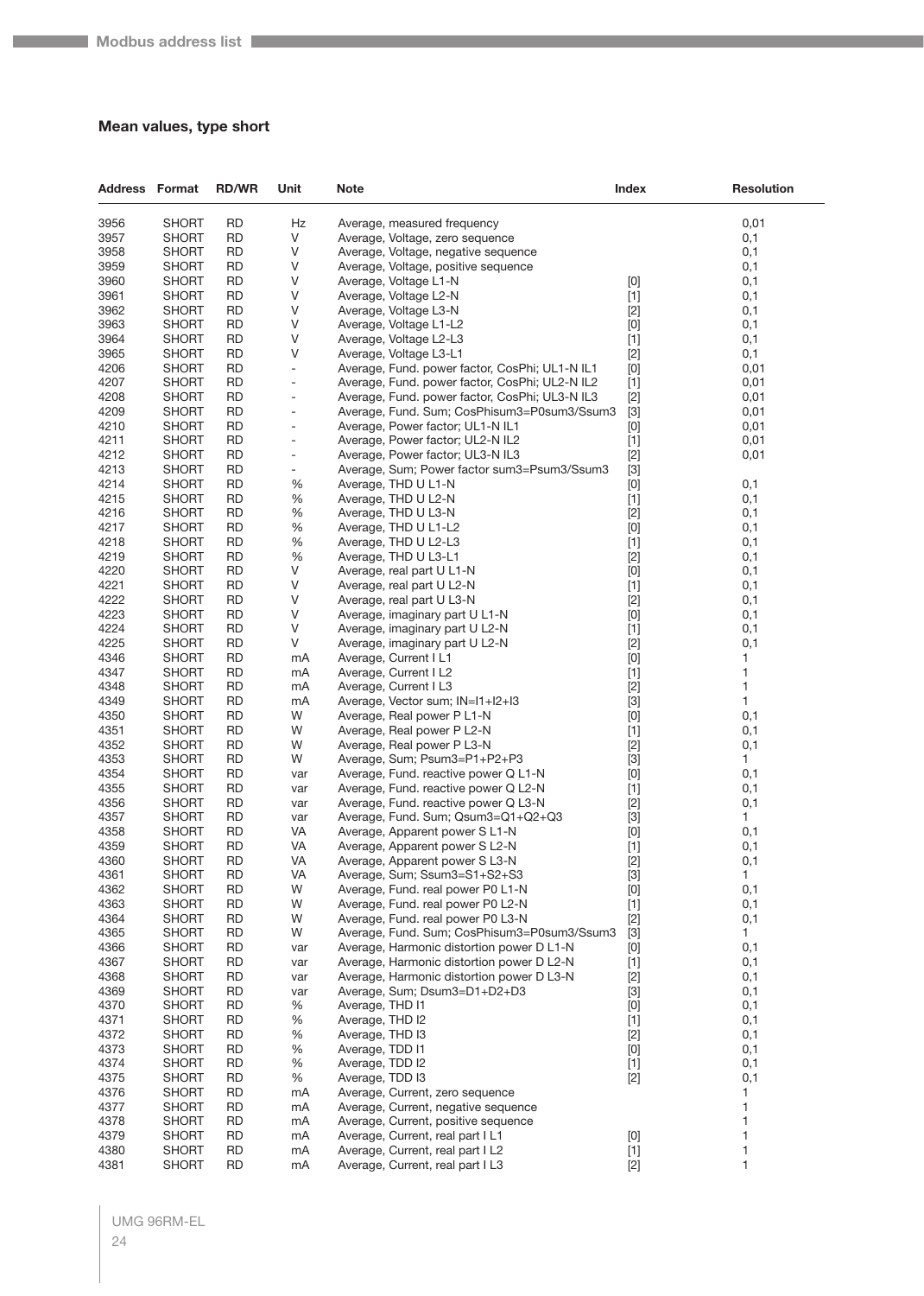### Mean values, type short

| Address | Format | RD/WR | Unit | Note | Index | Resolution |
|---|---|---|---|---|---|---|
| 3956 | SHORT | RD | Hz | Average, measured frequency | | 0,01 |
| 3957 | SHORT | RD | V | Average, Voltage, zero sequence | | 0,1 |
| 3958 | SHORT | RD | V | Average, Voltage, negative sequence | | 0,1 |
| 3959 | SHORT | RD | V | Average, Voltage, positive sequence | | 0,1 |
| 3960 | SHORT | RD | V | Average, Voltage L1-N | [0] | 0,1 |
| 3961 | SHORT | RD | V | Average, Voltage L2-N | [1] | 0,1 |
| 3962 | SHORT | RD | V | Average, Voltage L3-N | [2] | 0,1 |
| 3963 | SHORT | RD | V | Average, Voltage L1-L2 | [0] | 0,1 |
| 3964 | SHORT | RD | V | Average, Voltage L2-L3 | [1] | 0,1 |
| 3965 | SHORT | RD | V | Average, Voltage L3-L1 | [2] | 0,1 |
| 4206 | SHORT | RD | - | Average, Fund. power factor, CosPhi; UL1-N IL1 | [0] | 0,01 |
| 4207 | SHORT | RD | - | Average, Fund. power factor, CosPhi; UL2-N IL2 | [1] | 0,01 |
| 4208 | SHORT | RD | - | Average, Fund. power factor, CosPhi; UL3-N IL3 | [2] | 0,01 |
| 4209 | SHORT | RD | - | Average, Fund. Sum; CosPhisum3=P0sum3/Ssum3 | [3] | 0,01 |
| 4210 | SHORT | RD | - | Average, Power factor; UL1-N IL1 | [0] | 0,01 |
| 4211 | SHORT | RD | - | Average, Power factor; UL2-N IL2 | [1] | 0,01 |
| 4212 | SHORT | RD | - | Average, Power factor; UL3-N IL3 | [2] | 0,01 |
| 4213 | SHORT | RD | - | Average, Sum; Power factor sum3=Psum3/Ssum3 | [3] | |
| 4214 | SHORT | RD | % | Average, THD U L1-N | [0] | 0,1 |
| 4215 | SHORT | RD | % | Average, THD U L2-N | [1] | 0,1 |
| 4216 | SHORT | RD | % | Average, THD U L3-N | [2] | 0,1 |
| 4217 | SHORT | RD | % | Average, THD U L1-L2 | [0] | 0,1 |
| 4218 | SHORT | RD | % | Average, THD U L2-L3 | [1] | 0,1 |
| 4219 | SHORT | RD | % | Average, THD U L3-L1 | [2] | 0,1 |
| 4220 | SHORT | RD | V | Average, real part U L1-N | [0] | 0,1 |
| 4221 | SHORT | RD | V | Average, real part U L2-N | [1] | 0,1 |
| 4222 | SHORT | RD | V | Average, real part U L3-N | [2] | 0,1 |
| 4223 | SHORT | RD | V | Average, imaginary part U L1-N | [0] | 0,1 |
| 4224 | SHORT | RD | V | Average, imaginary part U L2-N | [1] | 0,1 |
| 4225 | SHORT | RD | V | Average, imaginary part U L2-N | [2] | 0,1 |
| 4346 | SHORT | RD | mA | Average, Current I L1 | [0] | 1 |
| 4347 | SHORT | RD | mA | Average, Current I L2 | [1] | 1 |
| 4348 | SHORT | RD | mA | Average, Current I L3 | [2] | 1 |
| 4349 | SHORT | RD | mA | Average, Vector sum; IN=I1+I2+I3 | [3] | 1 |
| 4350 | SHORT | RD | W | Average, Real power P L1-N | [0] | 0,1 |
| 4351 | SHORT | RD | W | Average, Real power P L2-N | [1] | 0,1 |
| 4352 | SHORT | RD | W | Average, Real power P L3-N | [2] | 0,1 |
| 4353 | SHORT | RD | W | Average, Sum; Psum3=P1+P2+P3 | [3] | 1 |
| 4354 | SHORT | RD | var | Average, Fund. reactive power Q L1-N | [0] | 0,1 |
| 4355 | SHORT | RD | var | Average, Fund. reactive power Q L2-N | [1] | 0,1 |
| 4356 | SHORT | RD | var | Average, Fund. reactive power Q L3-N | [2] | 0,1 |
| 4357 | SHORT | RD | var | Average, Fund. Sum; Qsum3=Q1+Q2+Q3 | [3] | 1 |
| 4358 | SHORT | RD | VA | Average, Apparent power S L1-N | [0] | 0,1 |
| 4359 | SHORT | RD | VA | Average, Apparent power S L2-N | [1] | 0,1 |
| 4360 | SHORT | RD | VA | Average, Apparent power S L3-N | [2] | 0,1 |
| 4361 | SHORT | RD | VA | Average, Sum; Ssum3=S1+S2+S3 | [3] | 1 |
| 4362 | SHORT | RD | W | Average, Fund. real power P0 L1-N | [0] | 0,1 |
| 4363 | SHORT | RD | W | Average, Fund. real power P0 L2-N | [1] | 0,1 |
| 4364 | SHORT | RD | W | Average, Fund. real power P0 L3-N | [2] | 0,1 |
| 4365 | SHORT | RD | W | Average, Fund. Sum; CosPhisum3=P0sum3/Ssum3 | [3] | 1 |
| 4366 | SHORT | RD | var | Average, Harmonic distortion power D L1-N | [0] | 0,1 |
| 4367 | SHORT | RD | var | Average, Harmonic distortion power D L2-N | [1] | 0,1 |
| 4368 | SHORT | RD | var | Average, Harmonic distortion power D L3-N | [2] | 0,1 |
| 4369 | SHORT | RD | var | Average, Sum; Dsum3=D1+D2+D3 | [3] | 0,1 |
| 4370 | SHORT | RD | % | Average, THD I1 | [0] | 0,1 |
| 4371 | SHORT | RD | % | Average, THD I2 | [1] | 0,1 |
| 4372 | SHORT | RD | % | Average, THD I3 | [2] | 0,1 |
| 4373 | SHORT | RD | % | Average, TDD I1 | [0] | 0,1 |
| 4374 | SHORT | RD | % | Average, TDD I2 | [1] | 0,1 |
| 4375 | SHORT | RD | % | Average, TDD I3 | [2] | 0,1 |
| 4376 | SHORT | RD | mA | Average, Current, zero sequence | | 1 |
| 4377 | SHORT | RD | mA | Average, Current, negative sequence | | 1 |
| 4378 | SHORT | RD | mA | Average, Current, positive sequence | | 1 |
| 4379 | SHORT | RD | mA | Average, Current, real part I L1 | [0] | 1 |
| 4380 | SHORT | RD | mA | Average, Current, real part I L2 | [1] | 1 |
| 4381 | SHORT | RD | mA | Average, Current, real part I L3 | [2] | 1 |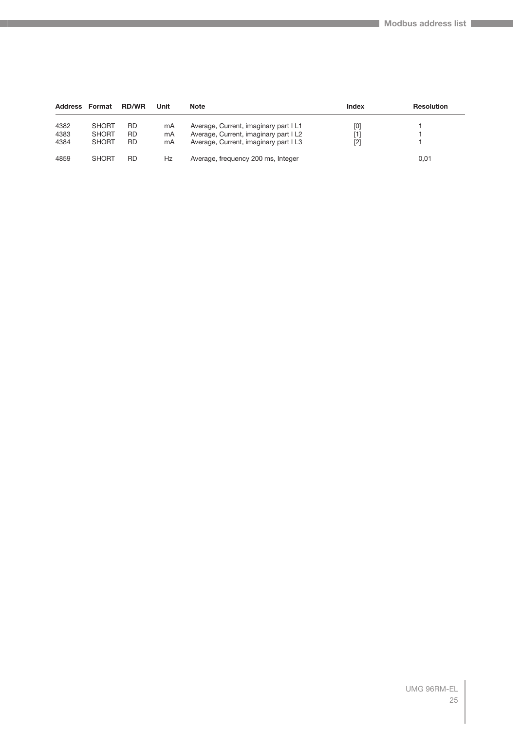| Address | Format | RD/WR | Unit | Note | Index | Resolution |
|---|---|---|---|---|---|---|
| 4382 | SHORT | RD | mA | Average, Current, imaginary part I L1 | [0] | 1 |
| 4383 | SHORT | RD | mA | Average, Current, imaginary part I L2 | [1] | 1 |
| 4384 | SHORT | RD | mA | Average, Current, imaginary part I L3 | [2] | 1 |
| 4859 | SHORT | RD | Hz | Average, frequency 200 ms, Integer | | 0,01 |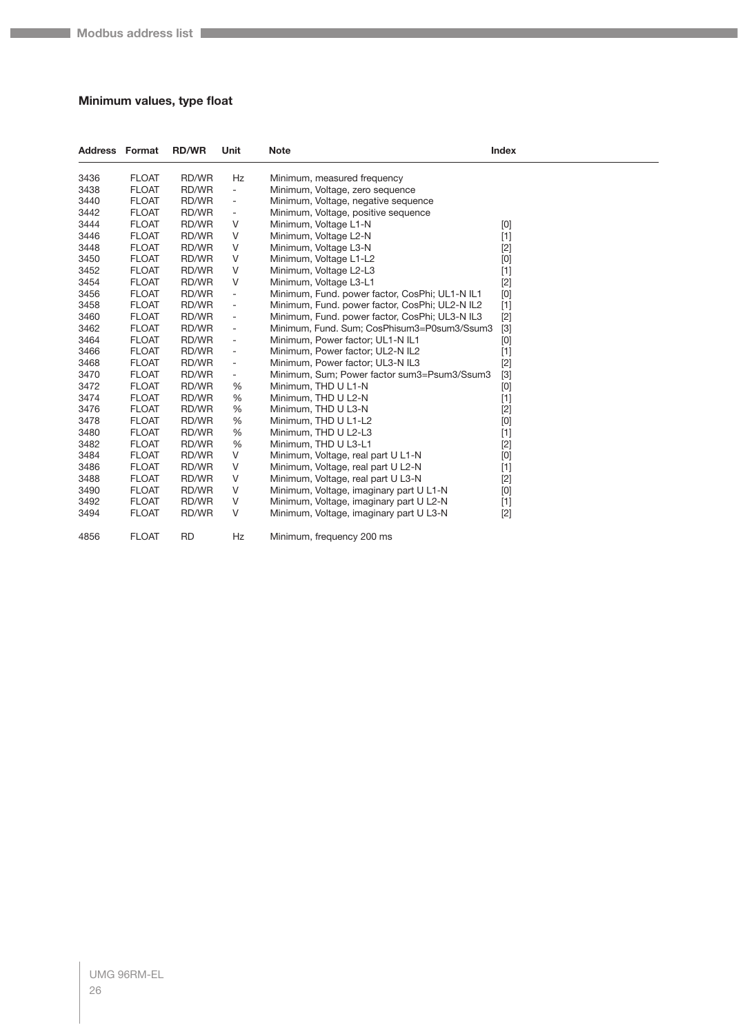## Minimum values, type float

| Address | Format | RD/WR | Unit | Note | Index |
|---|---|---|---|---|---|
| 3436 | FLOAT | RD/WR | Hz | Minimum, measured frequency | |
| 3438 | FLOAT | RD/WR | - | Minimum, Voltage, zero sequence | |
| 3440 | FLOAT | RD/WR | - | Minimum, Voltage, negative sequence | |
| 3442 | FLOAT | RD/WR | - | Minimum, Voltage, positive sequence | |
| 3444 | FLOAT | RD/WR | V | Minimum, Voltage L1-N | [0] |
| 3446 | FLOAT | RD/WR | V | Minimum, Voltage L2-N | [1] |
| 3448 | FLOAT | RD/WR | V | Minimum, Voltage L3-N | [2] |
| 3450 | FLOAT | RD/WR | V | Minimum, Voltage L1-L2 | [0] |
| 3452 | FLOAT | RD/WR | V | Minimum, Voltage L2-L3 | [1] |
| 3454 | FLOAT | RD/WR | V | Minimum, Voltage L3-L1 | [2] |
| 3456 | FLOAT | RD/WR | - | Minimum, Fund. power factor, CosPhi; UL1-N IL1 | [0] |
| 3458 | FLOAT | RD/WR | - | Minimum, Fund. power factor, CosPhi; UL2-N IL2 | [1] |
| 3460 | FLOAT | RD/WR | - | Minimum, Fund. power factor, CosPhi; UL3-N IL3 | [2] |
| 3462 | FLOAT | RD/WR | - | Minimum, Fund. Sum; CosPhisum3=P0sum3/Ssum3 | [3] |
| 3464 | FLOAT | RD/WR | - | Minimum, Power factor; UL1-N IL1 | [0] |
| 3466 | FLOAT | RD/WR | - | Minimum, Power factor; UL2-N IL2 | [1] |
| 3468 | FLOAT | RD/WR | - | Minimum, Power factor; UL3-N IL3 | [2] |
| 3470 | FLOAT | RD/WR | - | Minimum, Sum; Power factor sum3=Psum3/Ssum3 | [3] |
| 3472 | FLOAT | RD/WR | % | Minimum, THD U L1-N | [0] |
| 3474 | FLOAT | RD/WR | % | Minimum, THD U L2-N | [1] |
| 3476 | FLOAT | RD/WR | % | Minimum, THD U L3-N | [2] |
| 3478 | FLOAT | RD/WR | % | Minimum, THD U L1-L2 | [0] |
| 3480 | FLOAT | RD/WR | % | Minimum, THD U L2-L3 | [1] |
| 3482 | FLOAT | RD/WR | % | Minimum, THD U L3-L1 | [2] |
| 3484 | FLOAT | RD/WR | V | Minimum, Voltage, real part U L1-N | [0] |
| 3486 | FLOAT | RD/WR | V | Minimum, Voltage, real part U L2-N | [1] |
| 3488 | FLOAT | RD/WR | V | Minimum, Voltage, real part U L3-N | [2] |
| 3490 | FLOAT | RD/WR | V | Minimum, Voltage, imaginary part U L1-N | [0] |
| 3492 | FLOAT | RD/WR | V | Minimum, Voltage, imaginary part U L2-N | [1] |
| 3494 | FLOAT | RD/WR | V | Minimum, Voltage, imaginary part U L3-N | [2] |
| 4856 | FLOAT | RD | Hz | Minimum, frequency 200 ms | |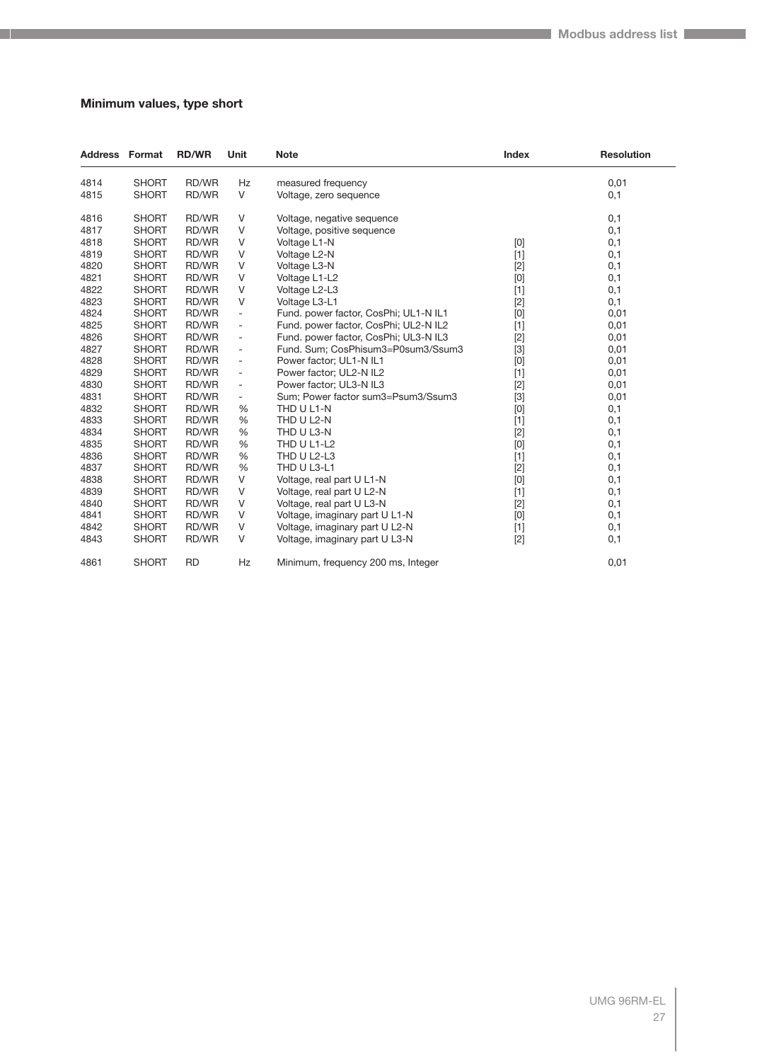### Minimum values, type short

| Address | Format | RD/WR | Unit | Note | Index | Resolution |
|---|---|---|---|---|---|---|
| 4814 | SHORT | RD/WR | Hz | measured frequency | | 0,01 |
| 4815 | SHORT | RD/WR | V | Voltage, zero sequence | | 0,1 |
| 4816 | SHORT | RD/WR | V | Voltage, negative sequence | | 0,1 |
| 4817 | SHORT | RD/WR | V | Voltage, positive sequence | | 0,1 |
| 4818 | SHORT | RD/WR | V | Voltage L1-N | [0] | 0,1 |
| 4819 | SHORT | RD/WR | V | Voltage L2-N | [1] | 0,1 |
| 4820 | SHORT | RD/WR | V | Voltage L3-N | [2] | 0,1 |
| 4821 | SHORT | RD/WR | V | Voltage L1-L2 | [0] | 0,1 |
| 4822 | SHORT | RD/WR | V | Voltage L2-L3 | [1] | 0,1 |
| 4823 | SHORT | RD/WR | V | Voltage L3-L1 | [2] | 0,1 |
| 4824 | SHORT | RD/WR | - | Fund. power factor, CosPhi; UL1-N IL1 | [0] | 0,01 |
| 4825 | SHORT | RD/WR | - | Fund. power factor, CosPhi; UL2-N IL2 | [1] | 0,01 |
| 4826 | SHORT | RD/WR | - | Fund. power factor, CosPhi; UL3-N IL3 | [2] | 0,01 |
| 4827 | SHORT | RD/WR | - | Fund. Sum; CosPhisum3=P0sum3/Ssum3 | [3] | 0,01 |
| 4828 | SHORT | RD/WR | - | Power factor; UL1-N IL1 | [0] | 0,01 |
| 4829 | SHORT | RD/WR | - | Power factor; UL2-N IL2 | [1] | 0,01 |
| 4830 | SHORT | RD/WR | - | Power factor; UL3-N IL3 | [2] | 0,01 |
| 4831 | SHORT | RD/WR | - | Sum; Power factor sum3=Psum3/Ssum3 | [3] | 0,01 |
| 4832 | SHORT | RD/WR | % | THD U L1-N | [0] | 0,1 |
| 4833 | SHORT | RD/WR | % | THD U L2-N | [1] | 0,1 |
| 4834 | SHORT | RD/WR | % | THD U L3-N | [2] | 0,1 |
| 4835 | SHORT | RD/WR | % | THD U L1-L2 | [0] | 0,1 |
| 4836 | SHORT | RD/WR | % | THD U L2-L3 | [1] | 0,1 |
| 4837 | SHORT | RD/WR | % | THD U L3-L1 | [2] | 0,1 |
| 4838 | SHORT | RD/WR | V | Voltage, real part U L1-N | [0] | 0,1 |
| 4839 | SHORT | RD/WR | V | Voltage, real part U L2-N | [1] | 0,1 |
| 4840 | SHORT | RD/WR | V | Voltage, real part U L3-N | [2] | 0,1 |
| 4841 | SHORT | RD/WR | V | Voltage, imaginary part U L1-N | [0] | 0,1 |
| 4842 | SHORT | RD/WR | V | Voltage, imaginary part U L2-N | [1] | 0,1 |
| 4843 | SHORT | RD/WR | V | Voltage, imaginary part U L3-N | [2] | 0,1 |
| 4861 | SHORT | RD | Hz | Minimum, frequency 200 ms, Integer | | 0,01 |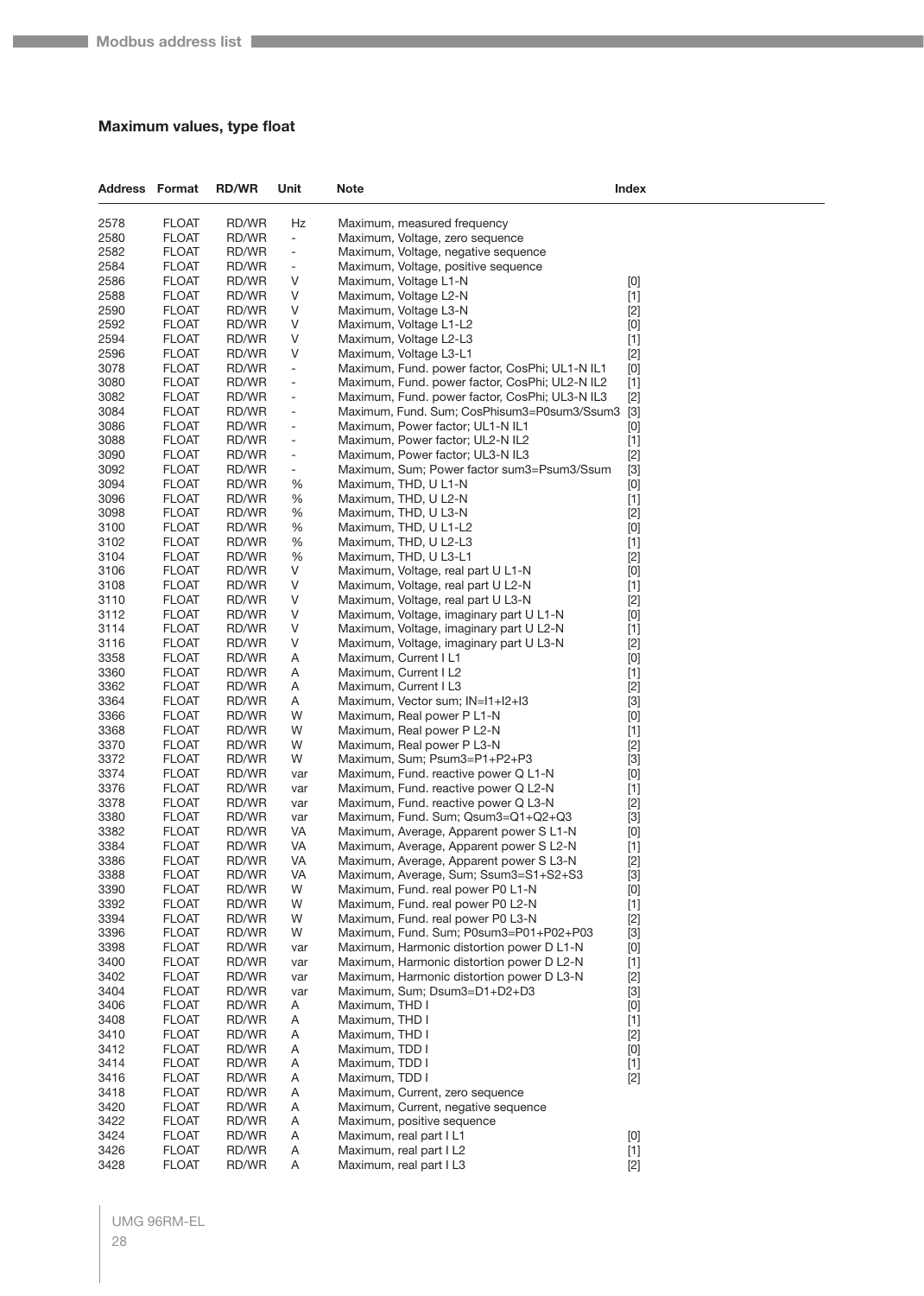## Maximum values, type float

| Address | Format | RD/WR | Unit | Note | Index |
|---|---|---|---|---|---|
| 2578 | FLOAT | RD/WR | Hz | Maximum, measured frequency | |
| 2580 | FLOAT | RD/WR | - | Maximum, Voltage, zero sequence | |
| 2582 | FLOAT | RD/WR | - | Maximum, Voltage, negative sequence | |
| 2584 | FLOAT | RD/WR | - | Maximum, Voltage, positive sequence | |
| 2586 | FLOAT | RD/WR | V | Maximum, Voltage L1-N | [0] |
| 2588 | FLOAT | RD/WR | V | Maximum, Voltage L2-N | [1] |
| 2590 | FLOAT | RD/WR | V | Maximum, Voltage L3-N | [2] |
| 2592 | FLOAT | RD/WR | V | Maximum, Voltage L1-L2 | [0] |
| 2594 | FLOAT | RD/WR | V | Maximum, Voltage L2-L3 | [1] |
| 2596 | FLOAT | RD/WR | V | Maximum, Voltage L3-L1 | [2] |
| 3078 | FLOAT | RD/WR | - | Maximum, Fund. power factor, CosPhi; UL1-N IL1 | [0] |
| 3080 | FLOAT | RD/WR | - | Maximum, Fund. power factor, CosPhi; UL2-N IL2 | [1] |
| 3082 | FLOAT | RD/WR | - | Maximum, Fund. power factor, CosPhi; UL3-N IL3 | [2] |
| 3084 | FLOAT | RD/WR | - | Maximum, Fund. Sum; CosPhisum3=P0sum3/Ssum3 | [3] |
| 3086 | FLOAT | RD/WR | - | Maximum, Power factor; UL1-N IL1 | [0] |
| 3088 | FLOAT | RD/WR | - | Maximum, Power factor; UL2-N IL2 | [1] |
| 3090 | FLOAT | RD/WR | - | Maximum, Power factor; UL3-N IL3 | [2] |
| 3092 | FLOAT | RD/WR | - | Maximum, Sum; Power factor sum3=Psum3/Ssum | [3] |
| 3094 | FLOAT | RD/WR | % | Maximum, THD, U L1-N | [0] |
| 3096 | FLOAT | RD/WR | % | Maximum, THD, U L2-N | [1] |
| 3098 | FLOAT | RD/WR | % | Maximum, THD, U L3-N | [2] |
| 3100 | FLOAT | RD/WR | % | Maximum, THD, U L1-L2 | [0] |
| 3102 | FLOAT | RD/WR | % | Maximum, THD, U L2-L3 | [1] |
| 3104 | FLOAT | RD/WR | % | Maximum, THD, U L3-L1 | [2] |
| 3106 | FLOAT | RD/WR | V | Maximum, Voltage, real part U L1-N | [0] |
| 3108 | FLOAT | RD/WR | V | Maximum, Voltage, real part U L2-N | [1] |
| 3110 | FLOAT | RD/WR | V | Maximum, Voltage, real part U L3-N | [2] |
| 3112 | FLOAT | RD/WR | V | Maximum, Voltage, imaginary part U L1-N | [0] |
| 3114 | FLOAT | RD/WR | V | Maximum, Voltage, imaginary part U L2-N | [1] |
| 3116 | FLOAT | RD/WR | V | Maximum, Voltage, imaginary part U L3-N | [2] |
| 3358 | FLOAT | RD/WR | A | Maximum, Current I L1 | [0] |
| 3360 | FLOAT | RD/WR | A | Maximum, Current I L2 | [1] |
| 3362 | FLOAT | RD/WR | A | Maximum, Current I L3 | [2] |
| 3364 | FLOAT | RD/WR | A | Maximum, Vector sum; IN=I1+I2+I3 | [3] |
| 3366 | FLOAT | RD/WR | W | Maximum, Real power P L1-N | [0] |
| 3368 | FLOAT | RD/WR | W | Maximum, Real power P L2-N | [1] |
| 3370 | FLOAT | RD/WR | W | Maximum, Real power P L3-N | [2] |
| 3372 | FLOAT | RD/WR | W | Maximum, Sum; Psum3=P1+P2+P3 | [3] |
| 3374 | FLOAT | RD/WR | var | Maximum, Fund. reactive power Q L1-N | [0] |
| 3376 | FLOAT | RD/WR | var | Maximum, Fund. reactive power Q L2-N | [1] |
| 3378 | FLOAT | RD/WR | var | Maximum, Fund. reactive power Q L3-N | [2] |
| 3380 | FLOAT | RD/WR | var | Maximum, Fund. Sum; Qsum3=Q1+Q2+Q3 | [3] |
| 3382 | FLOAT | RD/WR | VA | Maximum, Average, Apparent power S L1-N | [0] |
| 3384 | FLOAT | RD/WR | VA | Maximum, Average, Apparent power S L2-N | [1] |
| 3386 | FLOAT | RD/WR | VA | Maximum, Average, Apparent power S L3-N | [2] |
| 3388 | FLOAT | RD/WR | VA | Maximum, Average, Sum; Ssum3=S1+S2+S3 | [3] |
| 3390 | FLOAT | RD/WR | W | Maximum, Fund. real power P0 L1-N | [0] |
| 3392 | FLOAT | RD/WR | W | Maximum, Fund. real power P0 L2-N | [1] |
| 3394 | FLOAT | RD/WR | W | Maximum, Fund. real power P0 L3-N | [2] |
| 3396 | FLOAT | RD/WR | W | Maximum, Fund. Sum; P0sum3=P01+P02+P03 | [3] |
| 3398 | FLOAT | RD/WR | var | Maximum, Harmonic distortion power D L1-N | [0] |
| 3400 | FLOAT | RD/WR | var | Maximum, Harmonic distortion power D L2-N | [1] |
| 3402 | FLOAT | RD/WR | var | Maximum, Harmonic distortion power D L3-N | [2] |
| 3404 | FLOAT | RD/WR | var | Maximum, Sum; Dsum3=D1+D2+D3 | [3] |
| 3406 | FLOAT | RD/WR | A | Maximum, THD I | [0] |
| 3408 | FLOAT | RD/WR | A | Maximum, THD I | [1] |
| 3410 | FLOAT | RD/WR | A | Maximum, THD I | [2] |
| 3412 | FLOAT | RD/WR | A | Maximum, TDD I | [0] |
| 3414 | FLOAT | RD/WR | A | Maximum, TDD I | [1] |
| 3416 | FLOAT | RD/WR | A | Maximum, TDD I | [2] |
| 3418 | FLOAT | RD/WR | A | Maximum, Current, zero sequence | |
| 3420 | FLOAT | RD/WR | A | Maximum, Current, negative sequence | |
| 3422 | FLOAT | RD/WR | A | Maximum, positive sequence | |
| 3424 | FLOAT | RD/WR | A | Maximum, real part I L1 | [0] |
| 3426 | FLOAT | RD/WR | A | Maximum, real part I L2 | [1] |
| 3428 | FLOAT | RD/WR | A | Maximum, real part I L3 | [2] |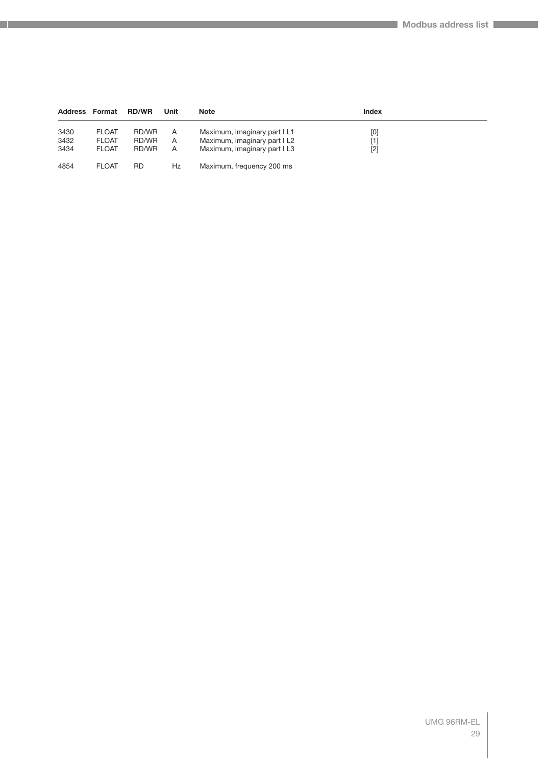| Address | Format | RD/WR | Unit | Note | Index |
|---|---|---|---|---|---|
| 3430 | FLOAT | RD/WR | A | Maximum, imaginary part I L1 | [0] |
| 3432 | FLOAT | RD/WR | A | Maximum, imaginary part I L2 | [1] |
| 3434 | FLOAT | RD/WR | A | Maximum, imaginary part I L3 | [2] |
| 4854 | FLOAT | RD | Hz | Maximum, frequency 200 ms | |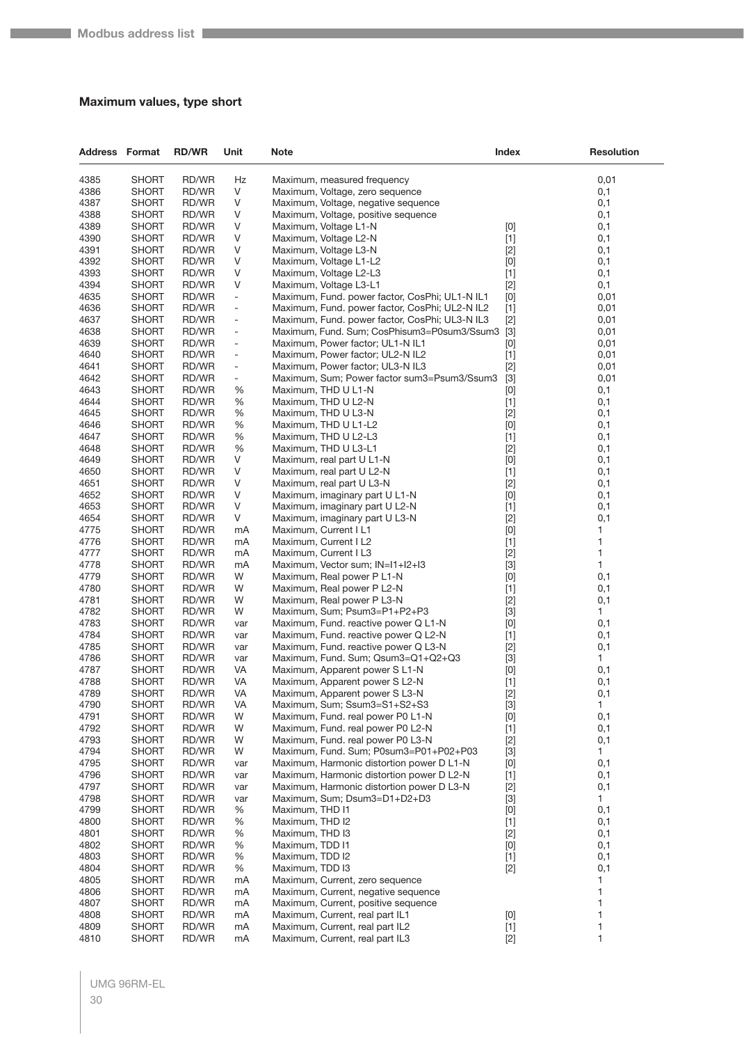### Maximum values, type short

| Address | Format | RD/WR | Unit | Note | Index | Resolution |
|---|---|---|---|---|---|---|
| 4385 | SHORT | RD/WR | Hz | Maximum, measured frequency | | 0,01 |
| 4386 | SHORT | RD/WR | V | Maximum, Voltage, zero sequence | | 0,1 |
| 4387 | SHORT | RD/WR | V | Maximum, Voltage, negative sequence | | 0,1 |
| 4388 | SHORT | RD/WR | V | Maximum, Voltage, positive sequence | | 0,1 |
| 4389 | SHORT | RD/WR | V | Maximum, Voltage L1-N | [0] | 0,1 |
| 4390 | SHORT | RD/WR | V | Maximum, Voltage L2-N | [1] | 0,1 |
| 4391 | SHORT | RD/WR | V | Maximum, Voltage L3-N | [2] | 0,1 |
| 4392 | SHORT | RD/WR | V | Maximum, Voltage L1-L2 | [0] | 0,1 |
| 4393 | SHORT | RD/WR | V | Maximum, Voltage L2-L3 | [1] | 0,1 |
| 4394 | SHORT | RD/WR | V | Maximum, Voltage L3-L1 | [2] | 0,1 |
| 4635 | SHORT | RD/WR | - | Maximum, Fund. power factor, CosPhi; UL1-N IL1 | [0] | 0,01 |
| 4636 | SHORT | RD/WR | - | Maximum, Fund. power factor, CosPhi; UL2-N IL2 | [1] | 0,01 |
| 4637 | SHORT | RD/WR | - | Maximum, Fund. power factor, CosPhi; UL3-N IL3 | [2] | 0,01 |
| 4638 | SHORT | RD/WR | - | Maximum, Fund. Sum; CosPhisum3=P0sum3/Ssum3 | [3] | 0,01 |
| 4639 | SHORT | RD/WR | - | Maximum, Power factor; UL1-N IL1 | [0] | 0,01 |
| 4640 | SHORT | RD/WR | - | Maximum, Power factor; UL2-N IL2 | [1] | 0,01 |
| 4641 | SHORT | RD/WR | - | Maximum, Power factor; UL3-N IL3 | [2] | 0,01 |
| 4642 | SHORT | RD/WR | - | Maximum, Sum; Power factor sum3=Psum3/Ssum3 | [3] | 0,01 |
| 4643 | SHORT | RD/WR | % | Maximum, THD U L1-N | [0] | 0,1 |
| 4644 | SHORT | RD/WR | % | Maximum, THD U L2-N | [1] | 0,1 |
| 4645 | SHORT | RD/WR | % | Maximum, THD U L3-N | [2] | 0,1 |
| 4646 | SHORT | RD/WR | % | Maximum, THD U L1-L2 | [0] | 0,1 |
| 4647 | SHORT | RD/WR | % | Maximum, THD U L2-L3 | [1] | 0,1 |
| 4648 | SHORT | RD/WR | % | Maximum, THD U L3-L1 | [2] | 0,1 |
| 4649 | SHORT | RD/WR | V | Maximum, real part U L1-N | [0] | 0,1 |
| 4650 | SHORT | RD/WR | V | Maximum, real part U L2-N | [1] | 0,1 |
| 4651 | SHORT | RD/WR | V | Maximum, real part U L3-N | [2] | 0,1 |
| 4652 | SHORT | RD/WR | V | Maximum, imaginary part U L1-N | [0] | 0,1 |
| 4653 | SHORT | RD/WR | V | Maximum, imaginary part U L2-N | [1] | 0,1 |
| 4654 | SHORT | RD/WR | V | Maximum, imaginary part U L3-N | [2] | 0,1 |
| 4775 | SHORT | RD/WR | mA | Maximum, Current I L1 | [0] | 1 |
| 4776 | SHORT | RD/WR | mA | Maximum, Current I L2 | [1] | 1 |
| 4777 | SHORT | RD/WR | mA | Maximum, Current I L3 | [2] | 1 |
| 4778 | SHORT | RD/WR | mA | Maximum, Vector sum; IN=I1+I2+I3 | [3] | 1 |
| 4779 | SHORT | RD/WR | W | Maximum, Real power P L1-N | [0] | 0,1 |
| 4780 | SHORT | RD/WR | W | Maximum, Real power P L2-N | [1] | 0,1 |
| 4781 | SHORT | RD/WR | W | Maximum, Real power P L3-N | [2] | 0,1 |
| 4782 | SHORT | RD/WR | W | Maximum, Sum; Psum3=P1+P2+P3 | [3] | 1 |
| 4783 | SHORT | RD/WR | var | Maximum, Fund. reactive power Q L1-N | [0] | 0,1 |
| 4784 | SHORT | RD/WR | var | Maximum, Fund. reactive power Q L2-N | [1] | 0,1 |
| 4785 | SHORT | RD/WR | var | Maximum, Fund. reactive power Q L3-N | [2] | 0,1 |
| 4786 | SHORT | RD/WR | var | Maximum, Fund. Sum; Qsum3=Q1+Q2+Q3 | [3] | 1 |
| 4787 | SHORT | RD/WR | VA | Maximum, Apparent power S L1-N | [0] | 0,1 |
| 4788 | SHORT | RD/WR | VA | Maximum, Apparent power S L2-N | [1] | 0,1 |
| 4789 | SHORT | RD/WR | VA | Maximum, Apparent power S L3-N | [2] | 0,1 |
| 4790 | SHORT | RD/WR | VA | Maximum, Sum; Ssum3=S1+S2+S3 | [3] | 1 |
| 4791 | SHORT | RD/WR | W | Maximum, Fund. real power P0 L1-N | [0] | 0,1 |
| 4792 | SHORT | RD/WR | W | Maximum, Fund. real power P0 L2-N | [1] | 0,1 |
| 4793 | SHORT | RD/WR | W | Maximum, Fund. real power P0 L3-N | [2] | 0,1 |
| 4794 | SHORT | RD/WR | W | Maximum, Fund. Sum; P0sum3=P01+P02+P03 | [3] | 1 |
| 4795 | SHORT | RD/WR | var | Maximum, Harmonic distortion power D L1-N | [0] | 0,1 |
| 4796 | SHORT | RD/WR | var | Maximum, Harmonic distortion power D L2-N | [1] | 0,1 |
| 4797 | SHORT | RD/WR | var | Maximum, Harmonic distortion power D L3-N | [2] | 0,1 |
| 4798 | SHORT | RD/WR | var | Maximum, Sum; Dsum3=D1+D2+D3 | [3] | 1 |
| 4799 | SHORT | RD/WR | % | Maximum, THD I1 | [0] | 0,1 |
| 4800 | SHORT | RD/WR | % | Maximum, THD I2 | [1] | 0,1 |
| 4801 | SHORT | RD/WR | % | Maximum, THD I3 | [2] | 0,1 |
| 4802 | SHORT | RD/WR | % | Maximum, TDD I1 | [0] | 0,1 |
| 4803 | SHORT | RD/WR | % | Maximum, TDD I2 | [1] | 0,1 |
| 4804 | SHORT | RD/WR | % | Maximum, TDD I3 | [2] | 0,1 |
| 4805 | SHORT | RD/WR | mA | Maximum, Current, zero sequence | | 1 |
| 4806 | SHORT | RD/WR | mA | Maximum, Current, negative sequence | | 1 |
| 4807 | SHORT | RD/WR | mA | Maximum, Current, positive sequence | | 1 |
| 4808 | SHORT | RD/WR | mA | Maximum, Current, real part IL1 | [0] | 1 |
| 4809 | SHORT | RD/WR | mA | Maximum, Current, real part IL2 | [1] | 1 |
| 4810 | SHORT | RD/WR | mA | Maximum, Current, real part IL3 | [2] | 1 |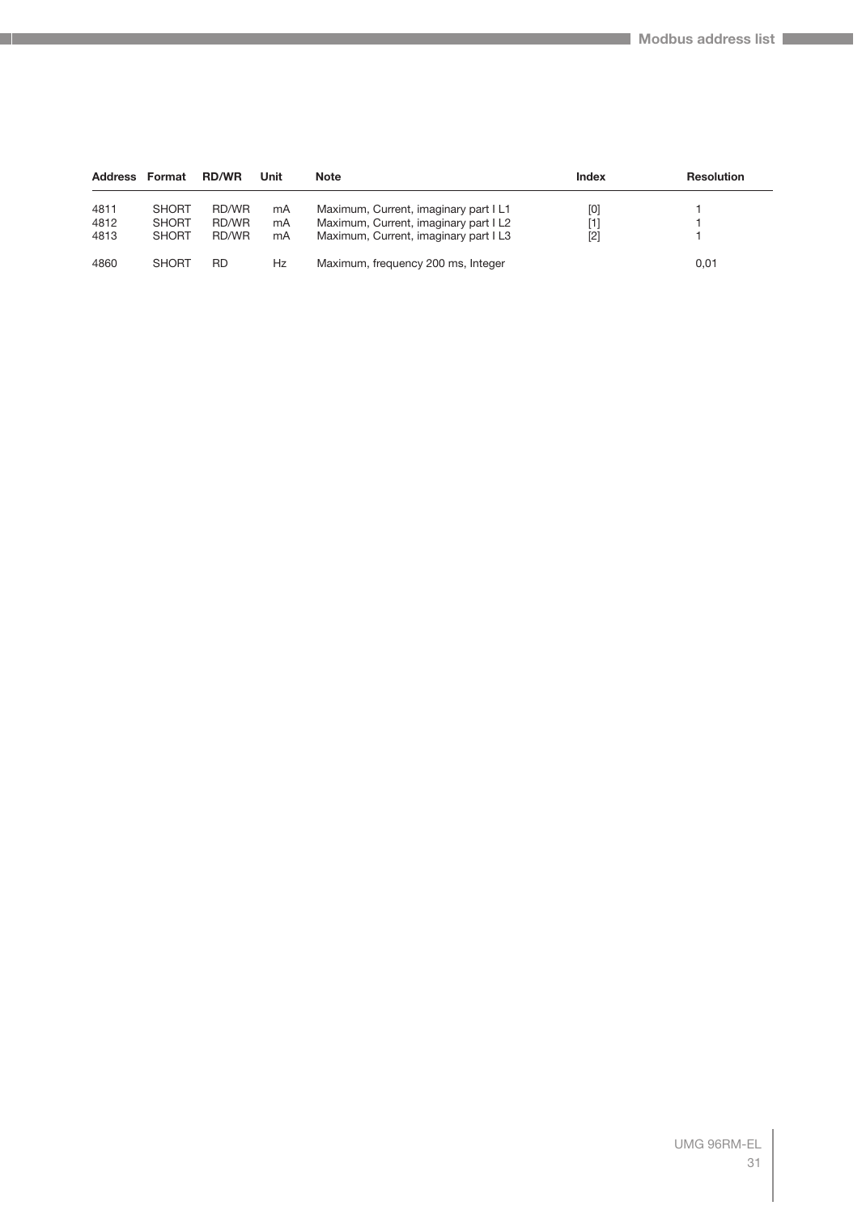| Address | Format | RD/WR | Unit | Note | Index | Resolution |
|---|---|---|---|---|---|---|
| 4811 | SHORT | RD/WR | mA | Maximum, Current, imaginary part I L1 | [0] | 1 |
| 4812 | SHORT | RD/WR | mA | Maximum, Current, imaginary part I L2 | [1] | 1 |
| 4813 | SHORT | RD/WR | mA | Maximum, Current, imaginary part I L3 | [2] | 1 |
| 4860 | SHORT | RD | Hz | Maximum, frequency 200 ms, Integer | | 0,01 |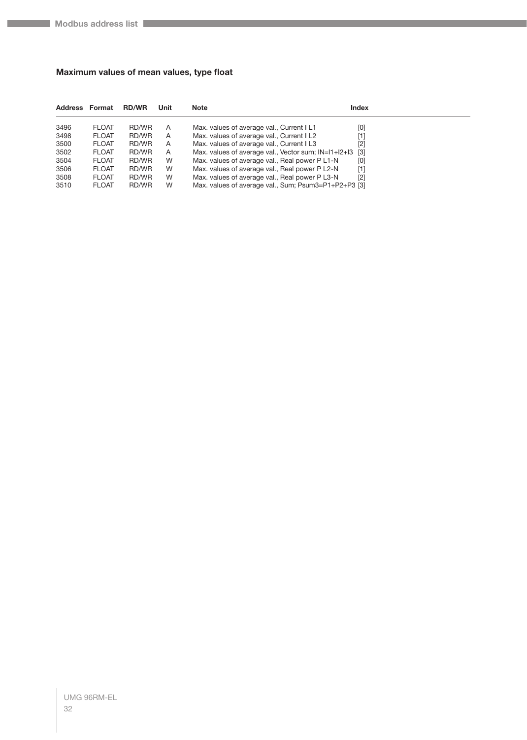### Maximum values of mean values, type float

| Address | Format | RD/WR | Unit | Note | Index |
|---|---|---|---|---|---|
| 3496 | FLOAT | RD/WR | A | Max. values of average val., Current I L1 | [0] |
| 3498 | FLOAT | RD/WR | A | Max. values of average val., Current I L2 | [1] |
| 3500 | FLOAT | RD/WR | A | Max. values of average val., Current I L3 | [2] |
| 3502 | FLOAT | RD/WR | A | Max. values of average val., Vector sum; IN=I1+I2+I3 | [3] |
| 3504 | FLOAT | RD/WR | W | Max. values of average val., Real power P L1-N | [0] |
| 3506 | FLOAT | RD/WR | W | Max. values of average val., Real power P L2-N | [1] |
| 3508 | FLOAT | RD/WR | W | Max. values of average val., Real power P L3-N | [2] |
| 3510 | FLOAT | RD/WR | W | Max. values of average val., Sum; Psum3=P1+P2+P3 | [3] |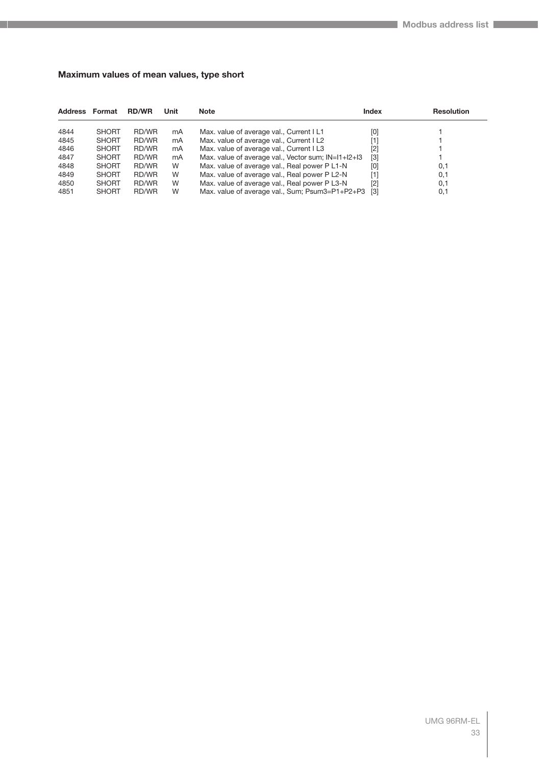### Maximum values of mean values, type short

| Address | Format | RD/WR | Unit | Note | Index | Resolution |
|---|---|---|---|---|---|---|
| 4844 | SHORT | RD/WR | mA | Max. value of average val., Current I L1 | [0] | 1 |
| 4845 | SHORT | RD/WR | mA | Max. value of average val., Current I L2 | [1] | 1 |
| 4846 | SHORT | RD/WR | mA | Max. value of average val., Current I L3 | [2] | 1 |
| 4847 | SHORT | RD/WR | mA | Max. value of average val., Vector sum; IN=I1+I2+I3 | [3] | 1 |
| 4848 | SHORT | RD/WR | W | Max. value of average val., Real power P L1-N | [0] | 0,1 |
| 4849 | SHORT | RD/WR | W | Max. value of average val., Real power P L2-N | [1] | 0,1 |
| 4850 | SHORT | RD/WR | W | Max. value of average val., Real power P L3-N | [2] | 0,1 |
| 4851 | SHORT | RD/WR | W | Max. value of average val., Sum; Psum3=P1+P2+P3 | [3] | 0,1 |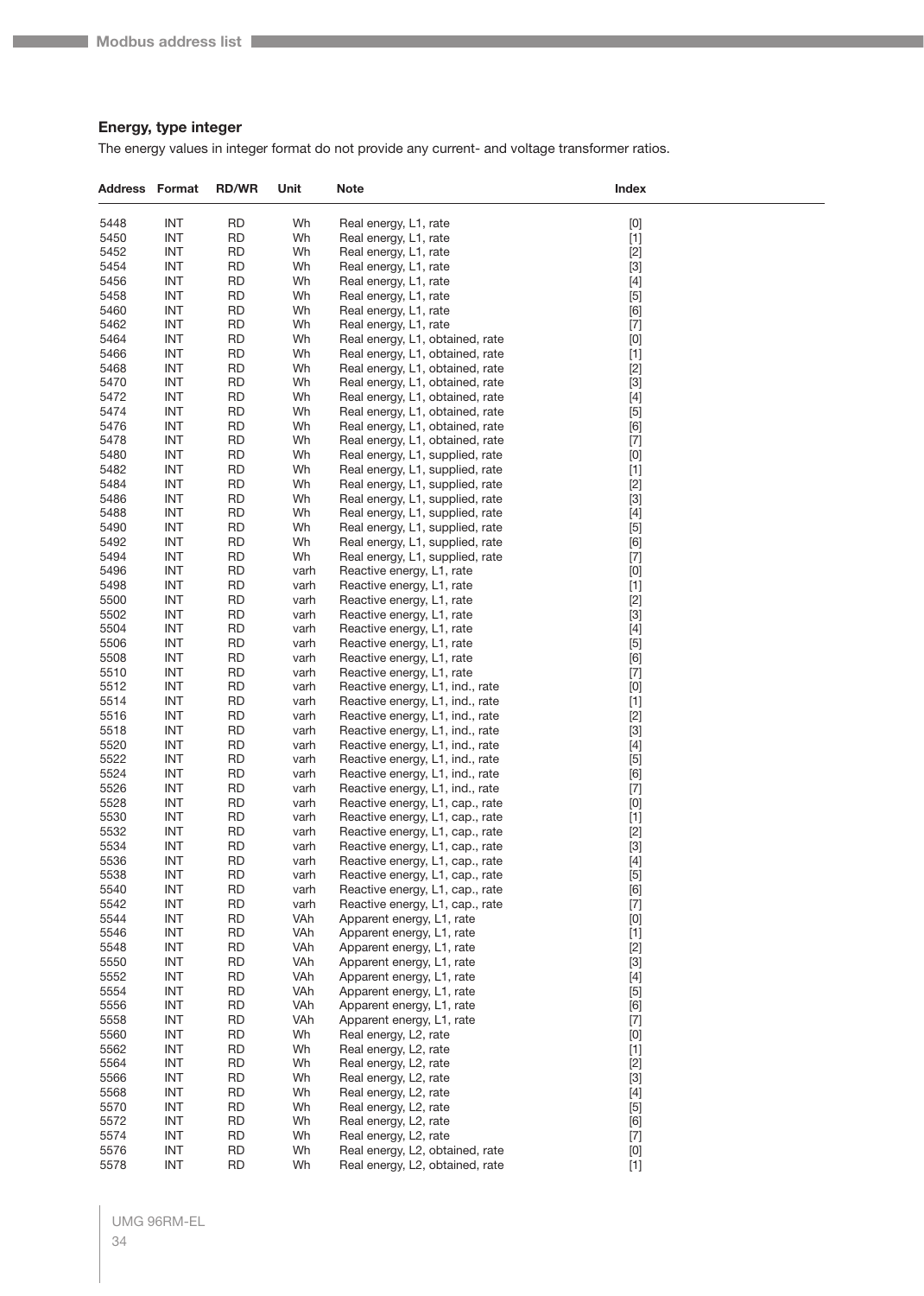### Energy, type integer

The energy values in integer format do not provide any current- and voltage transformer ratios.

| Address | Format | RD/WR | Unit | Note | Index |
|---|---|---|---|---|---|
| 5448 | INT | RD | Wh | Real energy, L1, rate | [0] |
| 5450 | INT | RD | Wh | Real energy, L1, rate | [1] |
| 5452 | INT | RD | Wh | Real energy, L1, rate | [2] |
| 5454 | INT | RD | Wh | Real energy, L1, rate | [3] |
| 5456 | INT | RD | Wh | Real energy, L1, rate | [4] |
| 5458 | INT | RD | Wh | Real energy, L1, rate | [5] |
| 5460 | INT | RD | Wh | Real energy, L1, rate | [6] |
| 5462 | INT | RD | Wh | Real energy, L1, rate | [7] |
| 5464 | INT | RD | Wh | Real energy, L1, obtained, rate | [0] |
| 5466 | INT | RD | Wh | Real energy, L1, obtained, rate | [1] |
| 5468 | INT | RD | Wh | Real energy, L1, obtained, rate | [2] |
| 5470 | INT | RD | Wh | Real energy, L1, obtained, rate | [3] |
| 5472 | INT | RD | Wh | Real energy, L1, obtained, rate | [4] |
| 5474 | INT | RD | Wh | Real energy, L1, obtained, rate | [5] |
| 5476 | INT | RD | Wh | Real energy, L1, obtained, rate | [6] |
| 5478 | INT | RD | Wh | Real energy, L1, obtained, rate | [7] |
| 5480 | INT | RD | Wh | Real energy, L1, supplied, rate | [0] |
| 5482 | INT | RD | Wh | Real energy, L1, supplied, rate | [1] |
| 5484 | INT | RD | Wh | Real energy, L1, supplied, rate | [2] |
| 5486 | INT | RD | Wh | Real energy, L1, supplied, rate | [3] |
| 5488 | INT | RD | Wh | Real energy, L1, supplied, rate | [4] |
| 5490 | INT | RD | Wh | Real energy, L1, supplied, rate | [5] |
| 5492 | INT | RD | Wh | Real energy, L1, supplied, rate | [6] |
| 5494 | INT | RD | Wh | Real energy, L1, supplied, rate | [7] |
| 5496 | INT | RD | varh | Reactive energy, L1, rate | [0] |
| 5498 | INT | RD | varh | Reactive energy, L1, rate | [1] |
| 5500 | INT | RD | varh | Reactive energy, L1, rate | [2] |
| 5502 | INT | RD | varh | Reactive energy, L1, rate | [3] |
| 5504 | INT | RD | varh | Reactive energy, L1, rate | [4] |
| 5506 | INT | RD | varh | Reactive energy, L1, rate | [5] |
| 5508 | INT | RD | varh | Reactive energy, L1, rate | [6] |
| 5510 | INT | RD | varh | Reactive energy, L1, rate | [7] |
| 5512 | INT | RD | varh | Reactive energy, L1, ind., rate | [0] |
| 5514 | INT | RD | varh | Reactive energy, L1, ind., rate | [1] |
| 5516 | INT | RD | varh | Reactive energy, L1, ind., rate | [2] |
| 5518 | INT | RD | varh | Reactive energy, L1, ind., rate | [3] |
| 5520 | INT | RD | varh | Reactive energy, L1, ind., rate | [4] |
| 5522 | INT | RD | varh | Reactive energy, L1, ind., rate | [5] |
| 5524 | INT | RD | varh | Reactive energy, L1, ind., rate | [6] |
| 5526 | INT | RD | varh | Reactive energy, L1, ind., rate | [7] |
| 5528 | INT | RD | varh | Reactive energy, L1, cap., rate | [0] |
| 5530 | INT | RD | varh | Reactive energy, L1, cap., rate | [1] |
| 5532 | INT | RD | varh | Reactive energy, L1, cap., rate | [2] |
| 5534 | INT | RD | varh | Reactive energy, L1, cap., rate | [3] |
| 5536 | INT | RD | varh | Reactive energy, L1, cap., rate | [4] |
| 5538 | INT | RD | varh | Reactive energy, L1, cap., rate | [5] |
| 5540 | INT | RD | varh | Reactive energy, L1, cap., rate | [6] |
| 5542 | INT | RD | varh | Reactive energy, L1, cap., rate | [7] |
| 5544 | INT | RD | VAh | Apparent energy, L1, rate | [0] |
| 5546 | INT | RD | VAh | Apparent energy, L1, rate | [1] |
| 5548 | INT | RD | VAh | Apparent energy, L1, rate | [2] |
| 5550 | INT | RD | VAh | Apparent energy, L1, rate | [3] |
| 5552 | INT | RD | VAh | Apparent energy, L1, rate | [4] |
| 5554 | INT | RD | VAh | Apparent energy, L1, rate | [5] |
| 5556 | INT | RD | VAh | Apparent energy, L1, rate | [6] |
| 5558 | INT | RD | VAh | Apparent energy, L1, rate | [7] |
| 5560 | INT | RD | Wh | Real energy, L2, rate | [0] |
| 5562 | INT | RD | Wh | Real energy, L2, rate | [1] |
| 5564 | INT | RD | Wh | Real energy, L2, rate | [2] |
| 5566 | INT | RD | Wh | Real energy, L2, rate | [3] |
| 5568 | INT | RD | Wh | Real energy, L2, rate | [4] |
| 5570 | INT | RD | Wh | Real energy, L2, rate | [5] |
| 5572 | INT | RD | Wh | Real energy, L2, rate | [6] |
| 5574 | INT | RD | Wh | Real energy, L2, rate | [7] |
| 5576 | INT | RD | Wh | Real energy, L2, obtained, rate | [0] |
| 5578 | INT | RD | Wh | Real energy, L2, obtained, rate | [1] |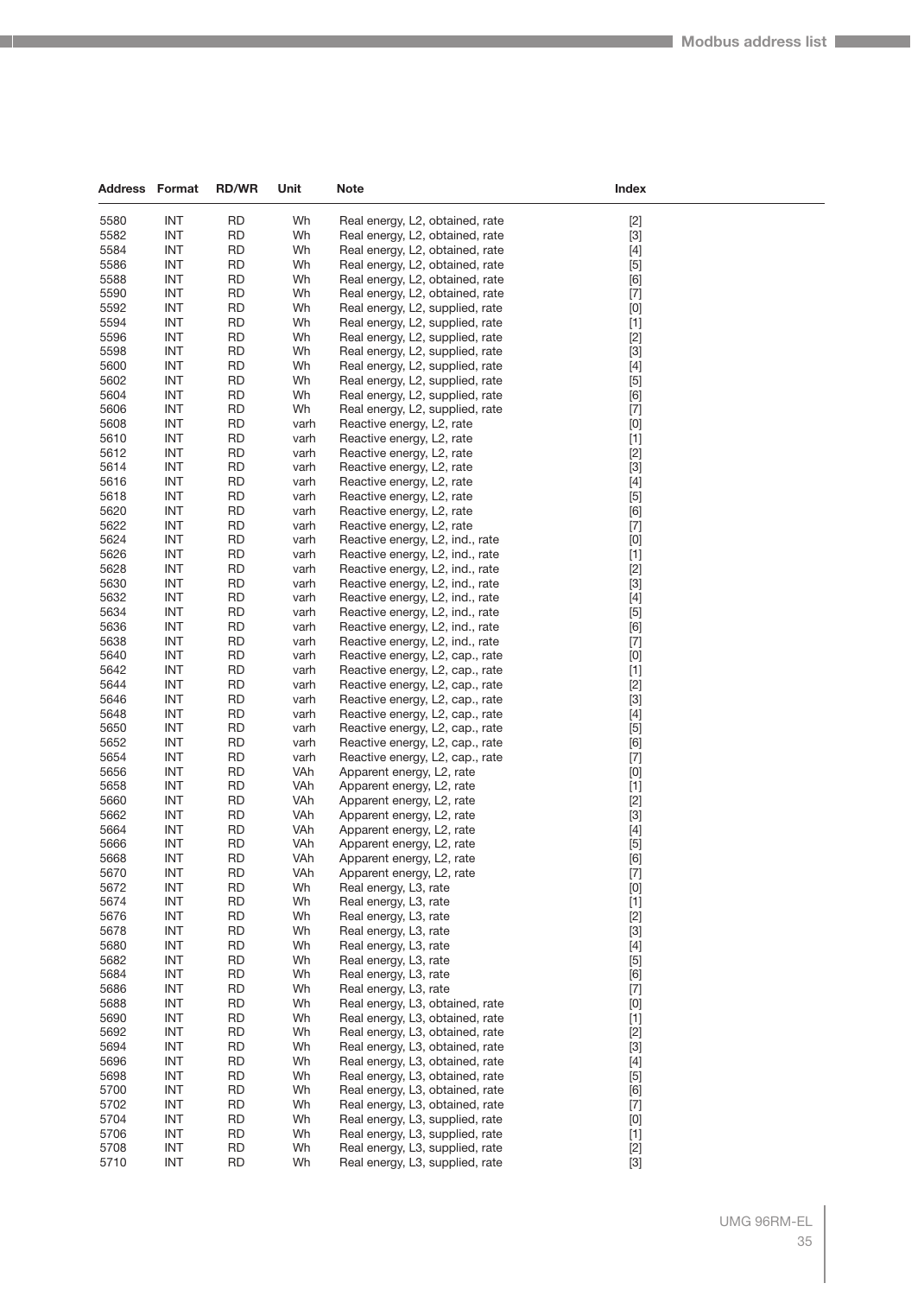| Address | Format | RD/WR | Unit | Note | Index |
|---|---|---|---|---|---|
| 5580 | INT | RD | Wh | Real energy, L2, obtained, rate | [2] |
| 5582 | INT | RD | Wh | Real energy, L2, obtained, rate | [3] |
| 5584 | INT | RD | Wh | Real energy, L2, obtained, rate | [4] |
| 5586 | INT | RD | Wh | Real energy, L2, obtained, rate | [5] |
| 5588 | INT | RD | Wh | Real energy, L2, obtained, rate | [6] |
| 5590 | INT | RD | Wh | Real energy, L2, obtained, rate | [7] |
| 5592 | INT | RD | Wh | Real energy, L2, supplied, rate | [0] |
| 5594 | INT | RD | Wh | Real energy, L2, supplied, rate | [1] |
| 5596 | INT | RD | Wh | Real energy, L2, supplied, rate | [2] |
| 5598 | INT | RD | Wh | Real energy, L2, supplied, rate | [3] |
| 5600 | INT | RD | Wh | Real energy, L2, supplied, rate | [4] |
| 5602 | INT | RD | Wh | Real energy, L2, supplied, rate | [5] |
| 5604 | INT | RD | Wh | Real energy, L2, supplied, rate | [6] |
| 5606 | INT | RD | Wh | Real energy, L2, supplied, rate | [7] |
| 5608 | INT | RD | varh | Reactive energy, L2, rate | [0] |
| 5610 | INT | RD | varh | Reactive energy, L2, rate | [1] |
| 5612 | INT | RD | varh | Reactive energy, L2, rate | [2] |
| 5614 | INT | RD | varh | Reactive energy, L2, rate | [3] |
| 5616 | INT | RD | varh | Reactive energy, L2, rate | [4] |
| 5618 | INT | RD | varh | Reactive energy, L2, rate | [5] |
| 5620 | INT | RD | varh | Reactive energy, L2, rate | [6] |
| 5622 | INT | RD | varh | Reactive energy, L2, rate | [7] |
| 5624 | INT | RD | varh | Reactive energy, L2, ind., rate | [0] |
| 5626 | INT | RD | varh | Reactive energy, L2, ind., rate | [1] |
| 5628 | INT | RD | varh | Reactive energy, L2, ind., rate | [2] |
| 5630 | INT | RD | varh | Reactive energy, L2, ind., rate | [3] |
| 5632 | INT | RD | varh | Reactive energy, L2, ind., rate | [4] |
| 5634 | INT | RD | varh | Reactive energy, L2, ind., rate | [5] |
| 5636 | INT | RD | varh | Reactive energy, L2, ind., rate | [6] |
| 5638 | INT | RD | varh | Reactive energy, L2, ind., rate | [7] |
| 5640 | INT | RD | varh | Reactive energy, L2, cap., rate | [0] |
| 5642 | INT | RD | varh | Reactive energy, L2, cap., rate | [1] |
| 5644 | INT | RD | varh | Reactive energy, L2, cap., rate | [2] |
| 5646 | INT | RD | varh | Reactive energy, L2, cap., rate | [3] |
| 5648 | INT | RD | varh | Reactive energy, L2, cap., rate | [4] |
| 5650 | INT | RD | varh | Reactive energy, L2, cap., rate | [5] |
| 5652 | INT | RD | varh | Reactive energy, L2, cap., rate | [6] |
| 5654 | INT | RD | varh | Reactive energy, L2, cap., rate | [7] |
| 5656 | INT | RD | VAh | Apparent energy, L2, rate | [0] |
| 5658 | INT | RD | VAh | Apparent energy, L2, rate | [1] |
| 5660 | INT | RD | VAh | Apparent energy, L2, rate | [2] |
| 5662 | INT | RD | VAh | Apparent energy, L2, rate | [3] |
| 5664 | INT | RD | VAh | Apparent energy, L2, rate | [4] |
| 5666 | INT | RD | VAh | Apparent energy, L2, rate | [5] |
| 5668 | INT | RD | VAh | Apparent energy, L2, rate | [6] |
| 5670 | INT | RD | VAh | Apparent energy, L2, rate | [7] |
| 5672 | INT | RD | Wh | Real energy, L3, rate | [0] |
| 5674 | INT | RD | Wh | Real energy, L3, rate | [1] |
| 5676 | INT | RD | Wh | Real energy, L3, rate | [2] |
| 5678 | INT | RD | Wh | Real energy, L3, rate | [3] |
| 5680 | INT | RD | Wh | Real energy, L3, rate | [4] |
| 5682 | INT | RD | Wh | Real energy, L3, rate | [5] |
| 5684 | INT | RD | Wh | Real energy, L3, rate | [6] |
| 5686 | INT | RD | Wh | Real energy, L3, rate | [7] |
| 5688 | INT | RD | Wh | Real energy, L3, obtained, rate | [0] |
| 5690 | INT | RD | Wh | Real energy, L3, obtained, rate | [1] |
| 5692 | INT | RD | Wh | Real energy, L3, obtained, rate | [2] |
| 5694 | INT | RD | Wh | Real energy, L3, obtained, rate | [3] |
| 5696 | INT | RD | Wh | Real energy, L3, obtained, rate | [4] |
| 5698 | INT | RD | Wh | Real energy, L3, obtained, rate | [5] |
| 5700 | INT | RD | Wh | Real energy, L3, obtained, rate | [6] |
| 5702 | INT | RD | Wh | Real energy, L3, obtained, rate | [7] |
| 5704 | INT | RD | Wh | Real energy, L3, supplied, rate | [0] |
| 5706 | INT | RD | Wh | Real energy, L3, supplied, rate | [1] |
| 5708 | INT | RD | Wh | Real energy, L3, supplied, rate | [2] |
| 5710 | INT | RD | Wh | Real energy, L3, supplied, rate | [3] |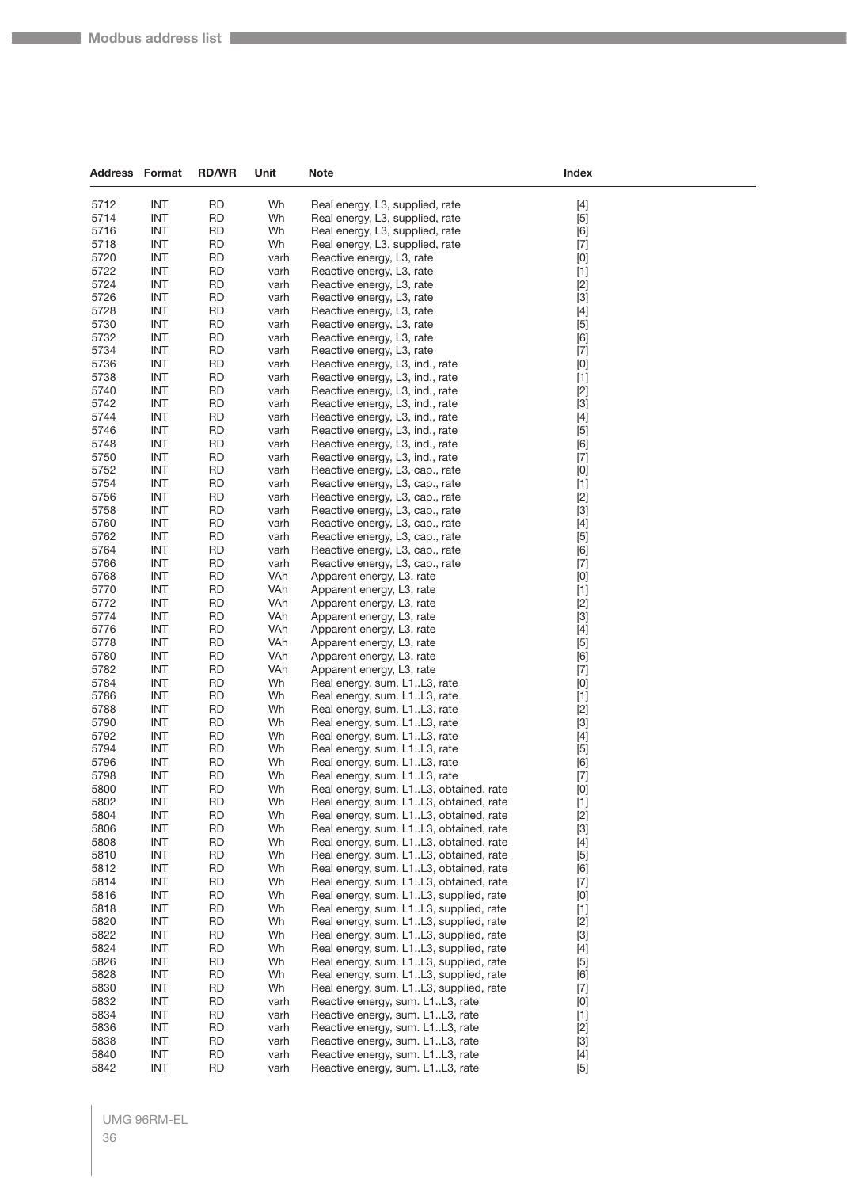| Address | Format | RD/WR | Unit | Note | Index |
|---|---|---|---|---|---|
| 5712 | INT | RD | Wh | Real energy, L3, supplied, rate | [4] |
| 5714 | INT | RD | Wh | Real energy, L3, supplied, rate | [5] |
| 5716 | INT | RD | Wh | Real energy, L3, supplied, rate | [6] |
| 5718 | INT | RD | Wh | Real energy, L3, supplied, rate | [7] |
| 5720 | INT | RD | varh | Reactive energy, L3, rate | [0] |
| 5722 | INT | RD | varh | Reactive energy, L3, rate | [1] |
| 5724 | INT | RD | varh | Reactive energy, L3, rate | [2] |
| 5726 | INT | RD | varh | Reactive energy, L3, rate | [3] |
| 5728 | INT | RD | varh | Reactive energy, L3, rate | [4] |
| 5730 | INT | RD | varh | Reactive energy, L3, rate | [5] |
| 5732 | INT | RD | varh | Reactive energy, L3, rate | [6] |
| 5734 | INT | RD | varh | Reactive energy, L3, rate | [7] |
| 5736 | INT | RD | varh | Reactive energy, L3, ind., rate | [0] |
| 5738 | INT | RD | varh | Reactive energy, L3, ind., rate | [1] |
| 5740 | INT | RD | varh | Reactive energy, L3, ind., rate | [2] |
| 5742 | INT | RD | varh | Reactive energy, L3, ind., rate | [3] |
| 5744 | INT | RD | varh | Reactive energy, L3, ind., rate | [4] |
| 5746 | INT | RD | varh | Reactive energy, L3, ind., rate | [5] |
| 5748 | INT | RD | varh | Reactive energy, L3, ind., rate | [6] |
| 5750 | INT | RD | varh | Reactive energy, L3, ind., rate | [7] |
| 5752 | INT | RD | varh | Reactive energy, L3, cap., rate | [0] |
| 5754 | INT | RD | varh | Reactive energy, L3, cap., rate | [1] |
| 5756 | INT | RD | varh | Reactive energy, L3, cap., rate | [2] |
| 5758 | INT | RD | varh | Reactive energy, L3, cap., rate | [3] |
| 5760 | INT | RD | varh | Reactive energy, L3, cap., rate | [4] |
| 5762 | INT | RD | varh | Reactive energy, L3, cap., rate | [5] |
| 5764 | INT | RD | varh | Reactive energy, L3, cap., rate | [6] |
| 5766 | INT | RD | varh | Reactive energy, L3, cap., rate | [7] |
| 5768 | INT | RD | VAh | Apparent energy, L3, rate | [0] |
| 5770 | INT | RD | VAh | Apparent energy, L3, rate | [1] |
| 5772 | INT | RD | VAh | Apparent energy, L3, rate | [2] |
| 5774 | INT | RD | VAh | Apparent energy, L3, rate | [3] |
| 5776 | INT | RD | VAh | Apparent energy, L3, rate | [4] |
| 5778 | INT | RD | VAh | Apparent energy, L3, rate | [5] |
| 5780 | INT | RD | VAh | Apparent energy, L3, rate | [6] |
| 5782 | INT | RD | VAh | Apparent energy, L3, rate | [7] |
| 5784 | INT | RD | Wh | Real energy, sum. L1..L3, rate | [0] |
| 5786 | INT | RD | Wh | Real energy, sum. L1..L3, rate | [1] |
| 5788 | INT | RD | Wh | Real energy, sum. L1..L3, rate | [2] |
| 5790 | INT | RD | Wh | Real energy, sum. L1..L3, rate | [3] |
| 5792 | INT | RD | Wh | Real energy, sum. L1..L3, rate | [4] |
| 5794 | INT | RD | Wh | Real energy, sum. L1..L3, rate | [5] |
| 5796 | INT | RD | Wh | Real energy, sum. L1..L3, rate | [6] |
| 5798 | INT | RD | Wh | Real energy, sum. L1..L3, rate | [7] |
| 5800 | INT | RD | Wh | Real energy, sum. L1..L3, obtained, rate | [0] |
| 5802 | INT | RD | Wh | Real energy, sum. L1..L3, obtained, rate | [1] |
| 5804 | INT | RD | Wh | Real energy, sum. L1..L3, obtained, rate | [2] |
| 5806 | INT | RD | Wh | Real energy, sum. L1..L3, obtained, rate | [3] |
| 5808 | INT | RD | Wh | Real energy, sum. L1..L3, obtained, rate | [4] |
| 5810 | INT | RD | Wh | Real energy, sum. L1..L3, obtained, rate | [5] |
| 5812 | INT | RD | Wh | Real energy, sum. L1..L3, obtained, rate | [6] |
| 5814 | INT | RD | Wh | Real energy, sum. L1..L3, obtained, rate | [7] |
| 5816 | INT | RD | Wh | Real energy, sum. L1..L3, supplied, rate | [0] |
| 5818 | INT | RD | Wh | Real energy, sum. L1..L3, supplied, rate | [1] |
| 5820 | INT | RD | Wh | Real energy, sum. L1..L3, supplied, rate | [2] |
| 5822 | INT | RD | Wh | Real energy, sum. L1..L3, supplied, rate | [3] |
| 5824 | INT | RD | Wh | Real energy, sum. L1..L3, supplied, rate | [4] |
| 5826 | INT | RD | Wh | Real energy, sum. L1..L3, supplied, rate | [5] |
| 5828 | INT | RD | Wh | Real energy, sum. L1..L3, supplied, rate | [6] |
| 5830 | INT | RD | Wh | Real energy, sum. L1..L3, supplied, rate | [7] |
| 5832 | INT | RD | varh | Reactive energy, sum. L1..L3, rate | [0] |
| 5834 | INT | RD | varh | Reactive energy, sum. L1..L3, rate | [1] |
| 5836 | INT | RD | varh | Reactive energy, sum. L1..L3, rate | [2] |
| 5838 | INT | RD | varh | Reactive energy, sum. L1..L3, rate | [3] |
| 5840 | INT | RD | varh | Reactive energy, sum. L1..L3, rate | [4] |
| 5842 | INT | RD | varh | Reactive energy, sum. L1..L3, rate | [5] |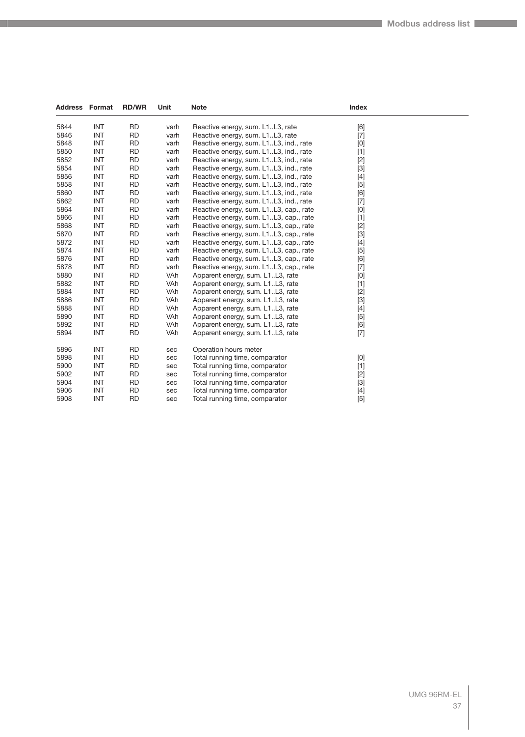| Address | Format | RD/WR | Unit | Note | Index |
|---|---|---|---|---|---|
| 5844 | INT | RD | varh | Reactive energy, sum. L1..L3, rate | [6] |
| 5846 | INT | RD | varh | Reactive energy, sum. L1..L3, rate | [7] |
| 5848 | INT | RD | varh | Reactive energy, sum. L1..L3, ind., rate | [0] |
| 5850 | INT | RD | varh | Reactive energy, sum. L1..L3, ind., rate | [1] |
| 5852 | INT | RD | varh | Reactive energy, sum. L1..L3, ind., rate | [2] |
| 5854 | INT | RD | varh | Reactive energy, sum. L1..L3, ind., rate | [3] |
| 5856 | INT | RD | varh | Reactive energy, sum. L1..L3, ind., rate | [4] |
| 5858 | INT | RD | varh | Reactive energy, sum. L1..L3, ind., rate | [5] |
| 5860 | INT | RD | varh | Reactive energy, sum. L1..L3, ind., rate | [6] |
| 5862 | INT | RD | varh | Reactive energy, sum. L1..L3, ind., rate | [7] |
| 5864 | INT | RD | varh | Reactive energy, sum. L1..L3, cap., rate | [0] |
| 5866 | INT | RD | varh | Reactive energy, sum. L1..L3, cap., rate | [1] |
| 5868 | INT | RD | varh | Reactive energy, sum. L1..L3, cap., rate | [2] |
| 5870 | INT | RD | varh | Reactive energy, sum. L1..L3, cap., rate | [3] |
| 5872 | INT | RD | varh | Reactive energy, sum. L1..L3, cap., rate | [4] |
| 5874 | INT | RD | varh | Reactive energy, sum. L1..L3, cap., rate | [5] |
| 5876 | INT | RD | varh | Reactive energy, sum. L1..L3, cap., rate | [6] |
| 5878 | INT | RD | varh | Reactive energy, sum. L1..L3, cap., rate | [7] |
| 5880 | INT | RD | VAh | Apparent energy, sum. L1..L3, rate | [0] |
| 5882 | INT | RD | VAh | Apparent energy, sum. L1..L3, rate | [1] |
| 5884 | INT | RD | VAh | Apparent energy, sum. L1..L3, rate | [2] |
| 5886 | INT | RD | VAh | Apparent energy, sum. L1..L3, rate | [3] |
| 5888 | INT | RD | VAh | Apparent energy, sum. L1..L3, rate | [4] |
| 5890 | INT | RD | VAh | Apparent energy, sum. L1..L3, rate | [5] |
| 5892 | INT | RD | VAh | Apparent energy, sum. L1..L3, rate | [6] |
| 5894 | INT | RD | VAh | Apparent energy, sum. L1..L3, rate | [7] |
| 5896 | INT | RD | sec | Operation hours meter | |
| 5898 | INT | RD | sec | Total running time, comparator | [0] |
| 5900 | INT | RD | sec | Total running time, comparator | [1] |
| 5902 | INT | RD | sec | Total running time, comparator | [2] |
| 5904 | INT | RD | sec | Total running time, comparator | [3] |
| 5906 | INT | RD | sec | Total running time, comparator | [4] |
| 5908 | INT | RD | sec | Total running time, comparator | [5] |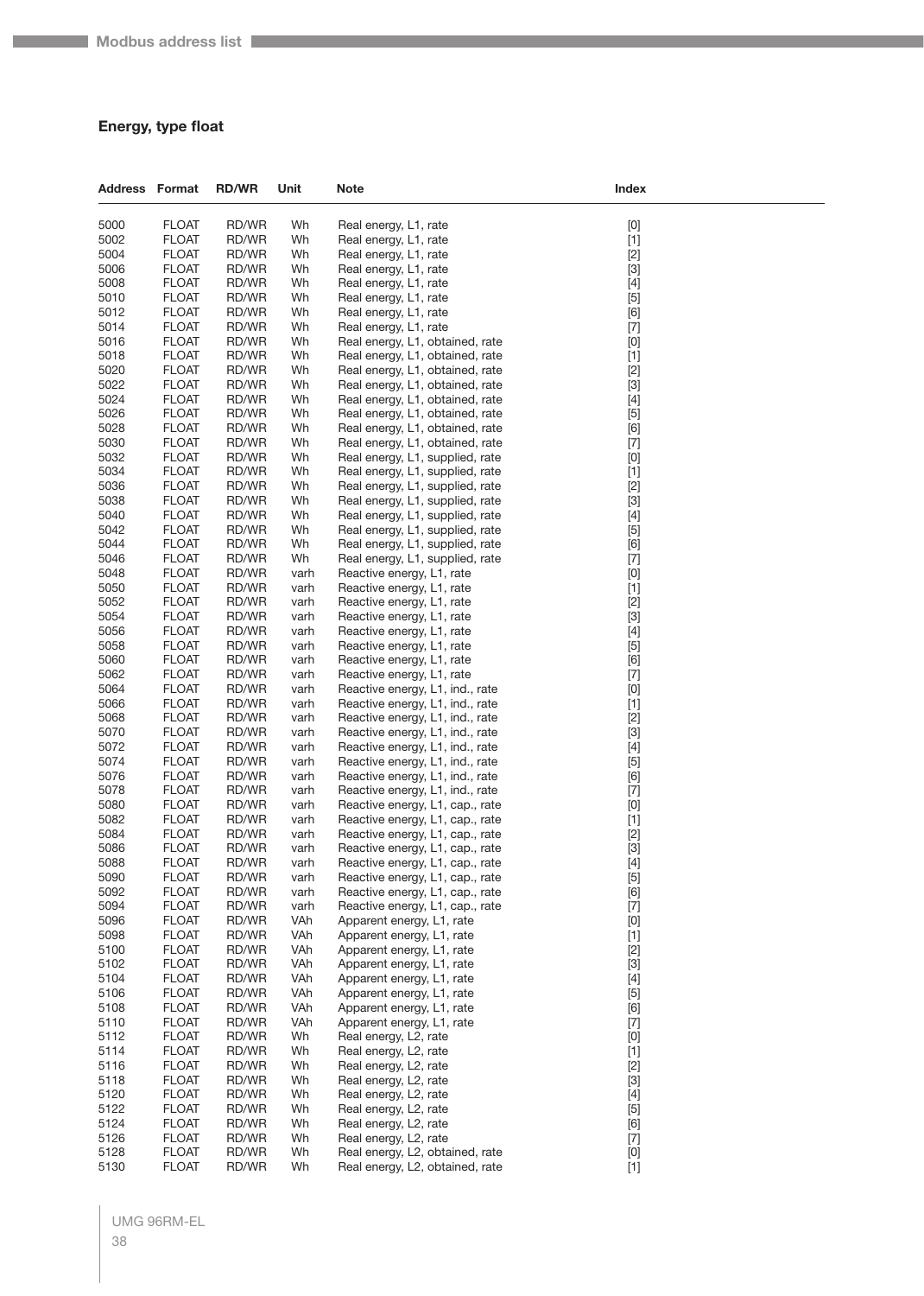## Energy, type float

| Address | Format | RD/WR | Unit | Note | Index |
|---|---|---|---|---|---|
| 5000 | FLOAT | RD/WR | Wh | Real energy, L1, rate | [0] |
| 5002 | FLOAT | RD/WR | Wh | Real energy, L1, rate | [1] |
| 5004 | FLOAT | RD/WR | Wh | Real energy, L1, rate | [2] |
| 5006 | FLOAT | RD/WR | Wh | Real energy, L1, rate | [3] |
| 5008 | FLOAT | RD/WR | Wh | Real energy, L1, rate | [4] |
| 5010 | FLOAT | RD/WR | Wh | Real energy, L1, rate | [5] |
| 5012 | FLOAT | RD/WR | Wh | Real energy, L1, rate | [6] |
| 5014 | FLOAT | RD/WR | Wh | Real energy, L1, rate | [7] |
| 5016 | FLOAT | RD/WR | Wh | Real energy, L1, obtained, rate | [0] |
| 5018 | FLOAT | RD/WR | Wh | Real energy, L1, obtained, rate | [1] |
| 5020 | FLOAT | RD/WR | Wh | Real energy, L1, obtained, rate | [2] |
| 5022 | FLOAT | RD/WR | Wh | Real energy, L1, obtained, rate | [3] |
| 5024 | FLOAT | RD/WR | Wh | Real energy, L1, obtained, rate | [4] |
| 5026 | FLOAT | RD/WR | Wh | Real energy, L1, obtained, rate | [5] |
| 5028 | FLOAT | RD/WR | Wh | Real energy, L1, obtained, rate | [6] |
| 5030 | FLOAT | RD/WR | Wh | Real energy, L1, obtained, rate | [7] |
| 5032 | FLOAT | RD/WR | Wh | Real energy, L1, supplied, rate | [0] |
| 5034 | FLOAT | RD/WR | Wh | Real energy, L1, supplied, rate | [1] |
| 5036 | FLOAT | RD/WR | Wh | Real energy, L1, supplied, rate | [2] |
| 5038 | FLOAT | RD/WR | Wh | Real energy, L1, supplied, rate | [3] |
| 5040 | FLOAT | RD/WR | Wh | Real energy, L1, supplied, rate | [4] |
| 5042 | FLOAT | RD/WR | Wh | Real energy, L1, supplied, rate | [5] |
| 5044 | FLOAT | RD/WR | Wh | Real energy, L1, supplied, rate | [6] |
| 5046 | FLOAT | RD/WR | Wh | Real energy, L1, supplied, rate | [7] |
| 5048 | FLOAT | RD/WR | varh | Reactive energy, L1, rate | [0] |
| 5050 | FLOAT | RD/WR | varh | Reactive energy, L1, rate | [1] |
| 5052 | FLOAT | RD/WR | varh | Reactive energy, L1, rate | [2] |
| 5054 | FLOAT | RD/WR | varh | Reactive energy, L1, rate | [3] |
| 5056 | FLOAT | RD/WR | varh | Reactive energy, L1, rate | [4] |
| 5058 | FLOAT | RD/WR | varh | Reactive energy, L1, rate | [5] |
| 5060 | FLOAT | RD/WR | varh | Reactive energy, L1, rate | [6] |
| 5062 | FLOAT | RD/WR | varh | Reactive energy, L1, rate | [7] |
| 5064 | FLOAT | RD/WR | varh | Reactive energy, L1, ind., rate | [0] |
| 5066 | FLOAT | RD/WR | varh | Reactive energy, L1, ind., rate | [1] |
| 5068 | FLOAT | RD/WR | varh | Reactive energy, L1, ind., rate | [2] |
| 5070 | FLOAT | RD/WR | varh | Reactive energy, L1, ind., rate | [3] |
| 5072 | FLOAT | RD/WR | varh | Reactive energy, L1, ind., rate | [4] |
| 5074 | FLOAT | RD/WR | varh | Reactive energy, L1, ind., rate | [5] |
| 5076 | FLOAT | RD/WR | varh | Reactive energy, L1, ind., rate | [6] |
| 5078 | FLOAT | RD/WR | varh | Reactive energy, L1, ind., rate | [7] |
| 5080 | FLOAT | RD/WR | varh | Reactive energy, L1, cap., rate | [0] |
| 5082 | FLOAT | RD/WR | varh | Reactive energy, L1, cap., rate | [1] |
| 5084 | FLOAT | RD/WR | varh | Reactive energy, L1, cap., rate | [2] |
| 5086 | FLOAT | RD/WR | varh | Reactive energy, L1, cap., rate | [3] |
| 5088 | FLOAT | RD/WR | varh | Reactive energy, L1, cap., rate | [4] |
| 5090 | FLOAT | RD/WR | varh | Reactive energy, L1, cap., rate | [5] |
| 5092 | FLOAT | RD/WR | varh | Reactive energy, L1, cap., rate | [6] |
| 5094 | FLOAT | RD/WR | varh | Reactive energy, L1, cap., rate | [7] |
| 5096 | FLOAT | RD/WR | VAh | Apparent energy, L1, rate | [0] |
| 5098 | FLOAT | RD/WR | VAh | Apparent energy, L1, rate | [1] |
| 5100 | FLOAT | RD/WR | VAh | Apparent energy, L1, rate | [2] |
| 5102 | FLOAT | RD/WR | VAh | Apparent energy, L1, rate | [3] |
| 5104 | FLOAT | RD/WR | VAh | Apparent energy, L1, rate | [4] |
| 5106 | FLOAT | RD/WR | VAh | Apparent energy, L1, rate | [5] |
| 5108 | FLOAT | RD/WR | VAh | Apparent energy, L1, rate | [6] |
| 5110 | FLOAT | RD/WR | VAh | Apparent energy, L1, rate | [7] |
| 5112 | FLOAT | RD/WR | Wh | Real energy, L2, rate | [0] |
| 5114 | FLOAT | RD/WR | Wh | Real energy, L2, rate | [1] |
| 5116 | FLOAT | RD/WR | Wh | Real energy, L2, rate | [2] |
| 5118 | FLOAT | RD/WR | Wh | Real energy, L2, rate | [3] |
| 5120 | FLOAT | RD/WR | Wh | Real energy, L2, rate | [4] |
| 5122 | FLOAT | RD/WR | Wh | Real energy, L2, rate | [5] |
| 5124 | FLOAT | RD/WR | Wh | Real energy, L2, rate | [6] |
| 5126 | FLOAT | RD/WR | Wh | Real energy, L2, rate | [7] |
| 5128 | FLOAT | RD/WR | Wh | Real energy, L2, obtained, rate | [0] |
| 5130 | FLOAT | RD/WR | Wh | Real energy, L2, obtained, rate | [1] |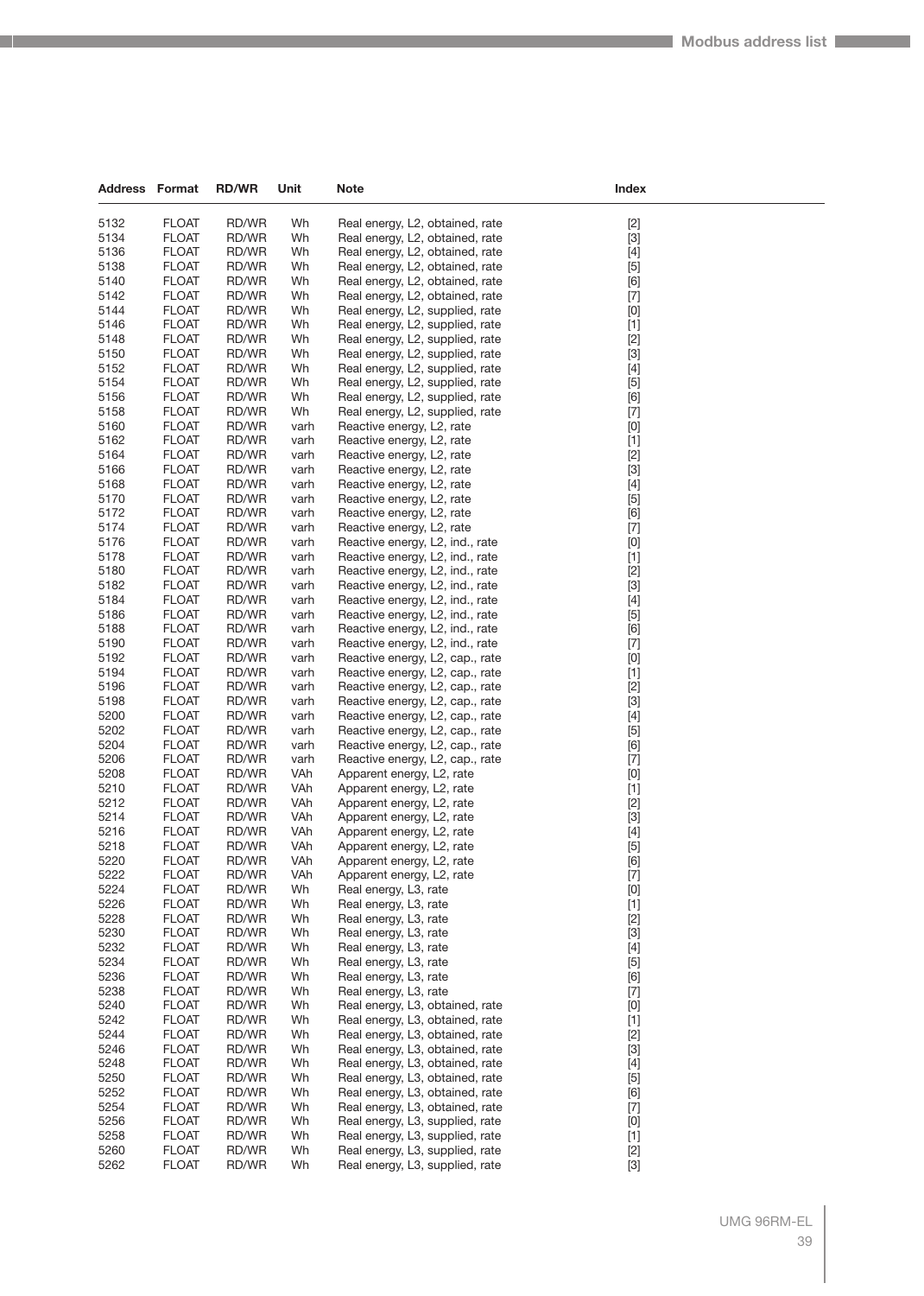| Address | Format | RD/WR | Unit | Note | Index |
|---|---|---|---|---|---|
| 5132 | FLOAT | RD/WR | Wh | Real energy, L2, obtained, rate | [2] |
| 5134 | FLOAT | RD/WR | Wh | Real energy, L2, obtained, rate | [3] |
| 5136 | FLOAT | RD/WR | Wh | Real energy, L2, obtained, rate | [4] |
| 5138 | FLOAT | RD/WR | Wh | Real energy, L2, obtained, rate | [5] |
| 5140 | FLOAT | RD/WR | Wh | Real energy, L2, obtained, rate | [6] |
| 5142 | FLOAT | RD/WR | Wh | Real energy, L2, obtained, rate | [7] |
| 5144 | FLOAT | RD/WR | Wh | Real energy, L2, supplied, rate | [0] |
| 5146 | FLOAT | RD/WR | Wh | Real energy, L2, supplied, rate | [1] |
| 5148 | FLOAT | RD/WR | Wh | Real energy, L2, supplied, rate | [2] |
| 5150 | FLOAT | RD/WR | Wh | Real energy, L2, supplied, rate | [3] |
| 5152 | FLOAT | RD/WR | Wh | Real energy, L2, supplied, rate | [4] |
| 5154 | FLOAT | RD/WR | Wh | Real energy, L2, supplied, rate | [5] |
| 5156 | FLOAT | RD/WR | Wh | Real energy, L2, supplied, rate | [6] |
| 5158 | FLOAT | RD/WR | Wh | Real energy, L2, supplied, rate | [7] |
| 5160 | FLOAT | RD/WR | varh | Reactive energy, L2, rate | [0] |
| 5162 | FLOAT | RD/WR | varh | Reactive energy, L2, rate | [1] |
| 5164 | FLOAT | RD/WR | varh | Reactive energy, L2, rate | [2] |
| 5166 | FLOAT | RD/WR | varh | Reactive energy, L2, rate | [3] |
| 5168 | FLOAT | RD/WR | varh | Reactive energy, L2, rate | [4] |
| 5170 | FLOAT | RD/WR | varh | Reactive energy, L2, rate | [5] |
| 5172 | FLOAT | RD/WR | varh | Reactive energy, L2, rate | [6] |
| 5174 | FLOAT | RD/WR | varh | Reactive energy, L2, rate | [7] |
| 5176 | FLOAT | RD/WR | varh | Reactive energy, L2, ind., rate | [0] |
| 5178 | FLOAT | RD/WR | varh | Reactive energy, L2, ind., rate | [1] |
| 5180 | FLOAT | RD/WR | varh | Reactive energy, L2, ind., rate | [2] |
| 5182 | FLOAT | RD/WR | varh | Reactive energy, L2, ind., rate | [3] |
| 5184 | FLOAT | RD/WR | varh | Reactive energy, L2, ind., rate | [4] |
| 5186 | FLOAT | RD/WR | varh | Reactive energy, L2, ind., rate | [5] |
| 5188 | FLOAT | RD/WR | varh | Reactive energy, L2, ind., rate | [6] |
| 5190 | FLOAT | RD/WR | varh | Reactive energy, L2, ind., rate | [7] |
| 5192 | FLOAT | RD/WR | varh | Reactive energy, L2, cap., rate | [0] |
| 5194 | FLOAT | RD/WR | varh | Reactive energy, L2, cap., rate | [1] |
| 5196 | FLOAT | RD/WR | varh | Reactive energy, L2, cap., rate | [2] |
| 5198 | FLOAT | RD/WR | varh | Reactive energy, L2, cap., rate | [3] |
| 5200 | FLOAT | RD/WR | varh | Reactive energy, L2, cap., rate | [4] |
| 5202 | FLOAT | RD/WR | varh | Reactive energy, L2, cap., rate | [5] |
| 5204 | FLOAT | RD/WR | varh | Reactive energy, L2, cap., rate | [6] |
| 5206 | FLOAT | RD/WR | varh | Reactive energy, L2, cap., rate | [7] |
| 5208 | FLOAT | RD/WR | VAh | Apparent energy, L2, rate | [0] |
| 5210 | FLOAT | RD/WR | VAh | Apparent energy, L2, rate | [1] |
| 5212 | FLOAT | RD/WR | VAh | Apparent energy, L2, rate | [2] |
| 5214 | FLOAT | RD/WR | VAh | Apparent energy, L2, rate | [3] |
| 5216 | FLOAT | RD/WR | VAh | Apparent energy, L2, rate | [4] |
| 5218 | FLOAT | RD/WR | VAh | Apparent energy, L2, rate | [5] |
| 5220 | FLOAT | RD/WR | VAh | Apparent energy, L2, rate | [6] |
| 5222 | FLOAT | RD/WR | VAh | Apparent energy, L2, rate | [7] |
| 5224 | FLOAT | RD/WR | Wh | Real energy, L3, rate | [0] |
| 5226 | FLOAT | RD/WR | Wh | Real energy, L3, rate | [1] |
| 5228 | FLOAT | RD/WR | Wh | Real energy, L3, rate | [2] |
| 5230 | FLOAT | RD/WR | Wh | Real energy, L3, rate | [3] |
| 5232 | FLOAT | RD/WR | Wh | Real energy, L3, rate | [4] |
| 5234 | FLOAT | RD/WR | Wh | Real energy, L3, rate | [5] |
| 5236 | FLOAT | RD/WR | Wh | Real energy, L3, rate | [6] |
| 5238 | FLOAT | RD/WR | Wh | Real energy, L3, rate | [7] |
| 5240 | FLOAT | RD/WR | Wh | Real energy, L3, obtained, rate | [0] |
| 5242 | FLOAT | RD/WR | Wh | Real energy, L3, obtained, rate | [1] |
| 5244 | FLOAT | RD/WR | Wh | Real energy, L3, obtained, rate | [2] |
| 5246 | FLOAT | RD/WR | Wh | Real energy, L3, obtained, rate | [3] |
| 5248 | FLOAT | RD/WR | Wh | Real energy, L3, obtained, rate | [4] |
| 5250 | FLOAT | RD/WR | Wh | Real energy, L3, obtained, rate | [5] |
| 5252 | FLOAT | RD/WR | Wh | Real energy, L3, obtained, rate | [6] |
| 5254 | FLOAT | RD/WR | Wh | Real energy, L3, obtained, rate | [7] |
| 5256 | FLOAT | RD/WR | Wh | Real energy, L3, supplied, rate | [0] |
| 5258 | FLOAT | RD/WR | Wh | Real energy, L3, supplied, rate | [1] |
| 5260 | FLOAT | RD/WR | Wh | Real energy, L3, supplied, rate | [2] |
| 5262 | FLOAT | RD/WR | Wh | Real energy, L3, supplied, rate | [3] |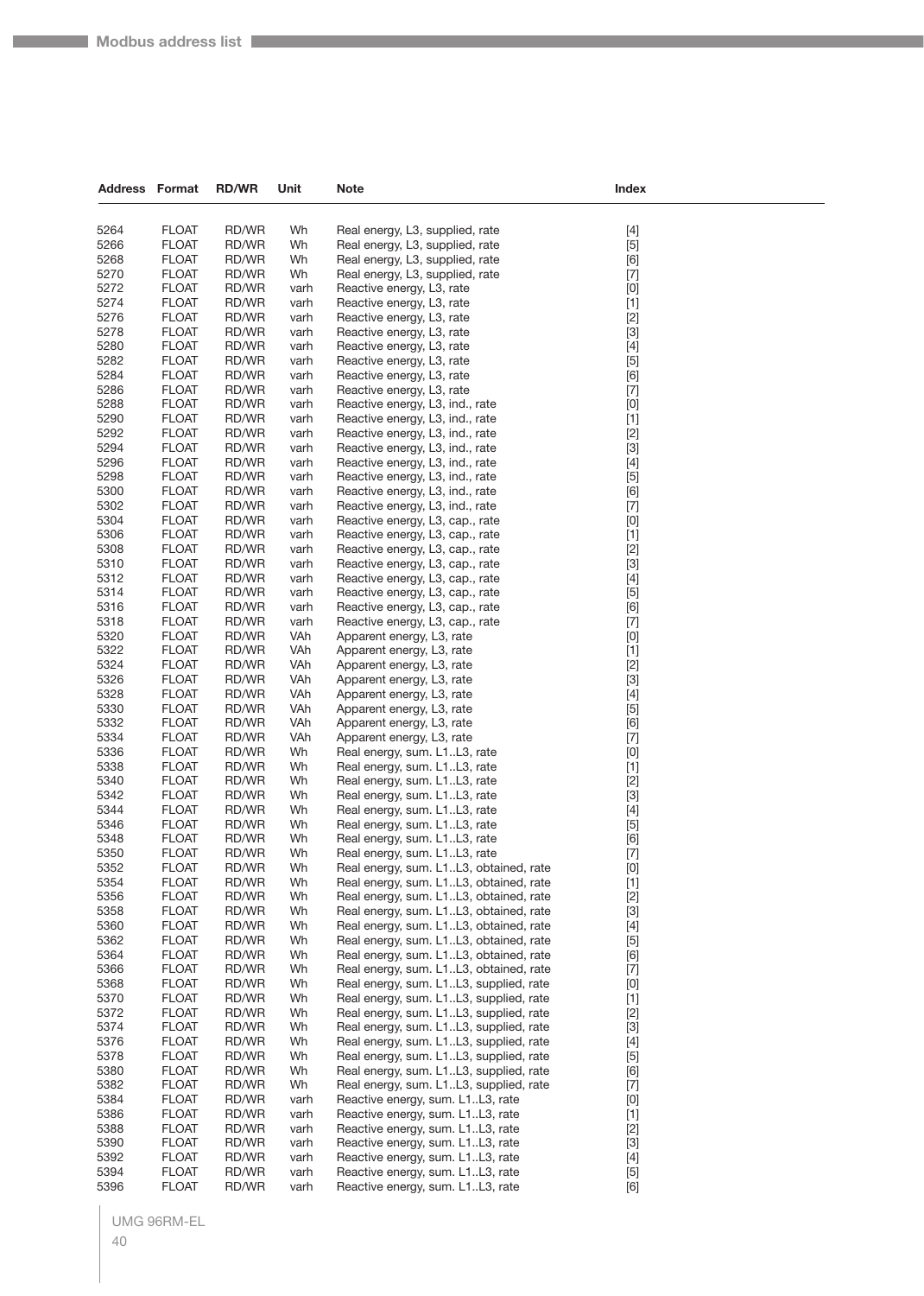| Address | Format | RD/WR | Unit | Note | Index |
|---|---|---|---|---|---|
| 5264 | FLOAT | RD/WR | Wh | Real energy, L3, supplied, rate | [4] |
| 5266 | FLOAT | RD/WR | Wh | Real energy, L3, supplied, rate | [5] |
| 5268 | FLOAT | RD/WR | Wh | Real energy, L3, supplied, rate | [6] |
| 5270 | FLOAT | RD/WR | Wh | Real energy, L3, supplied, rate | [7] |
| 5272 | FLOAT | RD/WR | varh | Reactive energy, L3, rate | [0] |
| 5274 | FLOAT | RD/WR | varh | Reactive energy, L3, rate | [1] |
| 5276 | FLOAT | RD/WR | varh | Reactive energy, L3, rate | [2] |
| 5278 | FLOAT | RD/WR | varh | Reactive energy, L3, rate | [3] |
| 5280 | FLOAT | RD/WR | varh | Reactive energy, L3, rate | [4] |
| 5282 | FLOAT | RD/WR | varh | Reactive energy, L3, rate | [5] |
| 5284 | FLOAT | RD/WR | varh | Reactive energy, L3, rate | [6] |
| 5286 | FLOAT | RD/WR | varh | Reactive energy, L3, rate | [7] |
| 5288 | FLOAT | RD/WR | varh | Reactive energy, L3, ind., rate | [0] |
| 5290 | FLOAT | RD/WR | varh | Reactive energy, L3, ind., rate | [1] |
| 5292 | FLOAT | RD/WR | varh | Reactive energy, L3, ind., rate | [2] |
| 5294 | FLOAT | RD/WR | varh | Reactive energy, L3, ind., rate | [3] |
| 5296 | FLOAT | RD/WR | varh | Reactive energy, L3, ind., rate | [4] |
| 5298 | FLOAT | RD/WR | varh | Reactive energy, L3, ind., rate | [5] |
| 5300 | FLOAT | RD/WR | varh | Reactive energy, L3, ind., rate | [6] |
| 5302 | FLOAT | RD/WR | varh | Reactive energy, L3, ind., rate | [7] |
| 5304 | FLOAT | RD/WR | varh | Reactive energy, L3, cap., rate | [0] |
| 5306 | FLOAT | RD/WR | varh | Reactive energy, L3, cap., rate | [1] |
| 5308 | FLOAT | RD/WR | varh | Reactive energy, L3, cap., rate | [2] |
| 5310 | FLOAT | RD/WR | varh | Reactive energy, L3, cap., rate | [3] |
| 5312 | FLOAT | RD/WR | varh | Reactive energy, L3, cap., rate | [4] |
| 5314 | FLOAT | RD/WR | varh | Reactive energy, L3, cap., rate | [5] |
| 5316 | FLOAT | RD/WR | varh | Reactive energy, L3, cap., rate | [6] |
| 5318 | FLOAT | RD/WR | varh | Reactive energy, L3, cap., rate | [7] |
| 5320 | FLOAT | RD/WR | VAh | Apparent energy, L3, rate | [0] |
| 5322 | FLOAT | RD/WR | VAh | Apparent energy, L3, rate | [1] |
| 5324 | FLOAT | RD/WR | VAh | Apparent energy, L3, rate | [2] |
| 5326 | FLOAT | RD/WR | VAh | Apparent energy, L3, rate | [3] |
| 5328 | FLOAT | RD/WR | VAh | Apparent energy, L3, rate | [4] |
| 5330 | FLOAT | RD/WR | VAh | Apparent energy, L3, rate | [5] |
| 5332 | FLOAT | RD/WR | VAh | Apparent energy, L3, rate | [6] |
| 5334 | FLOAT | RD/WR | VAh | Apparent energy, L3, rate | [7] |
| 5336 | FLOAT | RD/WR | Wh | Real energy, sum. L1..L3, rate | [0] |
| 5338 | FLOAT | RD/WR | Wh | Real energy, sum. L1..L3, rate | [1] |
| 5340 | FLOAT | RD/WR | Wh | Real energy, sum. L1..L3, rate | [2] |
| 5342 | FLOAT | RD/WR | Wh | Real energy, sum. L1..L3, rate | [3] |
| 5344 | FLOAT | RD/WR | Wh | Real energy, sum. L1..L3, rate | [4] |
| 5346 | FLOAT | RD/WR | Wh | Real energy, sum. L1..L3, rate | [5] |
| 5348 | FLOAT | RD/WR | Wh | Real energy, sum. L1..L3, rate | [6] |
| 5350 | FLOAT | RD/WR | Wh | Real energy, sum. L1..L3, rate | [7] |
| 5352 | FLOAT | RD/WR | Wh | Real energy, sum. L1..L3, obtained, rate | [0] |
| 5354 | FLOAT | RD/WR | Wh | Real energy, sum. L1..L3, obtained, rate | [1] |
| 5356 | FLOAT | RD/WR | Wh | Real energy, sum. L1..L3, obtained, rate | [2] |
| 5358 | FLOAT | RD/WR | Wh | Real energy, sum. L1..L3, obtained, rate | [3] |
| 5360 | FLOAT | RD/WR | Wh | Real energy, sum. L1..L3, obtained, rate | [4] |
| 5362 | FLOAT | RD/WR | Wh | Real energy, sum. L1..L3, obtained, rate | [5] |
| 5364 | FLOAT | RD/WR | Wh | Real energy, sum. L1..L3, obtained, rate | [6] |
| 5366 | FLOAT | RD/WR | Wh | Real energy, sum. L1..L3, obtained, rate | [7] |
| 5368 | FLOAT | RD/WR | Wh | Real energy, sum. L1..L3, supplied, rate | [0] |
| 5370 | FLOAT | RD/WR | Wh | Real energy, sum. L1..L3, supplied, rate | [1] |
| 5372 | FLOAT | RD/WR | Wh | Real energy, sum. L1..L3, supplied, rate | [2] |
| 5374 | FLOAT | RD/WR | Wh | Real energy, sum. L1..L3, supplied, rate | [3] |
| 5376 | FLOAT | RD/WR | Wh | Real energy, sum. L1..L3, supplied, rate | [4] |
| 5378 | FLOAT | RD/WR | Wh | Real energy, sum. L1..L3, supplied, rate | [5] |
| 5380 | FLOAT | RD/WR | Wh | Real energy, sum. L1..L3, supplied, rate | [6] |
| 5382 | FLOAT | RD/WR | Wh | Real energy, sum. L1..L3, supplied, rate | [7] |
| 5384 | FLOAT | RD/WR | varh | Reactive energy, sum. L1..L3, rate | [0] |
| 5386 | FLOAT | RD/WR | varh | Reactive energy, sum. L1..L3, rate | [1] |
| 5388 | FLOAT | RD/WR | varh | Reactive energy, sum. L1..L3, rate | [2] |
| 5390 | FLOAT | RD/WR | varh | Reactive energy, sum. L1..L3, rate | [3] |
| 5392 | FLOAT | RD/WR | varh | Reactive energy, sum. L1..L3, rate | [4] |
| 5394 | FLOAT | RD/WR | varh | Reactive energy, sum. L1..L3, rate | [5] |
| 5396 | FLOAT | RD/WR | varh | Reactive energy, sum. L1..L3, rate | [6] |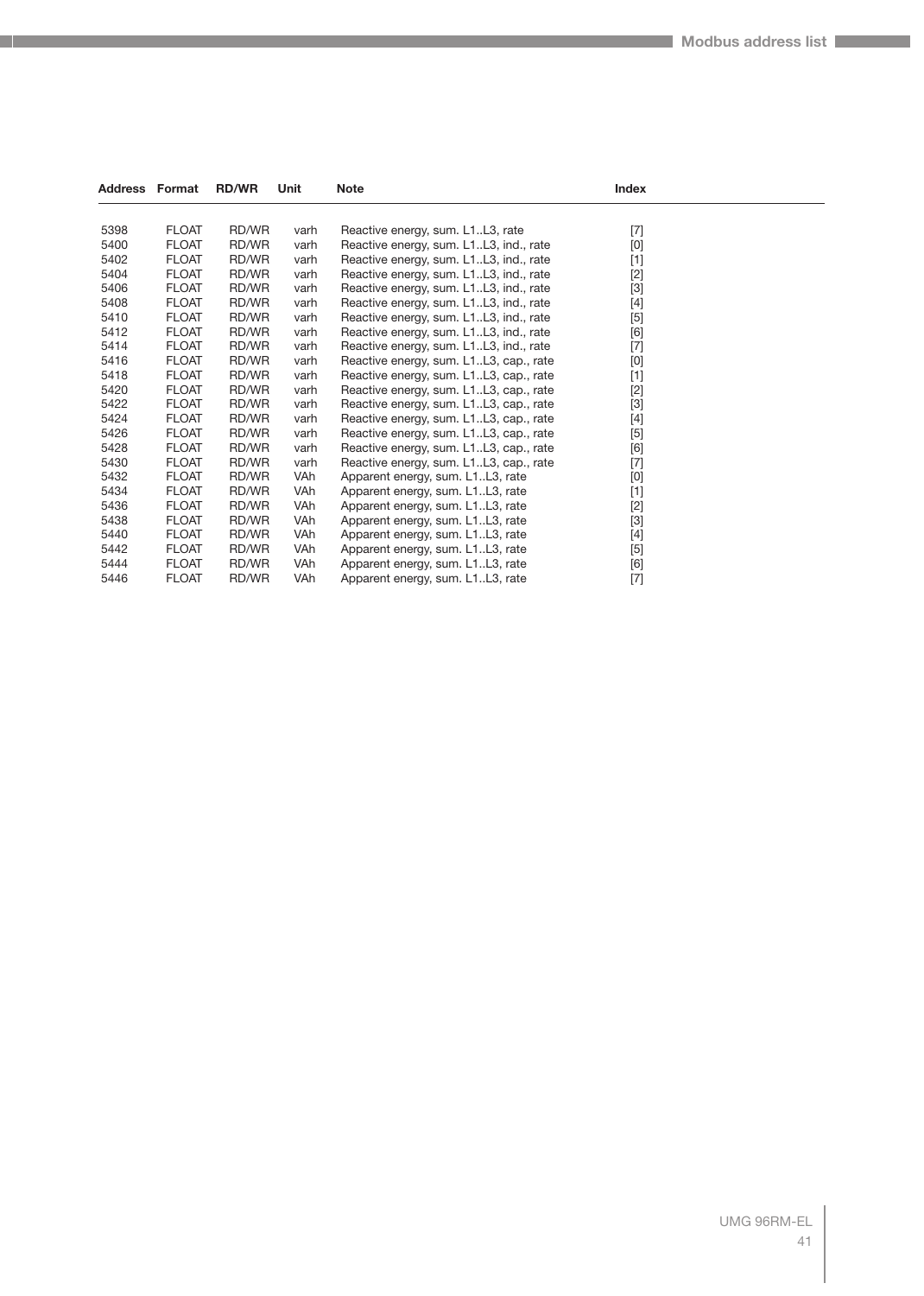| Address | Format | RD/WR | Unit | Note | Index |
|---|---|---|---|---|---|
| 5398 | FLOAT | RD/WR | varh | Reactive energy, sum. L1..L3, rate | [7] |
| 5400 | FLOAT | RD/WR | varh | Reactive energy, sum. L1..L3, ind., rate | [0] |
| 5402 | FLOAT | RD/WR | varh | Reactive energy, sum. L1..L3, ind., rate | [1] |
| 5404 | FLOAT | RD/WR | varh | Reactive energy, sum. L1..L3, ind., rate | [2] |
| 5406 | FLOAT | RD/WR | varh | Reactive energy, sum. L1..L3, ind., rate | [3] |
| 5408 | FLOAT | RD/WR | varh | Reactive energy, sum. L1..L3, ind., rate | [4] |
| 5410 | FLOAT | RD/WR | varh | Reactive energy, sum. L1..L3, ind., rate | [5] |
| 5412 | FLOAT | RD/WR | varh | Reactive energy, sum. L1..L3, ind., rate | [6] |
| 5414 | FLOAT | RD/WR | varh | Reactive energy, sum. L1..L3, ind., rate | [7] |
| 5416 | FLOAT | RD/WR | varh | Reactive energy, sum. L1..L3, cap., rate | [0] |
| 5418 | FLOAT | RD/WR | varh | Reactive energy, sum. L1..L3, cap., rate | [1] |
| 5420 | FLOAT | RD/WR | varh | Reactive energy, sum. L1..L3, cap., rate | [2] |
| 5422 | FLOAT | RD/WR | varh | Reactive energy, sum. L1..L3, cap., rate | [3] |
| 5424 | FLOAT | RD/WR | varh | Reactive energy, sum. L1..L3, cap., rate | [4] |
| 5426 | FLOAT | RD/WR | varh | Reactive energy, sum. L1..L3, cap., rate | [5] |
| 5428 | FLOAT | RD/WR | varh | Reactive energy, sum. L1..L3, cap., rate | [6] |
| 5430 | FLOAT | RD/WR | varh | Reactive energy, sum. L1..L3, cap., rate | [7] |
| 5432 | FLOAT | RD/WR | VAh | Apparent energy, sum. L1..L3, rate | [0] |
| 5434 | FLOAT | RD/WR | VAh | Apparent energy, sum. L1..L3, rate | [1] |
| 5436 | FLOAT | RD/WR | VAh | Apparent energy, sum. L1..L3, rate | [2] |
| 5438 | FLOAT | RD/WR | VAh | Apparent energy, sum. L1..L3, rate | [3] |
| 5440 | FLOAT | RD/WR | VAh | Apparent energy, sum. L1..L3, rate | [4] |
| 5442 | FLOAT | RD/WR | VAh | Apparent energy, sum. L1..L3, rate | [5] |
| 5444 | FLOAT | RD/WR | VAh | Apparent energy, sum. L1..L3, rate | [6] |
| 5446 | FLOAT | RD/WR | VAh | Apparent energy, sum. L1..L3, rate | [7] |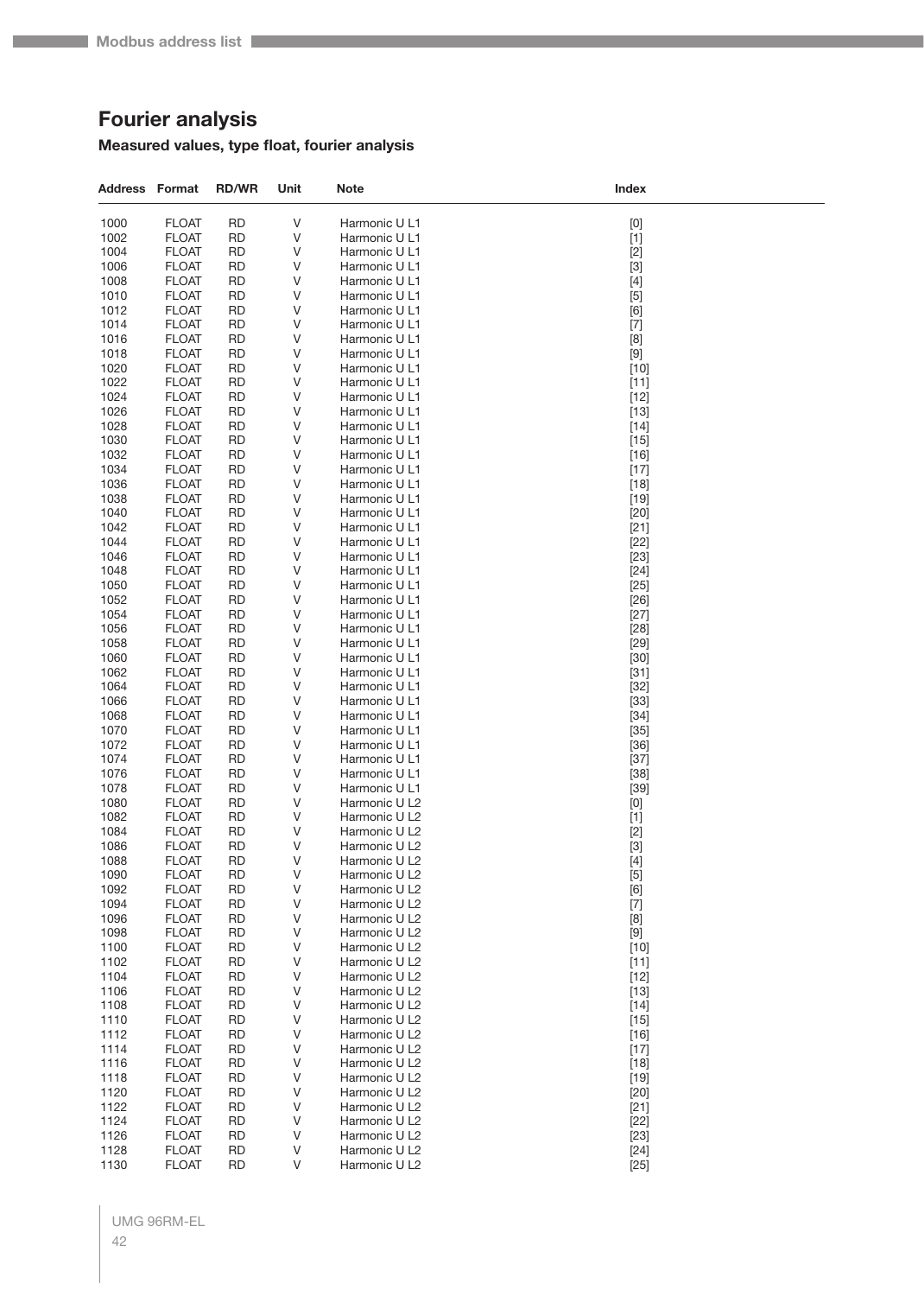# Fourier analysis

### Measured values, type float, fourier analysis

| Address | Format | RD/WR | Unit | Note | Index |
|---|---|---|---|---|---|
| 1000 | FLOAT | RD | V | Harmonic U L1 | [0] |
| 1002 | FLOAT | RD | V | Harmonic U L1 | [1] |
| 1004 | FLOAT | RD | V | Harmonic U L1 | [2] |
| 1006 | FLOAT | RD | V | Harmonic U L1 | [3] |
| 1008 | FLOAT | RD | V | Harmonic U L1 | [4] |
| 1010 | FLOAT | RD | V | Harmonic U L1 | [5] |
| 1012 | FLOAT | RD | V | Harmonic U L1 | [6] |
| 1014 | FLOAT | RD | V | Harmonic U L1 | [7] |
| 1016 | FLOAT | RD | V | Harmonic U L1 | [8] |
| 1018 | FLOAT | RD | V | Harmonic U L1 | [9] |
| 1020 | FLOAT | RD | V | Harmonic U L1 | [10] |
| 1022 | FLOAT | RD | V | Harmonic U L1 | [11] |
| 1024 | FLOAT | RD | V | Harmonic U L1 | [12] |
| 1026 | FLOAT | RD | V | Harmonic U L1 | [13] |
| 1028 | FLOAT | RD | V | Harmonic U L1 | [14] |
| 1030 | FLOAT | RD | V | Harmonic U L1 | [15] |
| 1032 | FLOAT | RD | V | Harmonic U L1 | [16] |
| 1034 | FLOAT | RD | V | Harmonic U L1 | [17] |
| 1036 | FLOAT | RD | V | Harmonic U L1 | [18] |
| 1038 | FLOAT | RD | V | Harmonic U L1 | [19] |
| 1040 | FLOAT | RD | V | Harmonic U L1 | [20] |
| 1042 | FLOAT | RD | V | Harmonic U L1 | [21] |
| 1044 | FLOAT | RD | V | Harmonic U L1 | [22] |
| 1046 | FLOAT | RD | V | Harmonic U L1 | [23] |
| 1048 | FLOAT | RD | V | Harmonic U L1 | [24] |
| 1050 | FLOAT | RD | V | Harmonic U L1 | [25] |
| 1052 | FLOAT | RD | V | Harmonic U L1 | [26] |
| 1054 | FLOAT | RD | V | Harmonic U L1 | [27] |
| 1056 | FLOAT | RD | V | Harmonic U L1 | [28] |
| 1058 | FLOAT | RD | V | Harmonic U L1 | [29] |
| 1060 | FLOAT | RD | V | Harmonic U L1 | [30] |
| 1062 | FLOAT | RD | V | Harmonic U L1 | [31] |
| 1064 | FLOAT | RD | V | Harmonic U L1 | [32] |
| 1066 | FLOAT | RD | V | Harmonic U L1 | [33] |
| 1068 | FLOAT | RD | V | Harmonic U L1 | [34] |
| 1070 | FLOAT | RD | V | Harmonic U L1 | [35] |
| 1072 | FLOAT | RD | V | Harmonic U L1 | [36] |
| 1074 | FLOAT | RD | V | Harmonic U L1 | [37] |
| 1076 | FLOAT | RD | V | Harmonic U L1 | [38] |
| 1078 | FLOAT | RD | V | Harmonic U L1 | [39] |
| 1080 | FLOAT | RD | V | Harmonic U L2 | [0] |
| 1082 | FLOAT | RD | V | Harmonic U L2 | [1] |
| 1084 | FLOAT | RD | V | Harmonic U L2 | [2] |
| 1086 | FLOAT | RD | V | Harmonic U L2 | [3] |
| 1088 | FLOAT | RD | V | Harmonic U L2 | [4] |
| 1090 | FLOAT | RD | V | Harmonic U L2 | [5] |
| 1092 | FLOAT | RD | V | Harmonic U L2 | [6] |
| 1094 | FLOAT | RD | V | Harmonic U L2 | [7] |
| 1096 | FLOAT | RD | V | Harmonic U L2 | [8] |
| 1098 | FLOAT | RD | V | Harmonic U L2 | [9] |
| 1100 | FLOAT | RD | V | Harmonic U L2 | [10] |
| 1102 | FLOAT | RD | V | Harmonic U L2 | [11] |
| 1104 | FLOAT | RD | V | Harmonic U L2 | [12] |
| 1106 | FLOAT | RD | V | Harmonic U L2 | [13] |
| 1108 | FLOAT | RD | V | Harmonic U L2 | [14] |
| 1110 | FLOAT | RD | V | Harmonic U L2 | [15] |
| 1112 | FLOAT | RD | V | Harmonic U L2 | [16] |
| 1114 | FLOAT | RD | V | Harmonic U L2 | [17] |
| 1116 | FLOAT | RD | V | Harmonic U L2 | [18] |
| 1118 | FLOAT | RD | V | Harmonic U L2 | [19] |
| 1120 | FLOAT | RD | V | Harmonic U L2 | [20] |
| 1122 | FLOAT | RD | V | Harmonic U L2 | [21] |
| 1124 | FLOAT | RD | V | Harmonic U L2 | [22] |
| 1126 | FLOAT | RD | V | Harmonic U L2 | [23] |
| 1128 | FLOAT | RD | V | Harmonic U L2 | [24] |
| 1130 | FLOAT | RD | V | Harmonic U L2 | [25] |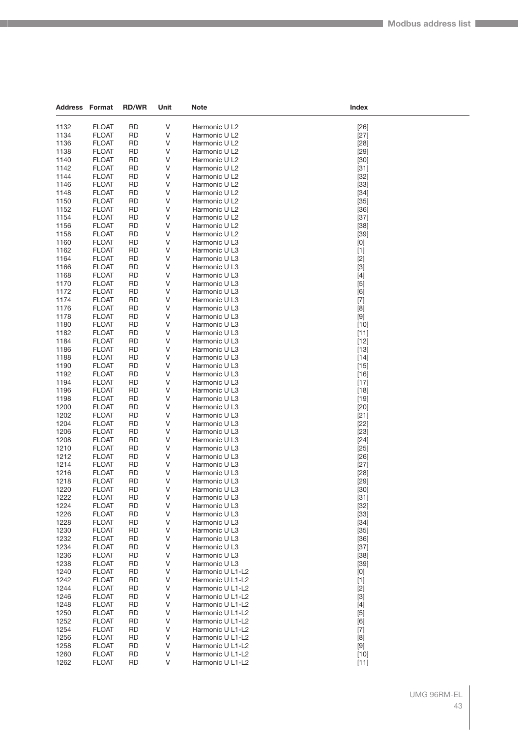| Address | Format | RD/WR | Unit | Note | Index |
|---|---|---|---|---|---|
| 1132 | FLOAT | RD | V | Harmonic U L2 | [26] |
| 1134 | FLOAT | RD | V | Harmonic U L2 | [27] |
| 1136 | FLOAT | RD | V | Harmonic U L2 | [28] |
| 1138 | FLOAT | RD | V | Harmonic U L2 | [29] |
| 1140 | FLOAT | RD | V | Harmonic U L2 | [30] |
| 1142 | FLOAT | RD | V | Harmonic U L2 | [31] |
| 1144 | FLOAT | RD | V | Harmonic U L2 | [32] |
| 1146 | FLOAT | RD | V | Harmonic U L2 | [33] |
| 1148 | FLOAT | RD | V | Harmonic U L2 | [34] |
| 1150 | FLOAT | RD | V | Harmonic U L2 | [35] |
| 1152 | FLOAT | RD | V | Harmonic U L2 | [36] |
| 1154 | FLOAT | RD | V | Harmonic U L2 | [37] |
| 1156 | FLOAT | RD | V | Harmonic U L2 | [38] |
| 1158 | FLOAT | RD | V | Harmonic U L2 | [39] |
| 1160 | FLOAT | RD | V | Harmonic U L3 | [0] |
| 1162 | FLOAT | RD | V | Harmonic U L3 | [1] |
| 1164 | FLOAT | RD | V | Harmonic U L3 | [2] |
| 1166 | FLOAT | RD | V | Harmonic U L3 | [3] |
| 1168 | FLOAT | RD | V | Harmonic U L3 | [4] |
| 1170 | FLOAT | RD | V | Harmonic U L3 | [5] |
| 1172 | FLOAT | RD | V | Harmonic U L3 | [6] |
| 1174 | FLOAT | RD | V | Harmonic U L3 | [7] |
| 1176 | FLOAT | RD | V | Harmonic U L3 | [8] |
| 1178 | FLOAT | RD | V | Harmonic U L3 | [9] |
| 1180 | FLOAT | RD | V | Harmonic U L3 | [10] |
| 1182 | FLOAT | RD | V | Harmonic U L3 | [11] |
| 1184 | FLOAT | RD | V | Harmonic U L3 | [12] |
| 1186 | FLOAT | RD | V | Harmonic U L3 | [13] |
| 1188 | FLOAT | RD | V | Harmonic U L3 | [14] |
| 1190 | FLOAT | RD | V | Harmonic U L3 | [15] |
| 1192 | FLOAT | RD | V | Harmonic U L3 | [16] |
| 1194 | FLOAT | RD | V | Harmonic U L3 | [17] |
| 1196 | FLOAT | RD | V | Harmonic U L3 | [18] |
| 1198 | FLOAT | RD | V | Harmonic U L3 | [19] |
| 1200 | FLOAT | RD | V | Harmonic U L3 | [20] |
| 1202 | FLOAT | RD | V | Harmonic U L3 | [21] |
| 1204 | FLOAT | RD | V | Harmonic U L3 | [22] |
| 1206 | FLOAT | RD | V | Harmonic U L3 | [23] |
| 1208 | FLOAT | RD | V | Harmonic U L3 | [24] |
| 1210 | FLOAT | RD | V | Harmonic U L3 | [25] |
| 1212 | FLOAT | RD | V | Harmonic U L3 | [26] |
| 1214 | FLOAT | RD | V | Harmonic U L3 | [27] |
| 1216 | FLOAT | RD | V | Harmonic U L3 | [28] |
| 1218 | FLOAT | RD | V | Harmonic U L3 | [29] |
| 1220 | FLOAT | RD | V | Harmonic U L3 | [30] |
| 1222 | FLOAT | RD | V | Harmonic U L3 | [31] |
| 1224 | FLOAT | RD | V | Harmonic U L3 | [32] |
| 1226 | FLOAT | RD | V | Harmonic U L3 | [33] |
| 1228 | FLOAT | RD | V | Harmonic U L3 | [34] |
| 1230 | FLOAT | RD | V | Harmonic U L3 | [35] |
| 1232 | FLOAT | RD | V | Harmonic U L3 | [36] |
| 1234 | FLOAT | RD | V | Harmonic U L3 | [37] |
| 1236 | FLOAT | RD | V | Harmonic U L3 | [38] |
| 1238 | FLOAT | RD | V | Harmonic U L3 | [39] |
| 1240 | FLOAT | RD | V | Harmonic U L1-L2 | [0] |
| 1242 | FLOAT | RD | V | Harmonic U L1-L2 | [1] |
| 1244 | FLOAT | RD | V | Harmonic U L1-L2 | [2] |
| 1246 | FLOAT | RD | V | Harmonic U L1-L2 | [3] |
| 1248 | FLOAT | RD | V | Harmonic U L1-L2 | [4] |
| 1250 | FLOAT | RD | V | Harmonic U L1-L2 | [5] |
| 1252 | FLOAT | RD | V | Harmonic U L1-L2 | [6] |
| 1254 | FLOAT | RD | V | Harmonic U L1-L2 | [7] |
| 1256 | FLOAT | RD | V | Harmonic U L1-L2 | [8] |
| 1258 | FLOAT | RD | V | Harmonic U L1-L2 | [9] |
| 1260 | FLOAT | RD | V | Harmonic U L1-L2 | [10] |
| 1262 | FLOAT | RD | V | Harmonic U L1-L2 | [11] |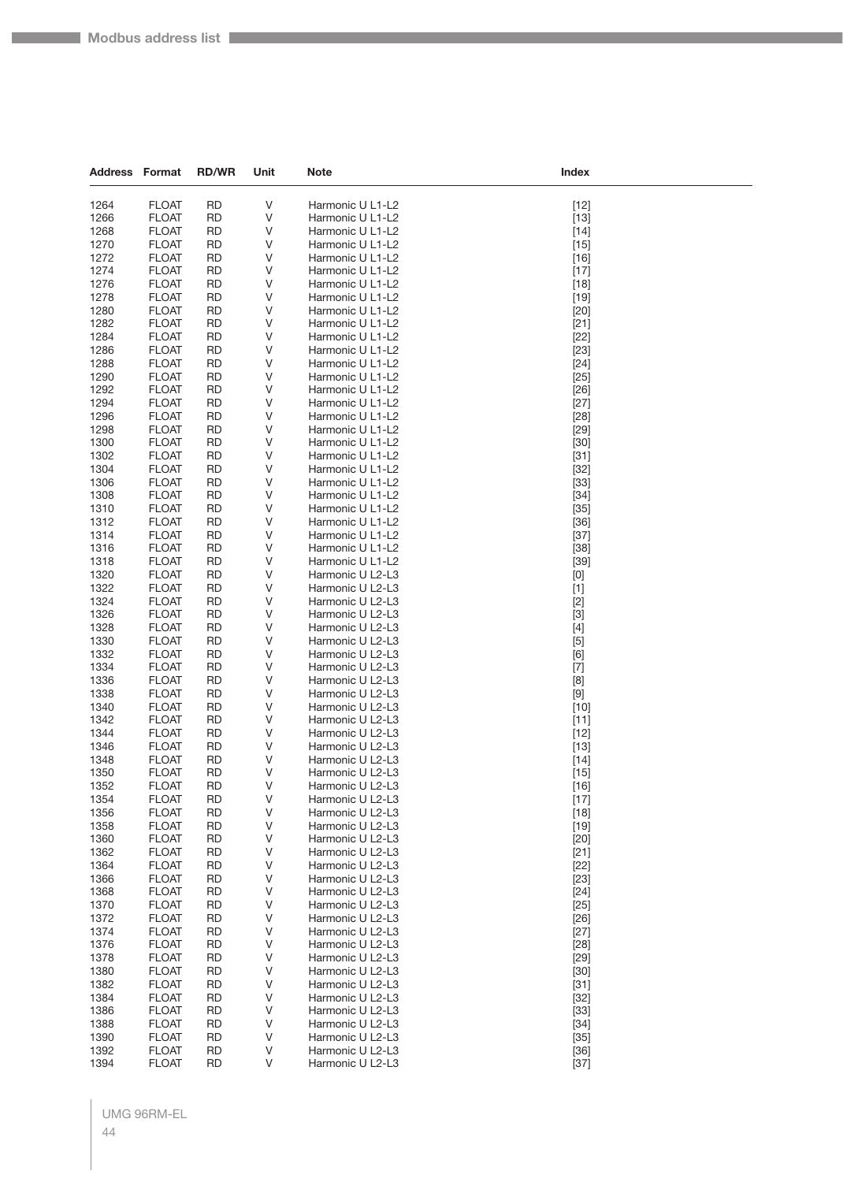| Address | Format | RD/WR | Unit | Note | Index |
|---|---|---|---|---|---|
| 1264 | FLOAT | RD | V | Harmonic U L1-L2 | [12] |
| 1266 | FLOAT | RD | V | Harmonic U L1-L2 | [13] |
| 1268 | FLOAT | RD | V | Harmonic U L1-L2 | [14] |
| 1270 | FLOAT | RD | V | Harmonic U L1-L2 | [15] |
| 1272 | FLOAT | RD | V | Harmonic U L1-L2 | [16] |
| 1274 | FLOAT | RD | V | Harmonic U L1-L2 | [17] |
| 1276 | FLOAT | RD | V | Harmonic U L1-L2 | [18] |
| 1278 | FLOAT | RD | V | Harmonic U L1-L2 | [19] |
| 1280 | FLOAT | RD | V | Harmonic U L1-L2 | [20] |
| 1282 | FLOAT | RD | V | Harmonic U L1-L2 | [21] |
| 1284 | FLOAT | RD | V | Harmonic U L1-L2 | [22] |
| 1286 | FLOAT | RD | V | Harmonic U L1-L2 | [23] |
| 1288 | FLOAT | RD | V | Harmonic U L1-L2 | [24] |
| 1290 | FLOAT | RD | V | Harmonic U L1-L2 | [25] |
| 1292 | FLOAT | RD | V | Harmonic U L1-L2 | [26] |
| 1294 | FLOAT | RD | V | Harmonic U L1-L2 | [27] |
| 1296 | FLOAT | RD | V | Harmonic U L1-L2 | [28] |
| 1298 | FLOAT | RD | V | Harmonic U L1-L2 | [29] |
| 1300 | FLOAT | RD | V | Harmonic U L1-L2 | [30] |
| 1302 | FLOAT | RD | V | Harmonic U L1-L2 | [31] |
| 1304 | FLOAT | RD | V | Harmonic U L1-L2 | [32] |
| 1306 | FLOAT | RD | V | Harmonic U L1-L2 | [33] |
| 1308 | FLOAT | RD | V | Harmonic U L1-L2 | [34] |
| 1310 | FLOAT | RD | V | Harmonic U L1-L2 | [35] |
| 1312 | FLOAT | RD | V | Harmonic U L1-L2 | [36] |
| 1314 | FLOAT | RD | V | Harmonic U L1-L2 | [37] |
| 1316 | FLOAT | RD | V | Harmonic U L1-L2 | [38] |
| 1318 | FLOAT | RD | V | Harmonic U L1-L2 | [39] |
| 1320 | FLOAT | RD | V | Harmonic U L2-L3 | [0] |
| 1322 | FLOAT | RD | V | Harmonic U L2-L3 | [1] |
| 1324 | FLOAT | RD | V | Harmonic U L2-L3 | [2] |
| 1326 | FLOAT | RD | V | Harmonic U L2-L3 | [3] |
| 1328 | FLOAT | RD | V | Harmonic U L2-L3 | [4] |
| 1330 | FLOAT | RD | V | Harmonic U L2-L3 | [5] |
| 1332 | FLOAT | RD | V | Harmonic U L2-L3 | [6] |
| 1334 | FLOAT | RD | V | Harmonic U L2-L3 | [7] |
| 1336 | FLOAT | RD | V | Harmonic U L2-L3 | [8] |
| 1338 | FLOAT | RD | V | Harmonic U L2-L3 | [9] |
| 1340 | FLOAT | RD | V | Harmonic U L2-L3 | [10] |
| 1342 | FLOAT | RD | V | Harmonic U L2-L3 | [11] |
| 1344 | FLOAT | RD | V | Harmonic U L2-L3 | [12] |
| 1346 | FLOAT | RD | V | Harmonic U L2-L3 | [13] |
| 1348 | FLOAT | RD | V | Harmonic U L2-L3 | [14] |
| 1350 | FLOAT | RD | V | Harmonic U L2-L3 | [15] |
| 1352 | FLOAT | RD | V | Harmonic U L2-L3 | [16] |
| 1354 | FLOAT | RD | V | Harmonic U L2-L3 | [17] |
| 1356 | FLOAT | RD | V | Harmonic U L2-L3 | [18] |
| 1358 | FLOAT | RD | V | Harmonic U L2-L3 | [19] |
| 1360 | FLOAT | RD | V | Harmonic U L2-L3 | [20] |
| 1362 | FLOAT | RD | V | Harmonic U L2-L3 | [21] |
| 1364 | FLOAT | RD | V | Harmonic U L2-L3 | [22] |
| 1366 | FLOAT | RD | V | Harmonic U L2-L3 | [23] |
| 1368 | FLOAT | RD | V | Harmonic U L2-L3 | [24] |
| 1370 | FLOAT | RD | V | Harmonic U L2-L3 | [25] |
| 1372 | FLOAT | RD | V | Harmonic U L2-L3 | [26] |
| 1374 | FLOAT | RD | V | Harmonic U L2-L3 | [27] |
| 1376 | FLOAT | RD | V | Harmonic U L2-L3 | [28] |
| 1378 | FLOAT | RD | V | Harmonic U L2-L3 | [29] |
| 1380 | FLOAT | RD | V | Harmonic U L2-L3 | [30] |
| 1382 | FLOAT | RD | V | Harmonic U L2-L3 | [31] |
| 1384 | FLOAT | RD | V | Harmonic U L2-L3 | [32] |
| 1386 | FLOAT | RD | V | Harmonic U L2-L3 | [33] |
| 1388 | FLOAT | RD | V | Harmonic U L2-L3 | [34] |
| 1390 | FLOAT | RD | V | Harmonic U L2-L3 | [35] |
| 1392 | FLOAT | RD | V | Harmonic U L2-L3 | [36] |
| 1394 | FLOAT | RD | V | Harmonic U L2-L3 | [37] |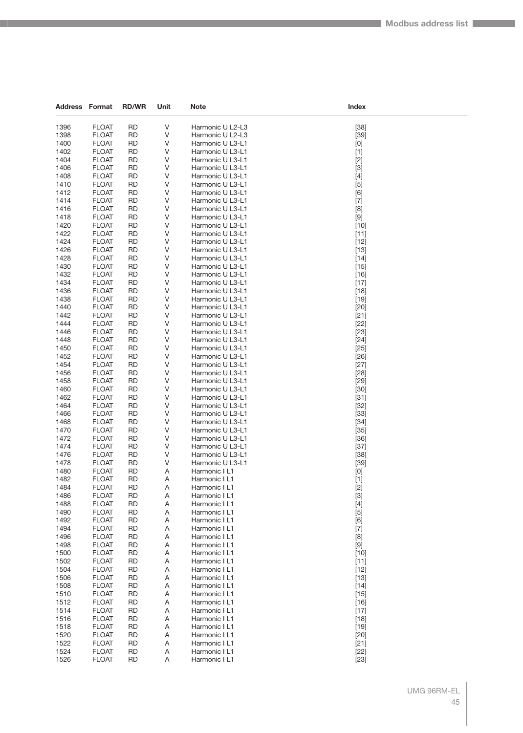| Address | Format | RD/WR | Unit | Note | Index |
|---|---|---|---|---|---|
| 1396 | FLOAT | RD | V | Harmonic U L2-L3 | [38] |
| 1398 | FLOAT | RD | V | Harmonic U L2-L3 | [39] |
| 1400 | FLOAT | RD | V | Harmonic U L3-L1 | [0] |
| 1402 | FLOAT | RD | V | Harmonic U L3-L1 | [1] |
| 1404 | FLOAT | RD | V | Harmonic U L3-L1 | [2] |
| 1406 | FLOAT | RD | V | Harmonic U L3-L1 | [3] |
| 1408 | FLOAT | RD | V | Harmonic U L3-L1 | [4] |
| 1410 | FLOAT | RD | V | Harmonic U L3-L1 | [5] |
| 1412 | FLOAT | RD | V | Harmonic U L3-L1 | [6] |
| 1414 | FLOAT | RD | V | Harmonic U L3-L1 | [7] |
| 1416 | FLOAT | RD | V | Harmonic U L3-L1 | [8] |
| 1418 | FLOAT | RD | V | Harmonic U L3-L1 | [9] |
| 1420 | FLOAT | RD | V | Harmonic U L3-L1 | [10] |
| 1422 | FLOAT | RD | V | Harmonic U L3-L1 | [11] |
| 1424 | FLOAT | RD | V | Harmonic U L3-L1 | [12] |
| 1426 | FLOAT | RD | V | Harmonic U L3-L1 | [13] |
| 1428 | FLOAT | RD | V | Harmonic U L3-L1 | [14] |
| 1430 | FLOAT | RD | V | Harmonic U L3-L1 | [15] |
| 1432 | FLOAT | RD | V | Harmonic U L3-L1 | [16] |
| 1434 | FLOAT | RD | V | Harmonic U L3-L1 | [17] |
| 1436 | FLOAT | RD | V | Harmonic U L3-L1 | [18] |
| 1438 | FLOAT | RD | V | Harmonic U L3-L1 | [19] |
| 1440 | FLOAT | RD | V | Harmonic U L3-L1 | [20] |
| 1442 | FLOAT | RD | V | Harmonic U L3-L1 | [21] |
| 1444 | FLOAT | RD | V | Harmonic U L3-L1 | [22] |
| 1446 | FLOAT | RD | V | Harmonic U L3-L1 | [23] |
| 1448 | FLOAT | RD | V | Harmonic U L3-L1 | [24] |
| 1450 | FLOAT | RD | V | Harmonic U L3-L1 | [25] |
| 1452 | FLOAT | RD | V | Harmonic U L3-L1 | [26] |
| 1454 | FLOAT | RD | V | Harmonic U L3-L1 | [27] |
| 1456 | FLOAT | RD | V | Harmonic U L3-L1 | [28] |
| 1458 | FLOAT | RD | V | Harmonic U L3-L1 | [29] |
| 1460 | FLOAT | RD | V | Harmonic U L3-L1 | [30] |
| 1462 | FLOAT | RD | V | Harmonic U L3-L1 | [31] |
| 1464 | FLOAT | RD | V | Harmonic U L3-L1 | [32] |
| 1466 | FLOAT | RD | V | Harmonic U L3-L1 | [33] |
| 1468 | FLOAT | RD | V | Harmonic U L3-L1 | [34] |
| 1470 | FLOAT | RD | V | Harmonic U L3-L1 | [35] |
| 1472 | FLOAT | RD | V | Harmonic U L3-L1 | [36] |
| 1474 | FLOAT | RD | V | Harmonic U L3-L1 | [37] |
| 1476 | FLOAT | RD | V | Harmonic U L3-L1 | [38] |
| 1478 | FLOAT | RD | V | Harmonic U L3-L1 | [39] |
| 1480 | FLOAT | RD | A | Harmonic I L1 | [0] |
| 1482 | FLOAT | RD | A | Harmonic I L1 | [1] |
| 1484 | FLOAT | RD | A | Harmonic I L1 | [2] |
| 1486 | FLOAT | RD | A | Harmonic I L1 | [3] |
| 1488 | FLOAT | RD | A | Harmonic I L1 | [4] |
| 1490 | FLOAT | RD | A | Harmonic I L1 | [5] |
| 1492 | FLOAT | RD | A | Harmonic I L1 | [6] |
| 1494 | FLOAT | RD | A | Harmonic I L1 | [7] |
| 1496 | FLOAT | RD | A | Harmonic I L1 | [8] |
| 1498 | FLOAT | RD | A | Harmonic I L1 | [9] |
| 1500 | FLOAT | RD | A | Harmonic I L1 | [10] |
| 1502 | FLOAT | RD | A | Harmonic I L1 | [11] |
| 1504 | FLOAT | RD | A | Harmonic I L1 | [12] |
| 1506 | FLOAT | RD | A | Harmonic I L1 | [13] |
| 1508 | FLOAT | RD | A | Harmonic I L1 | [14] |
| 1510 | FLOAT | RD | A | Harmonic I L1 | [15] |
| 1512 | FLOAT | RD | A | Harmonic I L1 | [16] |
| 1514 | FLOAT | RD | A | Harmonic I L1 | [17] |
| 1516 | FLOAT | RD | A | Harmonic I L1 | [18] |
| 1518 | FLOAT | RD | A | Harmonic I L1 | [19] |
| 1520 | FLOAT | RD | A | Harmonic I L1 | [20] |
| 1522 | FLOAT | RD | A | Harmonic I L1 | [21] |
| 1524 | FLOAT | RD | A | Harmonic I L1 | [22] |
| 1526 | FLOAT | RD | A | Harmonic I L1 | [23] |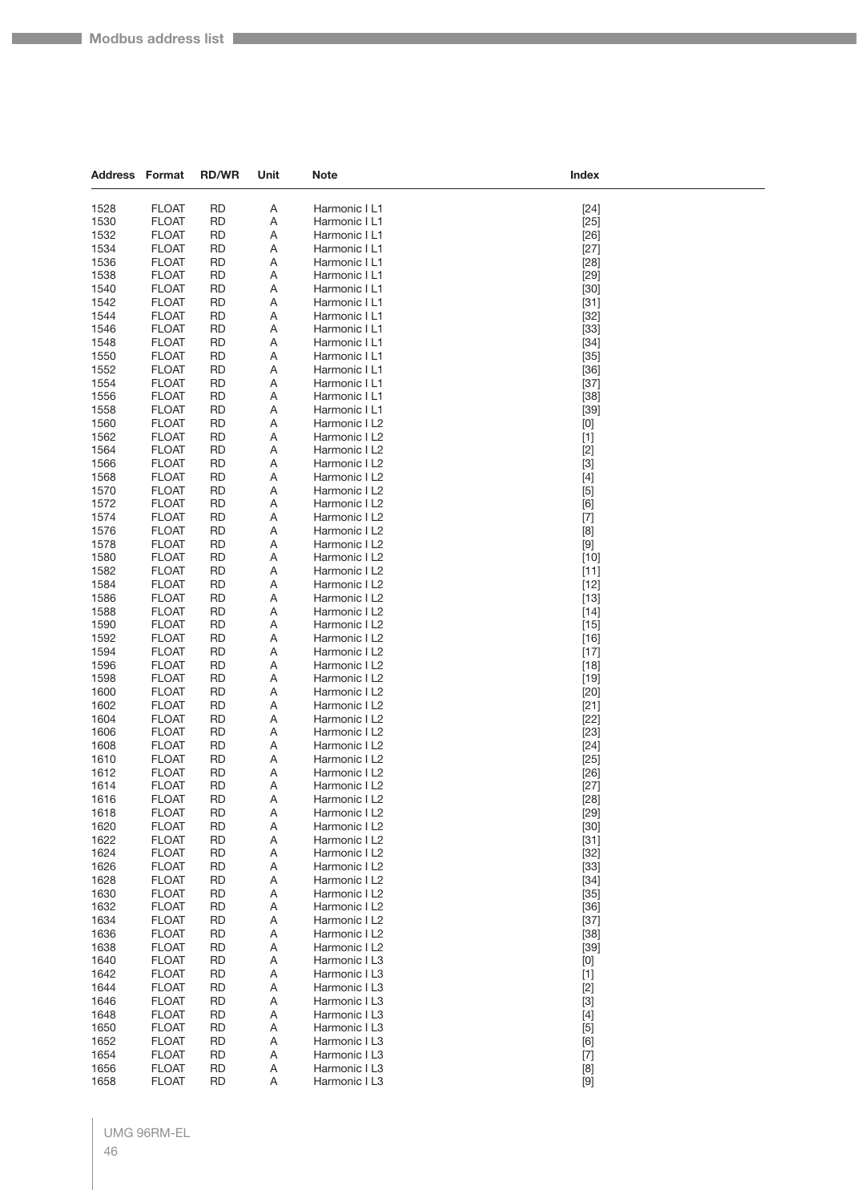| Address | Format | RD/WR | Unit | Note | Index |
|---|---|---|---|---|---|
| 1528 | FLOAT | RD | A | Harmonic I L1 | [24] |
| 1530 | FLOAT | RD | A | Harmonic I L1 | [25] |
| 1532 | FLOAT | RD | A | Harmonic I L1 | [26] |
| 1534 | FLOAT | RD | A | Harmonic I L1 | [27] |
| 1536 | FLOAT | RD | A | Harmonic I L1 | [28] |
| 1538 | FLOAT | RD | A | Harmonic I L1 | [29] |
| 1540 | FLOAT | RD | A | Harmonic I L1 | [30] |
| 1542 | FLOAT | RD | A | Harmonic I L1 | [31] |
| 1544 | FLOAT | RD | A | Harmonic I L1 | [32] |
| 1546 | FLOAT | RD | A | Harmonic I L1 | [33] |
| 1548 | FLOAT | RD | A | Harmonic I L1 | [34] |
| 1550 | FLOAT | RD | A | Harmonic I L1 | [35] |
| 1552 | FLOAT | RD | A | Harmonic I L1 | [36] |
| 1554 | FLOAT | RD | A | Harmonic I L1 | [37] |
| 1556 | FLOAT | RD | A | Harmonic I L1 | [38] |
| 1558 | FLOAT | RD | A | Harmonic I L1 | [39] |
| 1560 | FLOAT | RD | A | Harmonic I L2 | [0] |
| 1562 | FLOAT | RD | A | Harmonic I L2 | [1] |
| 1564 | FLOAT | RD | A | Harmonic I L2 | [2] |
| 1566 | FLOAT | RD | A | Harmonic I L2 | [3] |
| 1568 | FLOAT | RD | A | Harmonic I L2 | [4] |
| 1570 | FLOAT | RD | A | Harmonic I L2 | [5] |
| 1572 | FLOAT | RD | A | Harmonic I L2 | [6] |
| 1574 | FLOAT | RD | A | Harmonic I L2 | [7] |
| 1576 | FLOAT | RD | A | Harmonic I L2 | [8] |
| 1578 | FLOAT | RD | A | Harmonic I L2 | [9] |
| 1580 | FLOAT | RD | A | Harmonic I L2 | [10] |
| 1582 | FLOAT | RD | A | Harmonic I L2 | [11] |
| 1584 | FLOAT | RD | A | Harmonic I L2 | [12] |
| 1586 | FLOAT | RD | A | Harmonic I L2 | [13] |
| 1588 | FLOAT | RD | A | Harmonic I L2 | [14] |
| 1590 | FLOAT | RD | A | Harmonic I L2 | [15] |
| 1592 | FLOAT | RD | A | Harmonic I L2 | [16] |
| 1594 | FLOAT | RD | A | Harmonic I L2 | [17] |
| 1596 | FLOAT | RD | A | Harmonic I L2 | [18] |
| 1598 | FLOAT | RD | A | Harmonic I L2 | [19] |
| 1600 | FLOAT | RD | A | Harmonic I L2 | [20] |
| 1602 | FLOAT | RD | A | Harmonic I L2 | [21] |
| 1604 | FLOAT | RD | A | Harmonic I L2 | [22] |
| 1606 | FLOAT | RD | A | Harmonic I L2 | [23] |
| 1608 | FLOAT | RD | A | Harmonic I L2 | [24] |
| 1610 | FLOAT | RD | A | Harmonic I L2 | [25] |
| 1612 | FLOAT | RD | A | Harmonic I L2 | [26] |
| 1614 | FLOAT | RD | A | Harmonic I L2 | [27] |
| 1616 | FLOAT | RD | A | Harmonic I L2 | [28] |
| 1618 | FLOAT | RD | A | Harmonic I L2 | [29] |
| 1620 | FLOAT | RD | A | Harmonic I L2 | [30] |
| 1622 | FLOAT | RD | A | Harmonic I L2 | [31] |
| 1624 | FLOAT | RD | A | Harmonic I L2 | [32] |
| 1626 | FLOAT | RD | A | Harmonic I L2 | [33] |
| 1628 | FLOAT | RD | A | Harmonic I L2 | [34] |
| 1630 | FLOAT | RD | A | Harmonic I L2 | [35] |
| 1632 | FLOAT | RD | A | Harmonic I L2 | [36] |
| 1634 | FLOAT | RD | A | Harmonic I L2 | [37] |
| 1636 | FLOAT | RD | A | Harmonic I L2 | [38] |
| 1638 | FLOAT | RD | A | Harmonic I L2 | [39] |
| 1640 | FLOAT | RD | A | Harmonic I L3 | [0] |
| 1642 | FLOAT | RD | A | Harmonic I L3 | [1] |
| 1644 | FLOAT | RD | A | Harmonic I L3 | [2] |
| 1646 | FLOAT | RD | A | Harmonic I L3 | [3] |
| 1648 | FLOAT | RD | A | Harmonic I L3 | [4] |
| 1650 | FLOAT | RD | A | Harmonic I L3 | [5] |
| 1652 | FLOAT | RD | A | Harmonic I L3 | [6] |
| 1654 | FLOAT | RD | A | Harmonic I L3 | [7] |
| 1656 | FLOAT | RD | A | Harmonic I L3 | [8] |
| 1658 | FLOAT | RD | A | Harmonic I L3 | [9] |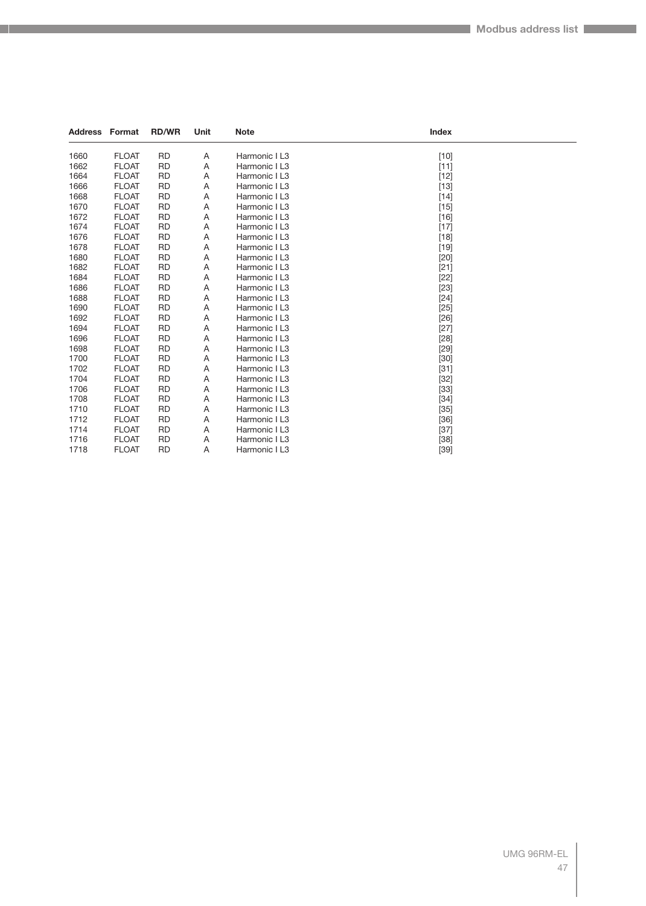| Address | Format | RD/WR | Unit | Note | Index |
|---|---|---|---|---|---|
| 1660 | FLOAT | RD | A | Harmonic I L3 | [10] |
| 1662 | FLOAT | RD | A | Harmonic I L3 | [11] |
| 1664 | FLOAT | RD | A | Harmonic I L3 | [12] |
| 1666 | FLOAT | RD | A | Harmonic I L3 | [13] |
| 1668 | FLOAT | RD | A | Harmonic I L3 | [14] |
| 1670 | FLOAT | RD | A | Harmonic I L3 | [15] |
| 1672 | FLOAT | RD | A | Harmonic I L3 | [16] |
| 1674 | FLOAT | RD | A | Harmonic I L3 | [17] |
| 1676 | FLOAT | RD | A | Harmonic I L3 | [18] |
| 1678 | FLOAT | RD | A | Harmonic I L3 | [19] |
| 1680 | FLOAT | RD | A | Harmonic I L3 | [20] |
| 1682 | FLOAT | RD | A | Harmonic I L3 | [21] |
| 1684 | FLOAT | RD | A | Harmonic I L3 | [22] |
| 1686 | FLOAT | RD | A | Harmonic I L3 | [23] |
| 1688 | FLOAT | RD | A | Harmonic I L3 | [24] |
| 1690 | FLOAT | RD | A | Harmonic I L3 | [25] |
| 1692 | FLOAT | RD | A | Harmonic I L3 | [26] |
| 1694 | FLOAT | RD | A | Harmonic I L3 | [27] |
| 1696 | FLOAT | RD | A | Harmonic I L3 | [28] |
| 1698 | FLOAT | RD | A | Harmonic I L3 | [29] |
| 1700 | FLOAT | RD | A | Harmonic I L3 | [30] |
| 1702 | FLOAT | RD | A | Harmonic I L3 | [31] |
| 1704 | FLOAT | RD | A | Harmonic I L3 | [32] |
| 1706 | FLOAT | RD | A | Harmonic I L3 | [33] |
| 1708 | FLOAT | RD | A | Harmonic I L3 | [34] |
| 1710 | FLOAT | RD | A | Harmonic I L3 | [35] |
| 1712 | FLOAT | RD | A | Harmonic I L3 | [36] |
| 1714 | FLOAT | RD | A | Harmonic I L3 | [37] |
| 1716 | FLOAT | RD | A | Harmonic I L3 | [38] |
| 1718 | FLOAT | RD | A | Harmonic I L3 | [39] |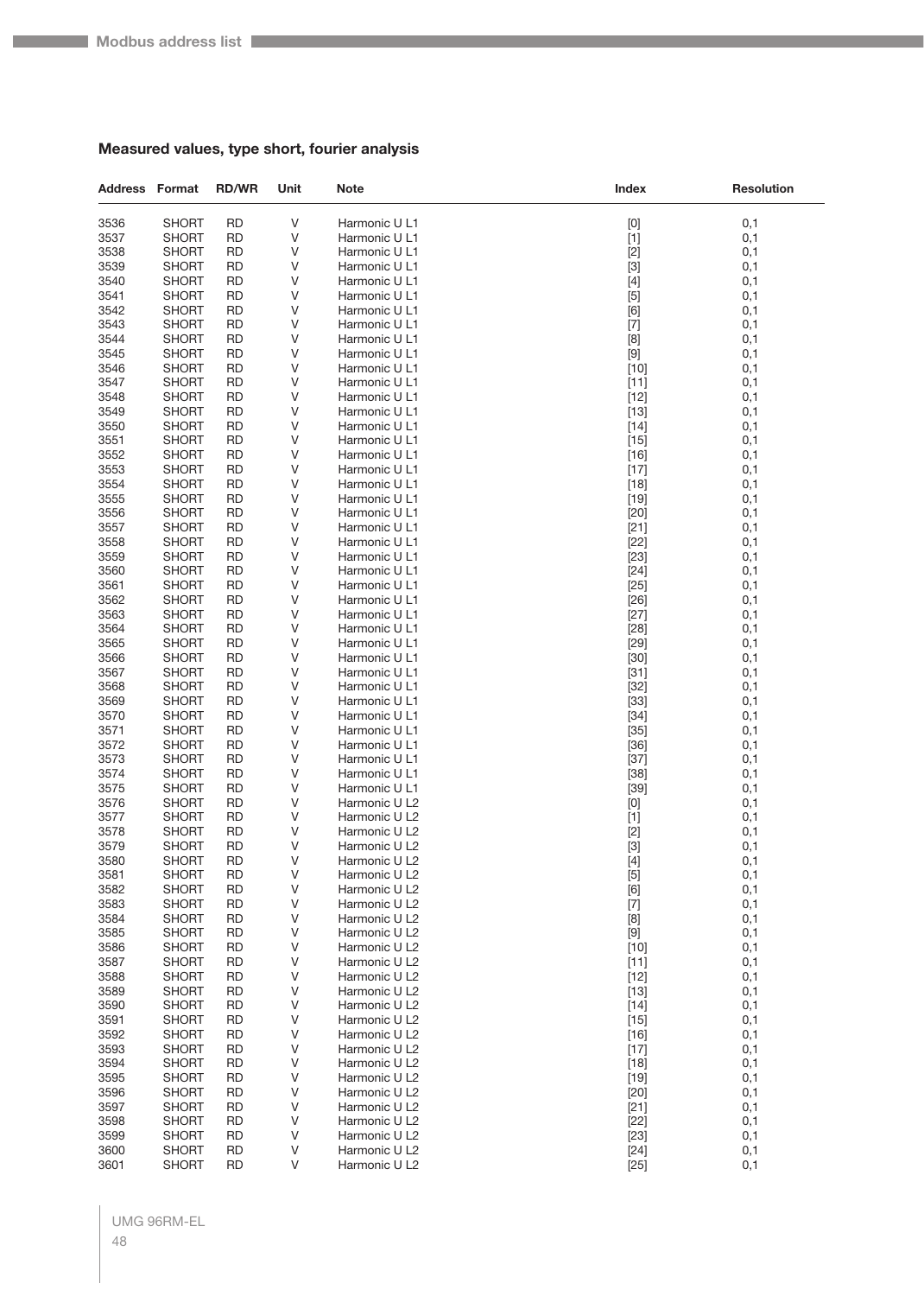### Measured values, type short, fourier analysis

| Address | Format | RD/WR | Unit | Note | Index | Resolution |
|---|---|---|---|---|---|---|
| 3536 | SHORT | RD | V | Harmonic U L1 | [0] | 0,1 |
| 3537 | SHORT | RD | V | Harmonic U L1 | [1] | 0,1 |
| 3538 | SHORT | RD | V | Harmonic U L1 | [2] | 0,1 |
| 3539 | SHORT | RD | V | Harmonic U L1 | [3] | 0,1 |
| 3540 | SHORT | RD | V | Harmonic U L1 | [4] | 0,1 |
| 3541 | SHORT | RD | V | Harmonic U L1 | [5] | 0,1 |
| 3542 | SHORT | RD | V | Harmonic U L1 | [6] | 0,1 |
| 3543 | SHORT | RD | V | Harmonic U L1 | [7] | 0,1 |
| 3544 | SHORT | RD | V | Harmonic U L1 | [8] | 0,1 |
| 3545 | SHORT | RD | V | Harmonic U L1 | [9] | 0,1 |
| 3546 | SHORT | RD | V | Harmonic U L1 | [10] | 0,1 |
| 3547 | SHORT | RD | V | Harmonic U L1 | [11] | 0,1 |
| 3548 | SHORT | RD | V | Harmonic U L1 | [12] | 0,1 |
| 3549 | SHORT | RD | V | Harmonic U L1 | [13] | 0,1 |
| 3550 | SHORT | RD | V | Harmonic U L1 | [14] | 0,1 |
| 3551 | SHORT | RD | V | Harmonic U L1 | [15] | 0,1 |
| 3552 | SHORT | RD | V | Harmonic U L1 | [16] | 0,1 |
| 3553 | SHORT | RD | V | Harmonic U L1 | [17] | 0,1 |
| 3554 | SHORT | RD | V | Harmonic U L1 | [18] | 0,1 |
| 3555 | SHORT | RD | V | Harmonic U L1 | [19] | 0,1 |
| 3556 | SHORT | RD | V | Harmonic U L1 | [20] | 0,1 |
| 3557 | SHORT | RD | V | Harmonic U L1 | [21] | 0,1 |
| 3558 | SHORT | RD | V | Harmonic U L1 | [22] | 0,1 |
| 3559 | SHORT | RD | V | Harmonic U L1 | [23] | 0,1 |
| 3560 | SHORT | RD | V | Harmonic U L1 | [24] | 0,1 |
| 3561 | SHORT | RD | V | Harmonic U L1 | [25] | 0,1 |
| 3562 | SHORT | RD | V | Harmonic U L1 | [26] | 0,1 |
| 3563 | SHORT | RD | V | Harmonic U L1 | [27] | 0,1 |
| 3564 | SHORT | RD | V | Harmonic U L1 | [28] | 0,1 |
| 3565 | SHORT | RD | V | Harmonic U L1 | [29] | 0,1 |
| 3566 | SHORT | RD | V | Harmonic U L1 | [30] | 0,1 |
| 3567 | SHORT | RD | V | Harmonic U L1 | [31] | 0,1 |
| 3568 | SHORT | RD | V | Harmonic U L1 | [32] | 0,1 |
| 3569 | SHORT | RD | V | Harmonic U L1 | [33] | 0,1 |
| 3570 | SHORT | RD | V | Harmonic U L1 | [34] | 0,1 |
| 3571 | SHORT | RD | V | Harmonic U L1 | [35] | 0,1 |
| 3572 | SHORT | RD | V | Harmonic U L1 | [36] | 0,1 |
| 3573 | SHORT | RD | V | Harmonic U L1 | [37] | 0,1 |
| 3574 | SHORT | RD | V | Harmonic U L1 | [38] | 0,1 |
| 3575 | SHORT | RD | V | Harmonic U L1 | [39] | 0,1 |
| 3576 | SHORT | RD | V | Harmonic U L2 | [0] | 0,1 |
| 3577 | SHORT | RD | V | Harmonic U L2 | [1] | 0,1 |
| 3578 | SHORT | RD | V | Harmonic U L2 | [2] | 0,1 |
| 3579 | SHORT | RD | V | Harmonic U L2 | [3] | 0,1 |
| 3580 | SHORT | RD | V | Harmonic U L2 | [4] | 0,1 |
| 3581 | SHORT | RD | V | Harmonic U L2 | [5] | 0,1 |
| 3582 | SHORT | RD | V | Harmonic U L2 | [6] | 0,1 |
| 3583 | SHORT | RD | V | Harmonic U L2 | [7] | 0,1 |
| 3584 | SHORT | RD | V | Harmonic U L2 | [8] | 0,1 |
| 3585 | SHORT | RD | V | Harmonic U L2 | [9] | 0,1 |
| 3586 | SHORT | RD | V | Harmonic U L2 | [10] | 0,1 |
| 3587 | SHORT | RD | V | Harmonic U L2 | [11] | 0,1 |
| 3588 | SHORT | RD | V | Harmonic U L2 | [12] | 0,1 |
| 3589 | SHORT | RD | V | Harmonic U L2 | [13] | 0,1 |
| 3590 | SHORT | RD | V | Harmonic U L2 | [14] | 0,1 |
| 3591 | SHORT | RD | V | Harmonic U L2 | [15] | 0,1 |
| 3592 | SHORT | RD | V | Harmonic U L2 | [16] | 0,1 |
| 3593 | SHORT | RD | V | Harmonic U L2 | [17] | 0,1 |
| 3594 | SHORT | RD | V | Harmonic U L2 | [18] | 0,1 |
| 3595 | SHORT | RD | V | Harmonic U L2 | [19] | 0,1 |
| 3596 | SHORT | RD | V | Harmonic U L2 | [20] | 0,1 |
| 3597 | SHORT | RD | V | Harmonic U L2 | [21] | 0,1 |
| 3598 | SHORT | RD | V | Harmonic U L2 | [22] | 0,1 |
| 3599 | SHORT | RD | V | Harmonic U L2 | [23] | 0,1 |
| 3600 | SHORT | RD | V | Harmonic U L2 | [24] | 0,1 |
| 3601 | SHORT | RD | V | Harmonic U L2 | [25] | 0,1 |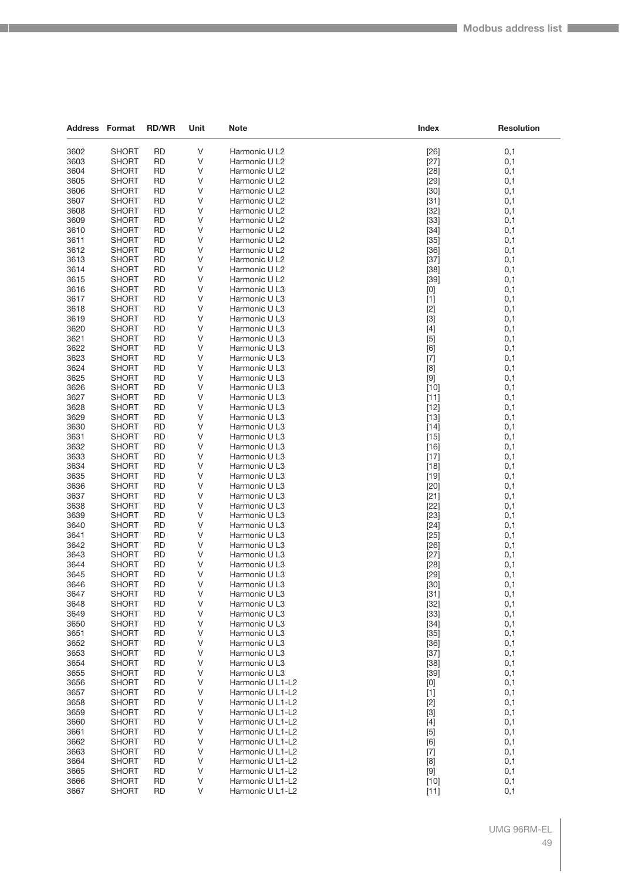| Address | Format | RD/WR | Unit | Note | Index | Resolution |
|---|---|---|---|---|---|---|
| 3602 | SHORT | RD | V | Harmonic U L2 | [26] | 0,1 |
| 3603 | SHORT | RD | V | Harmonic U L2 | [27] | 0,1 |
| 3604 | SHORT | RD | V | Harmonic U L2 | [28] | 0,1 |
| 3605 | SHORT | RD | V | Harmonic U L2 | [29] | 0,1 |
| 3606 | SHORT | RD | V | Harmonic U L2 | [30] | 0,1 |
| 3607 | SHORT | RD | V | Harmonic U L2 | [31] | 0,1 |
| 3608 | SHORT | RD | V | Harmonic U L2 | [32] | 0,1 |
| 3609 | SHORT | RD | V | Harmonic U L2 | [33] | 0,1 |
| 3610 | SHORT | RD | V | Harmonic U L2 | [34] | 0,1 |
| 3611 | SHORT | RD | V | Harmonic U L2 | [35] | 0,1 |
| 3612 | SHORT | RD | V | Harmonic U L2 | [36] | 0,1 |
| 3613 | SHORT | RD | V | Harmonic U L2 | [37] | 0,1 |
| 3614 | SHORT | RD | V | Harmonic U L2 | [38] | 0,1 |
| 3615 | SHORT | RD | V | Harmonic U L2 | [39] | 0,1 |
| 3616 | SHORT | RD | V | Harmonic U L3 | [0] | 0,1 |
| 3617 | SHORT | RD | V | Harmonic U L3 | [1] | 0,1 |
| 3618 | SHORT | RD | V | Harmonic U L3 | [2] | 0,1 |
| 3619 | SHORT | RD | V | Harmonic U L3 | [3] | 0,1 |
| 3620 | SHORT | RD | V | Harmonic U L3 | [4] | 0,1 |
| 3621 | SHORT | RD | V | Harmonic U L3 | [5] | 0,1 |
| 3622 | SHORT | RD | V | Harmonic U L3 | [6] | 0,1 |
| 3623 | SHORT | RD | V | Harmonic U L3 | [7] | 0,1 |
| 3624 | SHORT | RD | V | Harmonic U L3 | [8] | 0,1 |
| 3625 | SHORT | RD | V | Harmonic U L3 | [9] | 0,1 |
| 3626 | SHORT | RD | V | Harmonic U L3 | [10] | 0,1 |
| 3627 | SHORT | RD | V | Harmonic U L3 | [11] | 0,1 |
| 3628 | SHORT | RD | V | Harmonic U L3 | [12] | 0,1 |
| 3629 | SHORT | RD | V | Harmonic U L3 | [13] | 0,1 |
| 3630 | SHORT | RD | V | Harmonic U L3 | [14] | 0,1 |
| 3631 | SHORT | RD | V | Harmonic U L3 | [15] | 0,1 |
| 3632 | SHORT | RD | V | Harmonic U L3 | [16] | 0,1 |
| 3633 | SHORT | RD | V | Harmonic U L3 | [17] | 0,1 |
| 3634 | SHORT | RD | V | Harmonic U L3 | [18] | 0,1 |
| 3635 | SHORT | RD | V | Harmonic U L3 | [19] | 0,1 |
| 3636 | SHORT | RD | V | Harmonic U L3 | [20] | 0,1 |
| 3637 | SHORT | RD | V | Harmonic U L3 | [21] | 0,1 |
| 3638 | SHORT | RD | V | Harmonic U L3 | [22] | 0,1 |
| 3639 | SHORT | RD | V | Harmonic U L3 | [23] | 0,1 |
| 3640 | SHORT | RD | V | Harmonic U L3 | [24] | 0,1 |
| 3641 | SHORT | RD | V | Harmonic U L3 | [25] | 0,1 |
| 3642 | SHORT | RD | V | Harmonic U L3 | [26] | 0,1 |
| 3643 | SHORT | RD | V | Harmonic U L3 | [27] | 0,1 |
| 3644 | SHORT | RD | V | Harmonic U L3 | [28] | 0,1 |
| 3645 | SHORT | RD | V | Harmonic U L3 | [29] | 0,1 |
| 3646 | SHORT | RD | V | Harmonic U L3 | [30] | 0,1 |
| 3647 | SHORT | RD | V | Harmonic U L3 | [31] | 0,1 |
| 3648 | SHORT | RD | V | Harmonic U L3 | [32] | 0,1 |
| 3649 | SHORT | RD | V | Harmonic U L3 | [33] | 0,1 |
| 3650 | SHORT | RD | V | Harmonic U L3 | [34] | 0,1 |
| 3651 | SHORT | RD | V | Harmonic U L3 | [35] | 0,1 |
| 3652 | SHORT | RD | V | Harmonic U L3 | [36] | 0,1 |
| 3653 | SHORT | RD | V | Harmonic U L3 | [37] | 0,1 |
| 3654 | SHORT | RD | V | Harmonic U L3 | [38] | 0,1 |
| 3655 | SHORT | RD | V | Harmonic U L3 | [39] | 0,1 |
| 3656 | SHORT | RD | V | Harmonic U L1-L2 | [0] | 0,1 |
| 3657 | SHORT | RD | V | Harmonic U L1-L2 | [1] | 0,1 |
| 3658 | SHORT | RD | V | Harmonic U L1-L2 | [2] | 0,1 |
| 3659 | SHORT | RD | V | Harmonic U L1-L2 | [3] | 0,1 |
| 3660 | SHORT | RD | V | Harmonic U L1-L2 | [4] | 0,1 |
| 3661 | SHORT | RD | V | Harmonic U L1-L2 | [5] | 0,1 |
| 3662 | SHORT | RD | V | Harmonic U L1-L2 | [6] | 0,1 |
| 3663 | SHORT | RD | V | Harmonic U L1-L2 | [7] | 0,1 |
| 3664 | SHORT | RD | V | Harmonic U L1-L2 | [8] | 0,1 |
| 3665 | SHORT | RD | V | Harmonic U L1-L2 | [9] | 0,1 |
| 3666 | SHORT | RD | V | Harmonic U L1-L2 | [10] | 0,1 |
| 3667 | SHORT | RD | V | Harmonic U L1-L2 | [11] | 0,1 |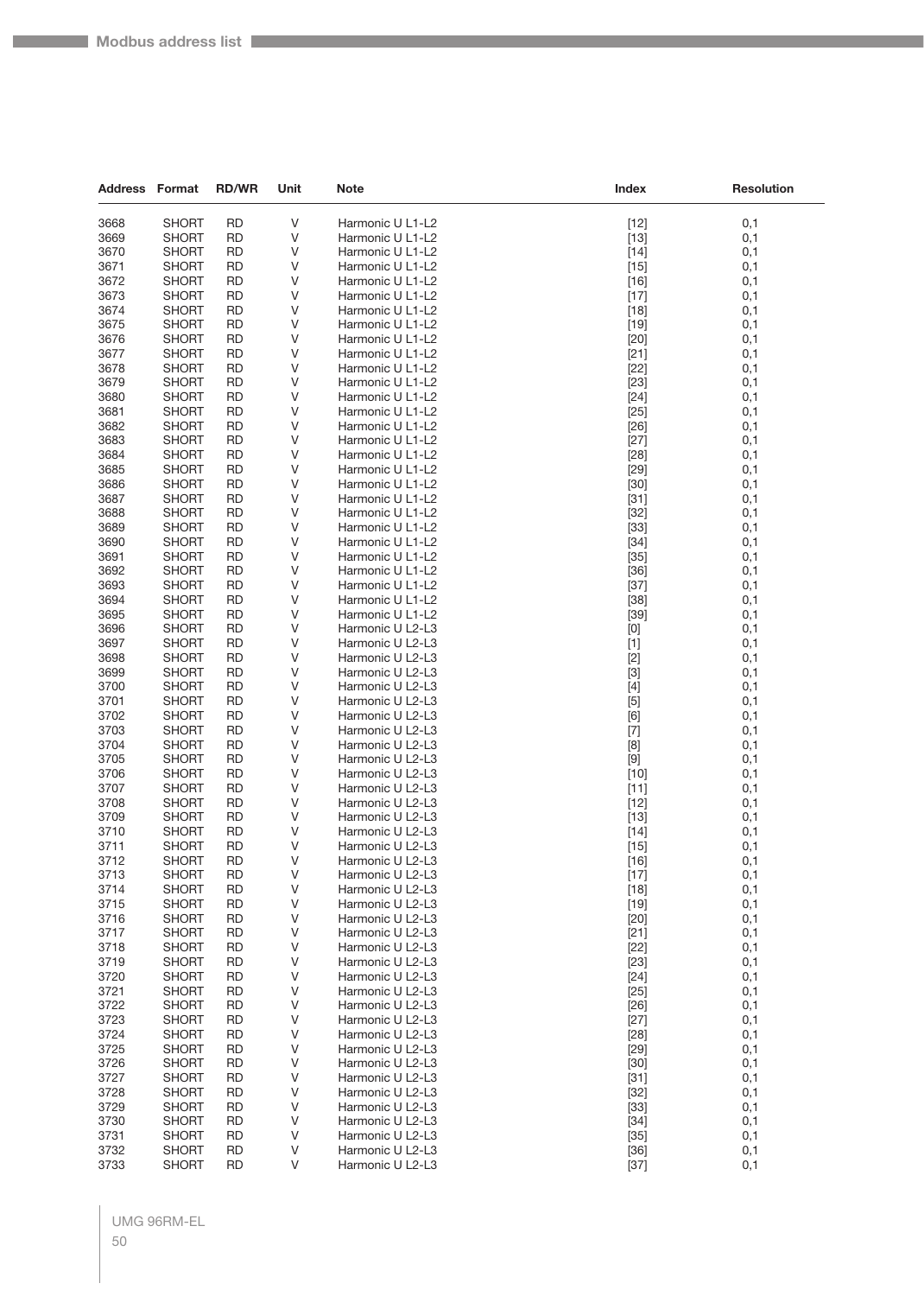| Address | Format | RD/WR | Unit | Note | Index | Resolution |
|---|---|---|---|---|---|---|
| 3668 | SHORT | RD | V | Harmonic U L1-L2 | [12] | 0,1 |
| 3669 | SHORT | RD | V | Harmonic U L1-L2 | [13] | 0,1 |
| 3670 | SHORT | RD | V | Harmonic U L1-L2 | [14] | 0,1 |
| 3671 | SHORT | RD | V | Harmonic U L1-L2 | [15] | 0,1 |
| 3672 | SHORT | RD | V | Harmonic U L1-L2 | [16] | 0,1 |
| 3673 | SHORT | RD | V | Harmonic U L1-L2 | [17] | 0,1 |
| 3674 | SHORT | RD | V | Harmonic U L1-L2 | [18] | 0,1 |
| 3675 | SHORT | RD | V | Harmonic U L1-L2 | [19] | 0,1 |
| 3676 | SHORT | RD | V | Harmonic U L1-L2 | [20] | 0,1 |
| 3677 | SHORT | RD | V | Harmonic U L1-L2 | [21] | 0,1 |
| 3678 | SHORT | RD | V | Harmonic U L1-L2 | [22] | 0,1 |
| 3679 | SHORT | RD | V | Harmonic U L1-L2 | [23] | 0,1 |
| 3680 | SHORT | RD | V | Harmonic U L1-L2 | [24] | 0,1 |
| 3681 | SHORT | RD | V | Harmonic U L1-L2 | [25] | 0,1 |
| 3682 | SHORT | RD | V | Harmonic U L1-L2 | [26] | 0,1 |
| 3683 | SHORT | RD | V | Harmonic U L1-L2 | [27] | 0,1 |
| 3684 | SHORT | RD | V | Harmonic U L1-L2 | [28] | 0,1 |
| 3685 | SHORT | RD | V | Harmonic U L1-L2 | [29] | 0,1 |
| 3686 | SHORT | RD | V | Harmonic U L1-L2 | [30] | 0,1 |
| 3687 | SHORT | RD | V | Harmonic U L1-L2 | [31] | 0,1 |
| 3688 | SHORT | RD | V | Harmonic U L1-L2 | [32] | 0,1 |
| 3689 | SHORT | RD | V | Harmonic U L1-L2 | [33] | 0,1 |
| 3690 | SHORT | RD | V | Harmonic U L1-L2 | [34] | 0,1 |
| 3691 | SHORT | RD | V | Harmonic U L1-L2 | [35] | 0,1 |
| 3692 | SHORT | RD | V | Harmonic U L1-L2 | [36] | 0,1 |
| 3693 | SHORT | RD | V | Harmonic U L1-L2 | [37] | 0,1 |
| 3694 | SHORT | RD | V | Harmonic U L1-L2 | [38] | 0,1 |
| 3695 | SHORT | RD | V | Harmonic U L1-L2 | [39] | 0,1 |
| 3696 | SHORT | RD | V | Harmonic U L2-L3 | [0] | 0,1 |
| 3697 | SHORT | RD | V | Harmonic U L2-L3 | [1] | 0,1 |
| 3698 | SHORT | RD | V | Harmonic U L2-L3 | [2] | 0,1 |
| 3699 | SHORT | RD | V | Harmonic U L2-L3 | [3] | 0,1 |
| 3700 | SHORT | RD | V | Harmonic U L2-L3 | [4] | 0,1 |
| 3701 | SHORT | RD | V | Harmonic U L2-L3 | [5] | 0,1 |
| 3702 | SHORT | RD | V | Harmonic U L2-L3 | [6] | 0,1 |
| 3703 | SHORT | RD | V | Harmonic U L2-L3 | [7] | 0,1 |
| 3704 | SHORT | RD | V | Harmonic U L2-L3 | [8] | 0,1 |
| 3705 | SHORT | RD | V | Harmonic U L2-L3 | [9] | 0,1 |
| 3706 | SHORT | RD | V | Harmonic U L2-L3 | [10] | 0,1 |
| 3707 | SHORT | RD | V | Harmonic U L2-L3 | [11] | 0,1 |
| 3708 | SHORT | RD | V | Harmonic U L2-L3 | [12] | 0,1 |
| 3709 | SHORT | RD | V | Harmonic U L2-L3 | [13] | 0,1 |
| 3710 | SHORT | RD | V | Harmonic U L2-L3 | [14] | 0,1 |
| 3711 | SHORT | RD | V | Harmonic U L2-L3 | [15] | 0,1 |
| 3712 | SHORT | RD | V | Harmonic U L2-L3 | [16] | 0,1 |
| 3713 | SHORT | RD | V | Harmonic U L2-L3 | [17] | 0,1 |
| 3714 | SHORT | RD | V | Harmonic U L2-L3 | [18] | 0,1 |
| 3715 | SHORT | RD | V | Harmonic U L2-L3 | [19] | 0,1 |
| 3716 | SHORT | RD | V | Harmonic U L2-L3 | [20] | 0,1 |
| 3717 | SHORT | RD | V | Harmonic U L2-L3 | [21] | 0,1 |
| 3718 | SHORT | RD | V | Harmonic U L2-L3 | [22] | 0,1 |
| 3719 | SHORT | RD | V | Harmonic U L2-L3 | [23] | 0,1 |
| 3720 | SHORT | RD | V | Harmonic U L2-L3 | [24] | 0,1 |
| 3721 | SHORT | RD | V | Harmonic U L2-L3 | [25] | 0,1 |
| 3722 | SHORT | RD | V | Harmonic U L2-L3 | [26] | 0,1 |
| 3723 | SHORT | RD | V | Harmonic U L2-L3 | [27] | 0,1 |
| 3724 | SHORT | RD | V | Harmonic U L2-L3 | [28] | 0,1 |
| 3725 | SHORT | RD | V | Harmonic U L2-L3 | [29] | 0,1 |
| 3726 | SHORT | RD | V | Harmonic U L2-L3 | [30] | 0,1 |
| 3727 | SHORT | RD | V | Harmonic U L2-L3 | [31] | 0,1 |
| 3728 | SHORT | RD | V | Harmonic U L2-L3 | [32] | 0,1 |
| 3729 | SHORT | RD | V | Harmonic U L2-L3 | [33] | 0,1 |
| 3730 | SHORT | RD | V | Harmonic U L2-L3 | [34] | 0,1 |
| 3731 | SHORT | RD | V | Harmonic U L2-L3 | [35] | 0,1 |
| 3732 | SHORT | RD | V | Harmonic U L2-L3 | [36] | 0,1 |
| 3733 | SHORT | RD | V | Harmonic U L2-L3 | [37] | 0,1 |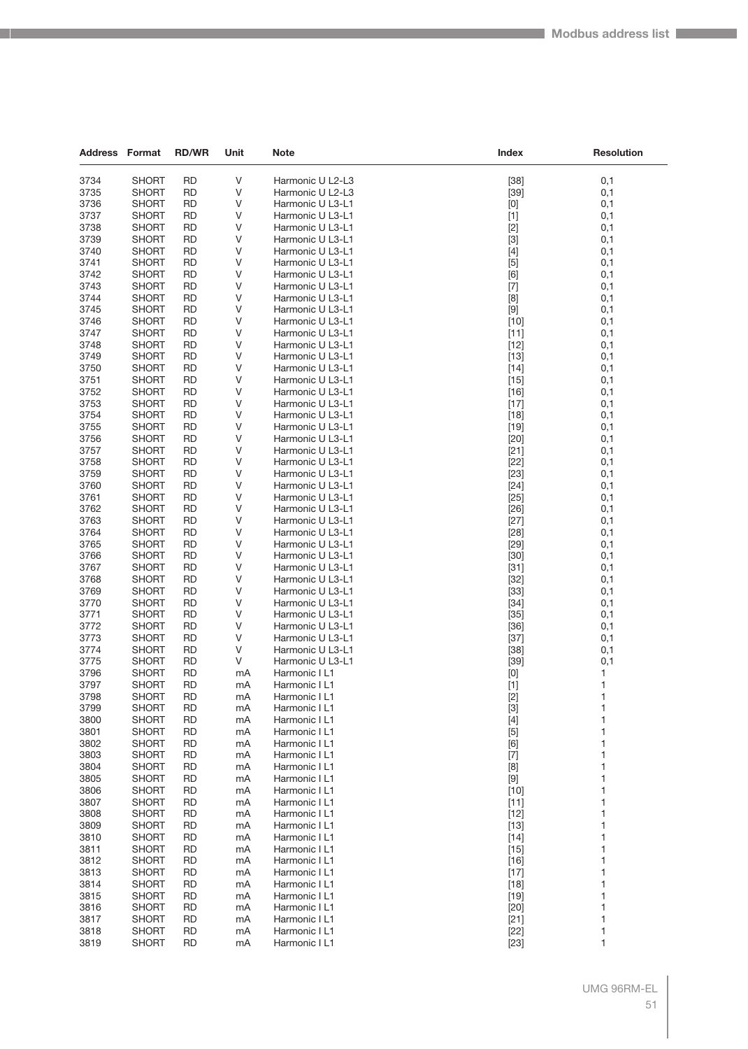| Address | Format | RD/WR | Unit | Note | Index | Resolution |
|---|---|---|---|---|---|---|
| 3734 | SHORT | RD | V | Harmonic U L2-L3 | [38] | 0,1 |
| 3735 | SHORT | RD | V | Harmonic U L2-L3 | [39] | 0,1 |
| 3736 | SHORT | RD | V | Harmonic U L3-L1 | [0] | 0,1 |
| 3737 | SHORT | RD | V | Harmonic U L3-L1 | [1] | 0,1 |
| 3738 | SHORT | RD | V | Harmonic U L3-L1 | [2] | 0,1 |
| 3739 | SHORT | RD | V | Harmonic U L3-L1 | [3] | 0,1 |
| 3740 | SHORT | RD | V | Harmonic U L3-L1 | [4] | 0,1 |
| 3741 | SHORT | RD | V | Harmonic U L3-L1 | [5] | 0,1 |
| 3742 | SHORT | RD | V | Harmonic U L3-L1 | [6] | 0,1 |
| 3743 | SHORT | RD | V | Harmonic U L3-L1 | [7] | 0,1 |
| 3744 | SHORT | RD | V | Harmonic U L3-L1 | [8] | 0,1 |
| 3745 | SHORT | RD | V | Harmonic U L3-L1 | [9] | 0,1 |
| 3746 | SHORT | RD | V | Harmonic U L3-L1 | [10] | 0,1 |
| 3747 | SHORT | RD | V | Harmonic U L3-L1 | [11] | 0,1 |
| 3748 | SHORT | RD | V | Harmonic U L3-L1 | [12] | 0,1 |
| 3749 | SHORT | RD | V | Harmonic U L3-L1 | [13] | 0,1 |
| 3750 | SHORT | RD | V | Harmonic U L3-L1 | [14] | 0,1 |
| 3751 | SHORT | RD | V | Harmonic U L3-L1 | [15] | 0,1 |
| 3752 | SHORT | RD | V | Harmonic U L3-L1 | [16] | 0,1 |
| 3753 | SHORT | RD | V | Harmonic U L3-L1 | [17] | 0,1 |
| 3754 | SHORT | RD | V | Harmonic U L3-L1 | [18] | 0,1 |
| 3755 | SHORT | RD | V | Harmonic U L3-L1 | [19] | 0,1 |
| 3756 | SHORT | RD | V | Harmonic U L3-L1 | [20] | 0,1 |
| 3757 | SHORT | RD | V | Harmonic U L3-L1 | [21] | 0,1 |
| 3758 | SHORT | RD | V | Harmonic U L3-L1 | [22] | 0,1 |
| 3759 | SHORT | RD | V | Harmonic U L3-L1 | [23] | 0,1 |
| 3760 | SHORT | RD | V | Harmonic U L3-L1 | [24] | 0,1 |
| 3761 | SHORT | RD | V | Harmonic U L3-L1 | [25] | 0,1 |
| 3762 | SHORT | RD | V | Harmonic U L3-L1 | [26] | 0,1 |
| 3763 | SHORT | RD | V | Harmonic U L3-L1 | [27] | 0,1 |
| 3764 | SHORT | RD | V | Harmonic U L3-L1 | [28] | 0,1 |
| 3765 | SHORT | RD | V | Harmonic U L3-L1 | [29] | 0,1 |
| 3766 | SHORT | RD | V | Harmonic U L3-L1 | [30] | 0,1 |
| 3767 | SHORT | RD | V | Harmonic U L3-L1 | [31] | 0,1 |
| 3768 | SHORT | RD | V | Harmonic U L3-L1 | [32] | 0,1 |
| 3769 | SHORT | RD | V | Harmonic U L3-L1 | [33] | 0,1 |
| 3770 | SHORT | RD | V | Harmonic U L3-L1 | [34] | 0,1 |
| 3771 | SHORT | RD | V | Harmonic U L3-L1 | [35] | 0,1 |
| 3772 | SHORT | RD | V | Harmonic U L3-L1 | [36] | 0,1 |
| 3773 | SHORT | RD | V | Harmonic U L3-L1 | [37] | 0,1 |
| 3774 | SHORT | RD | V | Harmonic U L3-L1 | [38] | 0,1 |
| 3775 | SHORT | RD | V | Harmonic U L3-L1 | [39] | 0,1 |
| 3796 | SHORT | RD | mA | Harmonic I L1 | [0] | 1 |
| 3797 | SHORT | RD | mA | Harmonic I L1 | [1] | 1 |
| 3798 | SHORT | RD | mA | Harmonic I L1 | [2] | 1 |
| 3799 | SHORT | RD | mA | Harmonic I L1 | [3] | 1 |
| 3800 | SHORT | RD | mA | Harmonic I L1 | [4] | 1 |
| 3801 | SHORT | RD | mA | Harmonic I L1 | [5] | 1 |
| 3802 | SHORT | RD | mA | Harmonic I L1 | [6] | 1 |
| 3803 | SHORT | RD | mA | Harmonic I L1 | [7] | 1 |
| 3804 | SHORT | RD | mA | Harmonic I L1 | [8] | 1 |
| 3805 | SHORT | RD | mA | Harmonic I L1 | [9] | 1 |
| 3806 | SHORT | RD | mA | Harmonic I L1 | [10] | 1 |
| 3807 | SHORT | RD | mA | Harmonic I L1 | [11] | 1 |
| 3808 | SHORT | RD | mA | Harmonic I L1 | [12] | 1 |
| 3809 | SHORT | RD | mA | Harmonic I L1 | [13] | 1 |
| 3810 | SHORT | RD | mA | Harmonic I L1 | [14] | 1 |
| 3811 | SHORT | RD | mA | Harmonic I L1 | [15] | 1 |
| 3812 | SHORT | RD | mA | Harmonic I L1 | [16] | 1 |
| 3813 | SHORT | RD | mA | Harmonic I L1 | [17] | 1 |
| 3814 | SHORT | RD | mA | Harmonic I L1 | [18] | 1 |
| 3815 | SHORT | RD | mA | Harmonic I L1 | [19] | 1 |
| 3816 | SHORT | RD | mA | Harmonic I L1 | [20] | 1 |
| 3817 | SHORT | RD | mA | Harmonic I L1 | [21] | 1 |
| 3818 | SHORT | RD | mA | Harmonic I L1 | [22] | 1 |
| 3819 | SHORT | RD | mA | Harmonic I L1 | [23] | 1 |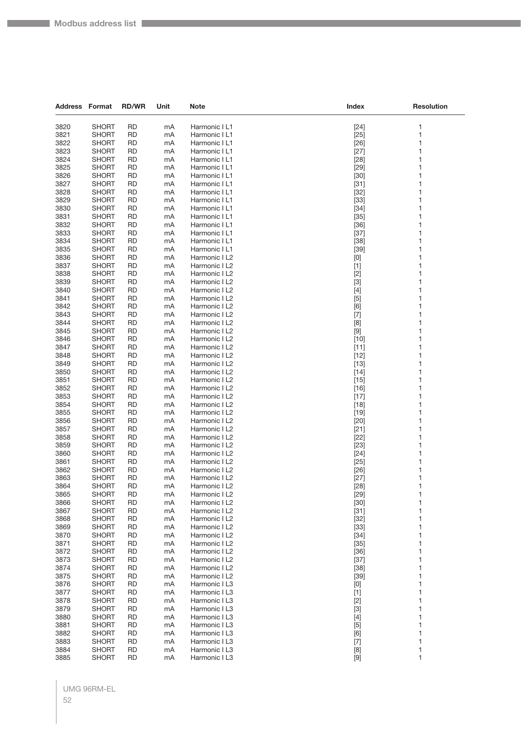| Address | Format | RD/WR | Unit | Note | Index | Resolution |
|---|---|---|---|---|---|---|
| 3820 | SHORT | RD | mA | Harmonic I L1 | [24] | 1 |
| 3821 | SHORT | RD | mA | Harmonic I L1 | [25] | 1 |
| 3822 | SHORT | RD | mA | Harmonic I L1 | [26] | 1 |
| 3823 | SHORT | RD | mA | Harmonic I L1 | [27] | 1 |
| 3824 | SHORT | RD | mA | Harmonic I L1 | [28] | 1 |
| 3825 | SHORT | RD | mA | Harmonic I L1 | [29] | 1 |
| 3826 | SHORT | RD | mA | Harmonic I L1 | [30] | 1 |
| 3827 | SHORT | RD | mA | Harmonic I L1 | [31] | 1 |
| 3828 | SHORT | RD | mA | Harmonic I L1 | [32] | 1 |
| 3829 | SHORT | RD | mA | Harmonic I L1 | [33] | 1 |
| 3830 | SHORT | RD | mA | Harmonic I L1 | [34] | 1 |
| 3831 | SHORT | RD | mA | Harmonic I L1 | [35] | 1 |
| 3832 | SHORT | RD | mA | Harmonic I L1 | [36] | 1 |
| 3833 | SHORT | RD | mA | Harmonic I L1 | [37] | 1 |
| 3834 | SHORT | RD | mA | Harmonic I L1 | [38] | 1 |
| 3835 | SHORT | RD | mA | Harmonic I L1 | [39] | 1 |
| 3836 | SHORT | RD | mA | Harmonic I L2 | [0] | 1 |
| 3837 | SHORT | RD | mA | Harmonic I L2 | [1] | 1 |
| 3838 | SHORT | RD | mA | Harmonic I L2 | [2] | 1 |
| 3839 | SHORT | RD | mA | Harmonic I L2 | [3] | 1 |
| 3840 | SHORT | RD | mA | Harmonic I L2 | [4] | 1 |
| 3841 | SHORT | RD | mA | Harmonic I L2 | [5] | 1 |
| 3842 | SHORT | RD | mA | Harmonic I L2 | [6] | 1 |
| 3843 | SHORT | RD | mA | Harmonic I L2 | [7] | 1 |
| 3844 | SHORT | RD | mA | Harmonic I L2 | [8] | 1 |
| 3845 | SHORT | RD | mA | Harmonic I L2 | [9] | 1 |
| 3846 | SHORT | RD | mA | Harmonic I L2 | [10] | 1 |
| 3847 | SHORT | RD | mA | Harmonic I L2 | [11] | 1 |
| 3848 | SHORT | RD | mA | Harmonic I L2 | [12] | 1 |
| 3849 | SHORT | RD | mA | Harmonic I L2 | [13] | 1 |
| 3850 | SHORT | RD | mA | Harmonic I L2 | [14] | 1 |
| 3851 | SHORT | RD | mA | Harmonic I L2 | [15] | 1 |
| 3852 | SHORT | RD | mA | Harmonic I L2 | [16] | 1 |
| 3853 | SHORT | RD | mA | Harmonic I L2 | [17] | 1 |
| 3854 | SHORT | RD | mA | Harmonic I L2 | [18] | 1 |
| 3855 | SHORT | RD | mA | Harmonic I L2 | [19] | 1 |
| 3856 | SHORT | RD | mA | Harmonic I L2 | [20] | 1 |
| 3857 | SHORT | RD | mA | Harmonic I L2 | [21] | 1 |
| 3858 | SHORT | RD | mA | Harmonic I L2 | [22] | 1 |
| 3859 | SHORT | RD | mA | Harmonic I L2 | [23] | 1 |
| 3860 | SHORT | RD | mA | Harmonic I L2 | [24] | 1 |
| 3861 | SHORT | RD | mA | Harmonic I L2 | [25] | 1 |
| 3862 | SHORT | RD | mA | Harmonic I L2 | [26] | 1 |
| 3863 | SHORT | RD | mA | Harmonic I L2 | [27] | 1 |
| 3864 | SHORT | RD | mA | Harmonic I L2 | [28] | 1 |
| 3865 | SHORT | RD | mA | Harmonic I L2 | [29] | 1 |
| 3866 | SHORT | RD | mA | Harmonic I L2 | [30] | 1 |
| 3867 | SHORT | RD | mA | Harmonic I L2 | [31] | 1 |
| 3868 | SHORT | RD | mA | Harmonic I L2 | [32] | 1 |
| 3869 | SHORT | RD | mA | Harmonic I L2 | [33] | 1 |
| 3870 | SHORT | RD | mA | Harmonic I L2 | [34] | 1 |
| 3871 | SHORT | RD | mA | Harmonic I L2 | [35] | 1 |
| 3872 | SHORT | RD | mA | Harmonic I L2 | [36] | 1 |
| 3873 | SHORT | RD | mA | Harmonic I L2 | [37] | 1 |
| 3874 | SHORT | RD | mA | Harmonic I L2 | [38] | 1 |
| 3875 | SHORT | RD | mA | Harmonic I L2 | [39] | 1 |
| 3876 | SHORT | RD | mA | Harmonic I L3 | [0] | 1 |
| 3877 | SHORT | RD | mA | Harmonic I L3 | [1] | 1 |
| 3878 | SHORT | RD | mA | Harmonic I L3 | [2] | 1 |
| 3879 | SHORT | RD | mA | Harmonic I L3 | [3] | 1 |
| 3880 | SHORT | RD | mA | Harmonic I L3 | [4] | 1 |
| 3881 | SHORT | RD | mA | Harmonic I L3 | [5] | 1 |
| 3882 | SHORT | RD | mA | Harmonic I L3 | [6] | 1 |
| 3883 | SHORT | RD | mA | Harmonic I L3 | [7] | 1 |
| 3884 | SHORT | RD | mA | Harmonic I L3 | [8] | 1 |
| 3885 | SHORT | RD | mA | Harmonic I L3 | [9] | 1 |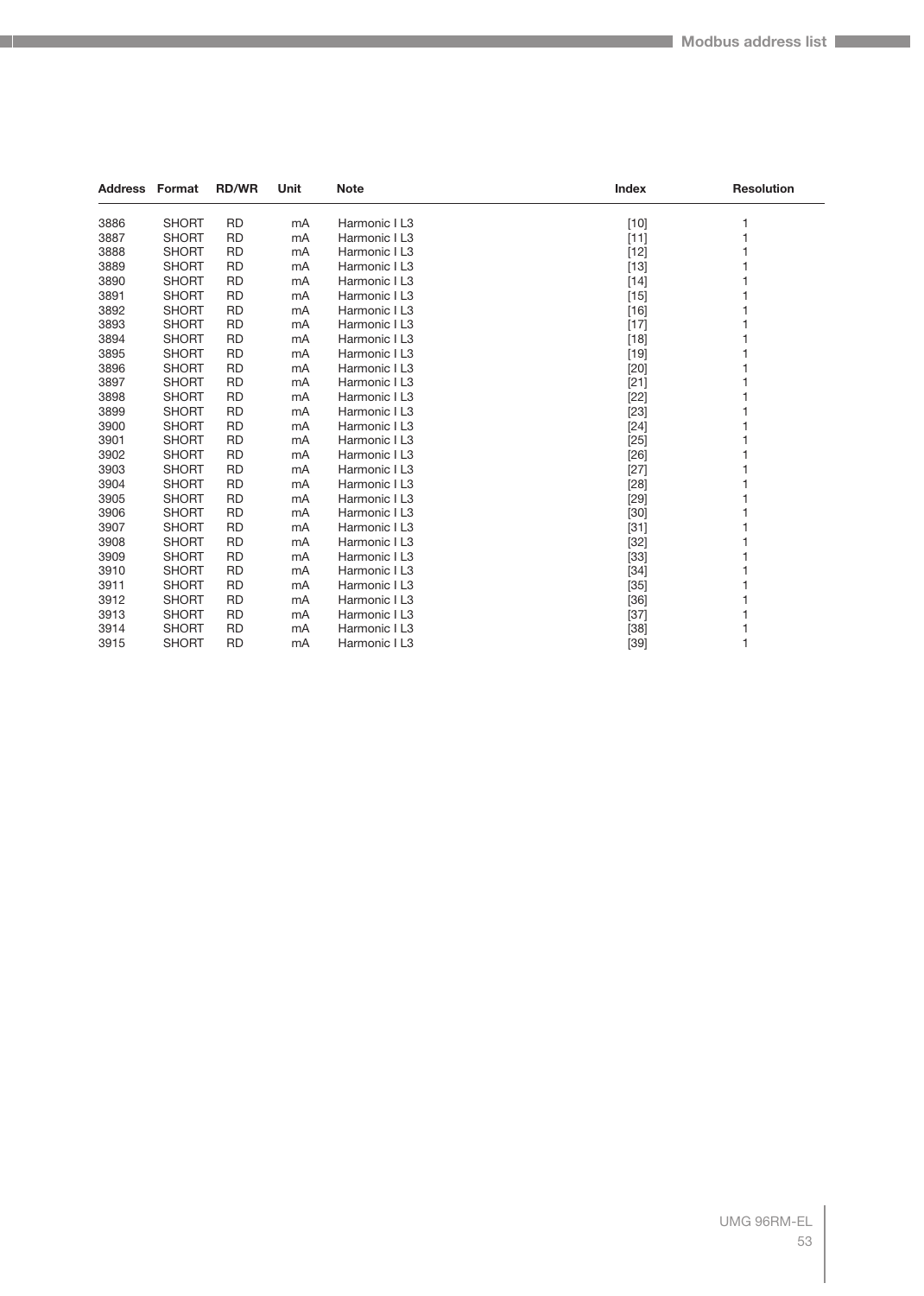| Address | Format | RD/WR | Unit | Note | Index | Resolution |
|---|---|---|---|---|---|---|
| 3886 | SHORT | RD | mA | Harmonic I L3 | [10] | 1 |
| 3887 | SHORT | RD | mA | Harmonic I L3 | [11] | 1 |
| 3888 | SHORT | RD | mA | Harmonic I L3 | [12] | 1 |
| 3889 | SHORT | RD | mA | Harmonic I L3 | [13] | 1 |
| 3890 | SHORT | RD | mA | Harmonic I L3 | [14] | 1 |
| 3891 | SHORT | RD | mA | Harmonic I L3 | [15] | 1 |
| 3892 | SHORT | RD | mA | Harmonic I L3 | [16] | 1 |
| 3893 | SHORT | RD | mA | Harmonic I L3 | [17] | 1 |
| 3894 | SHORT | RD | mA | Harmonic I L3 | [18] | 1 |
| 3895 | SHORT | RD | mA | Harmonic I L3 | [19] | 1 |
| 3896 | SHORT | RD | mA | Harmonic I L3 | [20] | 1 |
| 3897 | SHORT | RD | mA | Harmonic I L3 | [21] | 1 |
| 3898 | SHORT | RD | mA | Harmonic I L3 | [22] | 1 |
| 3899 | SHORT | RD | mA | Harmonic I L3 | [23] | 1 |
| 3900 | SHORT | RD | mA | Harmonic I L3 | [24] | 1 |
| 3901 | SHORT | RD | mA | Harmonic I L3 | [25] | 1 |
| 3902 | SHORT | RD | mA | Harmonic I L3 | [26] | 1 |
| 3903 | SHORT | RD | mA | Harmonic I L3 | [27] | 1 |
| 3904 | SHORT | RD | mA | Harmonic I L3 | [28] | 1 |
| 3905 | SHORT | RD | mA | Harmonic I L3 | [29] | 1 |
| 3906 | SHORT | RD | mA | Harmonic I L3 | [30] | 1 |
| 3907 | SHORT | RD | mA | Harmonic I L3 | [31] | 1 |
| 3908 | SHORT | RD | mA | Harmonic I L3 | [32] | 1 |
| 3909 | SHORT | RD | mA | Harmonic I L3 | [33] | 1 |
| 3910 | SHORT | RD | mA | Harmonic I L3 | [34] | 1 |
| 3911 | SHORT | RD | mA | Harmonic I L3 | [35] | 1 |
| 3912 | SHORT | RD | mA | Harmonic I L3 | [36] | 1 |
| 3913 | SHORT | RD | mA | Harmonic I L3 | [37] | 1 |
| 3914 | SHORT | RD | mA | Harmonic I L3 | [38] | 1 |
| 3915 | SHORT | RD | mA | Harmonic I L3 | [39] | 1 |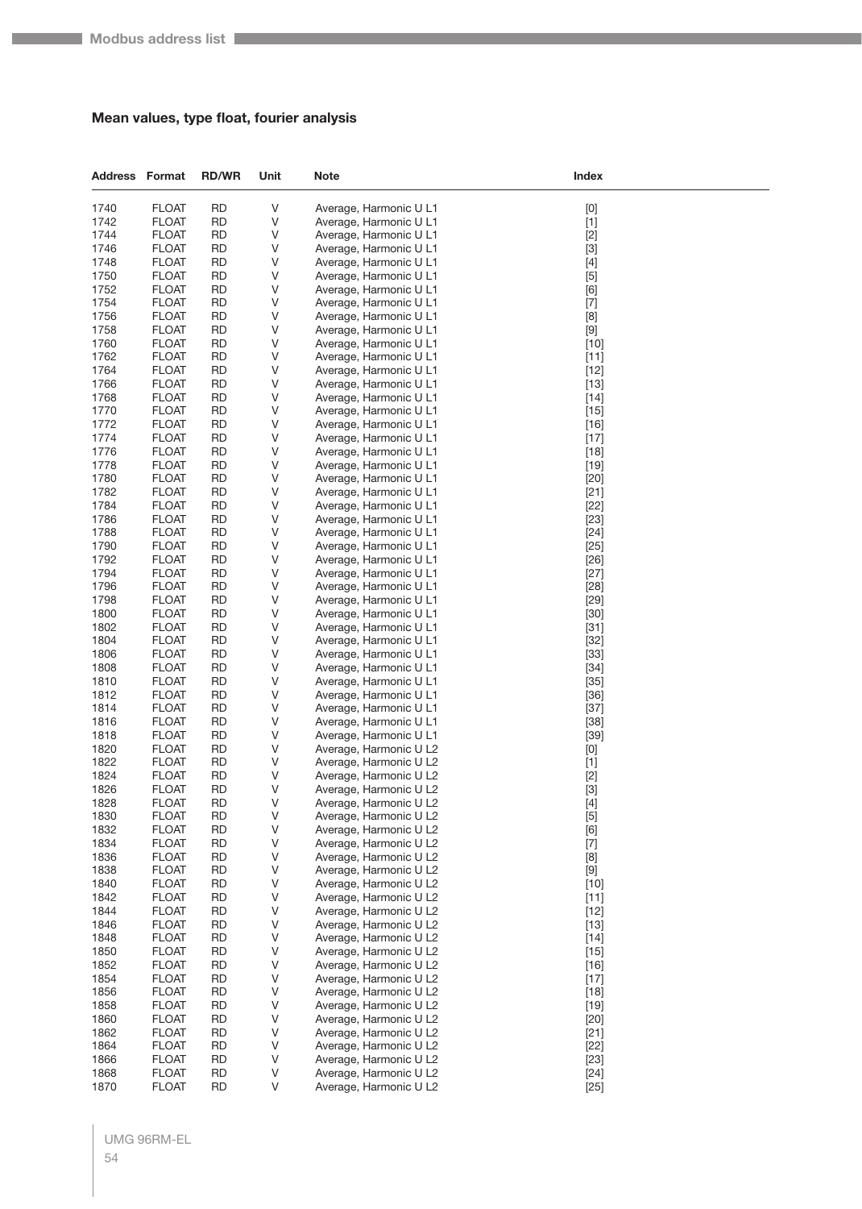### Mean values, type float, fourier analysis

| Address | Format | RD/WR | Unit | Note | Index |
|---|---|---|---|---|---|
| 1740 | FLOAT | RD | V | Average, Harmonic U L1 | [0] |
| 1742 | FLOAT | RD | V | Average, Harmonic U L1 | [1] |
| 1744 | FLOAT | RD | V | Average, Harmonic U L1 | [2] |
| 1746 | FLOAT | RD | V | Average, Harmonic U L1 | [3] |
| 1748 | FLOAT | RD | V | Average, Harmonic U L1 | [4] |
| 1750 | FLOAT | RD | V | Average, Harmonic U L1 | [5] |
| 1752 | FLOAT | RD | V | Average, Harmonic U L1 | [6] |
| 1754 | FLOAT | RD | V | Average, Harmonic U L1 | [7] |
| 1756 | FLOAT | RD | V | Average, Harmonic U L1 | [8] |
| 1758 | FLOAT | RD | V | Average, Harmonic U L1 | [9] |
| 1760 | FLOAT | RD | V | Average, Harmonic U L1 | [10] |
| 1762 | FLOAT | RD | V | Average, Harmonic U L1 | [11] |
| 1764 | FLOAT | RD | V | Average, Harmonic U L1 | [12] |
| 1766 | FLOAT | RD | V | Average, Harmonic U L1 | [13] |
| 1768 | FLOAT | RD | V | Average, Harmonic U L1 | [14] |
| 1770 | FLOAT | RD | V | Average, Harmonic U L1 | [15] |
| 1772 | FLOAT | RD | V | Average, Harmonic U L1 | [16] |
| 1774 | FLOAT | RD | V | Average, Harmonic U L1 | [17] |
| 1776 | FLOAT | RD | V | Average, Harmonic U L1 | [18] |
| 1778 | FLOAT | RD | V | Average, Harmonic U L1 | [19] |
| 1780 | FLOAT | RD | V | Average, Harmonic U L1 | [20] |
| 1782 | FLOAT | RD | V | Average, Harmonic U L1 | [21] |
| 1784 | FLOAT | RD | V | Average, Harmonic U L1 | [22] |
| 1786 | FLOAT | RD | V | Average, Harmonic U L1 | [23] |
| 1788 | FLOAT | RD | V | Average, Harmonic U L1 | [24] |
| 1790 | FLOAT | RD | V | Average, Harmonic U L1 | [25] |
| 1792 | FLOAT | RD | V | Average, Harmonic U L1 | [26] |
| 1794 | FLOAT | RD | V | Average, Harmonic U L1 | [27] |
| 1796 | FLOAT | RD | V | Average, Harmonic U L1 | [28] |
| 1798 | FLOAT | RD | V | Average, Harmonic U L1 | [29] |
| 1800 | FLOAT | RD | V | Average, Harmonic U L1 | [30] |
| 1802 | FLOAT | RD | V | Average, Harmonic U L1 | [31] |
| 1804 | FLOAT | RD | V | Average, Harmonic U L1 | [32] |
| 1806 | FLOAT | RD | V | Average, Harmonic U L1 | [33] |
| 1808 | FLOAT | RD | V | Average, Harmonic U L1 | [34] |
| 1810 | FLOAT | RD | V | Average, Harmonic U L1 | [35] |
| 1812 | FLOAT | RD | V | Average, Harmonic U L1 | [36] |
| 1814 | FLOAT | RD | V | Average, Harmonic U L1 | [37] |
| 1816 | FLOAT | RD | V | Average, Harmonic U L1 | [38] |
| 1818 | FLOAT | RD | V | Average, Harmonic U L1 | [39] |
| 1820 | FLOAT | RD | V | Average, Harmonic U L2 | [0] |
| 1822 | FLOAT | RD | V | Average, Harmonic U L2 | [1] |
| 1824 | FLOAT | RD | V | Average, Harmonic U L2 | [2] |
| 1826 | FLOAT | RD | V | Average, Harmonic U L2 | [3] |
| 1828 | FLOAT | RD | V | Average, Harmonic U L2 | [4] |
| 1830 | FLOAT | RD | V | Average, Harmonic U L2 | [5] |
| 1832 | FLOAT | RD | V | Average, Harmonic U L2 | [6] |
| 1834 | FLOAT | RD | V | Average, Harmonic U L2 | [7] |
| 1836 | FLOAT | RD | V | Average, Harmonic U L2 | [8] |
| 1838 | FLOAT | RD | V | Average, Harmonic U L2 | [9] |
| 1840 | FLOAT | RD | V | Average, Harmonic U L2 | [10] |
| 1842 | FLOAT | RD | V | Average, Harmonic U L2 | [11] |
| 1844 | FLOAT | RD | V | Average, Harmonic U L2 | [12] |
| 1846 | FLOAT | RD | V | Average, Harmonic U L2 | [13] |
| 1848 | FLOAT | RD | V | Average, Harmonic U L2 | [14] |
| 1850 | FLOAT | RD | V | Average, Harmonic U L2 | [15] |
| 1852 | FLOAT | RD | V | Average, Harmonic U L2 | [16] |
| 1854 | FLOAT | RD | V | Average, Harmonic U L2 | [17] |
| 1856 | FLOAT | RD | V | Average, Harmonic U L2 | [18] |
| 1858 | FLOAT | RD | V | Average, Harmonic U L2 | [19] |
| 1860 | FLOAT | RD | V | Average, Harmonic U L2 | [20] |
| 1862 | FLOAT | RD | V | Average, Harmonic U L2 | [21] |
| 1864 | FLOAT | RD | V | Average, Harmonic U L2 | [22] |
| 1866 | FLOAT | RD | V | Average, Harmonic U L2 | [23] |
| 1868 | FLOAT | RD | V | Average, Harmonic U L2 | [24] |
| 1870 | FLOAT | RD | V | Average, Harmonic U L2 | [25] |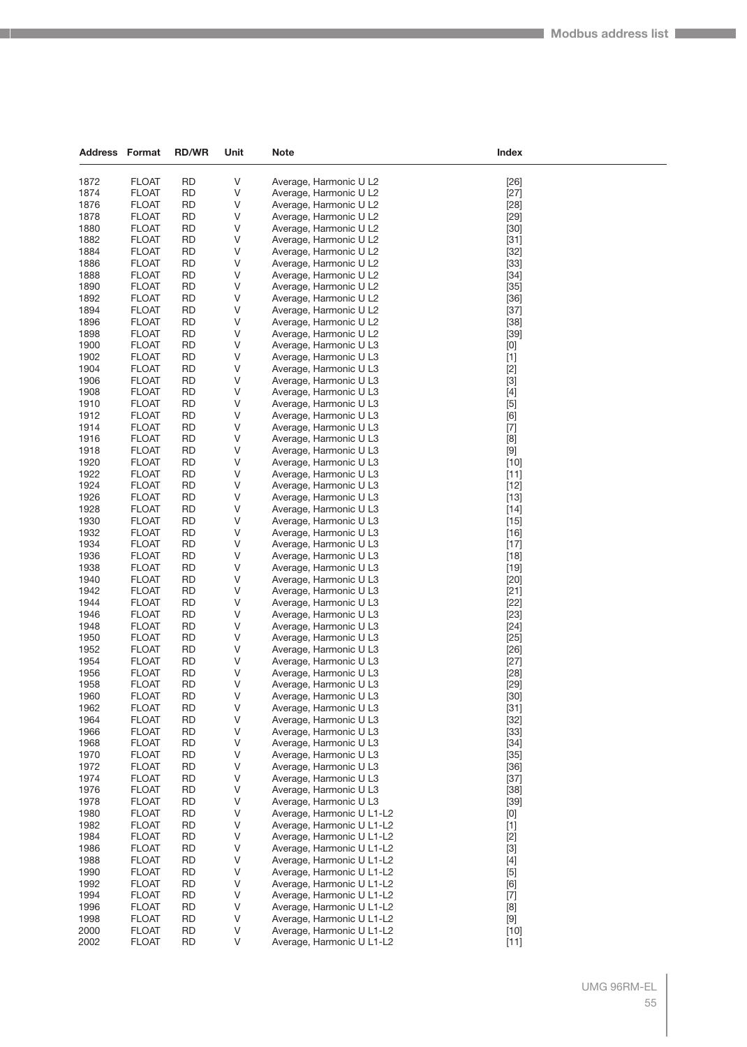| Address | Format | RD/WR | Unit | Note | Index |
|---|---|---|---|---|---|
| 1872 | FLOAT | RD | V | Average, Harmonic U L2 | [26] |
| 1874 | FLOAT | RD | V | Average, Harmonic U L2 | [27] |
| 1876 | FLOAT | RD | V | Average, Harmonic U L2 | [28] |
| 1878 | FLOAT | RD | V | Average, Harmonic U L2 | [29] |
| 1880 | FLOAT | RD | V | Average, Harmonic U L2 | [30] |
| 1882 | FLOAT | RD | V | Average, Harmonic U L2 | [31] |
| 1884 | FLOAT | RD | V | Average, Harmonic U L2 | [32] |
| 1886 | FLOAT | RD | V | Average, Harmonic U L2 | [33] |
| 1888 | FLOAT | RD | V | Average, Harmonic U L2 | [34] |
| 1890 | FLOAT | RD | V | Average, Harmonic U L2 | [35] |
| 1892 | FLOAT | RD | V | Average, Harmonic U L2 | [36] |
| 1894 | FLOAT | RD | V | Average, Harmonic U L2 | [37] |
| 1896 | FLOAT | RD | V | Average, Harmonic U L2 | [38] |
| 1898 | FLOAT | RD | V | Average, Harmonic U L2 | [39] |
| 1900 | FLOAT | RD | V | Average, Harmonic U L3 | [0] |
| 1902 | FLOAT | RD | V | Average, Harmonic U L3 | [1] |
| 1904 | FLOAT | RD | V | Average, Harmonic U L3 | [2] |
| 1906 | FLOAT | RD | V | Average, Harmonic U L3 | [3] |
| 1908 | FLOAT | RD | V | Average, Harmonic U L3 | [4] |
| 1910 | FLOAT | RD | V | Average, Harmonic U L3 | [5] |
| 1912 | FLOAT | RD | V | Average, Harmonic U L3 | [6] |
| 1914 | FLOAT | RD | V | Average, Harmonic U L3 | [7] |
| 1916 | FLOAT | RD | V | Average, Harmonic U L3 | [8] |
| 1918 | FLOAT | RD | V | Average, Harmonic U L3 | [9] |
| 1920 | FLOAT | RD | V | Average, Harmonic U L3 | [10] |
| 1922 | FLOAT | RD | V | Average, Harmonic U L3 | [11] |
| 1924 | FLOAT | RD | V | Average, Harmonic U L3 | [12] |
| 1926 | FLOAT | RD | V | Average, Harmonic U L3 | [13] |
| 1928 | FLOAT | RD | V | Average, Harmonic U L3 | [14] |
| 1930 | FLOAT | RD | V | Average, Harmonic U L3 | [15] |
| 1932 | FLOAT | RD | V | Average, Harmonic U L3 | [16] |
| 1934 | FLOAT | RD | V | Average, Harmonic U L3 | [17] |
| 1936 | FLOAT | RD | V | Average, Harmonic U L3 | [18] |
| 1938 | FLOAT | RD | V | Average, Harmonic U L3 | [19] |
| 1940 | FLOAT | RD | V | Average, Harmonic U L3 | [20] |
| 1942 | FLOAT | RD | V | Average, Harmonic U L3 | [21] |
| 1944 | FLOAT | RD | V | Average, Harmonic U L3 | [22] |
| 1946 | FLOAT | RD | V | Average, Harmonic U L3 | [23] |
| 1948 | FLOAT | RD | V | Average, Harmonic U L3 | [24] |
| 1950 | FLOAT | RD | V | Average, Harmonic U L3 | [25] |
| 1952 | FLOAT | RD | V | Average, Harmonic U L3 | [26] |
| 1954 | FLOAT | RD | V | Average, Harmonic U L3 | [27] |
| 1956 | FLOAT | RD | V | Average, Harmonic U L3 | [28] |
| 1958 | FLOAT | RD | V | Average, Harmonic U L3 | [29] |
| 1960 | FLOAT | RD | V | Average, Harmonic U L3 | [30] |
| 1962 | FLOAT | RD | V | Average, Harmonic U L3 | [31] |
| 1964 | FLOAT | RD | V | Average, Harmonic U L3 | [32] |
| 1966 | FLOAT | RD | V | Average, Harmonic U L3 | [33] |
| 1968 | FLOAT | RD | V | Average, Harmonic U L3 | [34] |
| 1970 | FLOAT | RD | V | Average, Harmonic U L3 | [35] |
| 1972 | FLOAT | RD | V | Average, Harmonic U L3 | [36] |
| 1974 | FLOAT | RD | V | Average, Harmonic U L3 | [37] |
| 1976 | FLOAT | RD | V | Average, Harmonic U L3 | [38] |
| 1978 | FLOAT | RD | V | Average, Harmonic U L3 | [39] |
| 1980 | FLOAT | RD | V | Average, Harmonic U L1-L2 | [0] |
| 1982 | FLOAT | RD | V | Average, Harmonic U L1-L2 | [1] |
| 1984 | FLOAT | RD | V | Average, Harmonic U L1-L2 | [2] |
| 1986 | FLOAT | RD | V | Average, Harmonic U L1-L2 | [3] |
| 1988 | FLOAT | RD | V | Average, Harmonic U L1-L2 | [4] |
| 1990 | FLOAT | RD | V | Average, Harmonic U L1-L2 | [5] |
| 1992 | FLOAT | RD | V | Average, Harmonic U L1-L2 | [6] |
| 1994 | FLOAT | RD | V | Average, Harmonic U L1-L2 | [7] |
| 1996 | FLOAT | RD | V | Average, Harmonic U L1-L2 | [8] |
| 1998 | FLOAT | RD | V | Average, Harmonic U L1-L2 | [9] |
| 2000 | FLOAT | RD | V | Average, Harmonic U L1-L2 | [10] |
| 2002 | FLOAT | RD | V | Average, Harmonic U L1-L2 | [11] |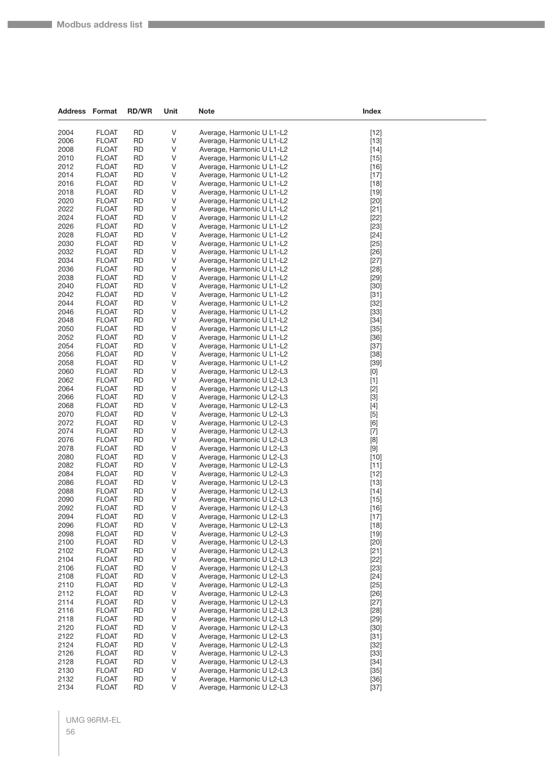| Address | Format | RD/WR | Unit | Note | Index |
|---|---|---|---|---|---|
| 2004 | FLOAT | RD | V | Average, Harmonic U L1-L2 | [12] |
| 2006 | FLOAT | RD | V | Average, Harmonic U L1-L2 | [13] |
| 2008 | FLOAT | RD | V | Average, Harmonic U L1-L2 | [14] |
| 2010 | FLOAT | RD | V | Average, Harmonic U L1-L2 | [15] |
| 2012 | FLOAT | RD | V | Average, Harmonic U L1-L2 | [16] |
| 2014 | FLOAT | RD | V | Average, Harmonic U L1-L2 | [17] |
| 2016 | FLOAT | RD | V | Average, Harmonic U L1-L2 | [18] |
| 2018 | FLOAT | RD | V | Average, Harmonic U L1-L2 | [19] |
| 2020 | FLOAT | RD | V | Average, Harmonic U L1-L2 | [20] |
| 2022 | FLOAT | RD | V | Average, Harmonic U L1-L2 | [21] |
| 2024 | FLOAT | RD | V | Average, Harmonic U L1-L2 | [22] |
| 2026 | FLOAT | RD | V | Average, Harmonic U L1-L2 | [23] |
| 2028 | FLOAT | RD | V | Average, Harmonic U L1-L2 | [24] |
| 2030 | FLOAT | RD | V | Average, Harmonic U L1-L2 | [25] |
| 2032 | FLOAT | RD | V | Average, Harmonic U L1-L2 | [26] |
| 2034 | FLOAT | RD | V | Average, Harmonic U L1-L2 | [27] |
| 2036 | FLOAT | RD | V | Average, Harmonic U L1-L2 | [28] |
| 2038 | FLOAT | RD | V | Average, Harmonic U L1-L2 | [29] |
| 2040 | FLOAT | RD | V | Average, Harmonic U L1-L2 | [30] |
| 2042 | FLOAT | RD | V | Average, Harmonic U L1-L2 | [31] |
| 2044 | FLOAT | RD | V | Average, Harmonic U L1-L2 | [32] |
| 2046 | FLOAT | RD | V | Average, Harmonic U L1-L2 | [33] |
| 2048 | FLOAT | RD | V | Average, Harmonic U L1-L2 | [34] |
| 2050 | FLOAT | RD | V | Average, Harmonic U L1-L2 | [35] |
| 2052 | FLOAT | RD | V | Average, Harmonic U L1-L2 | [36] |
| 2054 | FLOAT | RD | V | Average, Harmonic U L1-L2 | [37] |
| 2056 | FLOAT | RD | V | Average, Harmonic U L1-L2 | [38] |
| 2058 | FLOAT | RD | V | Average, Harmonic U L1-L2 | [39] |
| 2060 | FLOAT | RD | V | Average, Harmonic U L2-L3 | [0] |
| 2062 | FLOAT | RD | V | Average, Harmonic U L2-L3 | [1] |
| 2064 | FLOAT | RD | V | Average, Harmonic U L2-L3 | [2] |
| 2066 | FLOAT | RD | V | Average, Harmonic U L2-L3 | [3] |
| 2068 | FLOAT | RD | V | Average, Harmonic U L2-L3 | [4] |
| 2070 | FLOAT | RD | V | Average, Harmonic U L2-L3 | [5] |
| 2072 | FLOAT | RD | V | Average, Harmonic U L2-L3 | [6] |
| 2074 | FLOAT | RD | V | Average, Harmonic U L2-L3 | [7] |
| 2076 | FLOAT | RD | V | Average, Harmonic U L2-L3 | [8] |
| 2078 | FLOAT | RD | V | Average, Harmonic U L2-L3 | [9] |
| 2080 | FLOAT | RD | V | Average, Harmonic U L2-L3 | [10] |
| 2082 | FLOAT | RD | V | Average, Harmonic U L2-L3 | [11] |
| 2084 | FLOAT | RD | V | Average, Harmonic U L2-L3 | [12] |
| 2086 | FLOAT | RD | V | Average, Harmonic U L2-L3 | [13] |
| 2088 | FLOAT | RD | V | Average, Harmonic U L2-L3 | [14] |
| 2090 | FLOAT | RD | V | Average, Harmonic U L2-L3 | [15] |
| 2092 | FLOAT | RD | V | Average, Harmonic U L2-L3 | [16] |
| 2094 | FLOAT | RD | V | Average, Harmonic U L2-L3 | [17] |
| 2096 | FLOAT | RD | V | Average, Harmonic U L2-L3 | [18] |
| 2098 | FLOAT | RD | V | Average, Harmonic U L2-L3 | [19] |
| 2100 | FLOAT | RD | V | Average, Harmonic U L2-L3 | [20] |
| 2102 | FLOAT | RD | V | Average, Harmonic U L2-L3 | [21] |
| 2104 | FLOAT | RD | V | Average, Harmonic U L2-L3 | [22] |
| 2106 | FLOAT | RD | V | Average, Harmonic U L2-L3 | [23] |
| 2108 | FLOAT | RD | V | Average, Harmonic U L2-L3 | [24] |
| 2110 | FLOAT | RD | V | Average, Harmonic U L2-L3 | [25] |
| 2112 | FLOAT | RD | V | Average, Harmonic U L2-L3 | [26] |
| 2114 | FLOAT | RD | V | Average, Harmonic U L2-L3 | [27] |
| 2116 | FLOAT | RD | V | Average, Harmonic U L2-L3 | [28] |
| 2118 | FLOAT | RD | V | Average, Harmonic U L2-L3 | [29] |
| 2120 | FLOAT | RD | V | Average, Harmonic U L2-L3 | [30] |
| 2122 | FLOAT | RD | V | Average, Harmonic U L2-L3 | [31] |
| 2124 | FLOAT | RD | V | Average, Harmonic U L2-L3 | [32] |
| 2126 | FLOAT | RD | V | Average, Harmonic U L2-L3 | [33] |
| 2128 | FLOAT | RD | V | Average, Harmonic U L2-L3 | [34] |
| 2130 | FLOAT | RD | V | Average, Harmonic U L2-L3 | [35] |
| 2132 | FLOAT | RD | V | Average, Harmonic U L2-L3 | [36] |
| 2134 | FLOAT | RD | V | Average, Harmonic U L2-L3 | [37] |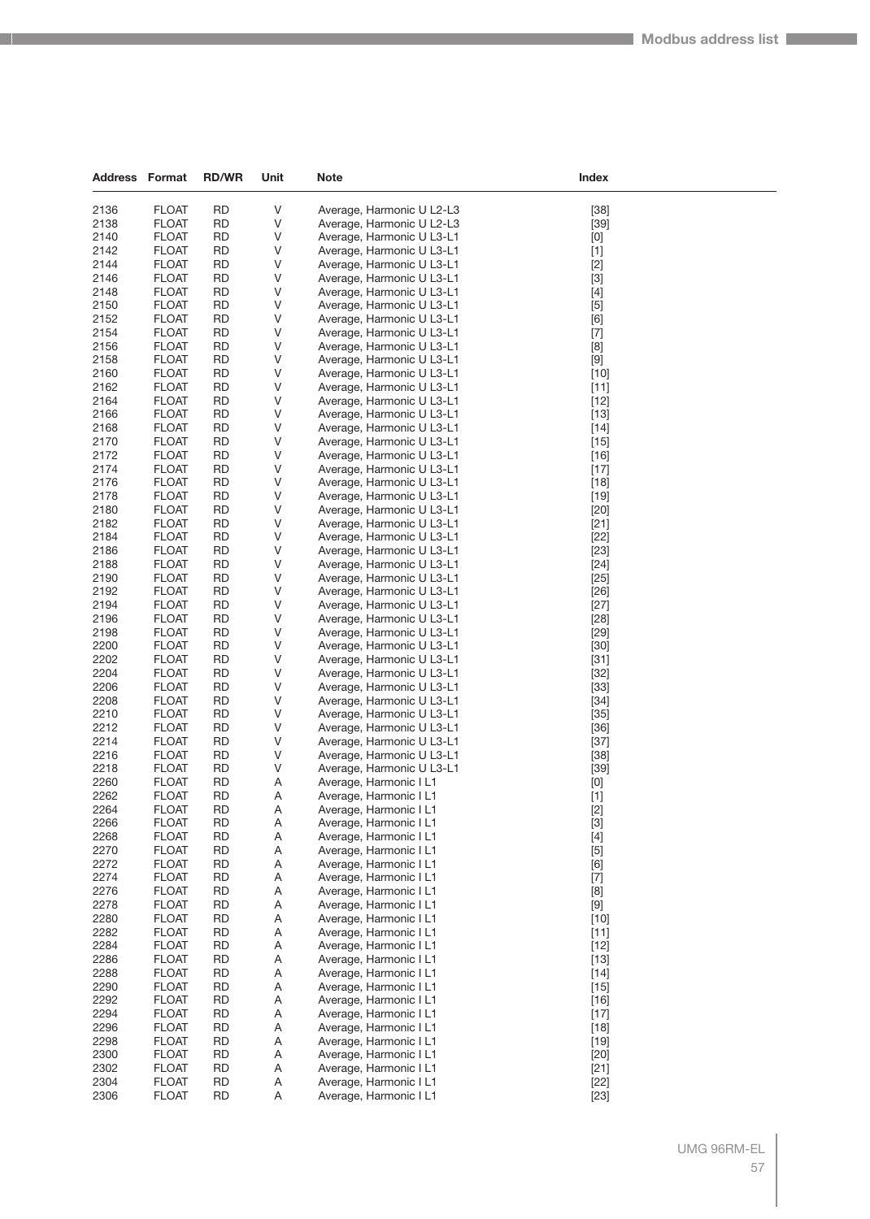| Address | Format | RD/WR | Unit | Note | Index |
|---|---|---|---|---|---|
| 2136 | FLOAT | RD | V | Average, Harmonic U L2-L3 | [38] |
| 2138 | FLOAT | RD | V | Average, Harmonic U L2-L3 | [39] |
| 2140 | FLOAT | RD | V | Average, Harmonic U L3-L1 | [0] |
| 2142 | FLOAT | RD | V | Average, Harmonic U L3-L1 | [1] |
| 2144 | FLOAT | RD | V | Average, Harmonic U L3-L1 | [2] |
| 2146 | FLOAT | RD | V | Average, Harmonic U L3-L1 | [3] |
| 2148 | FLOAT | RD | V | Average, Harmonic U L3-L1 | [4] |
| 2150 | FLOAT | RD | V | Average, Harmonic U L3-L1 | [5] |
| 2152 | FLOAT | RD | V | Average, Harmonic U L3-L1 | [6] |
| 2154 | FLOAT | RD | V | Average, Harmonic U L3-L1 | [7] |
| 2156 | FLOAT | RD | V | Average, Harmonic U L3-L1 | [8] |
| 2158 | FLOAT | RD | V | Average, Harmonic U L3-L1 | [9] |
| 2160 | FLOAT | RD | V | Average, Harmonic U L3-L1 | [10] |
| 2162 | FLOAT | RD | V | Average, Harmonic U L3-L1 | [11] |
| 2164 | FLOAT | RD | V | Average, Harmonic U L3-L1 | [12] |
| 2166 | FLOAT | RD | V | Average, Harmonic U L3-L1 | [13] |
| 2168 | FLOAT | RD | V | Average, Harmonic U L3-L1 | [14] |
| 2170 | FLOAT | RD | V | Average, Harmonic U L3-L1 | [15] |
| 2172 | FLOAT | RD | V | Average, Harmonic U L3-L1 | [16] |
| 2174 | FLOAT | RD | V | Average, Harmonic U L3-L1 | [17] |
| 2176 | FLOAT | RD | V | Average, Harmonic U L3-L1 | [18] |
| 2178 | FLOAT | RD | V | Average, Harmonic U L3-L1 | [19] |
| 2180 | FLOAT | RD | V | Average, Harmonic U L3-L1 | [20] |
| 2182 | FLOAT | RD | V | Average, Harmonic U L3-L1 | [21] |
| 2184 | FLOAT | RD | V | Average, Harmonic U L3-L1 | [22] |
| 2186 | FLOAT | RD | V | Average, Harmonic U L3-L1 | [23] |
| 2188 | FLOAT | RD | V | Average, Harmonic U L3-L1 | [24] |
| 2190 | FLOAT | RD | V | Average, Harmonic U L3-L1 | [25] |
| 2192 | FLOAT | RD | V | Average, Harmonic U L3-L1 | [26] |
| 2194 | FLOAT | RD | V | Average, Harmonic U L3-L1 | [27] |
| 2196 | FLOAT | RD | V | Average, Harmonic U L3-L1 | [28] |
| 2198 | FLOAT | RD | V | Average, Harmonic U L3-L1 | [29] |
| 2200 | FLOAT | RD | V | Average, Harmonic U L3-L1 | [30] |
| 2202 | FLOAT | RD | V | Average, Harmonic U L3-L1 | [31] |
| 2204 | FLOAT | RD | V | Average, Harmonic U L3-L1 | [32] |
| 2206 | FLOAT | RD | V | Average, Harmonic U L3-L1 | [33] |
| 2208 | FLOAT | RD | V | Average, Harmonic U L3-L1 | [34] |
| 2210 | FLOAT | RD | V | Average, Harmonic U L3-L1 | [35] |
| 2212 | FLOAT | RD | V | Average, Harmonic U L3-L1 | [36] |
| 2214 | FLOAT | RD | V | Average, Harmonic U L3-L1 | [37] |
| 2216 | FLOAT | RD | V | Average, Harmonic U L3-L1 | [38] |
| 2218 | FLOAT | RD | V | Average, Harmonic U L3-L1 | [39] |
| 2260 | FLOAT | RD | A | Average, Harmonic I L1 | [0] |
| 2262 | FLOAT | RD | A | Average, Harmonic I L1 | [1] |
| 2264 | FLOAT | RD | A | Average, Harmonic I L1 | [2] |
| 2266 | FLOAT | RD | A | Average, Harmonic I L1 | [3] |
| 2268 | FLOAT | RD | A | Average, Harmonic I L1 | [4] |
| 2270 | FLOAT | RD | A | Average, Harmonic I L1 | [5] |
| 2272 | FLOAT | RD | A | Average, Harmonic I L1 | [6] |
| 2274 | FLOAT | RD | A | Average, Harmonic I L1 | [7] |
| 2276 | FLOAT | RD | A | Average, Harmonic I L1 | [8] |
| 2278 | FLOAT | RD | A | Average, Harmonic I L1 | [9] |
| 2280 | FLOAT | RD | A | Average, Harmonic I L1 | [10] |
| 2282 | FLOAT | RD | A | Average, Harmonic I L1 | [11] |
| 2284 | FLOAT | RD | A | Average, Harmonic I L1 | [12] |
| 2286 | FLOAT | RD | A | Average, Harmonic I L1 | [13] |
| 2288 | FLOAT | RD | A | Average, Harmonic I L1 | [14] |
| 2290 | FLOAT | RD | A | Average, Harmonic I L1 | [15] |
| 2292 | FLOAT | RD | A | Average, Harmonic I L1 | [16] |
| 2294 | FLOAT | RD | A | Average, Harmonic I L1 | [17] |
| 2296 | FLOAT | RD | A | Average, Harmonic I L1 | [18] |
| 2298 | FLOAT | RD | A | Average, Harmonic I L1 | [19] |
| 2300 | FLOAT | RD | A | Average, Harmonic I L1 | [20] |
| 2302 | FLOAT | RD | A | Average, Harmonic I L1 | [21] |
| 2304 | FLOAT | RD | A | Average, Harmonic I L1 | [22] |
| 2306 | FLOAT | RD | A | Average, Harmonic I L1 | [23] |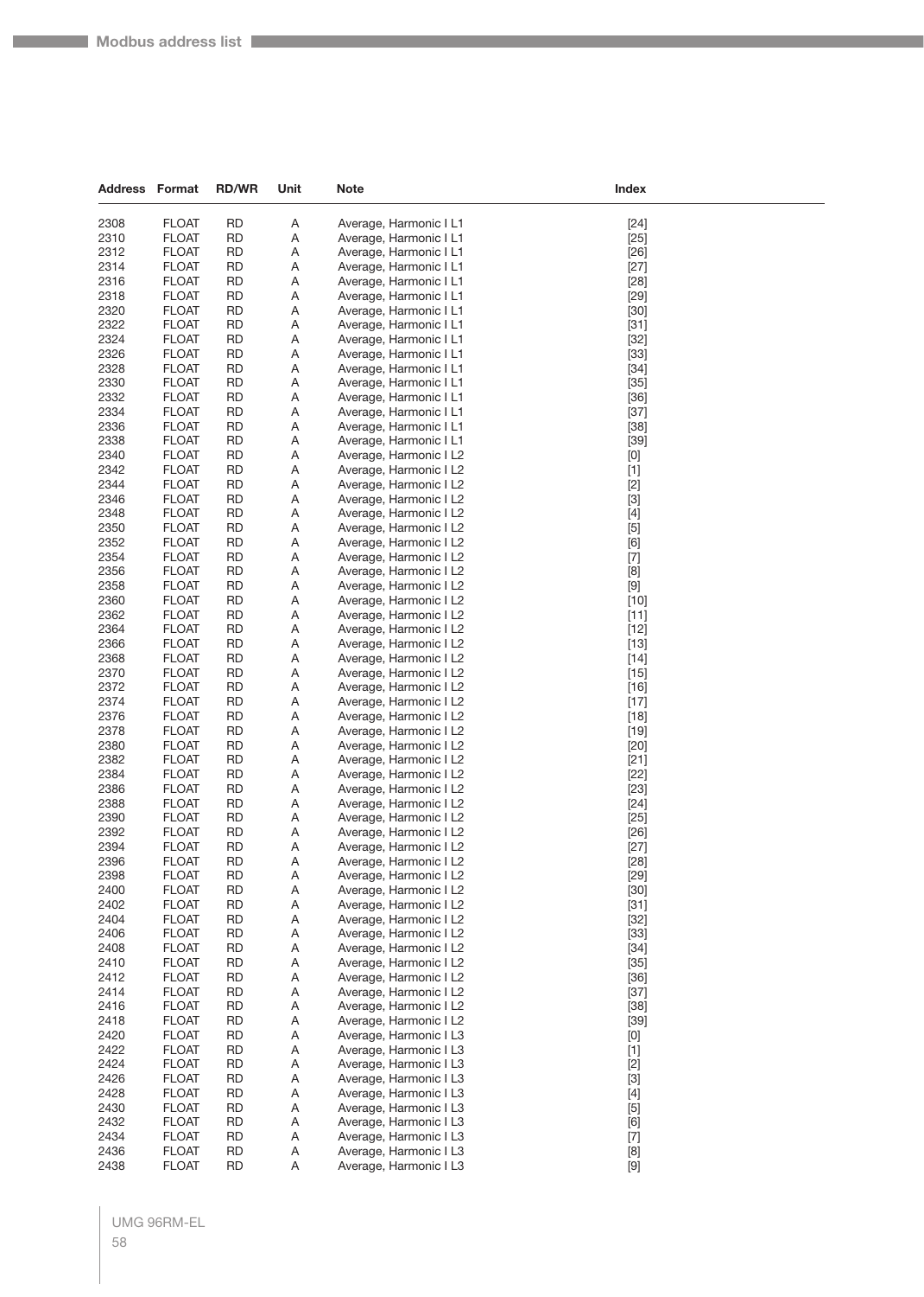| Address | Format | RD/WR | Unit | Note | Index |
|---|---|---|---|---|---|
| 2308 | FLOAT | RD | A | Average, Harmonic I L1 | [24] |
| 2310 | FLOAT | RD | A | Average, Harmonic I L1 | [25] |
| 2312 | FLOAT | RD | A | Average, Harmonic I L1 | [26] |
| 2314 | FLOAT | RD | A | Average, Harmonic I L1 | [27] |
| 2316 | FLOAT | RD | A | Average, Harmonic I L1 | [28] |
| 2318 | FLOAT | RD | A | Average, Harmonic I L1 | [29] |
| 2320 | FLOAT | RD | A | Average, Harmonic I L1 | [30] |
| 2322 | FLOAT | RD | A | Average, Harmonic I L1 | [31] |
| 2324 | FLOAT | RD | A | Average, Harmonic I L1 | [32] |
| 2326 | FLOAT | RD | A | Average, Harmonic I L1 | [33] |
| 2328 | FLOAT | RD | A | Average, Harmonic I L1 | [34] |
| 2330 | FLOAT | RD | A | Average, Harmonic I L1 | [35] |
| 2332 | FLOAT | RD | A | Average, Harmonic I L1 | [36] |
| 2334 | FLOAT | RD | A | Average, Harmonic I L1 | [37] |
| 2336 | FLOAT | RD | A | Average, Harmonic I L1 | [38] |
| 2338 | FLOAT | RD | A | Average, Harmonic I L1 | [39] |
| 2340 | FLOAT | RD | A | Average, Harmonic I L2 | [0] |
| 2342 | FLOAT | RD | A | Average, Harmonic I L2 | [1] |
| 2344 | FLOAT | RD | A | Average, Harmonic I L2 | [2] |
| 2346 | FLOAT | RD | A | Average, Harmonic I L2 | [3] |
| 2348 | FLOAT | RD | A | Average, Harmonic I L2 | [4] |
| 2350 | FLOAT | RD | A | Average, Harmonic I L2 | [5] |
| 2352 | FLOAT | RD | A | Average, Harmonic I L2 | [6] |
| 2354 | FLOAT | RD | A | Average, Harmonic I L2 | [7] |
| 2356 | FLOAT | RD | A | Average, Harmonic I L2 | [8] |
| 2358 | FLOAT | RD | A | Average, Harmonic I L2 | [9] |
| 2360 | FLOAT | RD | A | Average, Harmonic I L2 | [10] |
| 2362 | FLOAT | RD | A | Average, Harmonic I L2 | [11] |
| 2364 | FLOAT | RD | A | Average, Harmonic I L2 | [12] |
| 2366 | FLOAT | RD | A | Average, Harmonic I L2 | [13] |
| 2368 | FLOAT | RD | A | Average, Harmonic I L2 | [14] |
| 2370 | FLOAT | RD | A | Average, Harmonic I L2 | [15] |
| 2372 | FLOAT | RD | A | Average, Harmonic I L2 | [16] |
| 2374 | FLOAT | RD | A | Average, Harmonic I L2 | [17] |
| 2376 | FLOAT | RD | A | Average, Harmonic I L2 | [18] |
| 2378 | FLOAT | RD | A | Average, Harmonic I L2 | [19] |
| 2380 | FLOAT | RD | A | Average, Harmonic I L2 | [20] |
| 2382 | FLOAT | RD | A | Average, Harmonic I L2 | [21] |
| 2384 | FLOAT | RD | A | Average, Harmonic I L2 | [22] |
| 2386 | FLOAT | RD | A | Average, Harmonic I L2 | [23] |
| 2388 | FLOAT | RD | A | Average, Harmonic I L2 | [24] |
| 2390 | FLOAT | RD | A | Average, Harmonic I L2 | [25] |
| 2392 | FLOAT | RD | A | Average, Harmonic I L2 | [26] |
| 2394 | FLOAT | RD | A | Average, Harmonic I L2 | [27] |
| 2396 | FLOAT | RD | A | Average, Harmonic I L2 | [28] |
| 2398 | FLOAT | RD | A | Average, Harmonic I L2 | [29] |
| 2400 | FLOAT | RD | A | Average, Harmonic I L2 | [30] |
| 2402 | FLOAT | RD | A | Average, Harmonic I L2 | [31] |
| 2404 | FLOAT | RD | A | Average, Harmonic I L2 | [32] |
| 2406 | FLOAT | RD | A | Average, Harmonic I L2 | [33] |
| 2408 | FLOAT | RD | A | Average, Harmonic I L2 | [34] |
| 2410 | FLOAT | RD | A | Average, Harmonic I L2 | [35] |
| 2412 | FLOAT | RD | A | Average, Harmonic I L2 | [36] |
| 2414 | FLOAT | RD | A | Average, Harmonic I L2 | [37] |
| 2416 | FLOAT | RD | A | Average, Harmonic I L2 | [38] |
| 2418 | FLOAT | RD | A | Average, Harmonic I L2 | [39] |
| 2420 | FLOAT | RD | A | Average, Harmonic I L3 | [0] |
| 2422 | FLOAT | RD | A | Average, Harmonic I L3 | [1] |
| 2424 | FLOAT | RD | A | Average, Harmonic I L3 | [2] |
| 2426 | FLOAT | RD | A | Average, Harmonic I L3 | [3] |
| 2428 | FLOAT | RD | A | Average, Harmonic I L3 | [4] |
| 2430 | FLOAT | RD | A | Average, Harmonic I L3 | [5] |
| 2432 | FLOAT | RD | A | Average, Harmonic I L3 | [6] |
| 2434 | FLOAT | RD | A | Average, Harmonic I L3 | [7] |
| 2436 | FLOAT | RD | A | Average, Harmonic I L3 | [8] |
| 2438 | FLOAT | RD | A | Average, Harmonic I L3 | [9] |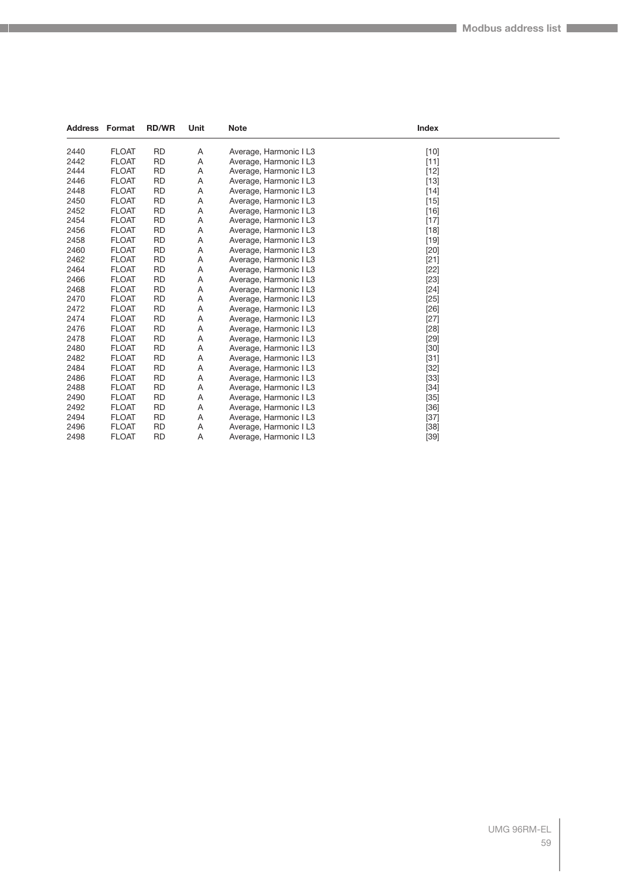| Address | Format | RD/WR | Unit | Note | Index |
|---|---|---|---|---|---|
| 2440 | FLOAT | RD | A | Average, Harmonic I L3 | [10] |
| 2442 | FLOAT | RD | A | Average, Harmonic I L3 | [11] |
| 2444 | FLOAT | RD | A | Average, Harmonic I L3 | [12] |
| 2446 | FLOAT | RD | A | Average, Harmonic I L3 | [13] |
| 2448 | FLOAT | RD | A | Average, Harmonic I L3 | [14] |
| 2450 | FLOAT | RD | A | Average, Harmonic I L3 | [15] |
| 2452 | FLOAT | RD | A | Average, Harmonic I L3 | [16] |
| 2454 | FLOAT | RD | A | Average, Harmonic I L3 | [17] |
| 2456 | FLOAT | RD | A | Average, Harmonic I L3 | [18] |
| 2458 | FLOAT | RD | A | Average, Harmonic I L3 | [19] |
| 2460 | FLOAT | RD | A | Average, Harmonic I L3 | [20] |
| 2462 | FLOAT | RD | A | Average, Harmonic I L3 | [21] |
| 2464 | FLOAT | RD | A | Average, Harmonic I L3 | [22] |
| 2466 | FLOAT | RD | A | Average, Harmonic I L3 | [23] |
| 2468 | FLOAT | RD | A | Average, Harmonic I L3 | [24] |
| 2470 | FLOAT | RD | A | Average, Harmonic I L3 | [25] |
| 2472 | FLOAT | RD | A | Average, Harmonic I L3 | [26] |
| 2474 | FLOAT | RD | A | Average, Harmonic I L3 | [27] |
| 2476 | FLOAT | RD | A | Average, Harmonic I L3 | [28] |
| 2478 | FLOAT | RD | A | Average, Harmonic I L3 | [29] |
| 2480 | FLOAT | RD | A | Average, Harmonic I L3 | [30] |
| 2482 | FLOAT | RD | A | Average, Harmonic I L3 | [31] |
| 2484 | FLOAT | RD | A | Average, Harmonic I L3 | [32] |
| 2486 | FLOAT | RD | A | Average, Harmonic I L3 | [33] |
| 2488 | FLOAT | RD | A | Average, Harmonic I L3 | [34] |
| 2490 | FLOAT | RD | A | Average, Harmonic I L3 | [35] |
| 2492 | FLOAT | RD | A | Average, Harmonic I L3 | [36] |
| 2494 | FLOAT | RD | A | Average, Harmonic I L3 | [37] |
| 2496 | FLOAT | RD | A | Average, Harmonic I L3 | [38] |
| 2498 | FLOAT | RD | A | Average, Harmonic I L3 | [39] |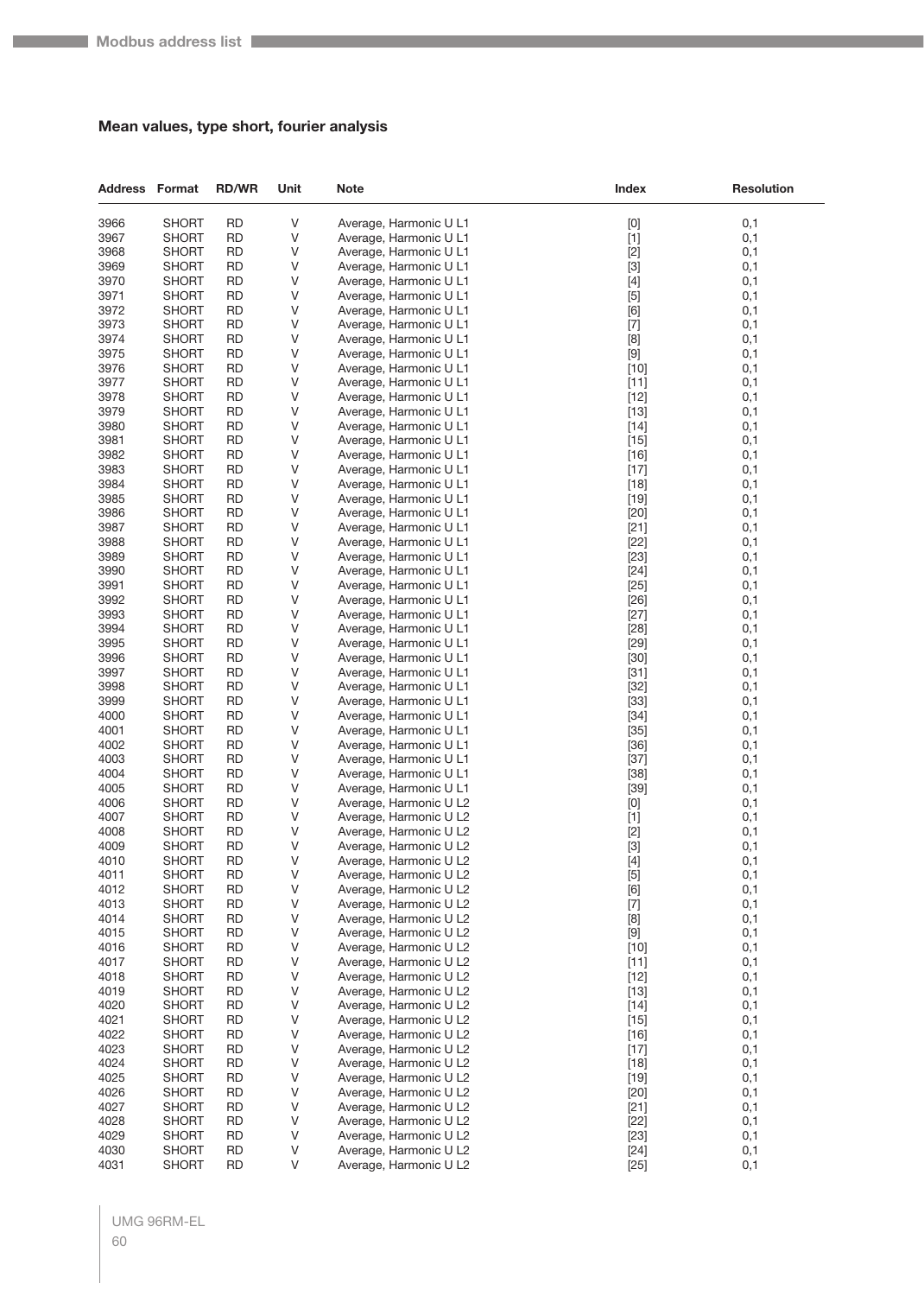## Mean values, type short, fourier analysis

| Address | Format | RD/WR | Unit | Note | Index | Resolution |
|---|---|---|---|---|---|---|
| 3966 | SHORT | RD | V | Average, Harmonic U L1 | [0] | 0,1 |
| 3967 | SHORT | RD | V | Average, Harmonic U L1 | [1] | 0,1 |
| 3968 | SHORT | RD | V | Average, Harmonic U L1 | [2] | 0,1 |
| 3969 | SHORT | RD | V | Average, Harmonic U L1 | [3] | 0,1 |
| 3970 | SHORT | RD | V | Average, Harmonic U L1 | [4] | 0,1 |
| 3971 | SHORT | RD | V | Average, Harmonic U L1 | [5] | 0,1 |
| 3972 | SHORT | RD | V | Average, Harmonic U L1 | [6] | 0,1 |
| 3973 | SHORT | RD | V | Average, Harmonic U L1 | [7] | 0,1 |
| 3974 | SHORT | RD | V | Average, Harmonic U L1 | [8] | 0,1 |
| 3975 | SHORT | RD | V | Average, Harmonic U L1 | [9] | 0,1 |
| 3976 | SHORT | RD | V | Average, Harmonic U L1 | [10] | 0,1 |
| 3977 | SHORT | RD | V | Average, Harmonic U L1 | [11] | 0,1 |
| 3978 | SHORT | RD | V | Average, Harmonic U L1 | [12] | 0,1 |
| 3979 | SHORT | RD | V | Average, Harmonic U L1 | [13] | 0,1 |
| 3980 | SHORT | RD | V | Average, Harmonic U L1 | [14] | 0,1 |
| 3981 | SHORT | RD | V | Average, Harmonic U L1 | [15] | 0,1 |
| 3982 | SHORT | RD | V | Average, Harmonic U L1 | [16] | 0,1 |
| 3983 | SHORT | RD | V | Average, Harmonic U L1 | [17] | 0,1 |
| 3984 | SHORT | RD | V | Average, Harmonic U L1 | [18] | 0,1 |
| 3985 | SHORT | RD | V | Average, Harmonic U L1 | [19] | 0,1 |
| 3986 | SHORT | RD | V | Average, Harmonic U L1 | [20] | 0,1 |
| 3987 | SHORT | RD | V | Average, Harmonic U L1 | [21] | 0,1 |
| 3988 | SHORT | RD | V | Average, Harmonic U L1 | [22] | 0,1 |
| 3989 | SHORT | RD | V | Average, Harmonic U L1 | [23] | 0,1 |
| 3990 | SHORT | RD | V | Average, Harmonic U L1 | [24] | 0,1 |
| 3991 | SHORT | RD | V | Average, Harmonic U L1 | [25] | 0,1 |
| 3992 | SHORT | RD | V | Average, Harmonic U L1 | [26] | 0,1 |
| 3993 | SHORT | RD | V | Average, Harmonic U L1 | [27] | 0,1 |
| 3994 | SHORT | RD | V | Average, Harmonic U L1 | [28] | 0,1 |
| 3995 | SHORT | RD | V | Average, Harmonic U L1 | [29] | 0,1 |
| 3996 | SHORT | RD | V | Average, Harmonic U L1 | [30] | 0,1 |
| 3997 | SHORT | RD | V | Average, Harmonic U L1 | [31] | 0,1 |
| 3998 | SHORT | RD | V | Average, Harmonic U L1 | [32] | 0,1 |
| 3999 | SHORT | RD | V | Average, Harmonic U L1 | [33] | 0,1 |
| 4000 | SHORT | RD | V | Average, Harmonic U L1 | [34] | 0,1 |
| 4001 | SHORT | RD | V | Average, Harmonic U L1 | [35] | 0,1 |
| 4002 | SHORT | RD | V | Average, Harmonic U L1 | [36] | 0,1 |
| 4003 | SHORT | RD | V | Average, Harmonic U L1 | [37] | 0,1 |
| 4004 | SHORT | RD | V | Average, Harmonic U L1 | [38] | 0,1 |
| 4005 | SHORT | RD | V | Average, Harmonic U L1 | [39] | 0,1 |
| 4006 | SHORT | RD | V | Average, Harmonic U L2 | [0] | 0,1 |
| 4007 | SHORT | RD | V | Average, Harmonic U L2 | [1] | 0,1 |
| 4008 | SHORT | RD | V | Average, Harmonic U L2 | [2] | 0,1 |
| 4009 | SHORT | RD | V | Average, Harmonic U L2 | [3] | 0,1 |
| 4010 | SHORT | RD | V | Average, Harmonic U L2 | [4] | 0,1 |
| 4011 | SHORT | RD | V | Average, Harmonic U L2 | [5] | 0,1 |
| 4012 | SHORT | RD | V | Average, Harmonic U L2 | [6] | 0,1 |
| 4013 | SHORT | RD | V | Average, Harmonic U L2 | [7] | 0,1 |
| 4014 | SHORT | RD | V | Average, Harmonic U L2 | [8] | 0,1 |
| 4015 | SHORT | RD | V | Average, Harmonic U L2 | [9] | 0,1 |
| 4016 | SHORT | RD | V | Average, Harmonic U L2 | [10] | 0,1 |
| 4017 | SHORT | RD | V | Average, Harmonic U L2 | [11] | 0,1 |
| 4018 | SHORT | RD | V | Average, Harmonic U L2 | [12] | 0,1 |
| 4019 | SHORT | RD | V | Average, Harmonic U L2 | [13] | 0,1 |
| 4020 | SHORT | RD | V | Average, Harmonic U L2 | [14] | 0,1 |
| 4021 | SHORT | RD | V | Average, Harmonic U L2 | [15] | 0,1 |
| 4022 | SHORT | RD | V | Average, Harmonic U L2 | [16] | 0,1 |
| 4023 | SHORT | RD | V | Average, Harmonic U L2 | [17] | 0,1 |
| 4024 | SHORT | RD | V | Average, Harmonic U L2 | [18] | 0,1 |
| 4025 | SHORT | RD | V | Average, Harmonic U L2 | [19] | 0,1 |
| 4026 | SHORT | RD | V | Average, Harmonic U L2 | [20] | 0,1 |
| 4027 | SHORT | RD | V | Average, Harmonic U L2 | [21] | 0,1 |
| 4028 | SHORT | RD | V | Average, Harmonic U L2 | [22] | 0,1 |
| 4029 | SHORT | RD | V | Average, Harmonic U L2 | [23] | 0,1 |
| 4030 | SHORT | RD | V | Average, Harmonic U L2 | [24] | 0,1 |
| 4031 | SHORT | RD | V | Average, Harmonic U L2 | [25] | 0,1 |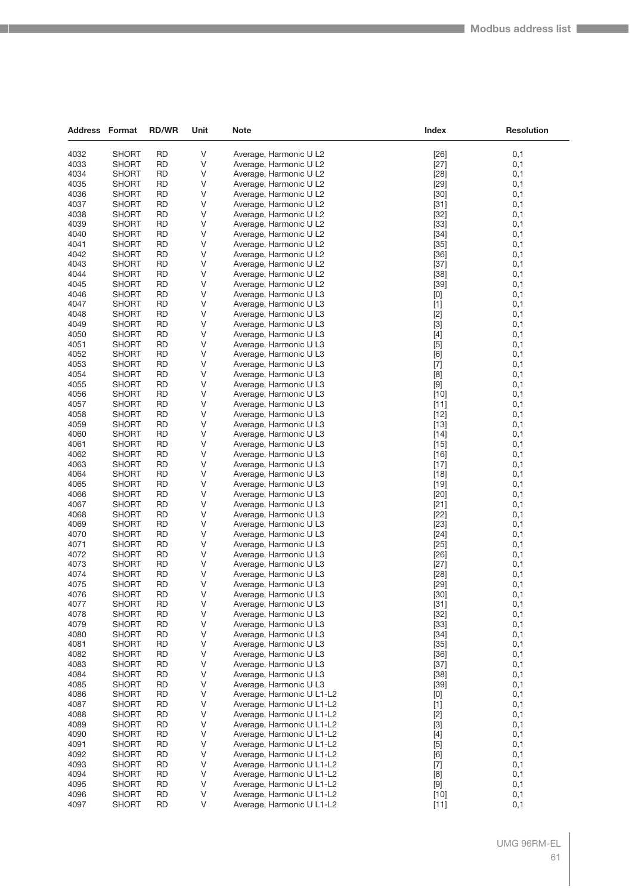| Address | Format | RD/WR | Unit | Note | Index | Resolution |
|---|---|---|---|---|---|---|
| 4032 | SHORT | RD | V | Average, Harmonic U L2 | [26] | 0,1 |
| 4033 | SHORT | RD | V | Average, Harmonic U L2 | [27] | 0,1 |
| 4034 | SHORT | RD | V | Average, Harmonic U L2 | [28] | 0,1 |
| 4035 | SHORT | RD | V | Average, Harmonic U L2 | [29] | 0,1 |
| 4036 | SHORT | RD | V | Average, Harmonic U L2 | [30] | 0,1 |
| 4037 | SHORT | RD | V | Average, Harmonic U L2 | [31] | 0,1 |
| 4038 | SHORT | RD | V | Average, Harmonic U L2 | [32] | 0,1 |
| 4039 | SHORT | RD | V | Average, Harmonic U L2 | [33] | 0,1 |
| 4040 | SHORT | RD | V | Average, Harmonic U L2 | [34] | 0,1 |
| 4041 | SHORT | RD | V | Average, Harmonic U L2 | [35] | 0,1 |
| 4042 | SHORT | RD | V | Average, Harmonic U L2 | [36] | 0,1 |
| 4043 | SHORT | RD | V | Average, Harmonic U L2 | [37] | 0,1 |
| 4044 | SHORT | RD | V | Average, Harmonic U L2 | [38] | 0,1 |
| 4045 | SHORT | RD | V | Average, Harmonic U L2 | [39] | 0,1 |
| 4046 | SHORT | RD | V | Average, Harmonic U L3 | [0] | 0,1 |
| 4047 | SHORT | RD | V | Average, Harmonic U L3 | [1] | 0,1 |
| 4048 | SHORT | RD | V | Average, Harmonic U L3 | [2] | 0,1 |
| 4049 | SHORT | RD | V | Average, Harmonic U L3 | [3] | 0,1 |
| 4050 | SHORT | RD | V | Average, Harmonic U L3 | [4] | 0,1 |
| 4051 | SHORT | RD | V | Average, Harmonic U L3 | [5] | 0,1 |
| 4052 | SHORT | RD | V | Average, Harmonic U L3 | [6] | 0,1 |
| 4053 | SHORT | RD | V | Average, Harmonic U L3 | [7] | 0,1 |
| 4054 | SHORT | RD | V | Average, Harmonic U L3 | [8] | 0,1 |
| 4055 | SHORT | RD | V | Average, Harmonic U L3 | [9] | 0,1 |
| 4056 | SHORT | RD | V | Average, Harmonic U L3 | [10] | 0,1 |
| 4057 | SHORT | RD | V | Average, Harmonic U L3 | [11] | 0,1 |
| 4058 | SHORT | RD | V | Average, Harmonic U L3 | [12] | 0,1 |
| 4059 | SHORT | RD | V | Average, Harmonic U L3 | [13] | 0,1 |
| 4060 | SHORT | RD | V | Average, Harmonic U L3 | [14] | 0,1 |
| 4061 | SHORT | RD | V | Average, Harmonic U L3 | [15] | 0,1 |
| 4062 | SHORT | RD | V | Average, Harmonic U L3 | [16] | 0,1 |
| 4063 | SHORT | RD | V | Average, Harmonic U L3 | [17] | 0,1 |
| 4064 | SHORT | RD | V | Average, Harmonic U L3 | [18] | 0,1 |
| 4065 | SHORT | RD | V | Average, Harmonic U L3 | [19] | 0,1 |
| 4066 | SHORT | RD | V | Average, Harmonic U L3 | [20] | 0,1 |
| 4067 | SHORT | RD | V | Average, Harmonic U L3 | [21] | 0,1 |
| 4068 | SHORT | RD | V | Average, Harmonic U L3 | [22] | 0,1 |
| 4069 | SHORT | RD | V | Average, Harmonic U L3 | [23] | 0,1 |
| 4070 | SHORT | RD | V | Average, Harmonic U L3 | [24] | 0,1 |
| 4071 | SHORT | RD | V | Average, Harmonic U L3 | [25] | 0,1 |
| 4072 | SHORT | RD | V | Average, Harmonic U L3 | [26] | 0,1 |
| 4073 | SHORT | RD | V | Average, Harmonic U L3 | [27] | 0,1 |
| 4074 | SHORT | RD | V | Average, Harmonic U L3 | [28] | 0,1 |
| 4075 | SHORT | RD | V | Average, Harmonic U L3 | [29] | 0,1 |
| 4076 | SHORT | RD | V | Average, Harmonic U L3 | [30] | 0,1 |
| 4077 | SHORT | RD | V | Average, Harmonic U L3 | [31] | 0,1 |
| 4078 | SHORT | RD | V | Average, Harmonic U L3 | [32] | 0,1 |
| 4079 | SHORT | RD | V | Average, Harmonic U L3 | [33] | 0,1 |
| 4080 | SHORT | RD | V | Average, Harmonic U L3 | [34] | 0,1 |
| 4081 | SHORT | RD | V | Average, Harmonic U L3 | [35] | 0,1 |
| 4082 | SHORT | RD | V | Average, Harmonic U L3 | [36] | 0,1 |
| 4083 | SHORT | RD | V | Average, Harmonic U L3 | [37] | 0,1 |
| 4084 | SHORT | RD | V | Average, Harmonic U L3 | [38] | 0,1 |
| 4085 | SHORT | RD | V | Average, Harmonic U L3 | [39] | 0,1 |
| 4086 | SHORT | RD | V | Average, Harmonic U L1-L2 | [0] | 0,1 |
| 4087 | SHORT | RD | V | Average, Harmonic U L1-L2 | [1] | 0,1 |
| 4088 | SHORT | RD | V | Average, Harmonic U L1-L2 | [2] | 0,1 |
| 4089 | SHORT | RD | V | Average, Harmonic U L1-L2 | [3] | 0,1 |
| 4090 | SHORT | RD | V | Average, Harmonic U L1-L2 | [4] | 0,1 |
| 4091 | SHORT | RD | V | Average, Harmonic U L1-L2 | [5] | 0,1 |
| 4092 | SHORT | RD | V | Average, Harmonic U L1-L2 | [6] | 0,1 |
| 4093 | SHORT | RD | V | Average, Harmonic U L1-L2 | [7] | 0,1 |
| 4094 | SHORT | RD | V | Average, Harmonic U L1-L2 | [8] | 0,1 |
| 4095 | SHORT | RD | V | Average, Harmonic U L1-L2 | [9] | 0,1 |
| 4096 | SHORT | RD | V | Average, Harmonic U L1-L2 | [10] | 0,1 |
| 4097 | SHORT | RD | V | Average, Harmonic U L1-L2 | [11] | 0,1 |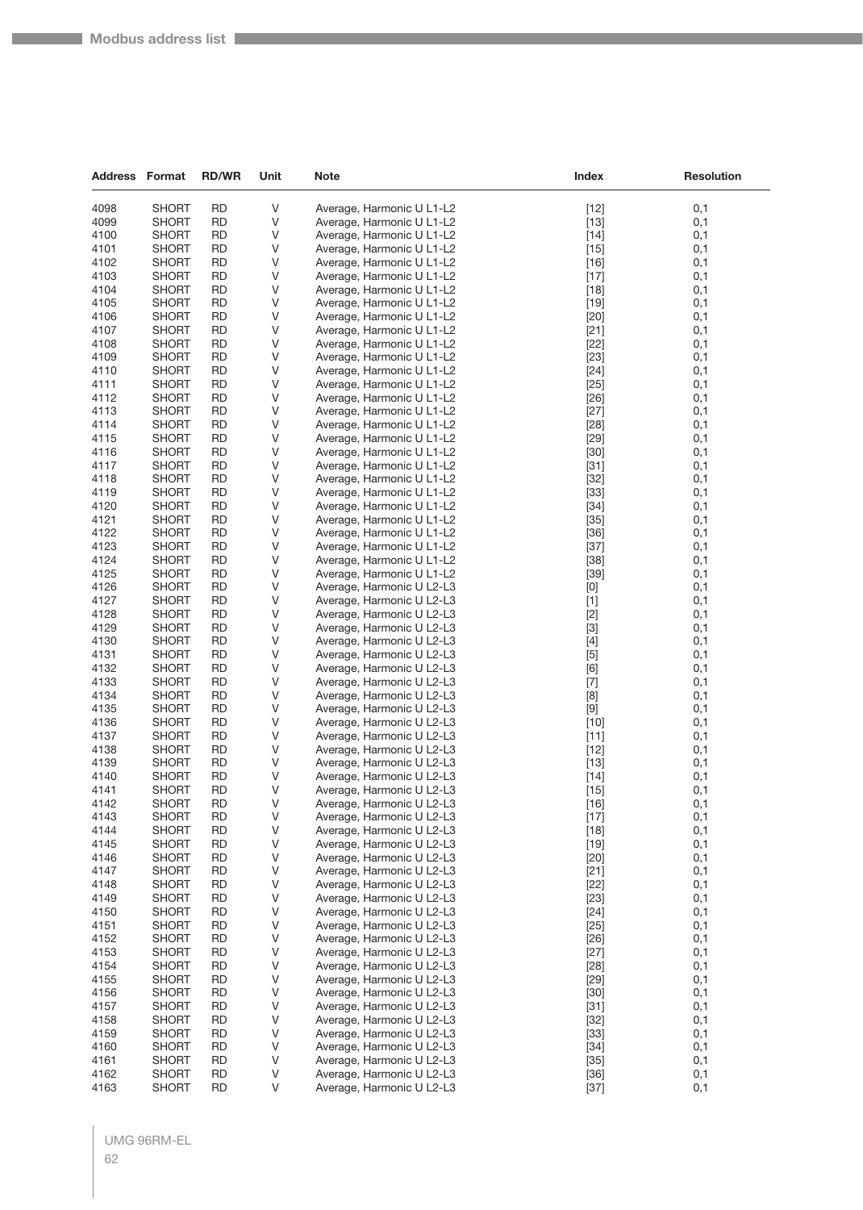| Address | Format | RD/WR | Unit | Note | Index | Resolution |
|---|---|---|---|---|---|---|
| 4098 | SHORT | RD | V | Average, Harmonic U L1-L2 | [12] | 0,1 |
| 4099 | SHORT | RD | V | Average, Harmonic U L1-L2 | [13] | 0,1 |
| 4100 | SHORT | RD | V | Average, Harmonic U L1-L2 | [14] | 0,1 |
| 4101 | SHORT | RD | V | Average, Harmonic U L1-L2 | [15] | 0,1 |
| 4102 | SHORT | RD | V | Average, Harmonic U L1-L2 | [16] | 0,1 |
| 4103 | SHORT | RD | V | Average, Harmonic U L1-L2 | [17] | 0,1 |
| 4104 | SHORT | RD | V | Average, Harmonic U L1-L2 | [18] | 0,1 |
| 4105 | SHORT | RD | V | Average, Harmonic U L1-L2 | [19] | 0,1 |
| 4106 | SHORT | RD | V | Average, Harmonic U L1-L2 | [20] | 0,1 |
| 4107 | SHORT | RD | V | Average, Harmonic U L1-L2 | [21] | 0,1 |
| 4108 | SHORT | RD | V | Average, Harmonic U L1-L2 | [22] | 0,1 |
| 4109 | SHORT | RD | V | Average, Harmonic U L1-L2 | [23] | 0,1 |
| 4110 | SHORT | RD | V | Average, Harmonic U L1-L2 | [24] | 0,1 |
| 4111 | SHORT | RD | V | Average, Harmonic U L1-L2 | [25] | 0,1 |
| 4112 | SHORT | RD | V | Average, Harmonic U L1-L2 | [26] | 0,1 |
| 4113 | SHORT | RD | V | Average, Harmonic U L1-L2 | [27] | 0,1 |
| 4114 | SHORT | RD | V | Average, Harmonic U L1-L2 | [28] | 0,1 |
| 4115 | SHORT | RD | V | Average, Harmonic U L1-L2 | [29] | 0,1 |
| 4116 | SHORT | RD | V | Average, Harmonic U L1-L2 | [30] | 0,1 |
| 4117 | SHORT | RD | V | Average, Harmonic U L1-L2 | [31] | 0,1 |
| 4118 | SHORT | RD | V | Average, Harmonic U L1-L2 | [32] | 0,1 |
| 4119 | SHORT | RD | V | Average, Harmonic U L1-L2 | [33] | 0,1 |
| 4120 | SHORT | RD | V | Average, Harmonic U L1-L2 | [34] | 0,1 |
| 4121 | SHORT | RD | V | Average, Harmonic U L1-L2 | [35] | 0,1 |
| 4122 | SHORT | RD | V | Average, Harmonic U L1-L2 | [36] | 0,1 |
| 4123 | SHORT | RD | V | Average, Harmonic U L1-L2 | [37] | 0,1 |
| 4124 | SHORT | RD | V | Average, Harmonic U L1-L2 | [38] | 0,1 |
| 4125 | SHORT | RD | V | Average, Harmonic U L1-L2 | [39] | 0,1 |
| 4126 | SHORT | RD | V | Average, Harmonic U L2-L3 | [0] | 0,1 |
| 4127 | SHORT | RD | V | Average, Harmonic U L2-L3 | [1] | 0,1 |
| 4128 | SHORT | RD | V | Average, Harmonic U L2-L3 | [2] | 0,1 |
| 4129 | SHORT | RD | V | Average, Harmonic U L2-L3 | [3] | 0,1 |
| 4130 | SHORT | RD | V | Average, Harmonic U L2-L3 | [4] | 0,1 |
| 4131 | SHORT | RD | V | Average, Harmonic U L2-L3 | [5] | 0,1 |
| 4132 | SHORT | RD | V | Average, Harmonic U L2-L3 | [6] | 0,1 |
| 4133 | SHORT | RD | V | Average, Harmonic U L2-L3 | [7] | 0,1 |
| 4134 | SHORT | RD | V | Average, Harmonic U L2-L3 | [8] | 0,1 |
| 4135 | SHORT | RD | V | Average, Harmonic U L2-L3 | [9] | 0,1 |
| 4136 | SHORT | RD | V | Average, Harmonic U L2-L3 | [10] | 0,1 |
| 4137 | SHORT | RD | V | Average, Harmonic U L2-L3 | [11] | 0,1 |
| 4138 | SHORT | RD | V | Average, Harmonic U L2-L3 | [12] | 0,1 |
| 4139 | SHORT | RD | V | Average, Harmonic U L2-L3 | [13] | 0,1 |
| 4140 | SHORT | RD | V | Average, Harmonic U L2-L3 | [14] | 0,1 |
| 4141 | SHORT | RD | V | Average, Harmonic U L2-L3 | [15] | 0,1 |
| 4142 | SHORT | RD | V | Average, Harmonic U L2-L3 | [16] | 0,1 |
| 4143 | SHORT | RD | V | Average, Harmonic U L2-L3 | [17] | 0,1 |
| 4144 | SHORT | RD | V | Average, Harmonic U L2-L3 | [18] | 0,1 |
| 4145 | SHORT | RD | V | Average, Harmonic U L2-L3 | [19] | 0,1 |
| 4146 | SHORT | RD | V | Average, Harmonic U L2-L3 | [20] | 0,1 |
| 4147 | SHORT | RD | V | Average, Harmonic U L2-L3 | [21] | 0,1 |
| 4148 | SHORT | RD | V | Average, Harmonic U L2-L3 | [22] | 0,1 |
| 4149 | SHORT | RD | V | Average, Harmonic U L2-L3 | [23] | 0,1 |
| 4150 | SHORT | RD | V | Average, Harmonic U L2-L3 | [24] | 0,1 |
| 4151 | SHORT | RD | V | Average, Harmonic U L2-L3 | [25] | 0,1 |
| 4152 | SHORT | RD | V | Average, Harmonic U L2-L3 | [26] | 0,1 |
| 4153 | SHORT | RD | V | Average, Harmonic U L2-L3 | [27] | 0,1 |
| 4154 | SHORT | RD | V | Average, Harmonic U L2-L3 | [28] | 0,1 |
| 4155 | SHORT | RD | V | Average, Harmonic U L2-L3 | [29] | 0,1 |
| 4156 | SHORT | RD | V | Average, Harmonic U L2-L3 | [30] | 0,1 |
| 4157 | SHORT | RD | V | Average, Harmonic U L2-L3 | [31] | 0,1 |
| 4158 | SHORT | RD | V | Average, Harmonic U L2-L3 | [32] | 0,1 |
| 4159 | SHORT | RD | V | Average, Harmonic U L2-L3 | [33] | 0,1 |
| 4160 | SHORT | RD | V | Average, Harmonic U L2-L3 | [34] | 0,1 |
| 4161 | SHORT | RD | V | Average, Harmonic U L2-L3 | [35] | 0,1 |
| 4162 | SHORT | RD | V | Average, Harmonic U L2-L3 | [36] | 0,1 |
| 4163 | SHORT | RD | V | Average, Harmonic U L2-L3 | [37] | 0,1 |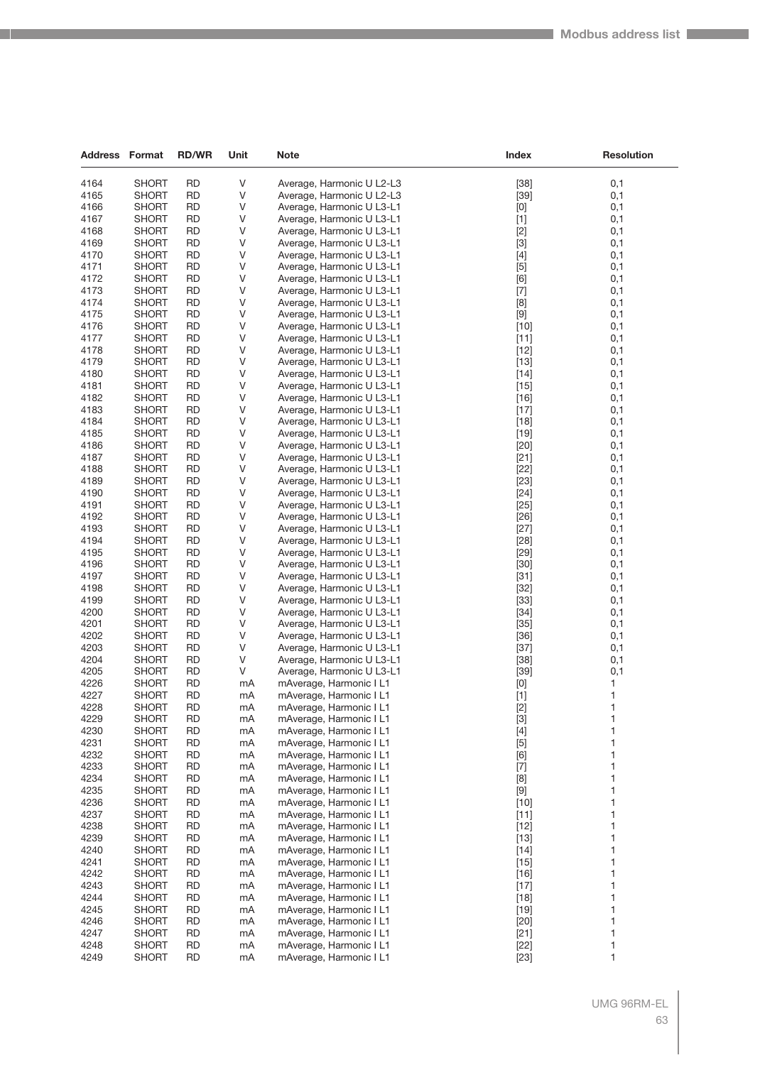| Address | Format | RD/WR | Unit | Note | Index | Resolution |
|---|---|---|---|---|---|---|
| 4164 | SHORT | RD | V | Average, Harmonic U L2-L3 | [38] | 0,1 |
| 4165 | SHORT | RD | V | Average, Harmonic U L2-L3 | [39] | 0,1 |
| 4166 | SHORT | RD | V | Average, Harmonic U L3-L1 | [0] | 0,1 |
| 4167 | SHORT | RD | V | Average, Harmonic U L3-L1 | [1] | 0,1 |
| 4168 | SHORT | RD | V | Average, Harmonic U L3-L1 | [2] | 0,1 |
| 4169 | SHORT | RD | V | Average, Harmonic U L3-L1 | [3] | 0,1 |
| 4170 | SHORT | RD | V | Average, Harmonic U L3-L1 | [4] | 0,1 |
| 4171 | SHORT | RD | V | Average, Harmonic U L3-L1 | [5] | 0,1 |
| 4172 | SHORT | RD | V | Average, Harmonic U L3-L1 | [6] | 0,1 |
| 4173 | SHORT | RD | V | Average, Harmonic U L3-L1 | [7] | 0,1 |
| 4174 | SHORT | RD | V | Average, Harmonic U L3-L1 | [8] | 0,1 |
| 4175 | SHORT | RD | V | Average, Harmonic U L3-L1 | [9] | 0,1 |
| 4176 | SHORT | RD | V | Average, Harmonic U L3-L1 | [10] | 0,1 |
| 4177 | SHORT | RD | V | Average, Harmonic U L3-L1 | [11] | 0,1 |
| 4178 | SHORT | RD | V | Average, Harmonic U L3-L1 | [12] | 0,1 |
| 4179 | SHORT | RD | V | Average, Harmonic U L3-L1 | [13] | 0,1 |
| 4180 | SHORT | RD | V | Average, Harmonic U L3-L1 | [14] | 0,1 |
| 4181 | SHORT | RD | V | Average, Harmonic U L3-L1 | [15] | 0,1 |
| 4182 | SHORT | RD | V | Average, Harmonic U L3-L1 | [16] | 0,1 |
| 4183 | SHORT | RD | V | Average, Harmonic U L3-L1 | [17] | 0,1 |
| 4184 | SHORT | RD | V | Average, Harmonic U L3-L1 | [18] | 0,1 |
| 4185 | SHORT | RD | V | Average, Harmonic U L3-L1 | [19] | 0,1 |
| 4186 | SHORT | RD | V | Average, Harmonic U L3-L1 | [20] | 0,1 |
| 4187 | SHORT | RD | V | Average, Harmonic U L3-L1 | [21] | 0,1 |
| 4188 | SHORT | RD | V | Average, Harmonic U L3-L1 | [22] | 0,1 |
| 4189 | SHORT | RD | V | Average, Harmonic U L3-L1 | [23] | 0,1 |
| 4190 | SHORT | RD | V | Average, Harmonic U L3-L1 | [24] | 0,1 |
| 4191 | SHORT | RD | V | Average, Harmonic U L3-L1 | [25] | 0,1 |
| 4192 | SHORT | RD | V | Average, Harmonic U L3-L1 | [26] | 0,1 |
| 4193 | SHORT | RD | V | Average, Harmonic U L3-L1 | [27] | 0,1 |
| 4194 | SHORT | RD | V | Average, Harmonic U L3-L1 | [28] | 0,1 |
| 4195 | SHORT | RD | V | Average, Harmonic U L3-L1 | [29] | 0,1 |
| 4196 | SHORT | RD | V | Average, Harmonic U L3-L1 | [30] | 0,1 |
| 4197 | SHORT | RD | V | Average, Harmonic U L3-L1 | [31] | 0,1 |
| 4198 | SHORT | RD | V | Average, Harmonic U L3-L1 | [32] | 0,1 |
| 4199 | SHORT | RD | V | Average, Harmonic U L3-L1 | [33] | 0,1 |
| 4200 | SHORT | RD | V | Average, Harmonic U L3-L1 | [34] | 0,1 |
| 4201 | SHORT | RD | V | Average, Harmonic U L3-L1 | [35] | 0,1 |
| 4202 | SHORT | RD | V | Average, Harmonic U L3-L1 | [36] | 0,1 |
| 4203 | SHORT | RD | V | Average, Harmonic U L3-L1 | [37] | 0,1 |
| 4204 | SHORT | RD | V | Average, Harmonic U L3-L1 | [38] | 0,1 |
| 4205 | SHORT | RD | V | Average, Harmonic U L3-L1 | [39] | 0,1 |
| 4226 | SHORT | RD | mA | mAverage, Harmonic I L1 | [0] | 1 |
| 4227 | SHORT | RD | mA | mAverage, Harmonic I L1 | [1] | 1 |
| 4228 | SHORT | RD | mA | mAverage, Harmonic I L1 | [2] | 1 |
| 4229 | SHORT | RD | mA | mAverage, Harmonic I L1 | [3] | 1 |
| 4230 | SHORT | RD | mA | mAverage, Harmonic I L1 | [4] | 1 |
| 4231 | SHORT | RD | mA | mAverage, Harmonic I L1 | [5] | 1 |
| 4232 | SHORT | RD | mA | mAverage, Harmonic I L1 | [6] | 1 |
| 4233 | SHORT | RD | mA | mAverage, Harmonic I L1 | [7] | 1 |
| 4234 | SHORT | RD | mA | mAverage, Harmonic I L1 | [8] | 1 |
| 4235 | SHORT | RD | mA | mAverage, Harmonic I L1 | [9] | 1 |
| 4236 | SHORT | RD | mA | mAverage, Harmonic I L1 | [10] | 1 |
| 4237 | SHORT | RD | mA | mAverage, Harmonic I L1 | [11] | 1 |
| 4238 | SHORT | RD | mA | mAverage, Harmonic I L1 | [12] | 1 |
| 4239 | SHORT | RD | mA | mAverage, Harmonic I L1 | [13] | 1 |
| 4240 | SHORT | RD | mA | mAverage, Harmonic I L1 | [14] | 1 |
| 4241 | SHORT | RD | mA | mAverage, Harmonic I L1 | [15] | 1 |
| 4242 | SHORT | RD | mA | mAverage, Harmonic I L1 | [16] | 1 |
| 4243 | SHORT | RD | mA | mAverage, Harmonic I L1 | [17] | 1 |
| 4244 | SHORT | RD | mA | mAverage, Harmonic I L1 | [18] | 1 |
| 4245 | SHORT | RD | mA | mAverage, Harmonic I L1 | [19] | 1 |
| 4246 | SHORT | RD | mA | mAverage, Harmonic I L1 | [20] | 1 |
| 4247 | SHORT | RD | mA | mAverage, Harmonic I L1 | [21] | 1 |
| 4248 | SHORT | RD | mA | mAverage, Harmonic I L1 | [22] | 1 |
| 4249 | SHORT | RD | mA | mAverage, Harmonic I L1 | [23] | 1 |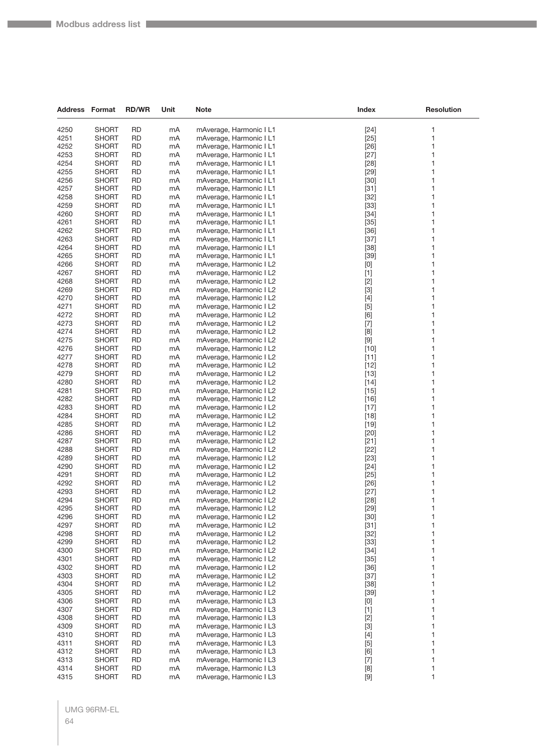| Address | Format | RD/WR | Unit | Note | Index | Resolution |
|---|---|---|---|---|---|---|
| 4250 | SHORT | RD | mA | mAverage, Harmonic I L1 | [24] | 1 |
| 4251 | SHORT | RD | mA | mAverage, Harmonic I L1 | [25] | 1 |
| 4252 | SHORT | RD | mA | mAverage, Harmonic I L1 | [26] | 1 |
| 4253 | SHORT | RD | mA | mAverage, Harmonic I L1 | [27] | 1 |
| 4254 | SHORT | RD | mA | mAverage, Harmonic I L1 | [28] | 1 |
| 4255 | SHORT | RD | mA | mAverage, Harmonic I L1 | [29] | 1 |
| 4256 | SHORT | RD | mA | mAverage, Harmonic I L1 | [30] | 1 |
| 4257 | SHORT | RD | mA | mAverage, Harmonic I L1 | [31] | 1 |
| 4258 | SHORT | RD | mA | mAverage, Harmonic I L1 | [32] | 1 |
| 4259 | SHORT | RD | mA | mAverage, Harmonic I L1 | [33] | 1 |
| 4260 | SHORT | RD | mA | mAverage, Harmonic I L1 | [34] | 1 |
| 4261 | SHORT | RD | mA | mAverage, Harmonic I L1 | [35] | 1 |
| 4262 | SHORT | RD | mA | mAverage, Harmonic I L1 | [36] | 1 |
| 4263 | SHORT | RD | mA | mAverage, Harmonic I L1 | [37] | 1 |
| 4264 | SHORT | RD | mA | mAverage, Harmonic I L1 | [38] | 1 |
| 4265 | SHORT | RD | mA | mAverage, Harmonic I L1 | [39] | 1 |
| 4266 | SHORT | RD | mA | mAverage, Harmonic I L2 | [0] | 1 |
| 4267 | SHORT | RD | mA | mAverage, Harmonic I L2 | [1] | 1 |
| 4268 | SHORT | RD | mA | mAverage, Harmonic I L2 | [2] | 1 |
| 4269 | SHORT | RD | mA | mAverage, Harmonic I L2 | [3] | 1 |
| 4270 | SHORT | RD | mA | mAverage, Harmonic I L2 | [4] | 1 |
| 4271 | SHORT | RD | mA | mAverage, Harmonic I L2 | [5] | 1 |
| 4272 | SHORT | RD | mA | mAverage, Harmonic I L2 | [6] | 1 |
| 4273 | SHORT | RD | mA | mAverage, Harmonic I L2 | [7] | 1 |
| 4274 | SHORT | RD | mA | mAverage, Harmonic I L2 | [8] | 1 |
| 4275 | SHORT | RD | mA | mAverage, Harmonic I L2 | [9] | 1 |
| 4276 | SHORT | RD | mA | mAverage, Harmonic I L2 | [10] | 1 |
| 4277 | SHORT | RD | mA | mAverage, Harmonic I L2 | [11] | 1 |
| 4278 | SHORT | RD | mA | mAverage, Harmonic I L2 | [12] | 1 |
| 4279 | SHORT | RD | mA | mAverage, Harmonic I L2 | [13] | 1 |
| 4280 | SHORT | RD | mA | mAverage, Harmonic I L2 | [14] | 1 |
| 4281 | SHORT | RD | mA | mAverage, Harmonic I L2 | [15] | 1 |
| 4282 | SHORT | RD | mA | mAverage, Harmonic I L2 | [16] | 1 |
| 4283 | SHORT | RD | mA | mAverage, Harmonic I L2 | [17] | 1 |
| 4284 | SHORT | RD | mA | mAverage, Harmonic I L2 | [18] | 1 |
| 4285 | SHORT | RD | mA | mAverage, Harmonic I L2 | [19] | 1 |
| 4286 | SHORT | RD | mA | mAverage, Harmonic I L2 | [20] | 1 |
| 4287 | SHORT | RD | mA | mAverage, Harmonic I L2 | [21] | 1 |
| 4288 | SHORT | RD | mA | mAverage, Harmonic I L2 | [22] | 1 |
| 4289 | SHORT | RD | mA | mAverage, Harmonic I L2 | [23] | 1 |
| 4290 | SHORT | RD | mA | mAverage, Harmonic I L2 | [24] | 1 |
| 4291 | SHORT | RD | mA | mAverage, Harmonic I L2 | [25] | 1 |
| 4292 | SHORT | RD | mA | mAverage, Harmonic I L2 | [26] | 1 |
| 4293 | SHORT | RD | mA | mAverage, Harmonic I L2 | [27] | 1 |
| 4294 | SHORT | RD | mA | mAverage, Harmonic I L2 | [28] | 1 |
| 4295 | SHORT | RD | mA | mAverage, Harmonic I L2 | [29] | 1 |
| 4296 | SHORT | RD | mA | mAverage, Harmonic I L2 | [30] | 1 |
| 4297 | SHORT | RD | mA | mAverage, Harmonic I L2 | [31] | 1 |
| 4298 | SHORT | RD | mA | mAverage, Harmonic I L2 | [32] | 1 |
| 4299 | SHORT | RD | mA | mAverage, Harmonic I L2 | [33] | 1 |
| 4300 | SHORT | RD | mA | mAverage, Harmonic I L2 | [34] | 1 |
| 4301 | SHORT | RD | mA | mAverage, Harmonic I L2 | [35] | 1 |
| 4302 | SHORT | RD | mA | mAverage, Harmonic I L2 | [36] | 1 |
| 4303 | SHORT | RD | mA | mAverage, Harmonic I L2 | [37] | 1 |
| 4304 | SHORT | RD | mA | mAverage, Harmonic I L2 | [38] | 1 |
| 4305 | SHORT | RD | mA | mAverage, Harmonic I L2 | [39] | 1 |
| 4306 | SHORT | RD | mA | mAverage, Harmonic I L3 | [0] | 1 |
| 4307 | SHORT | RD | mA | mAverage, Harmonic I L3 | [1] | 1 |
| 4308 | SHORT | RD | mA | mAverage, Harmonic I L3 | [2] | 1 |
| 4309 | SHORT | RD | mA | mAverage, Harmonic I L3 | [3] | 1 |
| 4310 | SHORT | RD | mA | mAverage, Harmonic I L3 | [4] | 1 |
| 4311 | SHORT | RD | mA | mAverage, Harmonic I L3 | [5] | 1 |
| 4312 | SHORT | RD | mA | mAverage, Harmonic I L3 | [6] | 1 |
| 4313 | SHORT | RD | mA | mAverage, Harmonic I L3 | [7] | 1 |
| 4314 | SHORT | RD | mA | mAverage, Harmonic I L3 | [8] | 1 |
| 4315 | SHORT | RD | mA | mAverage, Harmonic I L3 | [9] | 1 |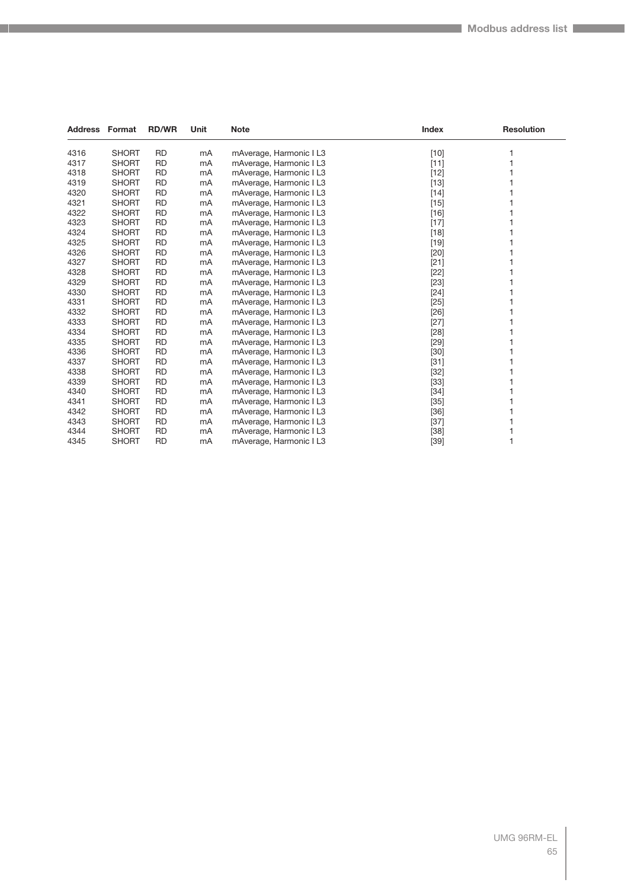| Address | Format | RD/WR | Unit | Note | Index | Resolution |
|---|---|---|---|---|---|---|
| 4316 | SHORT | RD | mA | mAverage, Harmonic I L3 | [10] | 1 |
| 4317 | SHORT | RD | mA | mAverage, Harmonic I L3 | [11] | 1 |
| 4318 | SHORT | RD | mA | mAverage, Harmonic I L3 | [12] | 1 |
| 4319 | SHORT | RD | mA | mAverage, Harmonic I L3 | [13] | 1 |
| 4320 | SHORT | RD | mA | mAverage, Harmonic I L3 | [14] | 1 |
| 4321 | SHORT | RD | mA | mAverage, Harmonic I L3 | [15] | 1 |
| 4322 | SHORT | RD | mA | mAverage, Harmonic I L3 | [16] | 1 |
| 4323 | SHORT | RD | mA | mAverage, Harmonic I L3 | [17] | 1 |
| 4324 | SHORT | RD | mA | mAverage, Harmonic I L3 | [18] | 1 |
| 4325 | SHORT | RD | mA | mAverage, Harmonic I L3 | [19] | 1 |
| 4326 | SHORT | RD | mA | mAverage, Harmonic I L3 | [20] | 1 |
| 4327 | SHORT | RD | mA | mAverage, Harmonic I L3 | [21] | 1 |
| 4328 | SHORT | RD | mA | mAverage, Harmonic I L3 | [22] | 1 |
| 4329 | SHORT | RD | mA | mAverage, Harmonic I L3 | [23] | 1 |
| 4330 | SHORT | RD | mA | mAverage, Harmonic I L3 | [24] | 1 |
| 4331 | SHORT | RD | mA | mAverage, Harmonic I L3 | [25] | 1 |
| 4332 | SHORT | RD | mA | mAverage, Harmonic I L3 | [26] | 1 |
| 4333 | SHORT | RD | mA | mAverage, Harmonic I L3 | [27] | 1 |
| 4334 | SHORT | RD | mA | mAverage, Harmonic I L3 | [28] | 1 |
| 4335 | SHORT | RD | mA | mAverage, Harmonic I L3 | [29] | 1 |
| 4336 | SHORT | RD | mA | mAverage, Harmonic I L3 | [30] | 1 |
| 4337 | SHORT | RD | mA | mAverage, Harmonic I L3 | [31] | 1 |
| 4338 | SHORT | RD | mA | mAverage, Harmonic I L3 | [32] | 1 |
| 4339 | SHORT | RD | mA | mAverage, Harmonic I L3 | [33] | 1 |
| 4340 | SHORT | RD | mA | mAverage, Harmonic I L3 | [34] | 1 |
| 4341 | SHORT | RD | mA | mAverage, Harmonic I L3 | [35] | 1 |
| 4342 | SHORT | RD | mA | mAverage, Harmonic I L3 | [36] | 1 |
| 4343 | SHORT | RD | mA | mAverage, Harmonic I L3 | [37] | 1 |
| 4344 | SHORT | RD | mA | mAverage, Harmonic I L3 | [38] | 1 |
| 4345 | SHORT | RD | mA | mAverage, Harmonic I L3 | [39] | 1 |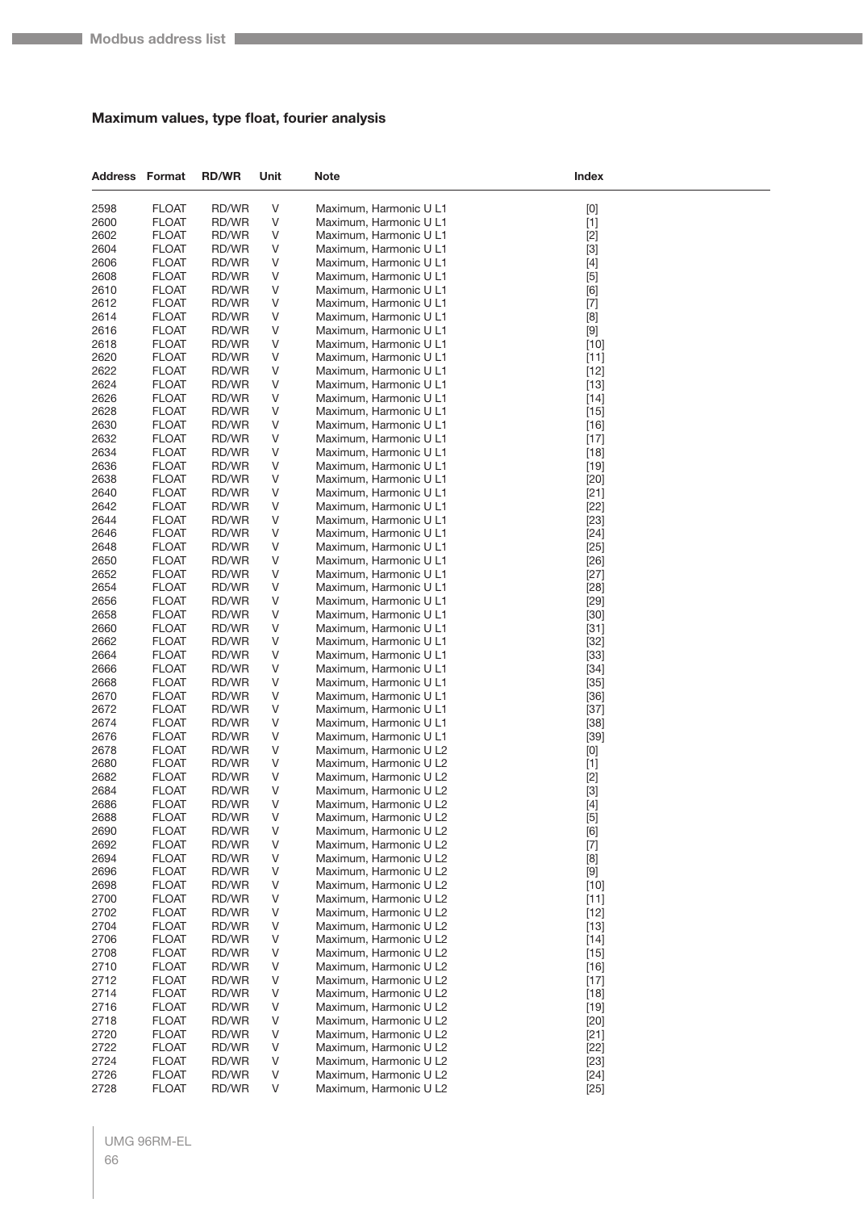### Maximum values, type float, fourier analysis

| Address | Format | RD/WR | Unit | Note | Index |
|---|---|---|---|---|---|
| 2598 | FLOAT | RD/WR | V | Maximum, Harmonic U L1 | [0] |
| 2600 | FLOAT | RD/WR | V | Maximum, Harmonic U L1 | [1] |
| 2602 | FLOAT | RD/WR | V | Maximum, Harmonic U L1 | [2] |
| 2604 | FLOAT | RD/WR | V | Maximum, Harmonic U L1 | [3] |
| 2606 | FLOAT | RD/WR | V | Maximum, Harmonic U L1 | [4] |
| 2608 | FLOAT | RD/WR | V | Maximum, Harmonic U L1 | [5] |
| 2610 | FLOAT | RD/WR | V | Maximum, Harmonic U L1 | [6] |
| 2612 | FLOAT | RD/WR | V | Maximum, Harmonic U L1 | [7] |
| 2614 | FLOAT | RD/WR | V | Maximum, Harmonic U L1 | [8] |
| 2616 | FLOAT | RD/WR | V | Maximum, Harmonic U L1 | [9] |
| 2618 | FLOAT | RD/WR | V | Maximum, Harmonic U L1 | [10] |
| 2620 | FLOAT | RD/WR | V | Maximum, Harmonic U L1 | [11] |
| 2622 | FLOAT | RD/WR | V | Maximum, Harmonic U L1 | [12] |
| 2624 | FLOAT | RD/WR | V | Maximum, Harmonic U L1 | [13] |
| 2626 | FLOAT | RD/WR | V | Maximum, Harmonic U L1 | [14] |
| 2628 | FLOAT | RD/WR | V | Maximum, Harmonic U L1 | [15] |
| 2630 | FLOAT | RD/WR | V | Maximum, Harmonic U L1 | [16] |
| 2632 | FLOAT | RD/WR | V | Maximum, Harmonic U L1 | [17] |
| 2634 | FLOAT | RD/WR | V | Maximum, Harmonic U L1 | [18] |
| 2636 | FLOAT | RD/WR | V | Maximum, Harmonic U L1 | [19] |
| 2638 | FLOAT | RD/WR | V | Maximum, Harmonic U L1 | [20] |
| 2640 | FLOAT | RD/WR | V | Maximum, Harmonic U L1 | [21] |
| 2642 | FLOAT | RD/WR | V | Maximum, Harmonic U L1 | [22] |
| 2644 | FLOAT | RD/WR | V | Maximum, Harmonic U L1 | [23] |
| 2646 | FLOAT | RD/WR | V | Maximum, Harmonic U L1 | [24] |
| 2648 | FLOAT | RD/WR | V | Maximum, Harmonic U L1 | [25] |
| 2650 | FLOAT | RD/WR | V | Maximum, Harmonic U L1 | [26] |
| 2652 | FLOAT | RD/WR | V | Maximum, Harmonic U L1 | [27] |
| 2654 | FLOAT | RD/WR | V | Maximum, Harmonic U L1 | [28] |
| 2656 | FLOAT | RD/WR | V | Maximum, Harmonic U L1 | [29] |
| 2658 | FLOAT | RD/WR | V | Maximum, Harmonic U L1 | [30] |
| 2660 | FLOAT | RD/WR | V | Maximum, Harmonic U L1 | [31] |
| 2662 | FLOAT | RD/WR | V | Maximum, Harmonic U L1 | [32] |
| 2664 | FLOAT | RD/WR | V | Maximum, Harmonic U L1 | [33] |
| 2666 | FLOAT | RD/WR | V | Maximum, Harmonic U L1 | [34] |
| 2668 | FLOAT | RD/WR | V | Maximum, Harmonic U L1 | [35] |
| 2670 | FLOAT | RD/WR | V | Maximum, Harmonic U L1 | [36] |
| 2672 | FLOAT | RD/WR | V | Maximum, Harmonic U L1 | [37] |
| 2674 | FLOAT | RD/WR | V | Maximum, Harmonic U L1 | [38] |
| 2676 | FLOAT | RD/WR | V | Maximum, Harmonic U L1 | [39] |
| 2678 | FLOAT | RD/WR | V | Maximum, Harmonic U L2 | [0] |
| 2680 | FLOAT | RD/WR | V | Maximum, Harmonic U L2 | [1] |
| 2682 | FLOAT | RD/WR | V | Maximum, Harmonic U L2 | [2] |
| 2684 | FLOAT | RD/WR | V | Maximum, Harmonic U L2 | [3] |
| 2686 | FLOAT | RD/WR | V | Maximum, Harmonic U L2 | [4] |
| 2688 | FLOAT | RD/WR | V | Maximum, Harmonic U L2 | [5] |
| 2690 | FLOAT | RD/WR | V | Maximum, Harmonic U L2 | [6] |
| 2692 | FLOAT | RD/WR | V | Maximum, Harmonic U L2 | [7] |
| 2694 | FLOAT | RD/WR | V | Maximum, Harmonic U L2 | [8] |
| 2696 | FLOAT | RD/WR | V | Maximum, Harmonic U L2 | [9] |
| 2698 | FLOAT | RD/WR | V | Maximum, Harmonic U L2 | [10] |
| 2700 | FLOAT | RD/WR | V | Maximum, Harmonic U L2 | [11] |
| 2702 | FLOAT | RD/WR | V | Maximum, Harmonic U L2 | [12] |
| 2704 | FLOAT | RD/WR | V | Maximum, Harmonic U L2 | [13] |
| 2706 | FLOAT | RD/WR | V | Maximum, Harmonic U L2 | [14] |
| 2708 | FLOAT | RD/WR | V | Maximum, Harmonic U L2 | [15] |
| 2710 | FLOAT | RD/WR | V | Maximum, Harmonic U L2 | [16] |
| 2712 | FLOAT | RD/WR | V | Maximum, Harmonic U L2 | [17] |
| 2714 | FLOAT | RD/WR | V | Maximum, Harmonic U L2 | [18] |
| 2716 | FLOAT | RD/WR | V | Maximum, Harmonic U L2 | [19] |
| 2718 | FLOAT | RD/WR | V | Maximum, Harmonic U L2 | [20] |
| 2720 | FLOAT | RD/WR | V | Maximum, Harmonic U L2 | [21] |
| 2722 | FLOAT | RD/WR | V | Maximum, Harmonic U L2 | [22] |
| 2724 | FLOAT | RD/WR | V | Maximum, Harmonic U L2 | [23] |
| 2726 | FLOAT | RD/WR | V | Maximum, Harmonic U L2 | [24] |
| 2728 | FLOAT | RD/WR | V | Maximum, Harmonic U L2 | [25] |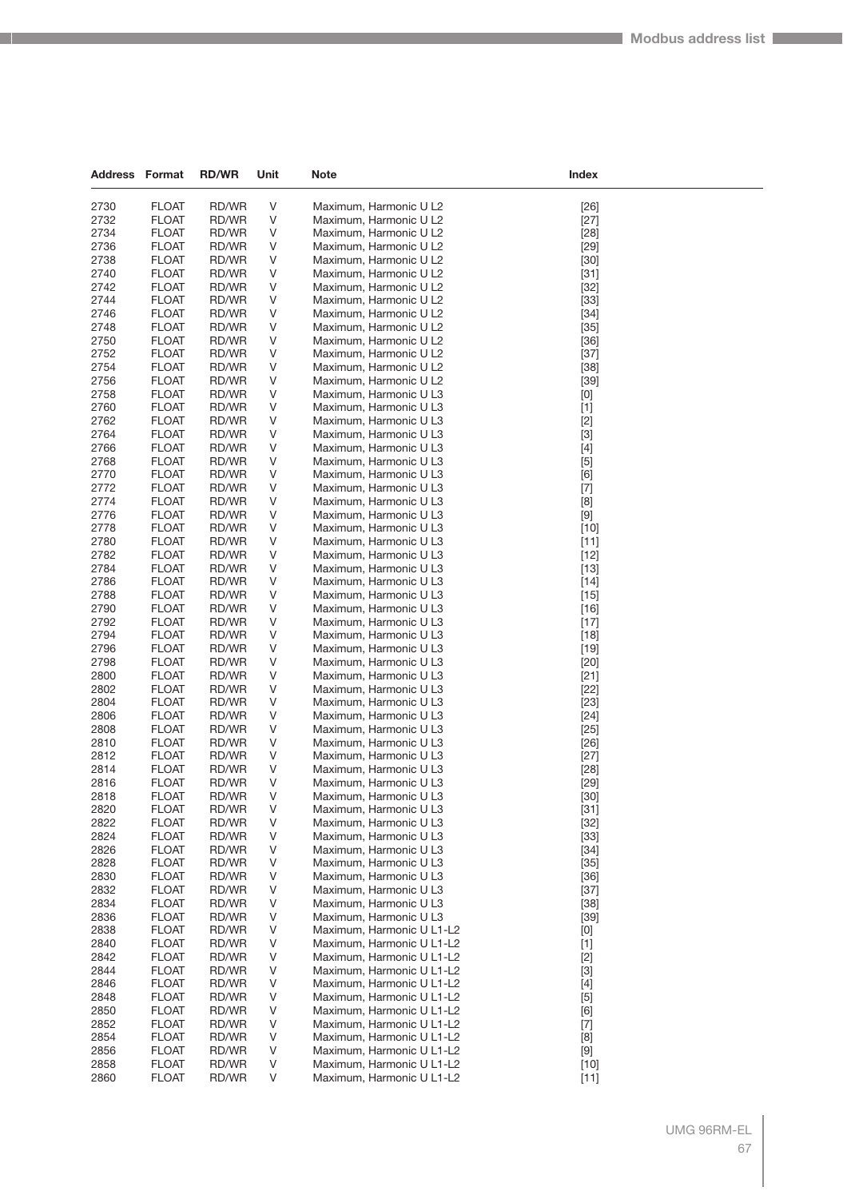| Address | Format | RD/WR | Unit | Note | Index |
|---|---|---|---|---|---|
| 2730 | FLOAT | RD/WR | V | Maximum, Harmonic U L2 | [26] |
| 2732 | FLOAT | RD/WR | V | Maximum, Harmonic U L2 | [27] |
| 2734 | FLOAT | RD/WR | V | Maximum, Harmonic U L2 | [28] |
| 2736 | FLOAT | RD/WR | V | Maximum, Harmonic U L2 | [29] |
| 2738 | FLOAT | RD/WR | V | Maximum, Harmonic U L2 | [30] |
| 2740 | FLOAT | RD/WR | V | Maximum, Harmonic U L2 | [31] |
| 2742 | FLOAT | RD/WR | V | Maximum, Harmonic U L2 | [32] |
| 2744 | FLOAT | RD/WR | V | Maximum, Harmonic U L2 | [33] |
| 2746 | FLOAT | RD/WR | V | Maximum, Harmonic U L2 | [34] |
| 2748 | FLOAT | RD/WR | V | Maximum, Harmonic U L2 | [35] |
| 2750 | FLOAT | RD/WR | V | Maximum, Harmonic U L2 | [36] |
| 2752 | FLOAT | RD/WR | V | Maximum, Harmonic U L2 | [37] |
| 2754 | FLOAT | RD/WR | V | Maximum, Harmonic U L2 | [38] |
| 2756 | FLOAT | RD/WR | V | Maximum, Harmonic U L2 | [39] |
| 2758 | FLOAT | RD/WR | V | Maximum, Harmonic U L3 | [0] |
| 2760 | FLOAT | RD/WR | V | Maximum, Harmonic U L3 | [1] |
| 2762 | FLOAT | RD/WR | V | Maximum, Harmonic U L3 | [2] |
| 2764 | FLOAT | RD/WR | V | Maximum, Harmonic U L3 | [3] |
| 2766 | FLOAT | RD/WR | V | Maximum, Harmonic U L3 | [4] |
| 2768 | FLOAT | RD/WR | V | Maximum, Harmonic U L3 | [5] |
| 2770 | FLOAT | RD/WR | V | Maximum, Harmonic U L3 | [6] |
| 2772 | FLOAT | RD/WR | V | Maximum, Harmonic U L3 | [7] |
| 2774 | FLOAT | RD/WR | V | Maximum, Harmonic U L3 | [8] |
| 2776 | FLOAT | RD/WR | V | Maximum, Harmonic U L3 | [9] |
| 2778 | FLOAT | RD/WR | V | Maximum, Harmonic U L3 | [10] |
| 2780 | FLOAT | RD/WR | V | Maximum, Harmonic U L3 | [11] |
| 2782 | FLOAT | RD/WR | V | Maximum, Harmonic U L3 | [12] |
| 2784 | FLOAT | RD/WR | V | Maximum, Harmonic U L3 | [13] |
| 2786 | FLOAT | RD/WR | V | Maximum, Harmonic U L3 | [14] |
| 2788 | FLOAT | RD/WR | V | Maximum, Harmonic U L3 | [15] |
| 2790 | FLOAT | RD/WR | V | Maximum, Harmonic U L3 | [16] |
| 2792 | FLOAT | RD/WR | V | Maximum, Harmonic U L3 | [17] |
| 2794 | FLOAT | RD/WR | V | Maximum, Harmonic U L3 | [18] |
| 2796 | FLOAT | RD/WR | V | Maximum, Harmonic U L3 | [19] |
| 2798 | FLOAT | RD/WR | V | Maximum, Harmonic U L3 | [20] |
| 2800 | FLOAT | RD/WR | V | Maximum, Harmonic U L3 | [21] |
| 2802 | FLOAT | RD/WR | V | Maximum, Harmonic U L3 | [22] |
| 2804 | FLOAT | RD/WR | V | Maximum, Harmonic U L3 | [23] |
| 2806 | FLOAT | RD/WR | V | Maximum, Harmonic U L3 | [24] |
| 2808 | FLOAT | RD/WR | V | Maximum, Harmonic U L3 | [25] |
| 2810 | FLOAT | RD/WR | V | Maximum, Harmonic U L3 | [26] |
| 2812 | FLOAT | RD/WR | V | Maximum, Harmonic U L3 | [27] |
| 2814 | FLOAT | RD/WR | V | Maximum, Harmonic U L3 | [28] |
| 2816 | FLOAT | RD/WR | V | Maximum, Harmonic U L3 | [29] |
| 2818 | FLOAT | RD/WR | V | Maximum, Harmonic U L3 | [30] |
| 2820 | FLOAT | RD/WR | V | Maximum, Harmonic U L3 | [31] |
| 2822 | FLOAT | RD/WR | V | Maximum, Harmonic U L3 | [32] |
| 2824 | FLOAT | RD/WR | V | Maximum, Harmonic U L3 | [33] |
| 2826 | FLOAT | RD/WR | V | Maximum, Harmonic U L3 | [34] |
| 2828 | FLOAT | RD/WR | V | Maximum, Harmonic U L3 | [35] |
| 2830 | FLOAT | RD/WR | V | Maximum, Harmonic U L3 | [36] |
| 2832 | FLOAT | RD/WR | V | Maximum, Harmonic U L3 | [37] |
| 2834 | FLOAT | RD/WR | V | Maximum, Harmonic U L3 | [38] |
| 2836 | FLOAT | RD/WR | V | Maximum, Harmonic U L3 | [39] |
| 2838 | FLOAT | RD/WR | V | Maximum, Harmonic U L1-L2 | [0] |
| 2840 | FLOAT | RD/WR | V | Maximum, Harmonic U L1-L2 | [1] |
| 2842 | FLOAT | RD/WR | V | Maximum, Harmonic U L1-L2 | [2] |
| 2844 | FLOAT | RD/WR | V | Maximum, Harmonic U L1-L2 | [3] |
| 2846 | FLOAT | RD/WR | V | Maximum, Harmonic U L1-L2 | [4] |
| 2848 | FLOAT | RD/WR | V | Maximum, Harmonic U L1-L2 | [5] |
| 2850 | FLOAT | RD/WR | V | Maximum, Harmonic U L1-L2 | [6] |
| 2852 | FLOAT | RD/WR | V | Maximum, Harmonic U L1-L2 | [7] |
| 2854 | FLOAT | RD/WR | V | Maximum, Harmonic U L1-L2 | [8] |
| 2856 | FLOAT | RD/WR | V | Maximum, Harmonic U L1-L2 | [9] |
| 2858 | FLOAT | RD/WR | V | Maximum, Harmonic U L1-L2 | [10] |
| 2860 | FLOAT | RD/WR | V | Maximum, Harmonic U L1-L2 | [11] |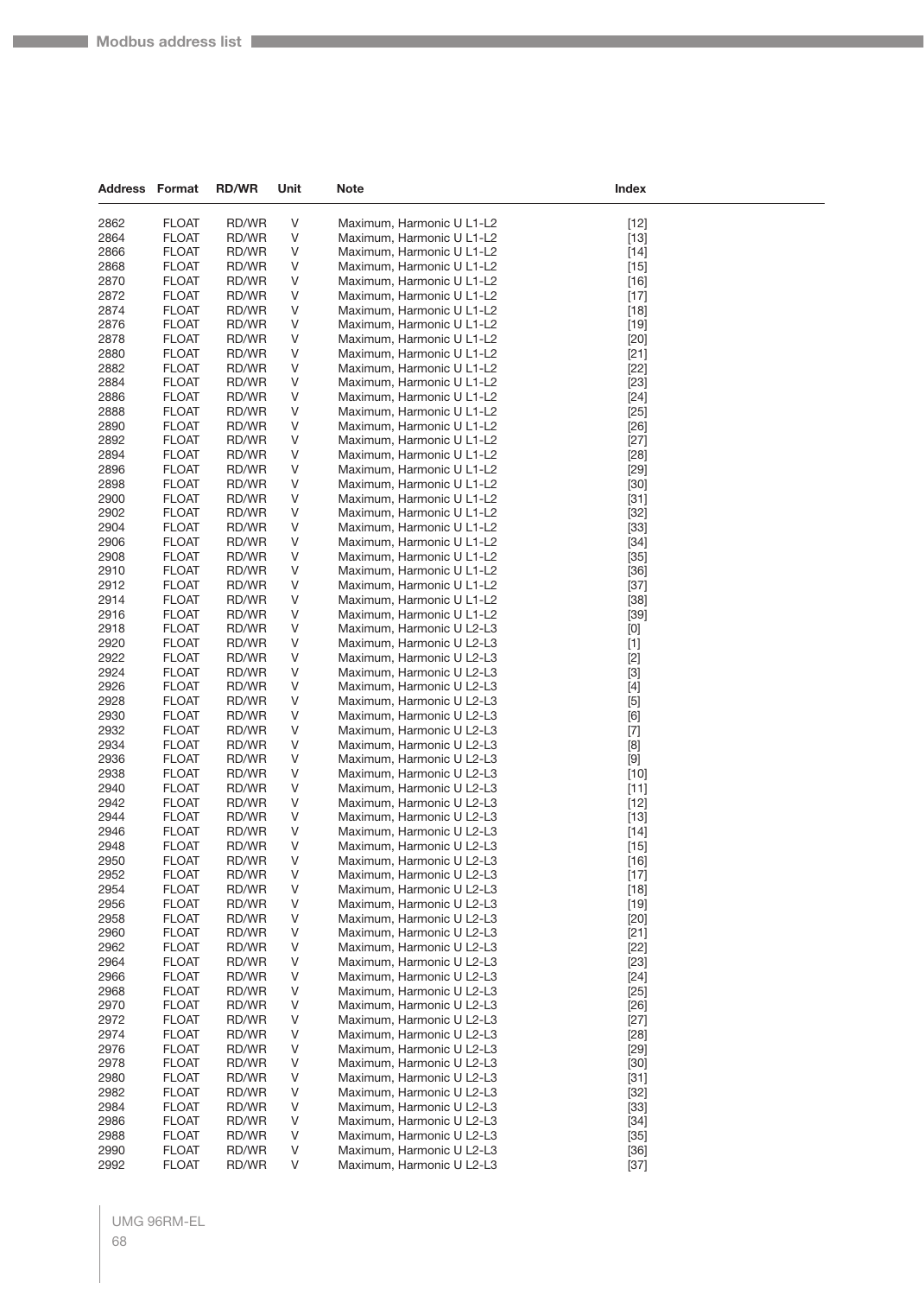| Address | Format | RD/WR | Unit | Note | Index |
|---|---|---|---|---|---|
| 2862 | FLOAT | RD/WR | V | Maximum, Harmonic U L1-L2 | [12] |
| 2864 | FLOAT | RD/WR | V | Maximum, Harmonic U L1-L2 | [13] |
| 2866 | FLOAT | RD/WR | V | Maximum, Harmonic U L1-L2 | [14] |
| 2868 | FLOAT | RD/WR | V | Maximum, Harmonic U L1-L2 | [15] |
| 2870 | FLOAT | RD/WR | V | Maximum, Harmonic U L1-L2 | [16] |
| 2872 | FLOAT | RD/WR | V | Maximum, Harmonic U L1-L2 | [17] |
| 2874 | FLOAT | RD/WR | V | Maximum, Harmonic U L1-L2 | [18] |
| 2876 | FLOAT | RD/WR | V | Maximum, Harmonic U L1-L2 | [19] |
| 2878 | FLOAT | RD/WR | V | Maximum, Harmonic U L1-L2 | [20] |
| 2880 | FLOAT | RD/WR | V | Maximum, Harmonic U L1-L2 | [21] |
| 2882 | FLOAT | RD/WR | V | Maximum, Harmonic U L1-L2 | [22] |
| 2884 | FLOAT | RD/WR | V | Maximum, Harmonic U L1-L2 | [23] |
| 2886 | FLOAT | RD/WR | V | Maximum, Harmonic U L1-L2 | [24] |
| 2888 | FLOAT | RD/WR | V | Maximum, Harmonic U L1-L2 | [25] |
| 2890 | FLOAT | RD/WR | V | Maximum, Harmonic U L1-L2 | [26] |
| 2892 | FLOAT | RD/WR | V | Maximum, Harmonic U L1-L2 | [27] |
| 2894 | FLOAT | RD/WR | V | Maximum, Harmonic U L1-L2 | [28] |
| 2896 | FLOAT | RD/WR | V | Maximum, Harmonic U L1-L2 | [29] |
| 2898 | FLOAT | RD/WR | V | Maximum, Harmonic U L1-L2 | [30] |
| 2900 | FLOAT | RD/WR | V | Maximum, Harmonic U L1-L2 | [31] |
| 2902 | FLOAT | RD/WR | V | Maximum, Harmonic U L1-L2 | [32] |
| 2904 | FLOAT | RD/WR | V | Maximum, Harmonic U L1-L2 | [33] |
| 2906 | FLOAT | RD/WR | V | Maximum, Harmonic U L1-L2 | [34] |
| 2908 | FLOAT | RD/WR | V | Maximum, Harmonic U L1-L2 | [35] |
| 2910 | FLOAT | RD/WR | V | Maximum, Harmonic U L1-L2 | [36] |
| 2912 | FLOAT | RD/WR | V | Maximum, Harmonic U L1-L2 | [37] |
| 2914 | FLOAT | RD/WR | V | Maximum, Harmonic U L1-L2 | [38] |
| 2916 | FLOAT | RD/WR | V | Maximum, Harmonic U L1-L2 | [39] |
| 2918 | FLOAT | RD/WR | V | Maximum, Harmonic U L2-L3 | [0] |
| 2920 | FLOAT | RD/WR | V | Maximum, Harmonic U L2-L3 | [1] |
| 2922 | FLOAT | RD/WR | V | Maximum, Harmonic U L2-L3 | [2] |
| 2924 | FLOAT | RD/WR | V | Maximum, Harmonic U L2-L3 | [3] |
| 2926 | FLOAT | RD/WR | V | Maximum, Harmonic U L2-L3 | [4] |
| 2928 | FLOAT | RD/WR | V | Maximum, Harmonic U L2-L3 | [5] |
| 2930 | FLOAT | RD/WR | V | Maximum, Harmonic U L2-L3 | [6] |
| 2932 | FLOAT | RD/WR | V | Maximum, Harmonic U L2-L3 | [7] |
| 2934 | FLOAT | RD/WR | V | Maximum, Harmonic U L2-L3 | [8] |
| 2936 | FLOAT | RD/WR | V | Maximum, Harmonic U L2-L3 | [9] |
| 2938 | FLOAT | RD/WR | V | Maximum, Harmonic U L2-L3 | [10] |
| 2940 | FLOAT | RD/WR | V | Maximum, Harmonic U L2-L3 | [11] |
| 2942 | FLOAT | RD/WR | V | Maximum, Harmonic U L2-L3 | [12] |
| 2944 | FLOAT | RD/WR | V | Maximum, Harmonic U L2-L3 | [13] |
| 2946 | FLOAT | RD/WR | V | Maximum, Harmonic U L2-L3 | [14] |
| 2948 | FLOAT | RD/WR | V | Maximum, Harmonic U L2-L3 | [15] |
| 2950 | FLOAT | RD/WR | V | Maximum, Harmonic U L2-L3 | [16] |
| 2952 | FLOAT | RD/WR | V | Maximum, Harmonic U L2-L3 | [17] |
| 2954 | FLOAT | RD/WR | V | Maximum, Harmonic U L2-L3 | [18] |
| 2956 | FLOAT | RD/WR | V | Maximum, Harmonic U L2-L3 | [19] |
| 2958 | FLOAT | RD/WR | V | Maximum, Harmonic U L2-L3 | [20] |
| 2960 | FLOAT | RD/WR | V | Maximum, Harmonic U L2-L3 | [21] |
| 2962 | FLOAT | RD/WR | V | Maximum, Harmonic U L2-L3 | [22] |
| 2964 | FLOAT | RD/WR | V | Maximum, Harmonic U L2-L3 | [23] |
| 2966 | FLOAT | RD/WR | V | Maximum, Harmonic U L2-L3 | [24] |
| 2968 | FLOAT | RD/WR | V | Maximum, Harmonic U L2-L3 | [25] |
| 2970 | FLOAT | RD/WR | V | Maximum, Harmonic U L2-L3 | [26] |
| 2972 | FLOAT | RD/WR | V | Maximum, Harmonic U L2-L3 | [27] |
| 2974 | FLOAT | RD/WR | V | Maximum, Harmonic U L2-L3 | [28] |
| 2976 | FLOAT | RD/WR | V | Maximum, Harmonic U L2-L3 | [29] |
| 2978 | FLOAT | RD/WR | V | Maximum, Harmonic U L2-L3 | [30] |
| 2980 | FLOAT | RD/WR | V | Maximum, Harmonic U L2-L3 | [31] |
| 2982 | FLOAT | RD/WR | V | Maximum, Harmonic U L2-L3 | [32] |
| 2984 | FLOAT | RD/WR | V | Maximum, Harmonic U L2-L3 | [33] |
| 2986 | FLOAT | RD/WR | V | Maximum, Harmonic U L2-L3 | [34] |
| 2988 | FLOAT | RD/WR | V | Maximum, Harmonic U L2-L3 | [35] |
| 2990 | FLOAT | RD/WR | V | Maximum, Harmonic U L2-L3 | [36] |
| 2992 | FLOAT | RD/WR | V | Maximum, Harmonic U L2-L3 | [37] |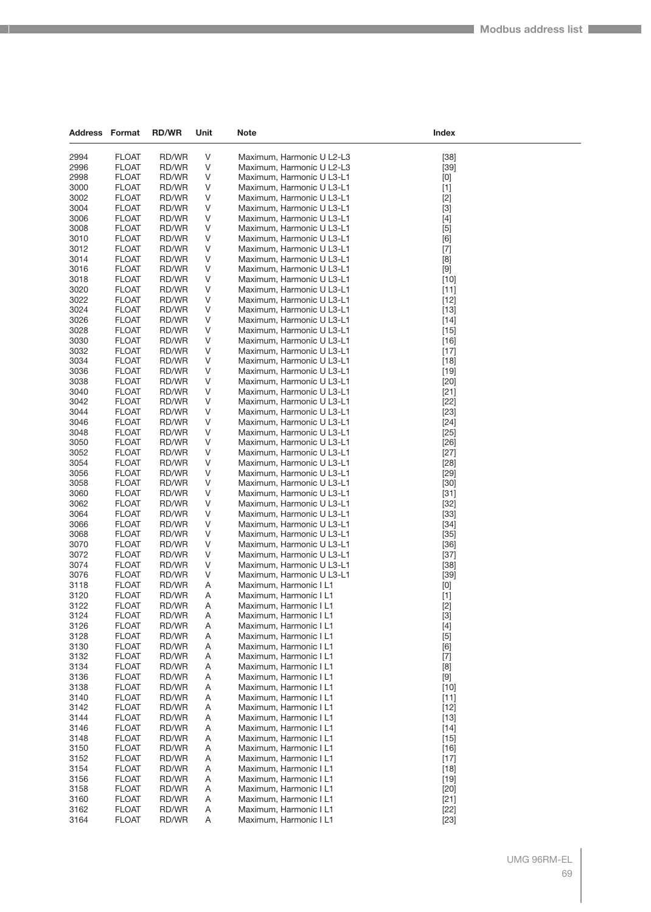| Address | Format | RD/WR | Unit | Note | Index |
|---|---|---|---|---|---|
| 2994 | FLOAT | RD/WR | V | Maximum, Harmonic U L2-L3 | [38] |
| 2996 | FLOAT | RD/WR | V | Maximum, Harmonic U L2-L3 | [39] |
| 2998 | FLOAT | RD/WR | V | Maximum, Harmonic U L3-L1 | [0] |
| 3000 | FLOAT | RD/WR | V | Maximum, Harmonic U L3-L1 | [1] |
| 3002 | FLOAT | RD/WR | V | Maximum, Harmonic U L3-L1 | [2] |
| 3004 | FLOAT | RD/WR | V | Maximum, Harmonic U L3-L1 | [3] |
| 3006 | FLOAT | RD/WR | V | Maximum, Harmonic U L3-L1 | [4] |
| 3008 | FLOAT | RD/WR | V | Maximum, Harmonic U L3-L1 | [5] |
| 3010 | FLOAT | RD/WR | V | Maximum, Harmonic U L3-L1 | [6] |
| 3012 | FLOAT | RD/WR | V | Maximum, Harmonic U L3-L1 | [7] |
| 3014 | FLOAT | RD/WR | V | Maximum, Harmonic U L3-L1 | [8] |
| 3016 | FLOAT | RD/WR | V | Maximum, Harmonic U L3-L1 | [9] |
| 3018 | FLOAT | RD/WR | V | Maximum, Harmonic U L3-L1 | [10] |
| 3020 | FLOAT | RD/WR | V | Maximum, Harmonic U L3-L1 | [11] |
| 3022 | FLOAT | RD/WR | V | Maximum, Harmonic U L3-L1 | [12] |
| 3024 | FLOAT | RD/WR | V | Maximum, Harmonic U L3-L1 | [13] |
| 3026 | FLOAT | RD/WR | V | Maximum, Harmonic U L3-L1 | [14] |
| 3028 | FLOAT | RD/WR | V | Maximum, Harmonic U L3-L1 | [15] |
| 3030 | FLOAT | RD/WR | V | Maximum, Harmonic U L3-L1 | [16] |
| 3032 | FLOAT | RD/WR | V | Maximum, Harmonic U L3-L1 | [17] |
| 3034 | FLOAT | RD/WR | V | Maximum, Harmonic U L3-L1 | [18] |
| 3036 | FLOAT | RD/WR | V | Maximum, Harmonic U L3-L1 | [19] |
| 3038 | FLOAT | RD/WR | V | Maximum, Harmonic U L3-L1 | [20] |
| 3040 | FLOAT | RD/WR | V | Maximum, Harmonic U L3-L1 | [21] |
| 3042 | FLOAT | RD/WR | V | Maximum, Harmonic U L3-L1 | [22] |
| 3044 | FLOAT | RD/WR | V | Maximum, Harmonic U L3-L1 | [23] |
| 3046 | FLOAT | RD/WR | V | Maximum, Harmonic U L3-L1 | [24] |
| 3048 | FLOAT | RD/WR | V | Maximum, Harmonic U L3-L1 | [25] |
| 3050 | FLOAT | RD/WR | V | Maximum, Harmonic U L3-L1 | [26] |
| 3052 | FLOAT | RD/WR | V | Maximum, Harmonic U L3-L1 | [27] |
| 3054 | FLOAT | RD/WR | V | Maximum, Harmonic U L3-L1 | [28] |
| 3056 | FLOAT | RD/WR | V | Maximum, Harmonic U L3-L1 | [29] |
| 3058 | FLOAT | RD/WR | V | Maximum, Harmonic U L3-L1 | [30] |
| 3060 | FLOAT | RD/WR | V | Maximum, Harmonic U L3-L1 | [31] |
| 3062 | FLOAT | RD/WR | V | Maximum, Harmonic U L3-L1 | [32] |
| 3064 | FLOAT | RD/WR | V | Maximum, Harmonic U L3-L1 | [33] |
| 3066 | FLOAT | RD/WR | V | Maximum, Harmonic U L3-L1 | [34] |
| 3068 | FLOAT | RD/WR | V | Maximum, Harmonic U L3-L1 | [35] |
| 3070 | FLOAT | RD/WR | V | Maximum, Harmonic U L3-L1 | [36] |
| 3072 | FLOAT | RD/WR | V | Maximum, Harmonic U L3-L1 | [37] |
| 3074 | FLOAT | RD/WR | V | Maximum, Harmonic U L3-L1 | [38] |
| 3076 | FLOAT | RD/WR | V | Maximum, Harmonic U L3-L1 | [39] |
| 3118 | FLOAT | RD/WR | A | Maximum, Harmonic I L1 | [0] |
| 3120 | FLOAT | RD/WR | A | Maximum, Harmonic I L1 | [1] |
| 3122 | FLOAT | RD/WR | A | Maximum, Harmonic I L1 | [2] |
| 3124 | FLOAT | RD/WR | A | Maximum, Harmonic I L1 | [3] |
| 3126 | FLOAT | RD/WR | A | Maximum, Harmonic I L1 | [4] |
| 3128 | FLOAT | RD/WR | A | Maximum, Harmonic I L1 | [5] |
| 3130 | FLOAT | RD/WR | A | Maximum, Harmonic I L1 | [6] |
| 3132 | FLOAT | RD/WR | A | Maximum, Harmonic I L1 | [7] |
| 3134 | FLOAT | RD/WR | A | Maximum, Harmonic I L1 | [8] |
| 3136 | FLOAT | RD/WR | A | Maximum, Harmonic I L1 | [9] |
| 3138 | FLOAT | RD/WR | A | Maximum, Harmonic I L1 | [10] |
| 3140 | FLOAT | RD/WR | A | Maximum, Harmonic I L1 | [11] |
| 3142 | FLOAT | RD/WR | A | Maximum, Harmonic I L1 | [12] |
| 3144 | FLOAT | RD/WR | A | Maximum, Harmonic I L1 | [13] |
| 3146 | FLOAT | RD/WR | A | Maximum, Harmonic I L1 | [14] |
| 3148 | FLOAT | RD/WR | A | Maximum, Harmonic I L1 | [15] |
| 3150 | FLOAT | RD/WR | A | Maximum, Harmonic I L1 | [16] |
| 3152 | FLOAT | RD/WR | A | Maximum, Harmonic I L1 | [17] |
| 3154 | FLOAT | RD/WR | A | Maximum, Harmonic I L1 | [18] |
| 3156 | FLOAT | RD/WR | A | Maximum, Harmonic I L1 | [19] |
| 3158 | FLOAT | RD/WR | A | Maximum, Harmonic I L1 | [20] |
| 3160 | FLOAT | RD/WR | A | Maximum, Harmonic I L1 | [21] |
| 3162 | FLOAT | RD/WR | A | Maximum, Harmonic I L1 | [22] |
| 3164 | FLOAT | RD/WR | A | Maximum, Harmonic I L1 | [23] |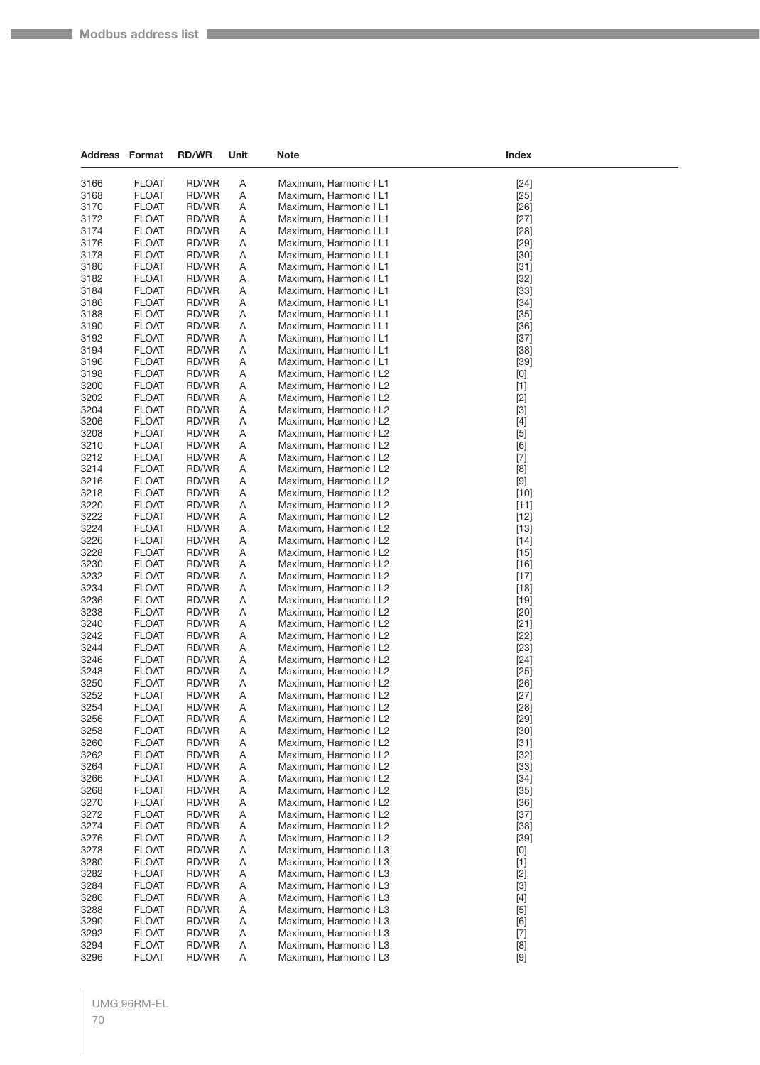| Address | Format | RD/WR | Unit | Note | Index |
|---|---|---|---|---|---|
| 3166 | FLOAT | RD/WR | A | Maximum, Harmonic I L1 | [24] |
| 3168 | FLOAT | RD/WR | A | Maximum, Harmonic I L1 | [25] |
| 3170 | FLOAT | RD/WR | A | Maximum, Harmonic I L1 | [26] |
| 3172 | FLOAT | RD/WR | A | Maximum, Harmonic I L1 | [27] |
| 3174 | FLOAT | RD/WR | A | Maximum, Harmonic I L1 | [28] |
| 3176 | FLOAT | RD/WR | A | Maximum, Harmonic I L1 | [29] |
| 3178 | FLOAT | RD/WR | A | Maximum, Harmonic I L1 | [30] |
| 3180 | FLOAT | RD/WR | A | Maximum, Harmonic I L1 | [31] |
| 3182 | FLOAT | RD/WR | A | Maximum, Harmonic I L1 | [32] |
| 3184 | FLOAT | RD/WR | A | Maximum, Harmonic I L1 | [33] |
| 3186 | FLOAT | RD/WR | A | Maximum, Harmonic I L1 | [34] |
| 3188 | FLOAT | RD/WR | A | Maximum, Harmonic I L1 | [35] |
| 3190 | FLOAT | RD/WR | A | Maximum, Harmonic I L1 | [36] |
| 3192 | FLOAT | RD/WR | A | Maximum, Harmonic I L1 | [37] |
| 3194 | FLOAT | RD/WR | A | Maximum, Harmonic I L1 | [38] |
| 3196 | FLOAT | RD/WR | A | Maximum, Harmonic I L1 | [39] |
| 3198 | FLOAT | RD/WR | A | Maximum, Harmonic I L2 | [0] |
| 3200 | FLOAT | RD/WR | A | Maximum, Harmonic I L2 | [1] |
| 3202 | FLOAT | RD/WR | A | Maximum, Harmonic I L2 | [2] |
| 3204 | FLOAT | RD/WR | A | Maximum, Harmonic I L2 | [3] |
| 3206 | FLOAT | RD/WR | A | Maximum, Harmonic I L2 | [4] |
| 3208 | FLOAT | RD/WR | A | Maximum, Harmonic I L2 | [5] |
| 3210 | FLOAT | RD/WR | A | Maximum, Harmonic I L2 | [6] |
| 3212 | FLOAT | RD/WR | A | Maximum, Harmonic I L2 | [7] |
| 3214 | FLOAT | RD/WR | A | Maximum, Harmonic I L2 | [8] |
| 3216 | FLOAT | RD/WR | A | Maximum, Harmonic I L2 | [9] |
| 3218 | FLOAT | RD/WR | A | Maximum, Harmonic I L2 | [10] |
| 3220 | FLOAT | RD/WR | A | Maximum, Harmonic I L2 | [11] |
| 3222 | FLOAT | RD/WR | A | Maximum, Harmonic I L2 | [12] |
| 3224 | FLOAT | RD/WR | A | Maximum, Harmonic I L2 | [13] |
| 3226 | FLOAT | RD/WR | A | Maximum, Harmonic I L2 | [14] |
| 3228 | FLOAT | RD/WR | A | Maximum, Harmonic I L2 | [15] |
| 3230 | FLOAT | RD/WR | A | Maximum, Harmonic I L2 | [16] |
| 3232 | FLOAT | RD/WR | A | Maximum, Harmonic I L2 | [17] |
| 3234 | FLOAT | RD/WR | A | Maximum, Harmonic I L2 | [18] |
| 3236 | FLOAT | RD/WR | A | Maximum, Harmonic I L2 | [19] |
| 3238 | FLOAT | RD/WR | A | Maximum, Harmonic I L2 | [20] |
| 3240 | FLOAT | RD/WR | A | Maximum, Harmonic I L2 | [21] |
| 3242 | FLOAT | RD/WR | A | Maximum, Harmonic I L2 | [22] |
| 3244 | FLOAT | RD/WR | A | Maximum, Harmonic I L2 | [23] |
| 3246 | FLOAT | RD/WR | A | Maximum, Harmonic I L2 | [24] |
| 3248 | FLOAT | RD/WR | A | Maximum, Harmonic I L2 | [25] |
| 3250 | FLOAT | RD/WR | A | Maximum, Harmonic I L2 | [26] |
| 3252 | FLOAT | RD/WR | A | Maximum, Harmonic I L2 | [27] |
| 3254 | FLOAT | RD/WR | A | Maximum, Harmonic I L2 | [28] |
| 3256 | FLOAT | RD/WR | A | Maximum, Harmonic I L2 | [29] |
| 3258 | FLOAT | RD/WR | A | Maximum, Harmonic I L2 | [30] |
| 3260 | FLOAT | RD/WR | A | Maximum, Harmonic I L2 | [31] |
| 3262 | FLOAT | RD/WR | A | Maximum, Harmonic I L2 | [32] |
| 3264 | FLOAT | RD/WR | A | Maximum, Harmonic I L2 | [33] |
| 3266 | FLOAT | RD/WR | A | Maximum, Harmonic I L2 | [34] |
| 3268 | FLOAT | RD/WR | A | Maximum, Harmonic I L2 | [35] |
| 3270 | FLOAT | RD/WR | A | Maximum, Harmonic I L2 | [36] |
| 3272 | FLOAT | RD/WR | A | Maximum, Harmonic I L2 | [37] |
| 3274 | FLOAT | RD/WR | A | Maximum, Harmonic I L2 | [38] |
| 3276 | FLOAT | RD/WR | A | Maximum, Harmonic I L2 | [39] |
| 3278 | FLOAT | RD/WR | A | Maximum, Harmonic I L3 | [0] |
| 3280 | FLOAT | RD/WR | A | Maximum, Harmonic I L3 | [1] |
| 3282 | FLOAT | RD/WR | A | Maximum, Harmonic I L3 | [2] |
| 3284 | FLOAT | RD/WR | A | Maximum, Harmonic I L3 | [3] |
| 3286 | FLOAT | RD/WR | A | Maximum, Harmonic I L3 | [4] |
| 3288 | FLOAT | RD/WR | A | Maximum, Harmonic I L3 | [5] |
| 3290 | FLOAT | RD/WR | A | Maximum, Harmonic I L3 | [6] |
| 3292 | FLOAT | RD/WR | A | Maximum, Harmonic I L3 | [7] |
| 3294 | FLOAT | RD/WR | A | Maximum, Harmonic I L3 | [8] |
| 3296 | FLOAT | RD/WR | A | Maximum, Harmonic I L3 | [9] |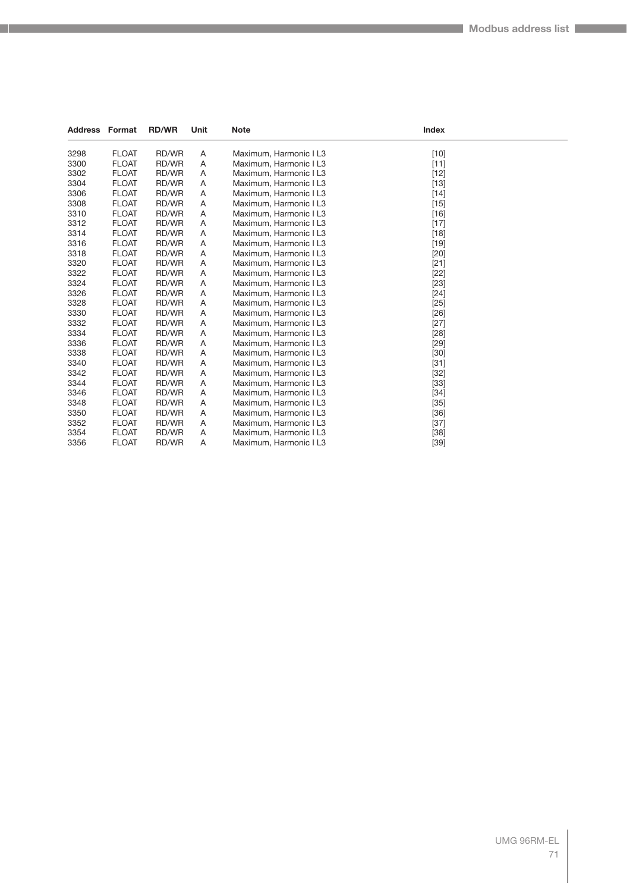| Address | Format | RD/WR | Unit | Note | Index |
|---|---|---|---|---|---|
| 3298 | FLOAT | RD/WR | A | Maximum, Harmonic I L3 | [10] |
| 3300 | FLOAT | RD/WR | A | Maximum, Harmonic I L3 | [11] |
| 3302 | FLOAT | RD/WR | A | Maximum, Harmonic I L3 | [12] |
| 3304 | FLOAT | RD/WR | A | Maximum, Harmonic I L3 | [13] |
| 3306 | FLOAT | RD/WR | A | Maximum, Harmonic I L3 | [14] |
| 3308 | FLOAT | RD/WR | A | Maximum, Harmonic I L3 | [15] |
| 3310 | FLOAT | RD/WR | A | Maximum, Harmonic I L3 | [16] |
| 3312 | FLOAT | RD/WR | A | Maximum, Harmonic I L3 | [17] |
| 3314 | FLOAT | RD/WR | A | Maximum, Harmonic I L3 | [18] |
| 3316 | FLOAT | RD/WR | A | Maximum, Harmonic I L3 | [19] |
| 3318 | FLOAT | RD/WR | A | Maximum, Harmonic I L3 | [20] |
| 3320 | FLOAT | RD/WR | A | Maximum, Harmonic I L3 | [21] |
| 3322 | FLOAT | RD/WR | A | Maximum, Harmonic I L3 | [22] |
| 3324 | FLOAT | RD/WR | A | Maximum, Harmonic I L3 | [23] |
| 3326 | FLOAT | RD/WR | A | Maximum, Harmonic I L3 | [24] |
| 3328 | FLOAT | RD/WR | A | Maximum, Harmonic I L3 | [25] |
| 3330 | FLOAT | RD/WR | A | Maximum, Harmonic I L3 | [26] |
| 3332 | FLOAT | RD/WR | A | Maximum, Harmonic I L3 | [27] |
| 3334 | FLOAT | RD/WR | A | Maximum, Harmonic I L3 | [28] |
| 3336 | FLOAT | RD/WR | A | Maximum, Harmonic I L3 | [29] |
| 3338 | FLOAT | RD/WR | A | Maximum, Harmonic I L3 | [30] |
| 3340 | FLOAT | RD/WR | A | Maximum, Harmonic I L3 | [31] |
| 3342 | FLOAT | RD/WR | A | Maximum, Harmonic I L3 | [32] |
| 3344 | FLOAT | RD/WR | A | Maximum, Harmonic I L3 | [33] |
| 3346 | FLOAT | RD/WR | A | Maximum, Harmonic I L3 | [34] |
| 3348 | FLOAT | RD/WR | A | Maximum, Harmonic I L3 | [35] |
| 3350 | FLOAT | RD/WR | A | Maximum, Harmonic I L3 | [36] |
| 3352 | FLOAT | RD/WR | A | Maximum, Harmonic I L3 | [37] |
| 3354 | FLOAT | RD/WR | A | Maximum, Harmonic I L3 | [38] |
| 3356 | FLOAT | RD/WR | A | Maximum, Harmonic I L3 | [39] |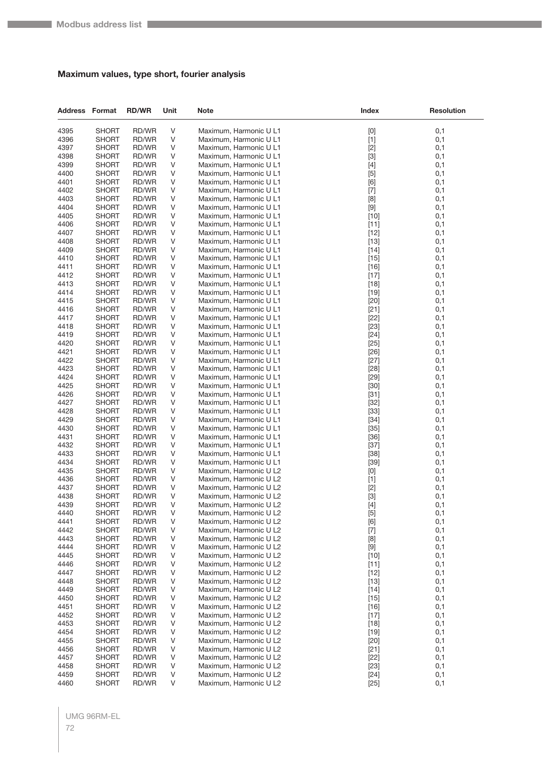## Maximum values, type short, fourier analysis

| Address | Format | RD/WR | Unit | Note | Index | Resolution |
|---|---|---|---|---|---|---|
| 4395 | SHORT | RD/WR | V | Maximum, Harmonic U L1 | [0] | 0,1 |
| 4396 | SHORT | RD/WR | V | Maximum, Harmonic U L1 | [1] | 0,1 |
| 4397 | SHORT | RD/WR | V | Maximum, Harmonic U L1 | [2] | 0,1 |
| 4398 | SHORT | RD/WR | V | Maximum, Harmonic U L1 | [3] | 0,1 |
| 4399 | SHORT | RD/WR | V | Maximum, Harmonic U L1 | [4] | 0,1 |
| 4400 | SHORT | RD/WR | V | Maximum, Harmonic U L1 | [5] | 0,1 |
| 4401 | SHORT | RD/WR | V | Maximum, Harmonic U L1 | [6] | 0,1 |
| 4402 | SHORT | RD/WR | V | Maximum, Harmonic U L1 | [7] | 0,1 |
| 4403 | SHORT | RD/WR | V | Maximum, Harmonic U L1 | [8] | 0,1 |
| 4404 | SHORT | RD/WR | V | Maximum, Harmonic U L1 | [9] | 0,1 |
| 4405 | SHORT | RD/WR | V | Maximum, Harmonic U L1 | [10] | 0,1 |
| 4406 | SHORT | RD/WR | V | Maximum, Harmonic U L1 | [11] | 0,1 |
| 4407 | SHORT | RD/WR | V | Maximum, Harmonic U L1 | [12] | 0,1 |
| 4408 | SHORT | RD/WR | V | Maximum, Harmonic U L1 | [13] | 0,1 |
| 4409 | SHORT | RD/WR | V | Maximum, Harmonic U L1 | [14] | 0,1 |
| 4410 | SHORT | RD/WR | V | Maximum, Harmonic U L1 | [15] | 0,1 |
| 4411 | SHORT | RD/WR | V | Maximum, Harmonic U L1 | [16] | 0,1 |
| 4412 | SHORT | RD/WR | V | Maximum, Harmonic U L1 | [17] | 0,1 |
| 4413 | SHORT | RD/WR | V | Maximum, Harmonic U L1 | [18] | 0,1 |
| 4414 | SHORT | RD/WR | V | Maximum, Harmonic U L1 | [19] | 0,1 |
| 4415 | SHORT | RD/WR | V | Maximum, Harmonic U L1 | [20] | 0,1 |
| 4416 | SHORT | RD/WR | V | Maximum, Harmonic U L1 | [21] | 0,1 |
| 4417 | SHORT | RD/WR | V | Maximum, Harmonic U L1 | [22] | 0,1 |
| 4418 | SHORT | RD/WR | V | Maximum, Harmonic U L1 | [23] | 0,1 |
| 4419 | SHORT | RD/WR | V | Maximum, Harmonic U L1 | [24] | 0,1 |
| 4420 | SHORT | RD/WR | V | Maximum, Harmonic U L1 | [25] | 0,1 |
| 4421 | SHORT | RD/WR | V | Maximum, Harmonic U L1 | [26] | 0,1 |
| 4422 | SHORT | RD/WR | V | Maximum, Harmonic U L1 | [27] | 0,1 |
| 4423 | SHORT | RD/WR | V | Maximum, Harmonic U L1 | [28] | 0,1 |
| 4424 | SHORT | RD/WR | V | Maximum, Harmonic U L1 | [29] | 0,1 |
| 4425 | SHORT | RD/WR | V | Maximum, Harmonic U L1 | [30] | 0,1 |
| 4426 | SHORT | RD/WR | V | Maximum, Harmonic U L1 | [31] | 0,1 |
| 4427 | SHORT | RD/WR | V | Maximum, Harmonic U L1 | [32] | 0,1 |
| 4428 | SHORT | RD/WR | V | Maximum, Harmonic U L1 | [33] | 0,1 |
| 4429 | SHORT | RD/WR | V | Maximum, Harmonic U L1 | [34] | 0,1 |
| 4430 | SHORT | RD/WR | V | Maximum, Harmonic U L1 | [35] | 0,1 |
| 4431 | SHORT | RD/WR | V | Maximum, Harmonic U L1 | [36] | 0,1 |
| 4432 | SHORT | RD/WR | V | Maximum, Harmonic U L1 | [37] | 0,1 |
| 4433 | SHORT | RD/WR | V | Maximum, Harmonic U L1 | [38] | 0,1 |
| 4434 | SHORT | RD/WR | V | Maximum, Harmonic U L1 | [39] | 0,1 |
| 4435 | SHORT | RD/WR | V | Maximum, Harmonic U L2 | [0] | 0,1 |
| 4436 | SHORT | RD/WR | V | Maximum, Harmonic U L2 | [1] | 0,1 |
| 4437 | SHORT | RD/WR | V | Maximum, Harmonic U L2 | [2] | 0,1 |
| 4438 | SHORT | RD/WR | V | Maximum, Harmonic U L2 | [3] | 0,1 |
| 4439 | SHORT | RD/WR | V | Maximum, Harmonic U L2 | [4] | 0,1 |
| 4440 | SHORT | RD/WR | V | Maximum, Harmonic U L2 | [5] | 0,1 |
| 4441 | SHORT | RD/WR | V | Maximum, Harmonic U L2 | [6] | 0,1 |
| 4442 | SHORT | RD/WR | V | Maximum, Harmonic U L2 | [7] | 0,1 |
| 4443 | SHORT | RD/WR | V | Maximum, Harmonic U L2 | [8] | 0,1 |
| 4444 | SHORT | RD/WR | V | Maximum, Harmonic U L2 | [9] | 0,1 |
| 4445 | SHORT | RD/WR | V | Maximum, Harmonic U L2 | [10] | 0,1 |
| 4446 | SHORT | RD/WR | V | Maximum, Harmonic U L2 | [11] | 0,1 |
| 4447 | SHORT | RD/WR | V | Maximum, Harmonic U L2 | [12] | 0,1 |
| 4448 | SHORT | RD/WR | V | Maximum, Harmonic U L2 | [13] | 0,1 |
| 4449 | SHORT | RD/WR | V | Maximum, Harmonic U L2 | [14] | 0,1 |
| 4450 | SHORT | RD/WR | V | Maximum, Harmonic U L2 | [15] | 0,1 |
| 4451 | SHORT | RD/WR | V | Maximum, Harmonic U L2 | [16] | 0,1 |
| 4452 | SHORT | RD/WR | V | Maximum, Harmonic U L2 | [17] | 0,1 |
| 4453 | SHORT | RD/WR | V | Maximum, Harmonic U L2 | [18] | 0,1 |
| 4454 | SHORT | RD/WR | V | Maximum, Harmonic U L2 | [19] | 0,1 |
| 4455 | SHORT | RD/WR | V | Maximum, Harmonic U L2 | [20] | 0,1 |
| 4456 | SHORT | RD/WR | V | Maximum, Harmonic U L2 | [21] | 0,1 |
| 4457 | SHORT | RD/WR | V | Maximum, Harmonic U L2 | [22] | 0,1 |
| 4458 | SHORT | RD/WR | V | Maximum, Harmonic U L2 | [23] | 0,1 |
| 4459 | SHORT | RD/WR | V | Maximum, Harmonic U L2 | [24] | 0,1 |
| 4460 | SHORT | RD/WR | V | Maximum, Harmonic U L2 | [25] | 0,1 |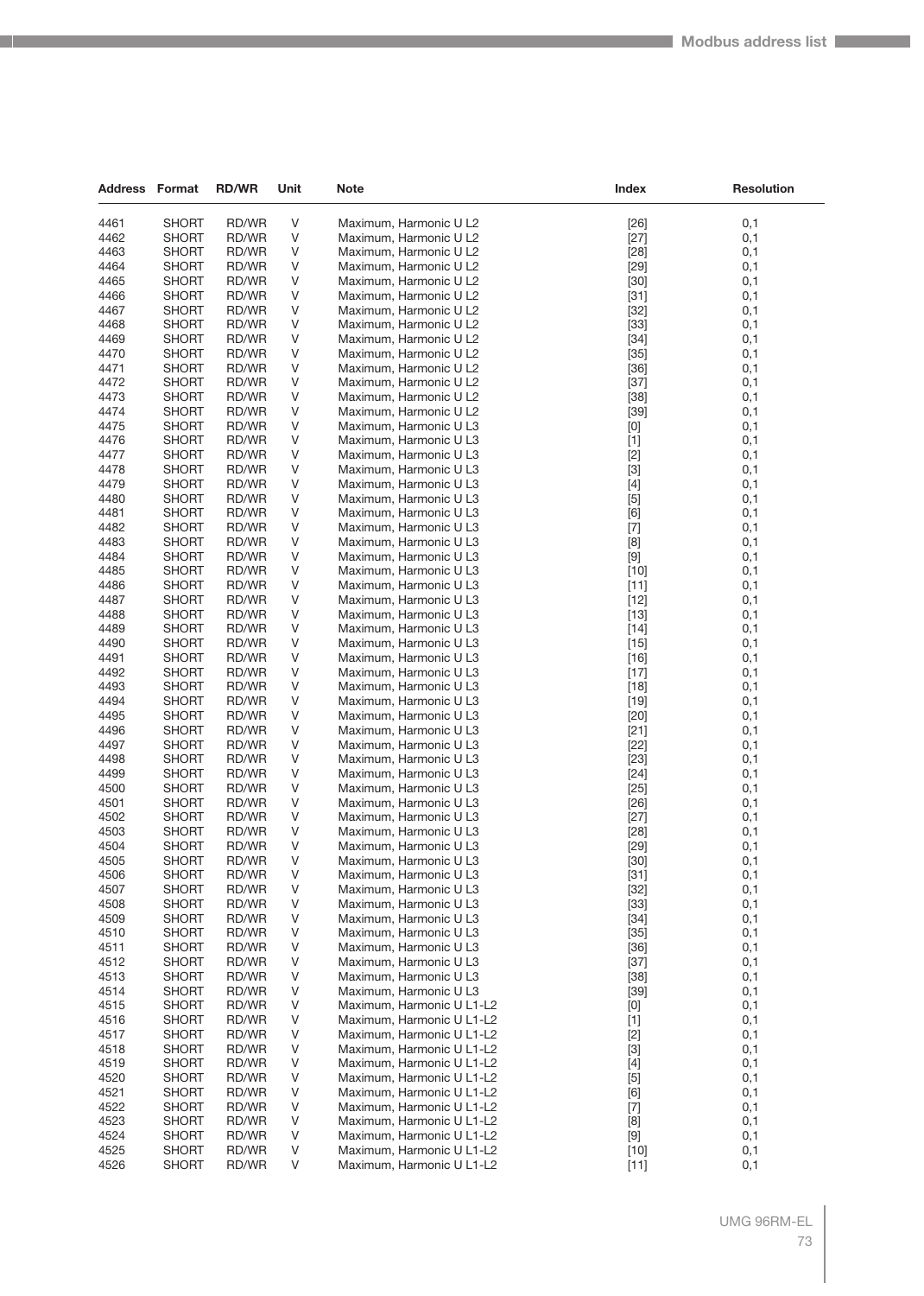| Address | Format | RD/WR | Unit | Note | Index | Resolution |
|---|---|---|---|---|---|---|
| 4461 | SHORT | RD/WR | V | Maximum, Harmonic U L2 | [26] | 0,1 |
| 4462 | SHORT | RD/WR | V | Maximum, Harmonic U L2 | [27] | 0,1 |
| 4463 | SHORT | RD/WR | V | Maximum, Harmonic U L2 | [28] | 0,1 |
| 4464 | SHORT | RD/WR | V | Maximum, Harmonic U L2 | [29] | 0,1 |
| 4465 | SHORT | RD/WR | V | Maximum, Harmonic U L2 | [30] | 0,1 |
| 4466 | SHORT | RD/WR | V | Maximum, Harmonic U L2 | [31] | 0,1 |
| 4467 | SHORT | RD/WR | V | Maximum, Harmonic U L2 | [32] | 0,1 |
| 4468 | SHORT | RD/WR | V | Maximum, Harmonic U L2 | [33] | 0,1 |
| 4469 | SHORT | RD/WR | V | Maximum, Harmonic U L2 | [34] | 0,1 |
| 4470 | SHORT | RD/WR | V | Maximum, Harmonic U L2 | [35] | 0,1 |
| 4471 | SHORT | RD/WR | V | Maximum, Harmonic U L2 | [36] | 0,1 |
| 4472 | SHORT | RD/WR | V | Maximum, Harmonic U L2 | [37] | 0,1 |
| 4473 | SHORT | RD/WR | V | Maximum, Harmonic U L2 | [38] | 0,1 |
| 4474 | SHORT | RD/WR | V | Maximum, Harmonic U L2 | [39] | 0,1 |
| 4475 | SHORT | RD/WR | V | Maximum, Harmonic U L3 | [0] | 0,1 |
| 4476 | SHORT | RD/WR | V | Maximum, Harmonic U L3 | [1] | 0,1 |
| 4477 | SHORT | RD/WR | V | Maximum, Harmonic U L3 | [2] | 0,1 |
| 4478 | SHORT | RD/WR | V | Maximum, Harmonic U L3 | [3] | 0,1 |
| 4479 | SHORT | RD/WR | V | Maximum, Harmonic U L3 | [4] | 0,1 |
| 4480 | SHORT | RD/WR | V | Maximum, Harmonic U L3 | [5] | 0,1 |
| 4481 | SHORT | RD/WR | V | Maximum, Harmonic U L3 | [6] | 0,1 |
| 4482 | SHORT | RD/WR | V | Maximum, Harmonic U L3 | [7] | 0,1 |
| 4483 | SHORT | RD/WR | V | Maximum, Harmonic U L3 | [8] | 0,1 |
| 4484 | SHORT | RD/WR | V | Maximum, Harmonic U L3 | [9] | 0,1 |
| 4485 | SHORT | RD/WR | V | Maximum, Harmonic U L3 | [10] | 0,1 |
| 4486 | SHORT | RD/WR | V | Maximum, Harmonic U L3 | [11] | 0,1 |
| 4487 | SHORT | RD/WR | V | Maximum, Harmonic U L3 | [12] | 0,1 |
| 4488 | SHORT | RD/WR | V | Maximum, Harmonic U L3 | [13] | 0,1 |
| 4489 | SHORT | RD/WR | V | Maximum, Harmonic U L3 | [14] | 0,1 |
| 4490 | SHORT | RD/WR | V | Maximum, Harmonic U L3 | [15] | 0,1 |
| 4491 | SHORT | RD/WR | V | Maximum, Harmonic U L3 | [16] | 0,1 |
| 4492 | SHORT | RD/WR | V | Maximum, Harmonic U L3 | [17] | 0,1 |
| 4493 | SHORT | RD/WR | V | Maximum, Harmonic U L3 | [18] | 0,1 |
| 4494 | SHORT | RD/WR | V | Maximum, Harmonic U L3 | [19] | 0,1 |
| 4495 | SHORT | RD/WR | V | Maximum, Harmonic U L3 | [20] | 0,1 |
| 4496 | SHORT | RD/WR | V | Maximum, Harmonic U L3 | [21] | 0,1 |
| 4497 | SHORT | RD/WR | V | Maximum, Harmonic U L3 | [22] | 0,1 |
| 4498 | SHORT | RD/WR | V | Maximum, Harmonic U L3 | [23] | 0,1 |
| 4499 | SHORT | RD/WR | V | Maximum, Harmonic U L3 | [24] | 0,1 |
| 4500 | SHORT | RD/WR | V | Maximum, Harmonic U L3 | [25] | 0,1 |
| 4501 | SHORT | RD/WR | V | Maximum, Harmonic U L3 | [26] | 0,1 |
| 4502 | SHORT | RD/WR | V | Maximum, Harmonic U L3 | [27] | 0,1 |
| 4503 | SHORT | RD/WR | V | Maximum, Harmonic U L3 | [28] | 0,1 |
| 4504 | SHORT | RD/WR | V | Maximum, Harmonic U L3 | [29] | 0,1 |
| 4505 | SHORT | RD/WR | V | Maximum, Harmonic U L3 | [30] | 0,1 |
| 4506 | SHORT | RD/WR | V | Maximum, Harmonic U L3 | [31] | 0,1 |
| 4507 | SHORT | RD/WR | V | Maximum, Harmonic U L3 | [32] | 0,1 |
| 4508 | SHORT | RD/WR | V | Maximum, Harmonic U L3 | [33] | 0,1 |
| 4509 | SHORT | RD/WR | V | Maximum, Harmonic U L3 | [34] | 0,1 |
| 4510 | SHORT | RD/WR | V | Maximum, Harmonic U L3 | [35] | 0,1 |
| 4511 | SHORT | RD/WR | V | Maximum, Harmonic U L3 | [36] | 0,1 |
| 4512 | SHORT | RD/WR | V | Maximum, Harmonic U L3 | [37] | 0,1 |
| 4513 | SHORT | RD/WR | V | Maximum, Harmonic U L3 | [38] | 0,1 |
| 4514 | SHORT | RD/WR | V | Maximum, Harmonic U L3 | [39] | 0,1 |
| 4515 | SHORT | RD/WR | V | Maximum, Harmonic U L1-L2 | [0] | 0,1 |
| 4516 | SHORT | RD/WR | V | Maximum, Harmonic U L1-L2 | [1] | 0,1 |
| 4517 | SHORT | RD/WR | V | Maximum, Harmonic U L1-L2 | [2] | 0,1 |
| 4518 | SHORT | RD/WR | V | Maximum, Harmonic U L1-L2 | [3] | 0,1 |
| 4519 | SHORT | RD/WR | V | Maximum, Harmonic U L1-L2 | [4] | 0,1 |
| 4520 | SHORT | RD/WR | V | Maximum, Harmonic U L1-L2 | [5] | 0,1 |
| 4521 | SHORT | RD/WR | V | Maximum, Harmonic U L1-L2 | [6] | 0,1 |
| 4522 | SHORT | RD/WR | V | Maximum, Harmonic U L1-L2 | [7] | 0,1 |
| 4523 | SHORT | RD/WR | V | Maximum, Harmonic U L1-L2 | [8] | 0,1 |
| 4524 | SHORT | RD/WR | V | Maximum, Harmonic U L1-L2 | [9] | 0,1 |
| 4525 | SHORT | RD/WR | V | Maximum, Harmonic U L1-L2 | [10] | 0,1 |
| 4526 | SHORT | RD/WR | V | Maximum, Harmonic U L1-L2 | [11] | 0,1 |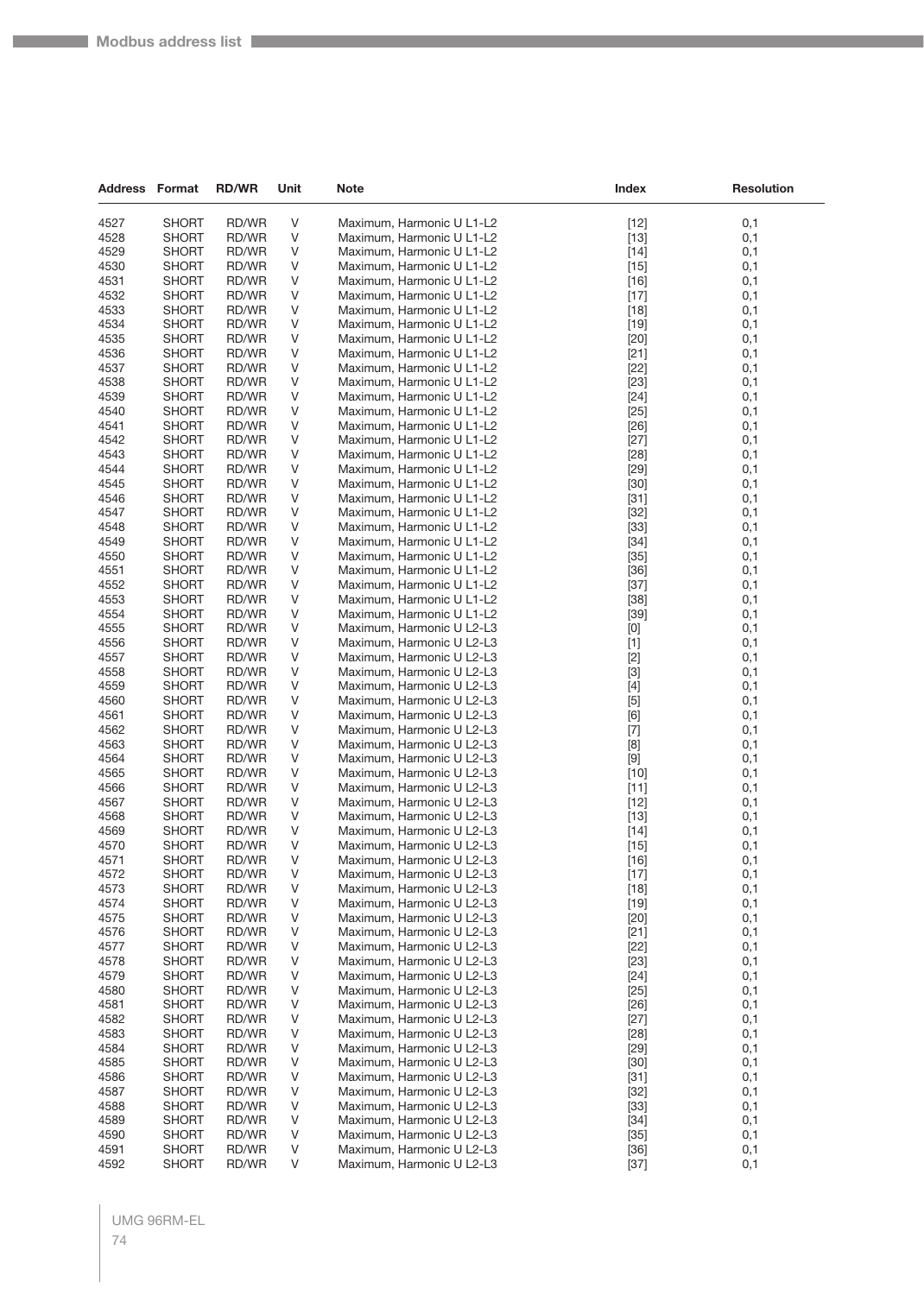| Address | Format | RD/WR | Unit | Note | Index | Resolution |
|---|---|---|---|---|---|---|
| 4527 | SHORT | RD/WR | V | Maximum, Harmonic U L1-L2 | [12] | 0,1 |
| 4528 | SHORT | RD/WR | V | Maximum, Harmonic U L1-L2 | [13] | 0,1 |
| 4529 | SHORT | RD/WR | V | Maximum, Harmonic U L1-L2 | [14] | 0,1 |
| 4530 | SHORT | RD/WR | V | Maximum, Harmonic U L1-L2 | [15] | 0,1 |
| 4531 | SHORT | RD/WR | V | Maximum, Harmonic U L1-L2 | [16] | 0,1 |
| 4532 | SHORT | RD/WR | V | Maximum, Harmonic U L1-L2 | [17] | 0,1 |
| 4533 | SHORT | RD/WR | V | Maximum, Harmonic U L1-L2 | [18] | 0,1 |
| 4534 | SHORT | RD/WR | V | Maximum, Harmonic U L1-L2 | [19] | 0,1 |
| 4535 | SHORT | RD/WR | V | Maximum, Harmonic U L1-L2 | [20] | 0,1 |
| 4536 | SHORT | RD/WR | V | Maximum, Harmonic U L1-L2 | [21] | 0,1 |
| 4537 | SHORT | RD/WR | V | Maximum, Harmonic U L1-L2 | [22] | 0,1 |
| 4538 | SHORT | RD/WR | V | Maximum, Harmonic U L1-L2 | [23] | 0,1 |
| 4539 | SHORT | RD/WR | V | Maximum, Harmonic U L1-L2 | [24] | 0,1 |
| 4540 | SHORT | RD/WR | V | Maximum, Harmonic U L1-L2 | [25] | 0,1 |
| 4541 | SHORT | RD/WR | V | Maximum, Harmonic U L1-L2 | [26] | 0,1 |
| 4542 | SHORT | RD/WR | V | Maximum, Harmonic U L1-L2 | [27] | 0,1 |
| 4543 | SHORT | RD/WR | V | Maximum, Harmonic U L1-L2 | [28] | 0,1 |
| 4544 | SHORT | RD/WR | V | Maximum, Harmonic U L1-L2 | [29] | 0,1 |
| 4545 | SHORT | RD/WR | V | Maximum, Harmonic U L1-L2 | [30] | 0,1 |
| 4546 | SHORT | RD/WR | V | Maximum, Harmonic U L1-L2 | [31] | 0,1 |
| 4547 | SHORT | RD/WR | V | Maximum, Harmonic U L1-L2 | [32] | 0,1 |
| 4548 | SHORT | RD/WR | V | Maximum, Harmonic U L1-L2 | [33] | 0,1 |
| 4549 | SHORT | RD/WR | V | Maximum, Harmonic U L1-L2 | [34] | 0,1 |
| 4550 | SHORT | RD/WR | V | Maximum, Harmonic U L1-L2 | [35] | 0,1 |
| 4551 | SHORT | RD/WR | V | Maximum, Harmonic U L1-L2 | [36] | 0,1 |
| 4552 | SHORT | RD/WR | V | Maximum, Harmonic U L1-L2 | [37] | 0,1 |
| 4553 | SHORT | RD/WR | V | Maximum, Harmonic U L1-L2 | [38] | 0,1 |
| 4554 | SHORT | RD/WR | V | Maximum, Harmonic U L1-L2 | [39] | 0,1 |
| 4555 | SHORT | RD/WR | V | Maximum, Harmonic U L2-L3 | [0] | 0,1 |
| 4556 | SHORT | RD/WR | V | Maximum, Harmonic U L2-L3 | [1] | 0,1 |
| 4557 | SHORT | RD/WR | V | Maximum, Harmonic U L2-L3 | [2] | 0,1 |
| 4558 | SHORT | RD/WR | V | Maximum, Harmonic U L2-L3 | [3] | 0,1 |
| 4559 | SHORT | RD/WR | V | Maximum, Harmonic U L2-L3 | [4] | 0,1 |
| 4560 | SHORT | RD/WR | V | Maximum, Harmonic U L2-L3 | [5] | 0,1 |
| 4561 | SHORT | RD/WR | V | Maximum, Harmonic U L2-L3 | [6] | 0,1 |
| 4562 | SHORT | RD/WR | V | Maximum, Harmonic U L2-L3 | [7] | 0,1 |
| 4563 | SHORT | RD/WR | V | Maximum, Harmonic U L2-L3 | [8] | 0,1 |
| 4564 | SHORT | RD/WR | V | Maximum, Harmonic U L2-L3 | [9] | 0,1 |
| 4565 | SHORT | RD/WR | V | Maximum, Harmonic U L2-L3 | [10] | 0,1 |
| 4566 | SHORT | RD/WR | V | Maximum, Harmonic U L2-L3 | [11] | 0,1 |
| 4567 | SHORT | RD/WR | V | Maximum, Harmonic U L2-L3 | [12] | 0,1 |
| 4568 | SHORT | RD/WR | V | Maximum, Harmonic U L2-L3 | [13] | 0,1 |
| 4569 | SHORT | RD/WR | V | Maximum, Harmonic U L2-L3 | [14] | 0,1 |
| 4570 | SHORT | RD/WR | V | Maximum, Harmonic U L2-L3 | [15] | 0,1 |
| 4571 | SHORT | RD/WR | V | Maximum, Harmonic U L2-L3 | [16] | 0,1 |
| 4572 | SHORT | RD/WR | V | Maximum, Harmonic U L2-L3 | [17] | 0,1 |
| 4573 | SHORT | RD/WR | V | Maximum, Harmonic U L2-L3 | [18] | 0,1 |
| 4574 | SHORT | RD/WR | V | Maximum, Harmonic U L2-L3 | [19] | 0,1 |
| 4575 | SHORT | RD/WR | V | Maximum, Harmonic U L2-L3 | [20] | 0,1 |
| 4576 | SHORT | RD/WR | V | Maximum, Harmonic U L2-L3 | [21] | 0,1 |
| 4577 | SHORT | RD/WR | V | Maximum, Harmonic U L2-L3 | [22] | 0,1 |
| 4578 | SHORT | RD/WR | V | Maximum, Harmonic U L2-L3 | [23] | 0,1 |
| 4579 | SHORT | RD/WR | V | Maximum, Harmonic U L2-L3 | [24] | 0,1 |
| 4580 | SHORT | RD/WR | V | Maximum, Harmonic U L2-L3 | [25] | 0,1 |
| 4581 | SHORT | RD/WR | V | Maximum, Harmonic U L2-L3 | [26] | 0,1 |
| 4582 | SHORT | RD/WR | V | Maximum, Harmonic U L2-L3 | [27] | 0,1 |
| 4583 | SHORT | RD/WR | V | Maximum, Harmonic U L2-L3 | [28] | 0,1 |
| 4584 | SHORT | RD/WR | V | Maximum, Harmonic U L2-L3 | [29] | 0,1 |
| 4585 | SHORT | RD/WR | V | Maximum, Harmonic U L2-L3 | [30] | 0,1 |
| 4586 | SHORT | RD/WR | V | Maximum, Harmonic U L2-L3 | [31] | 0,1 |
| 4587 | SHORT | RD/WR | V | Maximum, Harmonic U L2-L3 | [32] | 0,1 |
| 4588 | SHORT | RD/WR | V | Maximum, Harmonic U L2-L3 | [33] | 0,1 |
| 4589 | SHORT | RD/WR | V | Maximum, Harmonic U L2-L3 | [34] | 0,1 |
| 4590 | SHORT | RD/WR | V | Maximum, Harmonic U L2-L3 | [35] | 0,1 |
| 4591 | SHORT | RD/WR | V | Maximum, Harmonic U L2-L3 | [36] | 0,1 |
| 4592 | SHORT | RD/WR | V | Maximum, Harmonic U L2-L3 | [37] | 0,1 |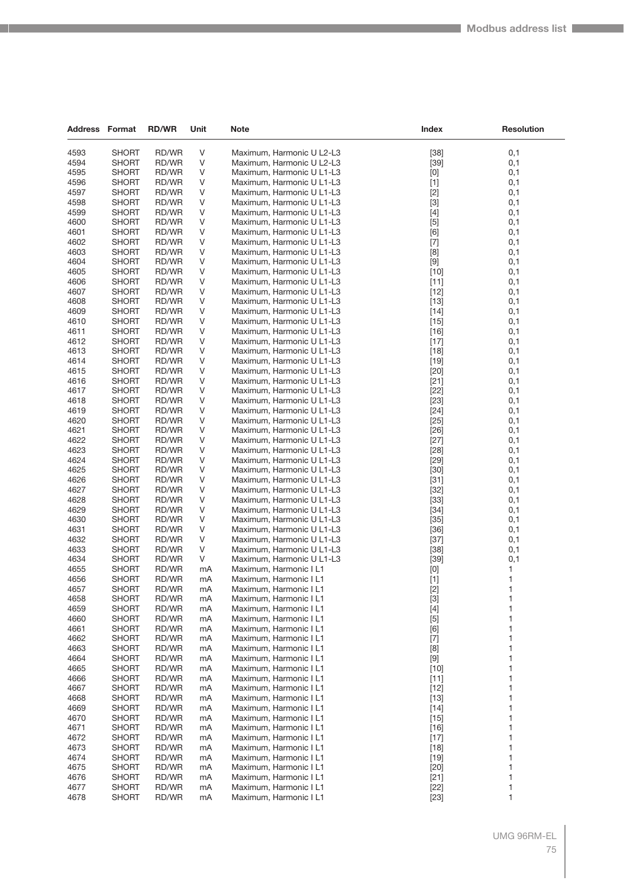| Address | Format | RD/WR | Unit | Note | Index | Resolution |
|---|---|---|---|---|---|---|
| 4593 | SHORT | RD/WR | V | Maximum, Harmonic U L2-L3 | [38] | 0,1 |
| 4594 | SHORT | RD/WR | V | Maximum, Harmonic U L2-L3 | [39] | 0,1 |
| 4595 | SHORT | RD/WR | V | Maximum, Harmonic U L1-L3 | [0] | 0,1 |
| 4596 | SHORT | RD/WR | V | Maximum, Harmonic U L1-L3 | [1] | 0,1 |
| 4597 | SHORT | RD/WR | V | Maximum, Harmonic U L1-L3 | [2] | 0,1 |
| 4598 | SHORT | RD/WR | V | Maximum, Harmonic U L1-L3 | [3] | 0,1 |
| 4599 | SHORT | RD/WR | V | Maximum, Harmonic U L1-L3 | [4] | 0,1 |
| 4600 | SHORT | RD/WR | V | Maximum, Harmonic U L1-L3 | [5] | 0,1 |
| 4601 | SHORT | RD/WR | V | Maximum, Harmonic U L1-L3 | [6] | 0,1 |
| 4602 | SHORT | RD/WR | V | Maximum, Harmonic U L1-L3 | [7] | 0,1 |
| 4603 | SHORT | RD/WR | V | Maximum, Harmonic U L1-L3 | [8] | 0,1 |
| 4604 | SHORT | RD/WR | V | Maximum, Harmonic U L1-L3 | [9] | 0,1 |
| 4605 | SHORT | RD/WR | V | Maximum, Harmonic U L1-L3 | [10] | 0,1 |
| 4606 | SHORT | RD/WR | V | Maximum, Harmonic U L1-L3 | [11] | 0,1 |
| 4607 | SHORT | RD/WR | V | Maximum, Harmonic U L1-L3 | [12] | 0,1 |
| 4608 | SHORT | RD/WR | V | Maximum, Harmonic U L1-L3 | [13] | 0,1 |
| 4609 | SHORT | RD/WR | V | Maximum, Harmonic U L1-L3 | [14] | 0,1 |
| 4610 | SHORT | RD/WR | V | Maximum, Harmonic U L1-L3 | [15] | 0,1 |
| 4611 | SHORT | RD/WR | V | Maximum, Harmonic U L1-L3 | [16] | 0,1 |
| 4612 | SHORT | RD/WR | V | Maximum, Harmonic U L1-L3 | [17] | 0,1 |
| 4613 | SHORT | RD/WR | V | Maximum, Harmonic U L1-L3 | [18] | 0,1 |
| 4614 | SHORT | RD/WR | V | Maximum, Harmonic U L1-L3 | [19] | 0,1 |
| 4615 | SHORT | RD/WR | V | Maximum, Harmonic U L1-L3 | [20] | 0,1 |
| 4616 | SHORT | RD/WR | V | Maximum, Harmonic U L1-L3 | [21] | 0,1 |
| 4617 | SHORT | RD/WR | V | Maximum, Harmonic U L1-L3 | [22] | 0,1 |
| 4618 | SHORT | RD/WR | V | Maximum, Harmonic U L1-L3 | [23] | 0,1 |
| 4619 | SHORT | RD/WR | V | Maximum, Harmonic U L1-L3 | [24] | 0,1 |
| 4620 | SHORT | RD/WR | V | Maximum, Harmonic U L1-L3 | [25] | 0,1 |
| 4621 | SHORT | RD/WR | V | Maximum, Harmonic U L1-L3 | [26] | 0,1 |
| 4622 | SHORT | RD/WR | V | Maximum, Harmonic U L1-L3 | [27] | 0,1 |
| 4623 | SHORT | RD/WR | V | Maximum, Harmonic U L1-L3 | [28] | 0,1 |
| 4624 | SHORT | RD/WR | V | Maximum, Harmonic U L1-L3 | [29] | 0,1 |
| 4625 | SHORT | RD/WR | V | Maximum, Harmonic U L1-L3 | [30] | 0,1 |
| 4626 | SHORT | RD/WR | V | Maximum, Harmonic U L1-L3 | [31] | 0,1 |
| 4627 | SHORT | RD/WR | V | Maximum, Harmonic U L1-L3 | [32] | 0,1 |
| 4628 | SHORT | RD/WR | V | Maximum, Harmonic U L1-L3 | [33] | 0,1 |
| 4629 | SHORT | RD/WR | V | Maximum, Harmonic U L1-L3 | [34] | 0,1 |
| 4630 | SHORT | RD/WR | V | Maximum, Harmonic U L1-L3 | [35] | 0,1 |
| 4631 | SHORT | RD/WR | V | Maximum, Harmonic U L1-L3 | [36] | 0,1 |
| 4632 | SHORT | RD/WR | V | Maximum, Harmonic U L1-L3 | [37] | 0,1 |
| 4633 | SHORT | RD/WR | V | Maximum, Harmonic U L1-L3 | [38] | 0,1 |
| 4634 | SHORT | RD/WR | V | Maximum, Harmonic U L1-L3 | [39] | 0,1 |
| 4655 | SHORT | RD/WR | mA | Maximum, Harmonic I L1 | [0] | 1 |
| 4656 | SHORT | RD/WR | mA | Maximum, Harmonic I L1 | [1] | 1 |
| 4657 | SHORT | RD/WR | mA | Maximum, Harmonic I L1 | [2] | 1 |
| 4658 | SHORT | RD/WR | mA | Maximum, Harmonic I L1 | [3] | 1 |
| 4659 | SHORT | RD/WR | mA | Maximum, Harmonic I L1 | [4] | 1 |
| 4660 | SHORT | RD/WR | mA | Maximum, Harmonic I L1 | [5] | 1 |
| 4661 | SHORT | RD/WR | mA | Maximum, Harmonic I L1 | [6] | 1 |
| 4662 | SHORT | RD/WR | mA | Maximum, Harmonic I L1 | [7] | 1 |
| 4663 | SHORT | RD/WR | mA | Maximum, Harmonic I L1 | [8] | 1 |
| 4664 | SHORT | RD/WR | mA | Maximum, Harmonic I L1 | [9] | 1 |
| 4665 | SHORT | RD/WR | mA | Maximum, Harmonic I L1 | [10] | 1 |
| 4666 | SHORT | RD/WR | mA | Maximum, Harmonic I L1 | [11] | 1 |
| 4667 | SHORT | RD/WR | mA | Maximum, Harmonic I L1 | [12] | 1 |
| 4668 | SHORT | RD/WR | mA | Maximum, Harmonic I L1 | [13] | 1 |
| 4669 | SHORT | RD/WR | mA | Maximum, Harmonic I L1 | [14] | 1 |
| 4670 | SHORT | RD/WR | mA | Maximum, Harmonic I L1 | [15] | 1 |
| 4671 | SHORT | RD/WR | mA | Maximum, Harmonic I L1 | [16] | 1 |
| 4672 | SHORT | RD/WR | mA | Maximum, Harmonic I L1 | [17] | 1 |
| 4673 | SHORT | RD/WR | mA | Maximum, Harmonic I L1 | [18] | 1 |
| 4674 | SHORT | RD/WR | mA | Maximum, Harmonic I L1 | [19] | 1 |
| 4675 | SHORT | RD/WR | mA | Maximum, Harmonic I L1 | [20] | 1 |
| 4676 | SHORT | RD/WR | mA | Maximum, Harmonic I L1 | [21] | 1 |
| 4677 | SHORT | RD/WR | mA | Maximum, Harmonic I L1 | [22] | 1 |
| 4678 | SHORT | RD/WR | mA | Maximum, Harmonic I L1 | [23] | 1 |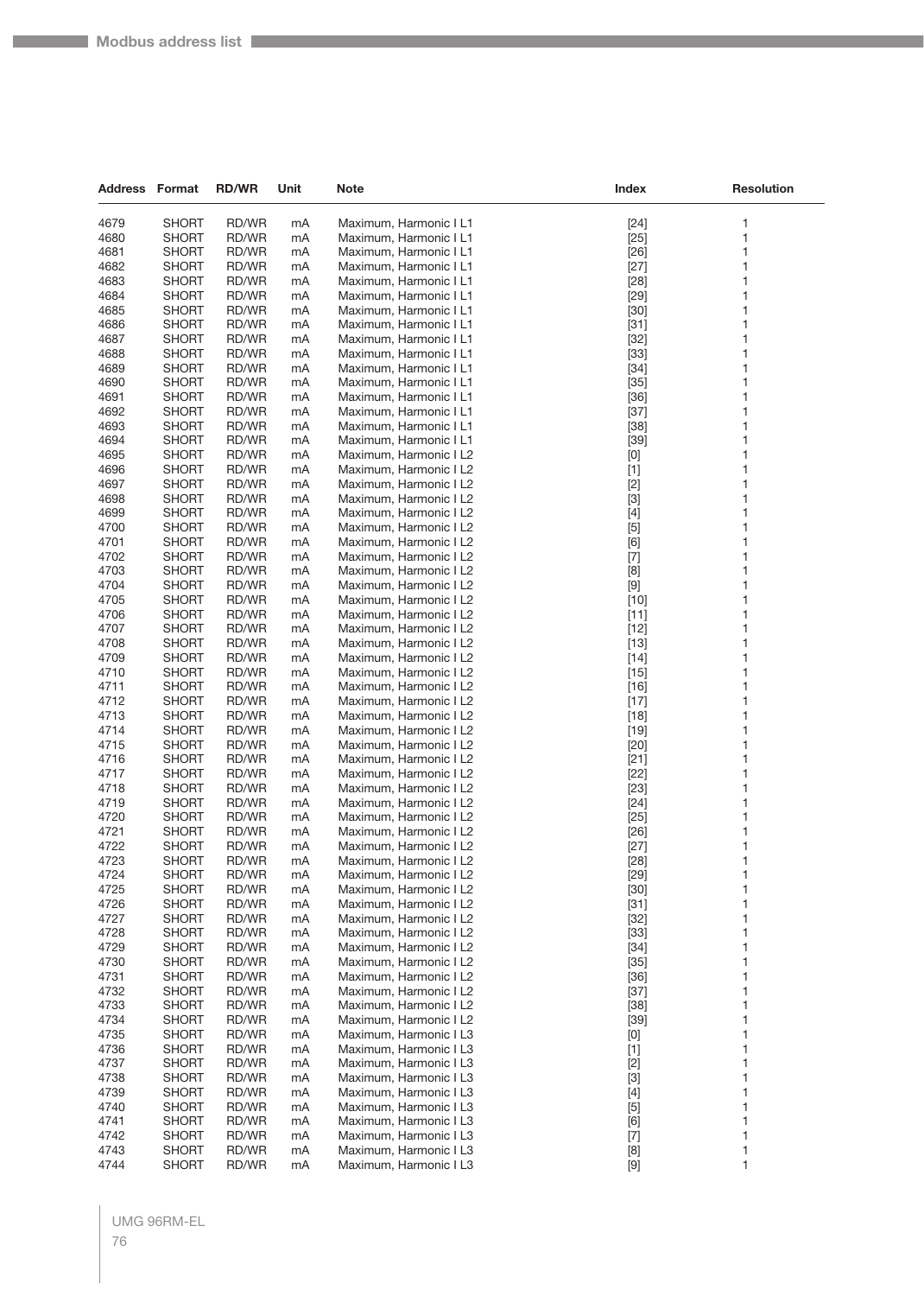| Address | Format | RD/WR | Unit | Note | Index | Resolution |
|---|---|---|---|---|---|---|
| 4679 | SHORT | RD/WR | mA | Maximum, Harmonic I L1 | [24] | 1 |
| 4680 | SHORT | RD/WR | mA | Maximum, Harmonic I L1 | [25] | 1 |
| 4681 | SHORT | RD/WR | mA | Maximum, Harmonic I L1 | [26] | 1 |
| 4682 | SHORT | RD/WR | mA | Maximum, Harmonic I L1 | [27] | 1 |
| 4683 | SHORT | RD/WR | mA | Maximum, Harmonic I L1 | [28] | 1 |
| 4684 | SHORT | RD/WR | mA | Maximum, Harmonic I L1 | [29] | 1 |
| 4685 | SHORT | RD/WR | mA | Maximum, Harmonic I L1 | [30] | 1 |
| 4686 | SHORT | RD/WR | mA | Maximum, Harmonic I L1 | [31] | 1 |
| 4687 | SHORT | RD/WR | mA | Maximum, Harmonic I L1 | [32] | 1 |
| 4688 | SHORT | RD/WR | mA | Maximum, Harmonic I L1 | [33] | 1 |
| 4689 | SHORT | RD/WR | mA | Maximum, Harmonic I L1 | [34] | 1 |
| 4690 | SHORT | RD/WR | mA | Maximum, Harmonic I L1 | [35] | 1 |
| 4691 | SHORT | RD/WR | mA | Maximum, Harmonic I L1 | [36] | 1 |
| 4692 | SHORT | RD/WR | mA | Maximum, Harmonic I L1 | [37] | 1 |
| 4693 | SHORT | RD/WR | mA | Maximum, Harmonic I L1 | [38] | 1 |
| 4694 | SHORT | RD/WR | mA | Maximum, Harmonic I L1 | [39] | 1 |
| 4695 | SHORT | RD/WR | mA | Maximum, Harmonic I L2 | [0] | 1 |
| 4696 | SHORT | RD/WR | mA | Maximum, Harmonic I L2 | [1] | 1 |
| 4697 | SHORT | RD/WR | mA | Maximum, Harmonic I L2 | [2] | 1 |
| 4698 | SHORT | RD/WR | mA | Maximum, Harmonic I L2 | [3] | 1 |
| 4699 | SHORT | RD/WR | mA | Maximum, Harmonic I L2 | [4] | 1 |
| 4700 | SHORT | RD/WR | mA | Maximum, Harmonic I L2 | [5] | 1 |
| 4701 | SHORT | RD/WR | mA | Maximum, Harmonic I L2 | [6] | 1 |
| 4702 | SHORT | RD/WR | mA | Maximum, Harmonic I L2 | [7] | 1 |
| 4703 | SHORT | RD/WR | mA | Maximum, Harmonic I L2 | [8] | 1 |
| 4704 | SHORT | RD/WR | mA | Maximum, Harmonic I L2 | [9] | 1 |
| 4705 | SHORT | RD/WR | mA | Maximum, Harmonic I L2 | [10] | 1 |
| 4706 | SHORT | RD/WR | mA | Maximum, Harmonic I L2 | [11] | 1 |
| 4707 | SHORT | RD/WR | mA | Maximum, Harmonic I L2 | [12] | 1 |
| 4708 | SHORT | RD/WR | mA | Maximum, Harmonic I L2 | [13] | 1 |
| 4709 | SHORT | RD/WR | mA | Maximum, Harmonic I L2 | [14] | 1 |
| 4710 | SHORT | RD/WR | mA | Maximum, Harmonic I L2 | [15] | 1 |
| 4711 | SHORT | RD/WR | mA | Maximum, Harmonic I L2 | [16] | 1 |
| 4712 | SHORT | RD/WR | mA | Maximum, Harmonic I L2 | [17] | 1 |
| 4713 | SHORT | RD/WR | mA | Maximum, Harmonic I L2 | [18] | 1 |
| 4714 | SHORT | RD/WR | mA | Maximum, Harmonic I L2 | [19] | 1 |
| 4715 | SHORT | RD/WR | mA | Maximum, Harmonic I L2 | [20] | 1 |
| 4716 | SHORT | RD/WR | mA | Maximum, Harmonic I L2 | [21] | 1 |
| 4717 | SHORT | RD/WR | mA | Maximum, Harmonic I L2 | [22] | 1 |
| 4718 | SHORT | RD/WR | mA | Maximum, Harmonic I L2 | [23] | 1 |
| 4719 | SHORT | RD/WR | mA | Maximum, Harmonic I L2 | [24] | 1 |
| 4720 | SHORT | RD/WR | mA | Maximum, Harmonic I L2 | [25] | 1 |
| 4721 | SHORT | RD/WR | mA | Maximum, Harmonic I L2 | [26] | 1 |
| 4722 | SHORT | RD/WR | mA | Maximum, Harmonic I L2 | [27] | 1 |
| 4723 | SHORT | RD/WR | mA | Maximum, Harmonic I L2 | [28] | 1 |
| 4724 | SHORT | RD/WR | mA | Maximum, Harmonic I L2 | [29] | 1 |
| 4725 | SHORT | RD/WR | mA | Maximum, Harmonic I L2 | [30] | 1 |
| 4726 | SHORT | RD/WR | mA | Maximum, Harmonic I L2 | [31] | 1 |
| 4727 | SHORT | RD/WR | mA | Maximum, Harmonic I L2 | [32] | 1 |
| 4728 | SHORT | RD/WR | mA | Maximum, Harmonic I L2 | [33] | 1 |
| 4729 | SHORT | RD/WR | mA | Maximum, Harmonic I L2 | [34] | 1 |
| 4730 | SHORT | RD/WR | mA | Maximum, Harmonic I L2 | [35] | 1 |
| 4731 | SHORT | RD/WR | mA | Maximum, Harmonic I L2 | [36] | 1 |
| 4732 | SHORT | RD/WR | mA | Maximum, Harmonic I L2 | [37] | 1 |
| 4733 | SHORT | RD/WR | mA | Maximum, Harmonic I L2 | [38] | 1 |
| 4734 | SHORT | RD/WR | mA | Maximum, Harmonic I L2 | [39] | 1 |
| 4735 | SHORT | RD/WR | mA | Maximum, Harmonic I L3 | [0] | 1 |
| 4736 | SHORT | RD/WR | mA | Maximum, Harmonic I L3 | [1] | 1 |
| 4737 | SHORT | RD/WR | mA | Maximum, Harmonic I L3 | [2] | 1 |
| 4738 | SHORT | RD/WR | mA | Maximum, Harmonic I L3 | [3] | 1 |
| 4739 | SHORT | RD/WR | mA | Maximum, Harmonic I L3 | [4] | 1 |
| 4740 | SHORT | RD/WR | mA | Maximum, Harmonic I L3 | [5] | 1 |
| 4741 | SHORT | RD/WR | mA | Maximum, Harmonic I L3 | [6] | 1 |
| 4742 | SHORT | RD/WR | mA | Maximum, Harmonic I L3 | [7] | 1 |
| 4743 | SHORT | RD/WR | mA | Maximum, Harmonic I L3 | [8] | 1 |
| 4744 | SHORT | RD/WR | mA | Maximum, Harmonic I L3 | [9] | 1 |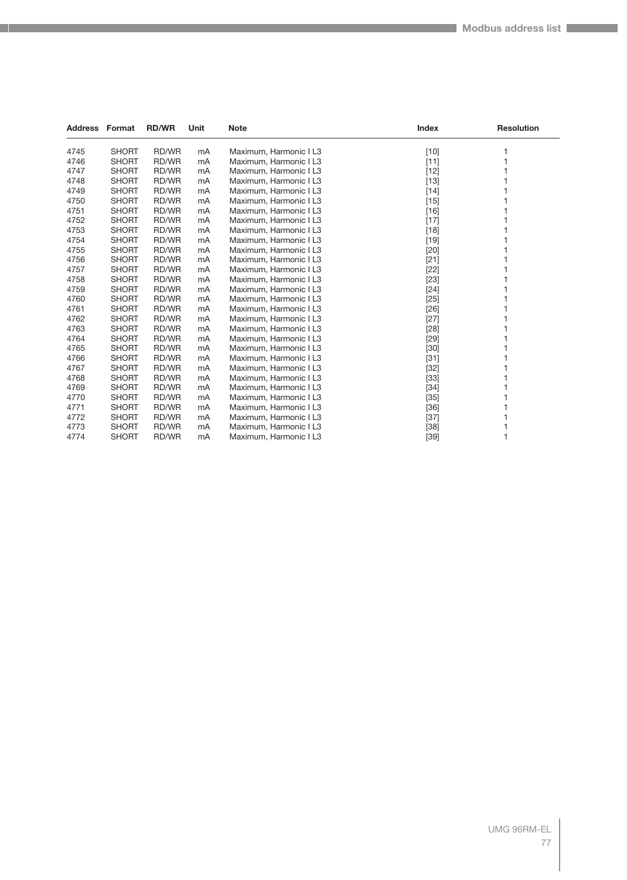| Address | Format | RD/WR | Unit | Note | Index | Resolution |
|---|---|---|---|---|---|---|
| 4745 | SHORT | RD/WR | mA | Maximum, Harmonic I L3 | [10] | 1 |
| 4746 | SHORT | RD/WR | mA | Maximum, Harmonic I L3 | [11] | 1 |
| 4747 | SHORT | RD/WR | mA | Maximum, Harmonic I L3 | [12] | 1 |
| 4748 | SHORT | RD/WR | mA | Maximum, Harmonic I L3 | [13] | 1 |
| 4749 | SHORT | RD/WR | mA | Maximum, Harmonic I L3 | [14] | 1 |
| 4750 | SHORT | RD/WR | mA | Maximum, Harmonic I L3 | [15] | 1 |
| 4751 | SHORT | RD/WR | mA | Maximum, Harmonic I L3 | [16] | 1 |
| 4752 | SHORT | RD/WR | mA | Maximum, Harmonic I L3 | [17] | 1 |
| 4753 | SHORT | RD/WR | mA | Maximum, Harmonic I L3 | [18] | 1 |
| 4754 | SHORT | RD/WR | mA | Maximum, Harmonic I L3 | [19] | 1 |
| 4755 | SHORT | RD/WR | mA | Maximum, Harmonic I L3 | [20] | 1 |
| 4756 | SHORT | RD/WR | mA | Maximum, Harmonic I L3 | [21] | 1 |
| 4757 | SHORT | RD/WR | mA | Maximum, Harmonic I L3 | [22] | 1 |
| 4758 | SHORT | RD/WR | mA | Maximum, Harmonic I L3 | [23] | 1 |
| 4759 | SHORT | RD/WR | mA | Maximum, Harmonic I L3 | [24] | 1 |
| 4760 | SHORT | RD/WR | mA | Maximum, Harmonic I L3 | [25] | 1 |
| 4761 | SHORT | RD/WR | mA | Maximum, Harmonic I L3 | [26] | 1 |
| 4762 | SHORT | RD/WR | mA | Maximum, Harmonic I L3 | [27] | 1 |
| 4763 | SHORT | RD/WR | mA | Maximum, Harmonic I L3 | [28] | 1 |
| 4764 | SHORT | RD/WR | mA | Maximum, Harmonic I L3 | [29] | 1 |
| 4765 | SHORT | RD/WR | mA | Maximum, Harmonic I L3 | [30] | 1 |
| 4766 | SHORT | RD/WR | mA | Maximum, Harmonic I L3 | [31] | 1 |
| 4767 | SHORT | RD/WR | mA | Maximum, Harmonic I L3 | [32] | 1 |
| 4768 | SHORT | RD/WR | mA | Maximum, Harmonic I L3 | [33] | 1 |
| 4769 | SHORT | RD/WR | mA | Maximum, Harmonic I L3 | [34] | 1 |
| 4770 | SHORT | RD/WR | mA | Maximum, Harmonic I L3 | [35] | 1 |
| 4771 | SHORT | RD/WR | mA | Maximum, Harmonic I L3 | [36] | 1 |
| 4772 | SHORT | RD/WR | mA | Maximum, Harmonic I L3 | [37] | 1 |
| 4773 | SHORT | RD/WR | mA | Maximum, Harmonic I L3 | [38] | 1 |
| 4774 | SHORT | RD/WR | mA | Maximum, Harmonic I L3 | [39] | 1 |